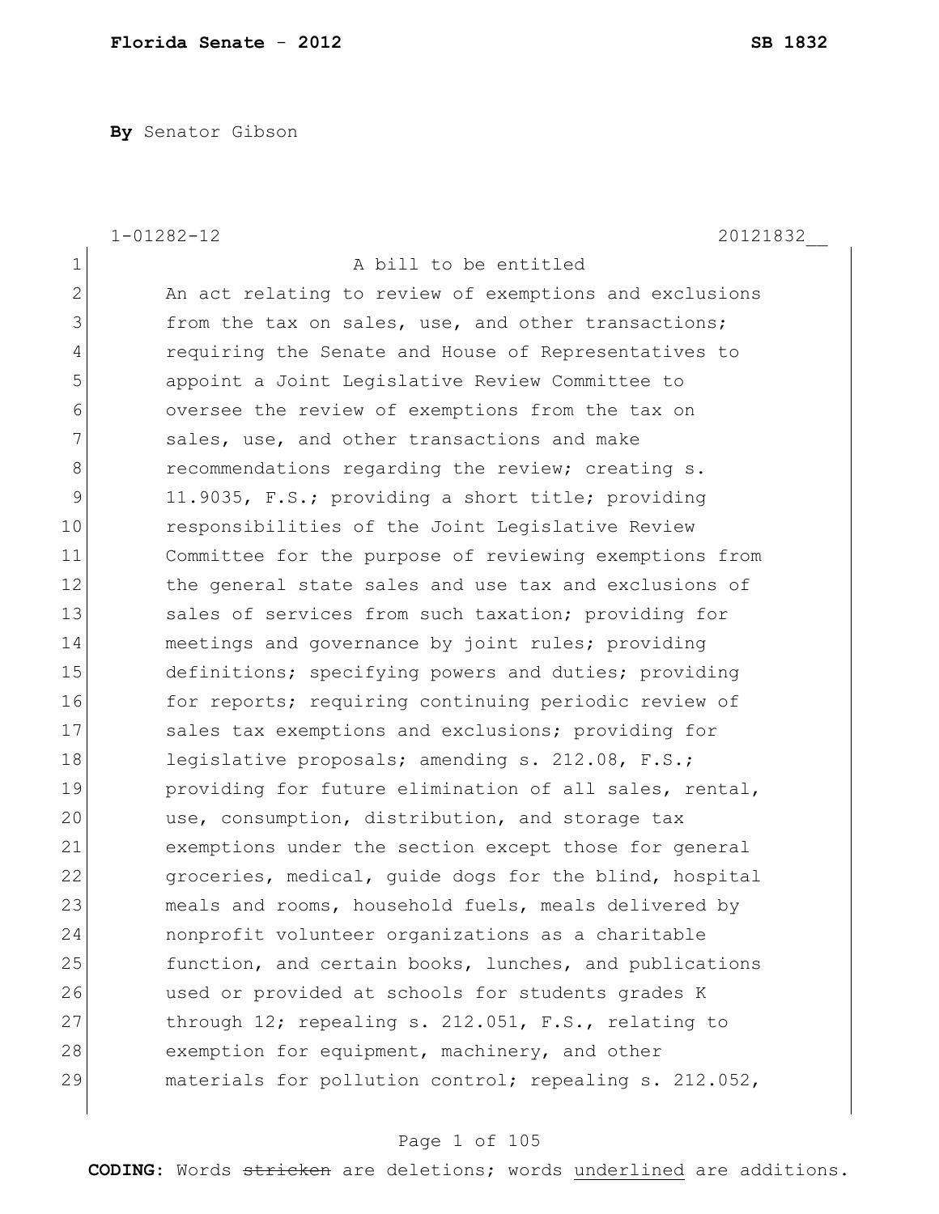**Florida Senate** - **2012** **SB 1832**

**By** Senator Gibson

1-01282-12 20121832__

1 A bill to be entitled
2 An act relating to review of exemptions and exclusions
3 from the tax on sales, use, and other transactions;
4 requiring the Senate and House of Representatives to
5 appoint a Joint Legislative Review Committee to
6 oversee the review of exemptions from the tax on
7 sales, use, and other transactions and make
8 recommendations regarding the review; creating s.
9 11.9035, F.S.; providing a short title; providing
10 responsibilities of the Joint Legislative Review
11 Committee for the purpose of reviewing exemptions from
12 the general state sales and use tax and exclusions of
13 sales of services from such taxation; providing for
14 meetings and governance by joint rules; providing
15 definitions; specifying powers and duties; providing
16 for reports; requiring continuing periodic review of
17 sales tax exemptions and exclusions; providing for
18 legislative proposals; amending s. 212.08, F.S.;
19 providing for future elimination of all sales, rental,
20 use, consumption, distribution, and storage tax
21 exemptions under the section except those for general
22 groceries, medical, guide dogs for the blind, hospital
23 meals and rooms, household fuels, meals delivered by
24 nonprofit volunteer organizations as a charitable
25 function, and certain books, lunches, and publications
26 used or provided at schools for students grades K
27 through 12; repealing s. 212.051, F.S., relating to
28 exemption for equipment, machinery, and other
29 materials for pollution control; repealing s. 212.052,

**CODING:** Words ~~stricken~~ are deletions; words underlined are additions.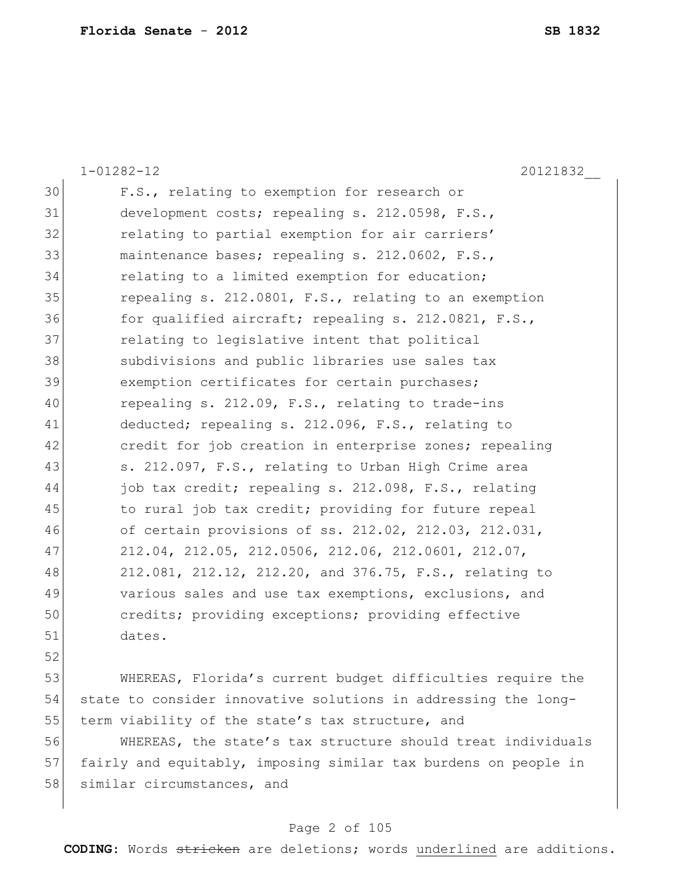F.S., relating to exemption for research or development costs; repealing s. 212.0598, F.S., relating to partial exemption for air carriers' maintenance bases; repealing s. 212.0602, F.S., relating to a limited exemption for education; repealing s. 212.0801, F.S., relating to an exemption for qualified aircraft; repealing s. 212.0821, F.S., relating to legislative intent that political subdivisions and public libraries use sales tax exemption certificates for certain purchases; repealing s. 212.09, F.S., relating to trade-ins deducted; repealing s. 212.096, F.S., relating to credit for job creation in enterprise zones; repealing s. 212.097, F.S., relating to Urban High Crime area job tax credit; repealing s. 212.098, F.S., relating to rural job tax credit; providing for future repeal of certain provisions of ss. 212.02, 212.03, 212.031, 212.04, 212.05, 212.0506, 212.06, 212.0601, 212.07, 212.081, 212.12, 212.20, and 376.75, F.S., relating to various sales and use tax exemptions, exclusions, and credits; providing exceptions; providing effective dates.

WHEREAS, Florida's current budget difficulties require the state to consider innovative solutions in addressing the long-term viability of the state's tax structure, and

WHEREAS, the state's tax structure should treat individuals fairly and equitably, imposing similar tax burdens on people in similar circumstances, and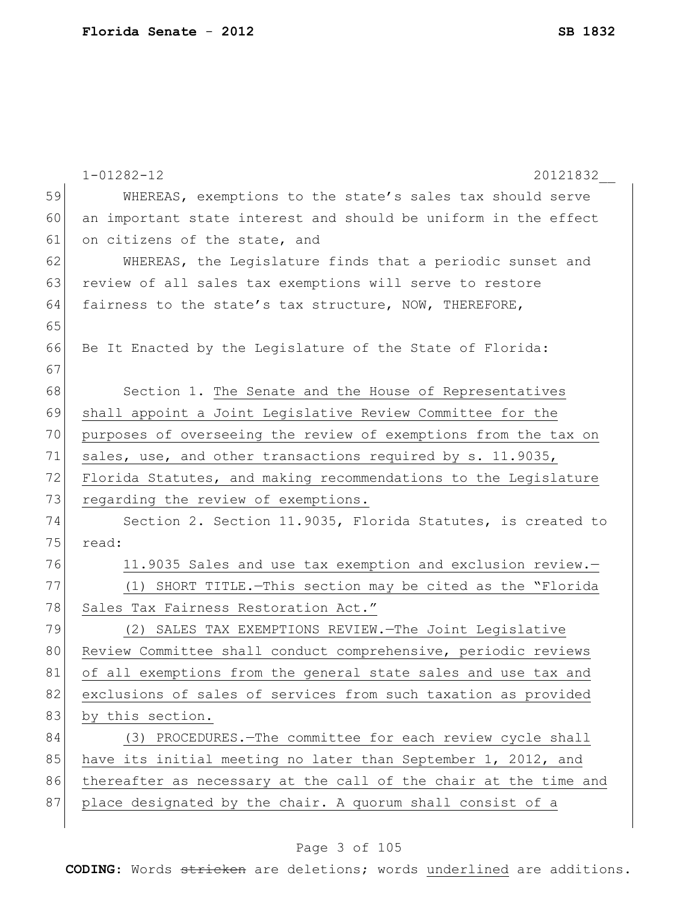WHEREAS, exemptions to the state's sales tax should serve an important state interest and should be uniform in the effect on citizens of the state, and

WHEREAS, the Legislature finds that a periodic sunset and review of all sales tax exemptions will serve to restore fairness to the state's tax structure, NOW, THEREFORE,

Be It Enacted by the Legislature of the State of Florida:

Section 1. The Senate and the House of Representatives shall appoint a Joint Legislative Review Committee for the purposes of overseeing the review of exemptions from the tax on sales, use, and other transactions required by s. 11.9035, Florida Statutes, and making recommendations to the Legislature regarding the review of exemptions.

Section 2. Section 11.9035, Florida Statutes, is created to read:

11.9035 Sales and use tax exemption and exclusion review.—

(1) SHORT TITLE.—This section may be cited as the "Florida Sales Tax Fairness Restoration Act."

(2) SALES TAX EXEMPTIONS REVIEW.—The Joint Legislative Review Committee shall conduct comprehensive, periodic reviews of all exemptions from the general state sales and use tax and exclusions of sales of services from such taxation as provided by this section.

(3) PROCEDURES.—The committee for each review cycle shall have its initial meeting no later than September 1, 2012, and thereafter as necessary at the call of the chair at the time and place designated by the chair. A quorum shall consist of a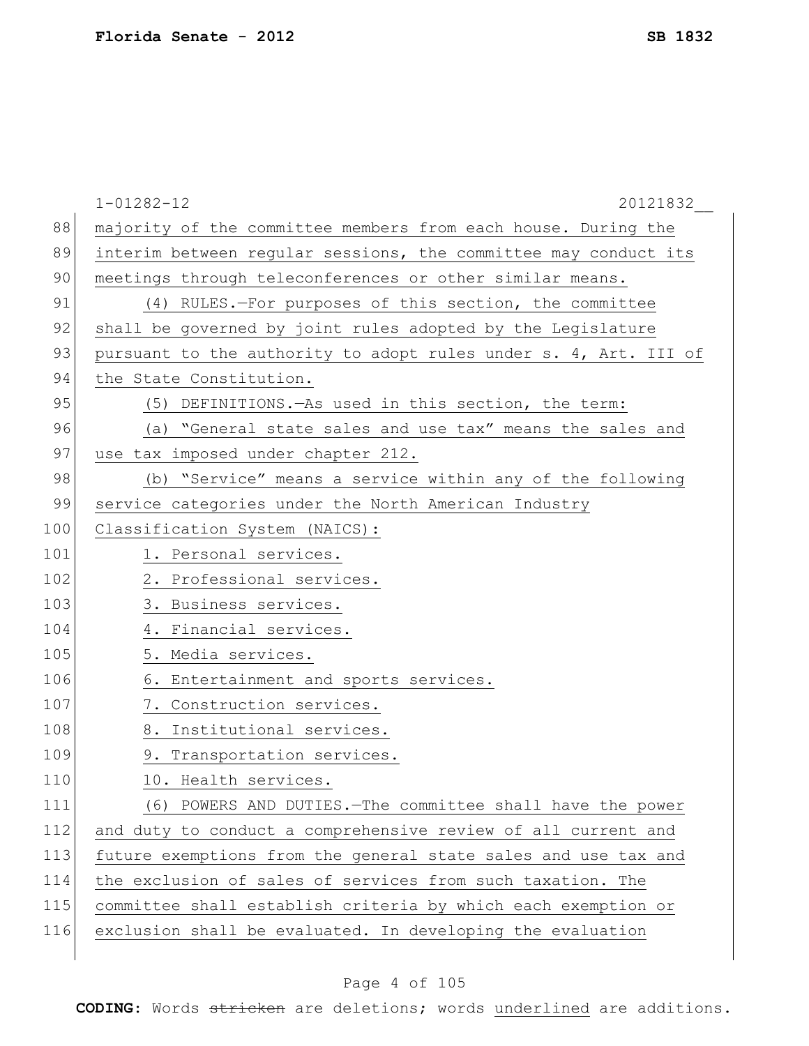1-01282-12 20121832__

majority of the committee members from each house. During the interim between regular sessions, the committee may conduct its meetings through teleconferences or other similar means.

(4) RULES.—For purposes of this section, the committee shall be governed by joint rules adopted by the Legislature pursuant to the authority to adopt rules under s. 4, Art. III of the State Constitution.

(5) DEFINITIONS.—As used in this section, the term:

(a) "General state sales and use tax" means the sales and use tax imposed under chapter 212.

(b) "Service" means a service within any of the following service categories under the North American Industry Classification System (NAICS):

1. Personal services.
2. Professional services.
3. Business services.
4. Financial services.
5. Media services.
6. Entertainment and sports services.
7. Construction services.
8. Institutional services.
9. Transportation services.
10. Health services.

(6) POWERS AND DUTIES.—The committee shall have the power and duty to conduct a comprehensive review of all current and future exemptions from the general state sales and use tax and the exclusion of sales of services from such taxation. The committee shall establish criteria by which each exemption or exclusion shall be evaluated. In developing the evaluation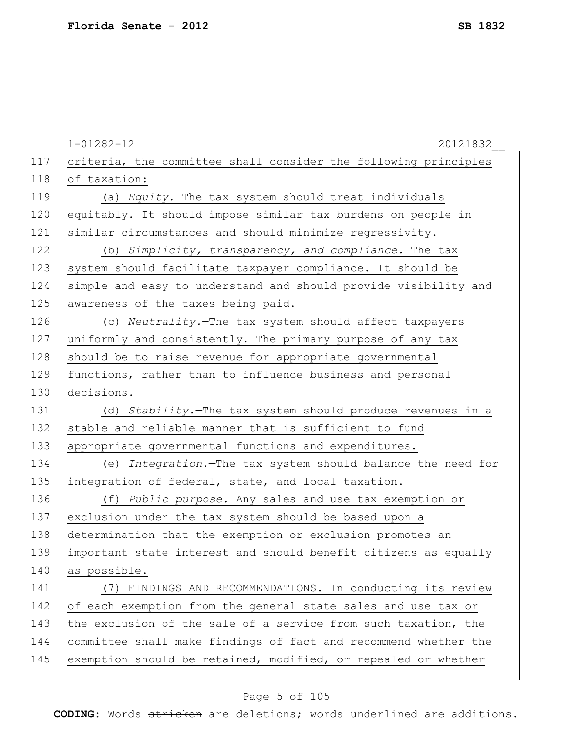criteria, the committee shall consider the following principles of taxation:

(a) *Equity.*—The tax system should treat individuals equitably. It should impose similar tax burdens on people in similar circumstances and should minimize regressivity.

(b) *Simplicity, transparency, and compliance.*—The tax system should facilitate taxpayer compliance. It should be simple and easy to understand and should provide visibility and awareness of the taxes being paid.

(c) *Neutrality.*—The tax system should affect taxpayers uniformly and consistently. The primary purpose of any tax should be to raise revenue for appropriate governmental functions, rather than to influence business and personal decisions.

(d) *Stability.*—The tax system should produce revenues in a stable and reliable manner that is sufficient to fund appropriate governmental functions and expenditures.

(e) *Integration.*—The tax system should balance the need for integration of federal, state, and local taxation.

(f) *Public purpose.*—Any sales and use tax exemption or exclusion under the tax system should be based upon a determination that the exemption or exclusion promotes an important state interest and should benefit citizens as equally as possible.

(7) FINDINGS AND RECOMMENDATIONS.—In conducting its review of each exemption from the general state sales and use tax or the exclusion of the sale of a service from such taxation, the committee shall make findings of fact and recommend whether the exemption should be retained, modified, or repealed or whether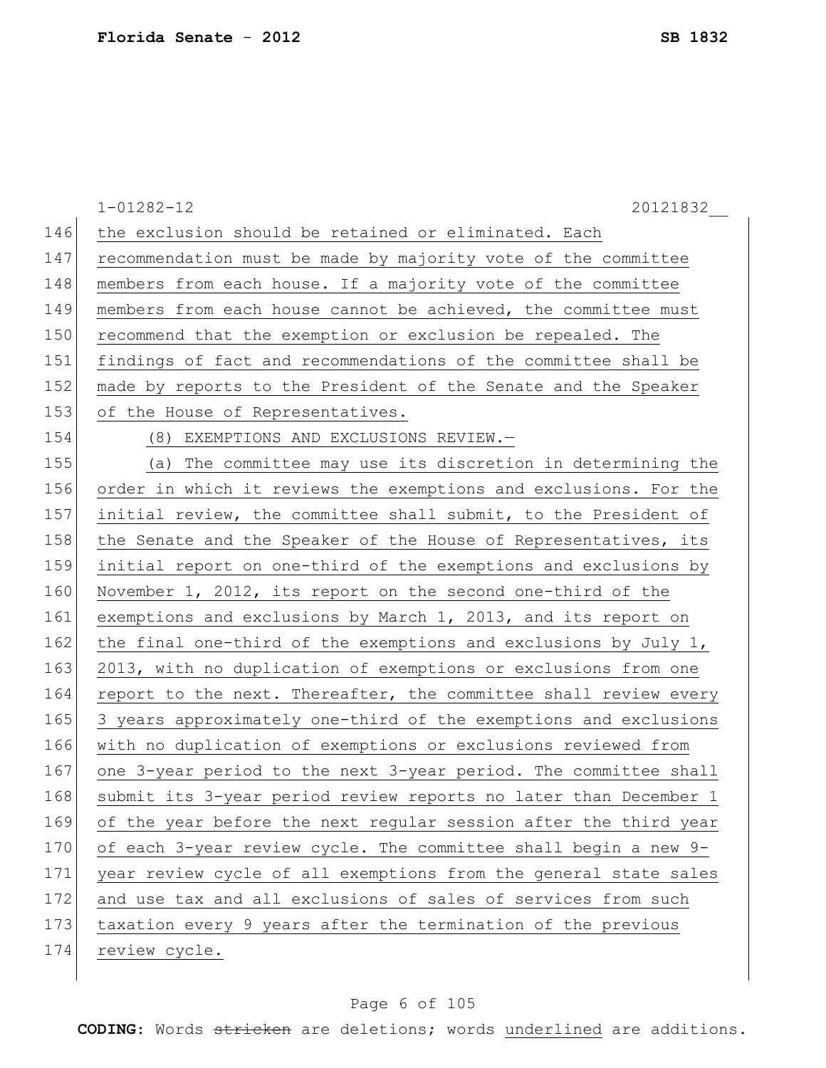the exclusion should be retained or eliminated. Each recommendation must be made by majority vote of the committee members from each house. If a majority vote of the committee members from each house cannot be achieved, the committee must recommend that the exemption or exclusion be repealed. The findings of fact and recommendations of the committee shall be made by reports to the President of the Senate and the Speaker of the House of Representatives.

(8) EXEMPTIONS AND EXCLUSIONS REVIEW.—

(a) The committee may use its discretion in determining the order in which it reviews the exemptions and exclusions. For the initial review, the committee shall submit, to the President of the Senate and the Speaker of the House of Representatives, its initial report on one-third of the exemptions and exclusions by November 1, 2012, its report on the second one-third of the exemptions and exclusions by March 1, 2013, and its report on the final one-third of the exemptions and exclusions by July 1, 2013, with no duplication of exemptions or exclusions from one report to the next. Thereafter, the committee shall review every 3 years approximately one-third of the exemptions and exclusions with no duplication of exemptions or exclusions reviewed from one 3-year period to the next 3-year period. The committee shall submit its 3-year period review reports no later than December 1 of the year before the next regular session after the third year of each 3-year review cycle. The committee shall begin a new 9-year review cycle of all exemptions from the general state sales and use tax and all exclusions of sales of services from such taxation every 9 years after the termination of the previous review cycle.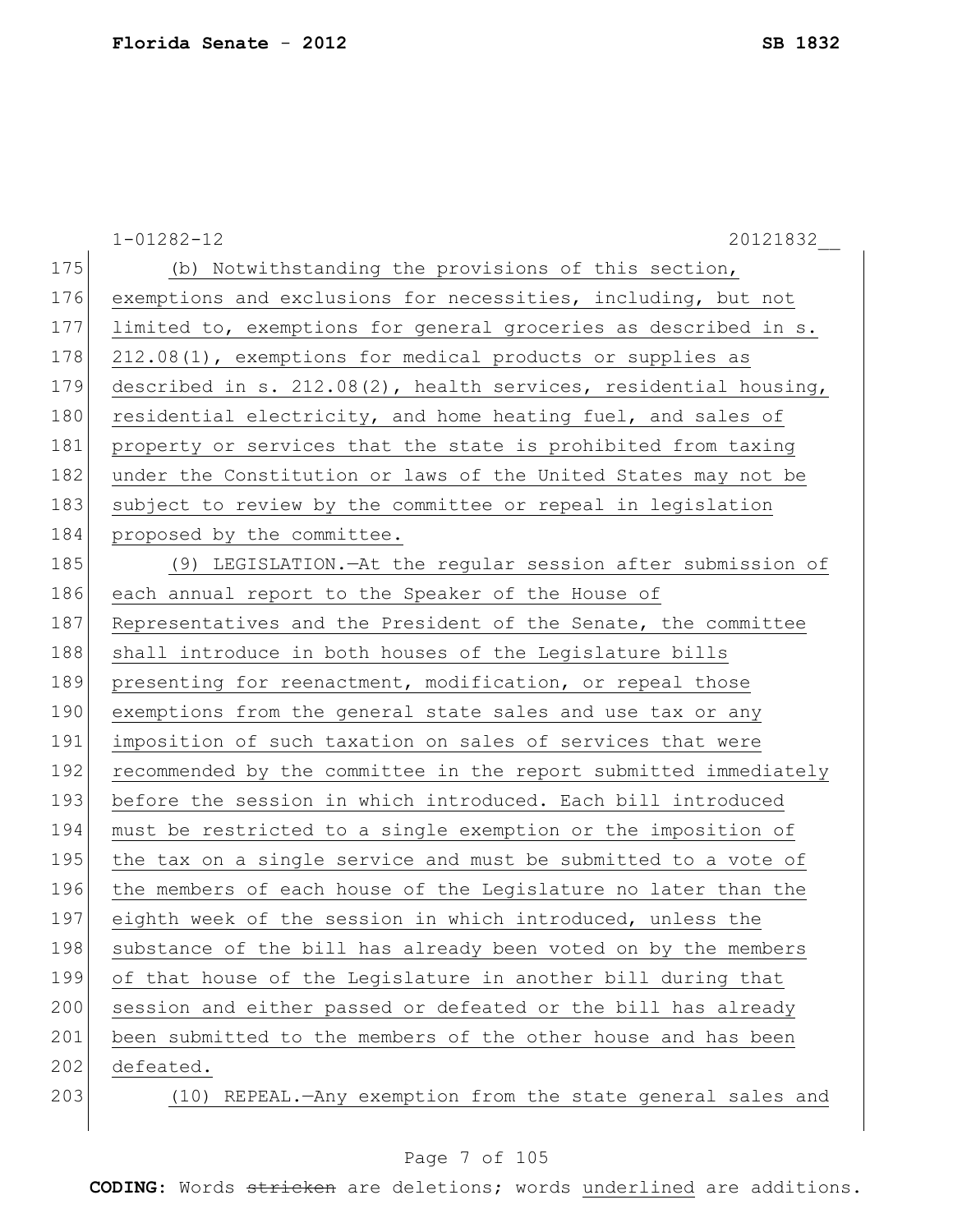(b) Notwithstanding the provisions of this section, exemptions and exclusions for necessities, including, but not limited to, exemptions for general groceries as described in s. 212.08(1), exemptions for medical products or supplies as described in s. 212.08(2), health services, residential housing, residential electricity, and home heating fuel, and sales of property or services that the state is prohibited from taxing under the Constitution or laws of the United States may not be subject to review by the committee or repeal in legislation proposed by the committee.

(9) LEGISLATION.—At the regular session after submission of each annual report to the Speaker of the House of Representatives and the President of the Senate, the committee shall introduce in both houses of the Legislature bills presenting for reenactment, modification, or repeal those exemptions from the general state sales and use tax or any imposition of such taxation on sales of services that were recommended by the committee in the report submitted immediately before the session in which introduced. Each bill introduced must be restricted to a single exemption or the imposition of the tax on a single service and must be submitted to a vote of the members of each house of the Legislature no later than the eighth week of the session in which introduced, unless the substance of the bill has already been voted on by the members of that house of the Legislature in another bill during that session and either passed or defeated or the bill has already been submitted to the members of the other house and has been defeated.

(10) REPEAL.—Any exemption from the state general sales and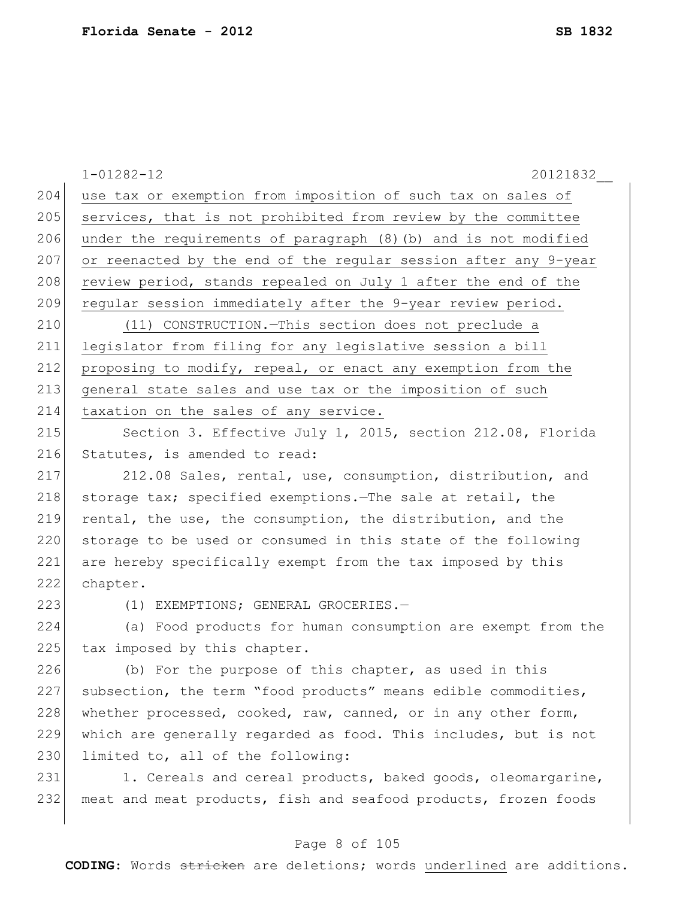use tax or exemption from imposition of such tax on sales of services, that is not prohibited from review by the committee under the requirements of paragraph (8)(b) and is not modified or reenacted by the end of the regular session after any 9-year review period, stands repealed on July 1 after the end of the regular session immediately after the 9-year review period.

(11) CONSTRUCTION.—This section does not preclude a legislator from filing for any legislative session a bill proposing to modify, repeal, or enact any exemption from the general state sales and use tax or the imposition of such taxation on the sales of any service.

Section 3. Effective July 1, 2015, section 212.08, Florida Statutes, is amended to read:

212.08 Sales, rental, use, consumption, distribution, and storage tax; specified exemptions.—The sale at retail, the rental, the use, the consumption, the distribution, and the storage to be used or consumed in this state of the following are hereby specifically exempt from the tax imposed by this chapter.

(1) EXEMPTIONS; GENERAL GROCERIES.—

(a) Food products for human consumption are exempt from the tax imposed by this chapter.

(b) For the purpose of this chapter, as used in this subsection, the term "food products" means edible commodities, whether processed, cooked, raw, canned, or in any other form, which are generally regarded as food. This includes, but is not limited to, all of the following:

1. Cereals and cereal products, baked goods, oleomargarine, meat and meat products, fish and seafood products, frozen foods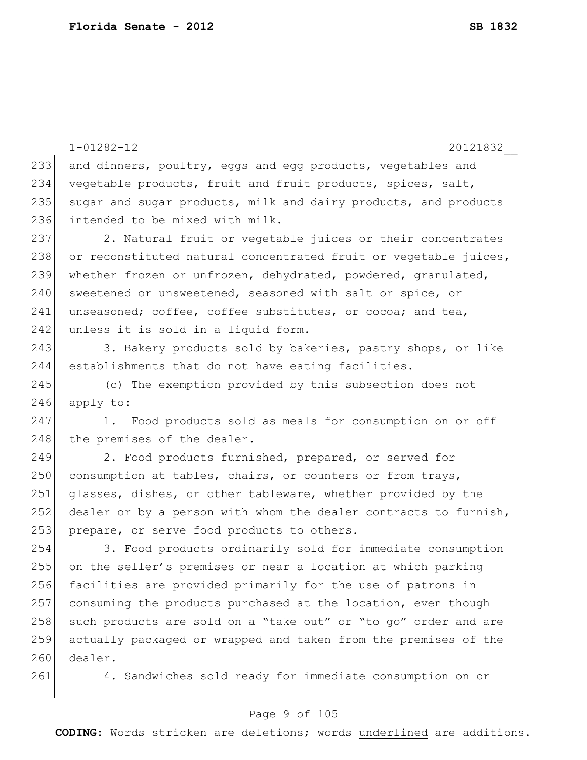and dinners, poultry, eggs and egg products, vegetables and vegetable products, fruit and fruit products, spices, salt, sugar and sugar products, milk and dairy products, and products intended to be mixed with milk.

2. Natural fruit or vegetable juices or their concentrates or reconstituted natural concentrated fruit or vegetable juices, whether frozen or unfrozen, dehydrated, powdered, granulated, sweetened or unsweetened, seasoned with salt or spice, or unseasoned; coffee, coffee substitutes, or cocoa; and tea, unless it is sold in a liquid form.

3. Bakery products sold by bakeries, pastry shops, or like establishments that do not have eating facilities.

(c) The exemption provided by this subsection does not apply to:

1. Food products sold as meals for consumption on or off the premises of the dealer.

2. Food products furnished, prepared, or served for consumption at tables, chairs, or counters or from trays, glasses, dishes, or other tableware, whether provided by the dealer or by a person with whom the dealer contracts to furnish, prepare, or serve food products to others.

3. Food products ordinarily sold for immediate consumption on the seller's premises or near a location at which parking facilities are provided primarily for the use of patrons in consuming the products purchased at the location, even though such products are sold on a "take out" or "to go" order and are actually packaged or wrapped and taken from the premises of the dealer.

4. Sandwiches sold ready for immediate consumption on or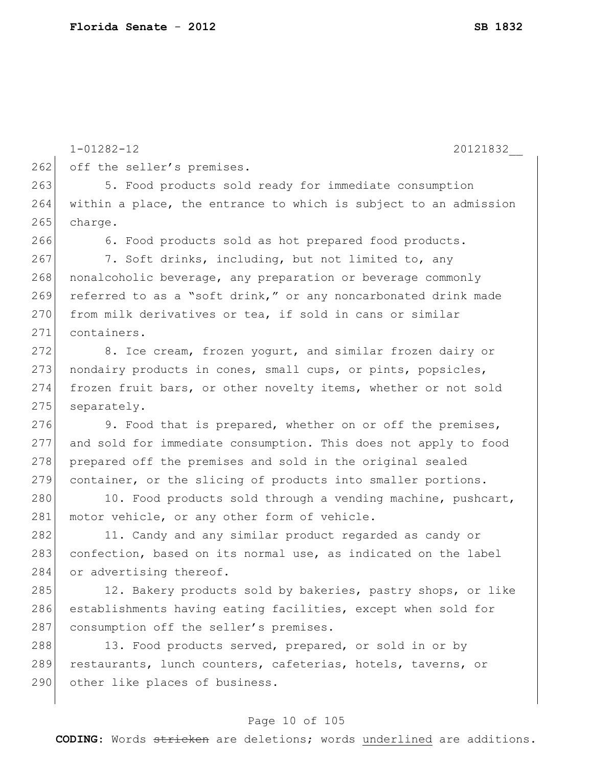off the seller's premises.

5. Food products sold ready for immediate consumption within a place, the entrance to which is subject to an admission charge.

6. Food products sold as hot prepared food products.

7. Soft drinks, including, but not limited to, any nonalcoholic beverage, any preparation or beverage commonly referred to as a "soft drink," or any noncarbonated drink made from milk derivatives or tea, if sold in cans or similar containers.

8. Ice cream, frozen yogurt, and similar frozen dairy or nondairy products in cones, small cups, or pints, popsicles, frozen fruit bars, or other novelty items, whether or not sold separately.

9. Food that is prepared, whether on or off the premises, and sold for immediate consumption. This does not apply to food prepared off the premises and sold in the original sealed container, or the slicing of products into smaller portions.

10. Food products sold through a vending machine, pushcart, motor vehicle, or any other form of vehicle.

11. Candy and any similar product regarded as candy or confection, based on its normal use, as indicated on the label or advertising thereof.

12. Bakery products sold by bakeries, pastry shops, or like establishments having eating facilities, except when sold for consumption off the seller's premises.

13. Food products served, prepared, or sold in or by restaurants, lunch counters, cafeterias, hotels, taverns, or other like places of business.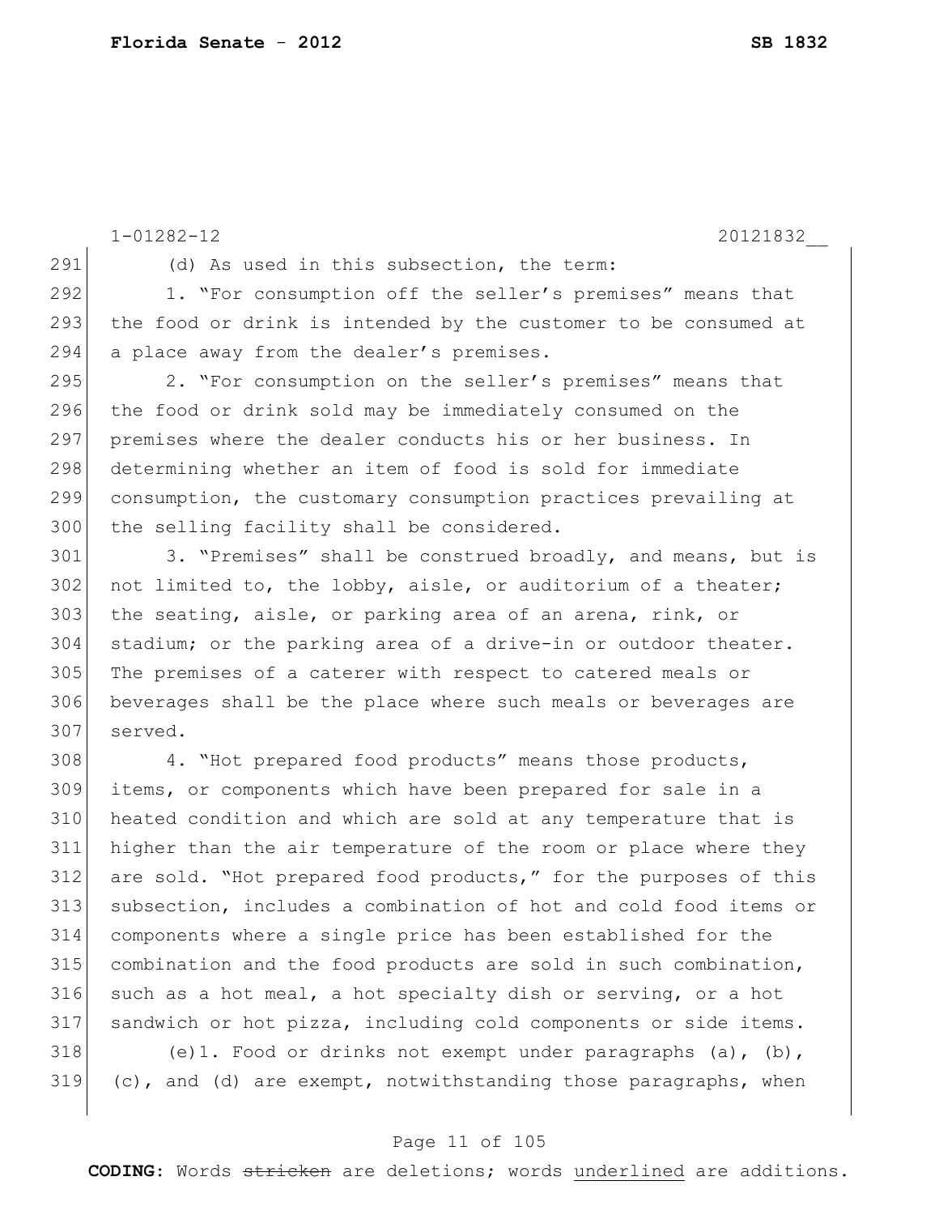(d) As used in this subsection, the term:

1. "For consumption off the seller's premises" means that the food or drink is intended by the customer to be consumed at a place away from the dealer's premises.

2. "For consumption on the seller's premises" means that the food or drink sold may be immediately consumed on the premises where the dealer conducts his or her business. In determining whether an item of food is sold for immediate consumption, the customary consumption practices prevailing at the selling facility shall be considered.

3. "Premises" shall be construed broadly, and means, but is not limited to, the lobby, aisle, or auditorium of a theater; the seating, aisle, or parking area of an arena, rink, or stadium; or the parking area of a drive-in or outdoor theater. The premises of a caterer with respect to catered meals or beverages shall be the place where such meals or beverages are served.

4. "Hot prepared food products" means those products, items, or components which have been prepared for sale in a heated condition and which are sold at any temperature that is higher than the air temperature of the room or place where they are sold. "Hot prepared food products," for the purposes of this subsection, includes a combination of hot and cold food items or components where a single price has been established for the combination and the food products are sold in such combination, such as a hot meal, a hot specialty dish or serving, or a hot sandwich or hot pizza, including cold components or side items.

(e)1. Food or drinks not exempt under paragraphs (a), (b), (c), and (d) are exempt, notwithstanding those paragraphs, when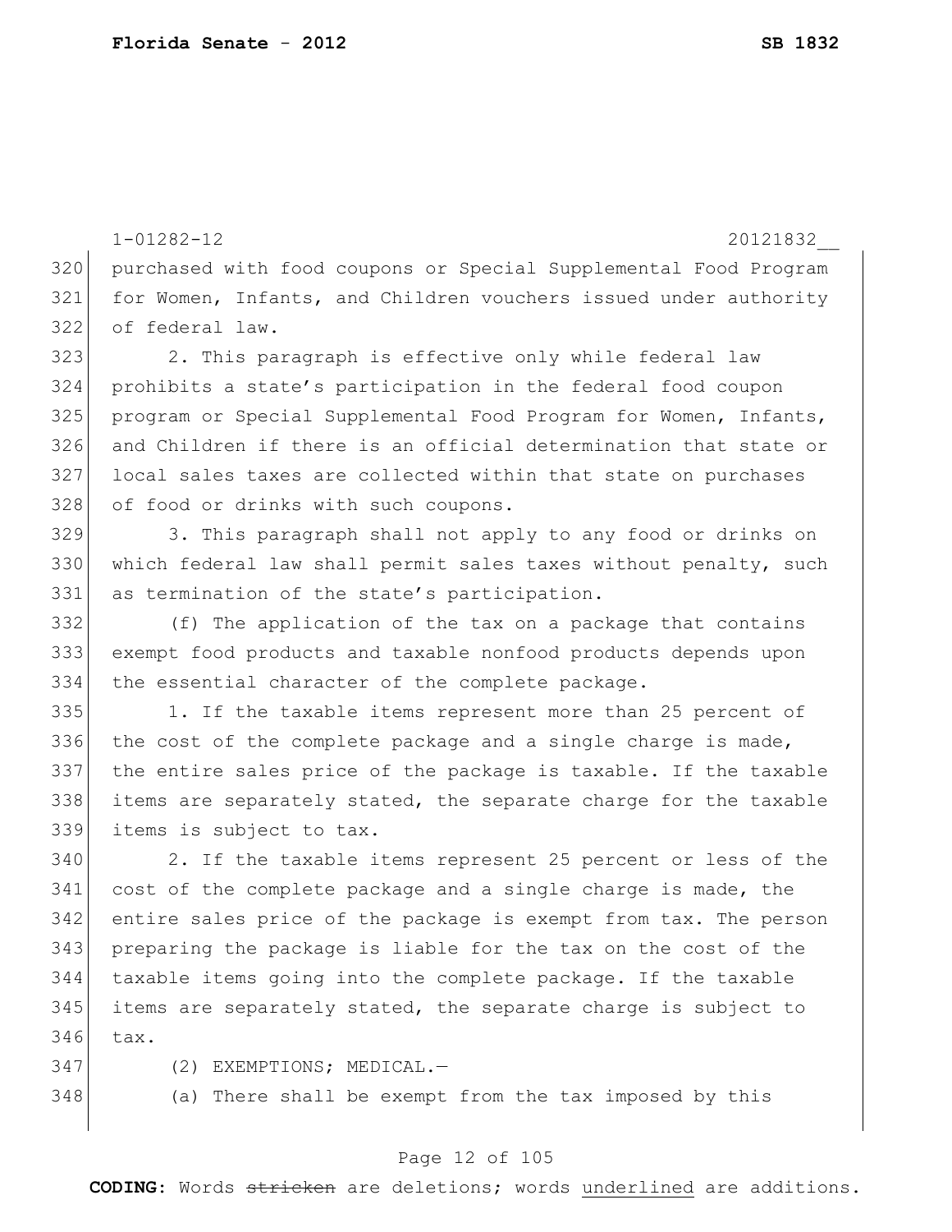purchased with food coupons or Special Supplemental Food Program for Women, Infants, and Children vouchers issued under authority of federal law.

2. This paragraph is effective only while federal law prohibits a state's participation in the federal food coupon program or Special Supplemental Food Program for Women, Infants, and Children if there is an official determination that state or local sales taxes are collected within that state on purchases of food or drinks with such coupons.

3. This paragraph shall not apply to any food or drinks on which federal law shall permit sales taxes without penalty, such as termination of the state's participation.

(f) The application of the tax on a package that contains exempt food products and taxable nonfood products depends upon the essential character of the complete package.

1. If the taxable items represent more than 25 percent of the cost of the complete package and a single charge is made, the entire sales price of the package is taxable. If the taxable items are separately stated, the separate charge for the taxable items is subject to tax.

2. If the taxable items represent 25 percent or less of the cost of the complete package and a single charge is made, the entire sales price of the package is exempt from tax. The person preparing the package is liable for the tax on the cost of the taxable items going into the complete package. If the taxable items are separately stated, the separate charge is subject to tax.

(2) EXEMPTIONS; MEDICAL.—

(a) There shall be exempt from the tax imposed by this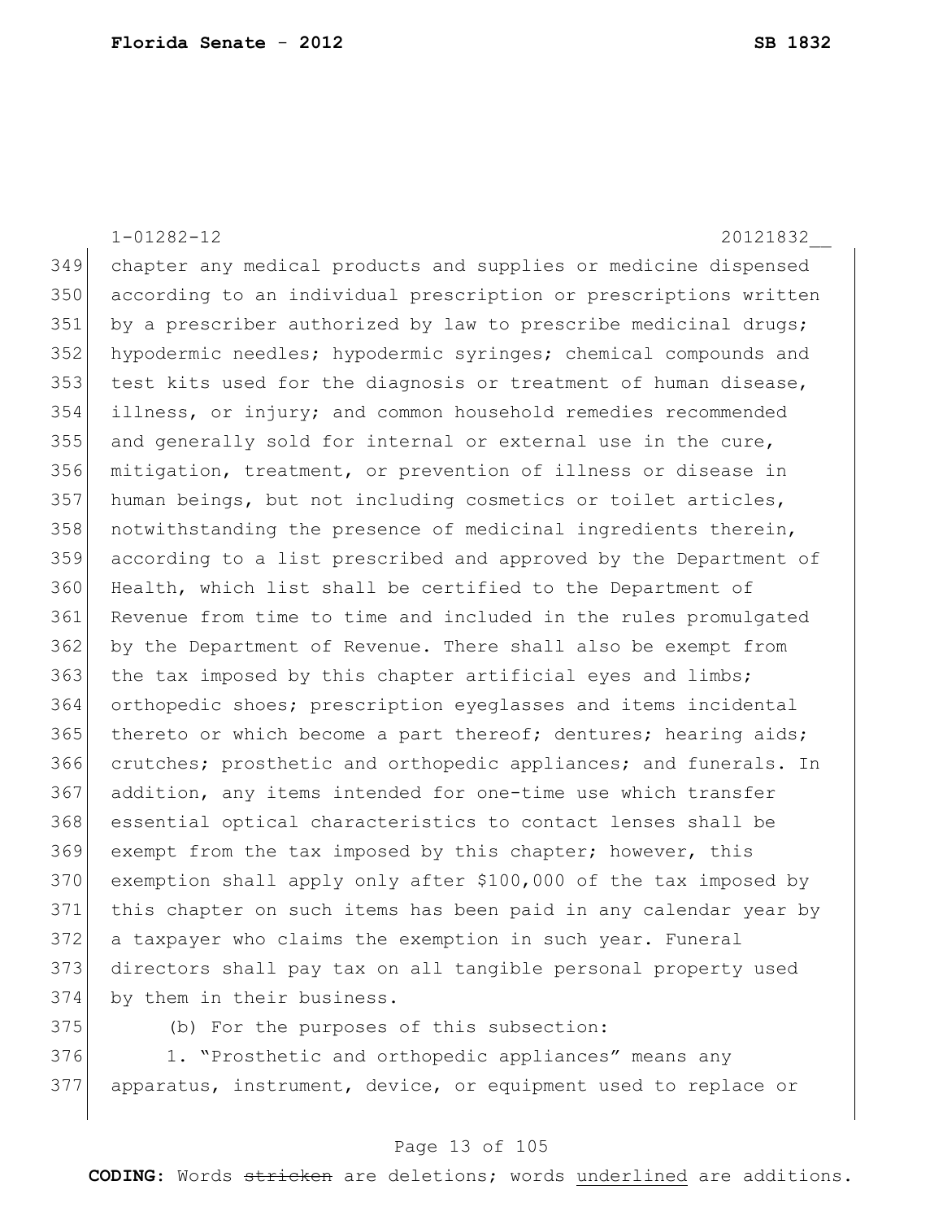chapter any medical products and supplies or medicine dispensed according to an individual prescription or prescriptions written by a prescriber authorized by law to prescribe medicinal drugs; hypodermic needles; hypodermic syringes; chemical compounds and test kits used for the diagnosis or treatment of human disease, illness, or injury; and common household remedies recommended and generally sold for internal or external use in the cure, mitigation, treatment, or prevention of illness or disease in human beings, but not including cosmetics or toilet articles, notwithstanding the presence of medicinal ingredients therein, according to a list prescribed and approved by the Department of Health, which list shall be certified to the Department of Revenue from time to time and included in the rules promulgated by the Department of Revenue. There shall also be exempt from the tax imposed by this chapter artificial eyes and limbs; orthopedic shoes; prescription eyeglasses and items incidental thereto or which become a part thereof; dentures; hearing aids; crutches; prosthetic and orthopedic appliances; and funerals. In addition, any items intended for one-time use which transfer essential optical characteristics to contact lenses shall be exempt from the tax imposed by this chapter; however, this exemption shall apply only after $100,000 of the tax imposed by this chapter on such items has been paid in any calendar year by a taxpayer who claims the exemption in such year. Funeral directors shall pay tax on all tangible personal property used by them in their business.

(b) For the purposes of this subsection:

1. “Prosthetic and orthopedic appliances” means any apparatus, instrument, device, or equipment used to replace or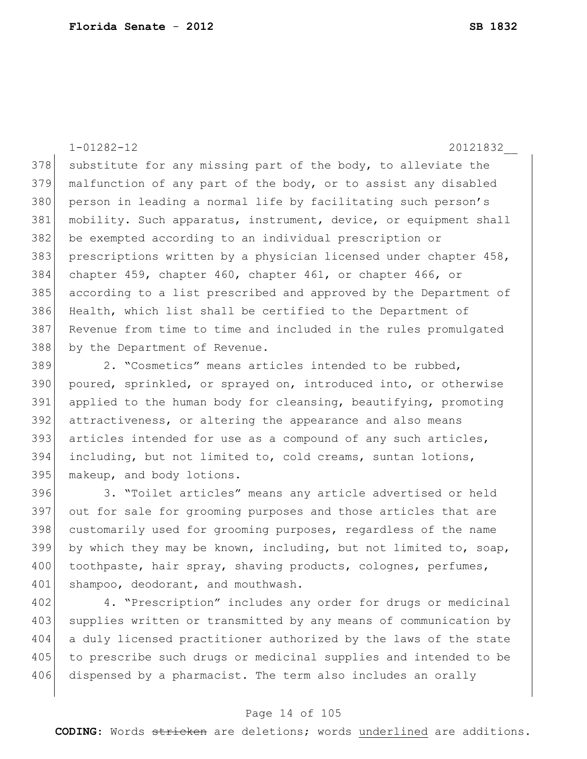substitute for any missing part of the body, to alleviate the malfunction of any part of the body, or to assist any disabled person in leading a normal life by facilitating such person's mobility. Such apparatus, instrument, device, or equipment shall be exempted according to an individual prescription or prescriptions written by a physician licensed under chapter 458, chapter 459, chapter 460, chapter 461, or chapter 466, or according to a list prescribed and approved by the Department of Health, which list shall be certified to the Department of Revenue from time to time and included in the rules promulgated by the Department of Revenue.

2. "Cosmetics" means articles intended to be rubbed, poured, sprinkled, or sprayed on, introduced into, or otherwise applied to the human body for cleansing, beautifying, promoting attractiveness, or altering the appearance and also means articles intended for use as a compound of any such articles, including, but not limited to, cold creams, suntan lotions, makeup, and body lotions.

3. "Toilet articles" means any article advertised or held out for sale for grooming purposes and those articles that are customarily used for grooming purposes, regardless of the name by which they may be known, including, but not limited to, soap, toothpaste, hair spray, shaving products, colognes, perfumes, shampoo, deodorant, and mouthwash.

4. "Prescription" includes any order for drugs or medicinal supplies written or transmitted by any means of communication by a duly licensed practitioner authorized by the laws of the state to prescribe such drugs or medicinal supplies and intended to be dispensed by a pharmacist. The term also includes an orally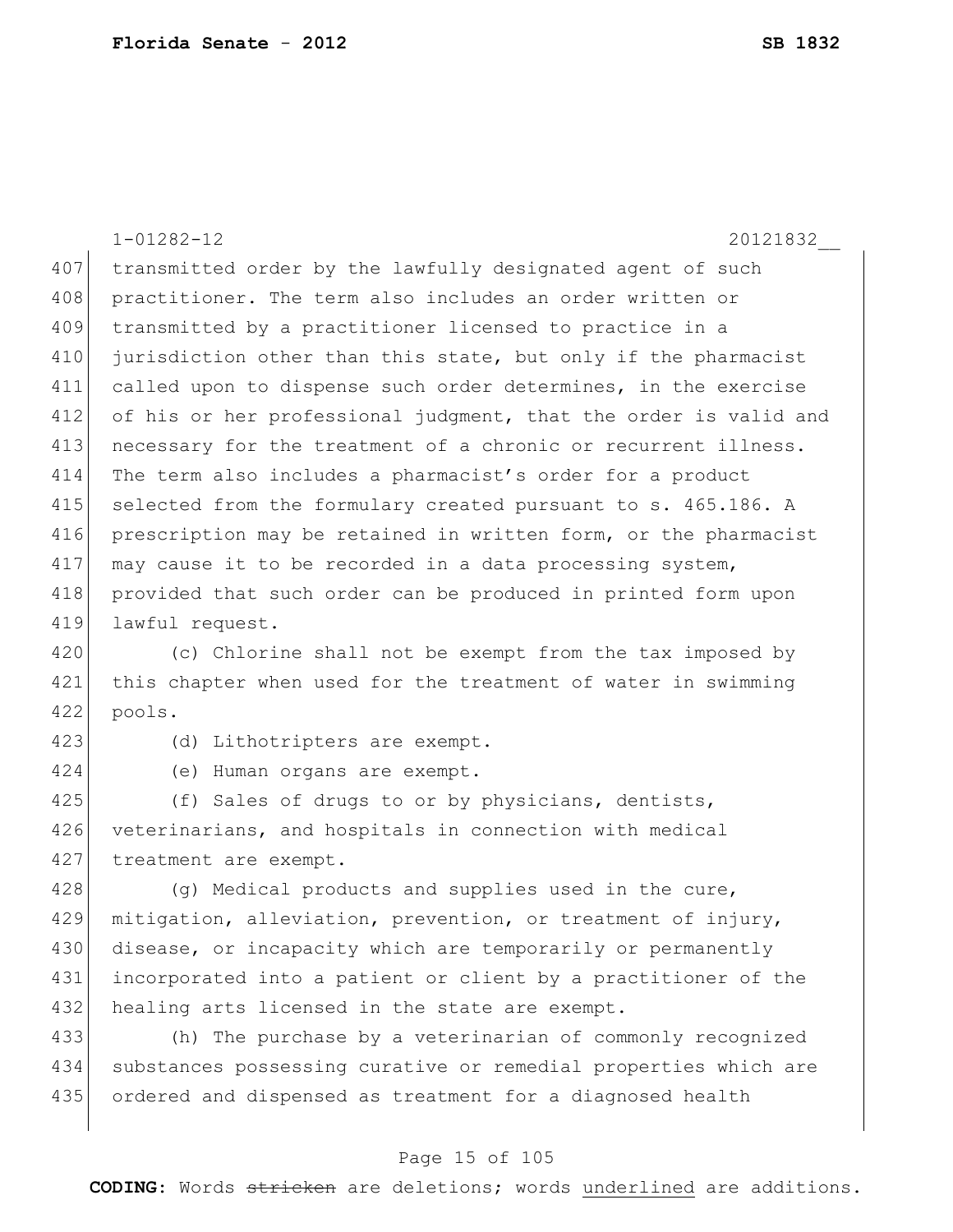transmitted order by the lawfully designated agent of such practitioner. The term also includes an order written or transmitted by a practitioner licensed to practice in a jurisdiction other than this state, but only if the pharmacist called upon to dispense such order determines, in the exercise of his or her professional judgment, that the order is valid and necessary for the treatment of a chronic or recurrent illness. The term also includes a pharmacist's order for a product selected from the formulary created pursuant to s. 465.186. A prescription may be retained in written form, or the pharmacist may cause it to be recorded in a data processing system, provided that such order can be produced in printed form upon lawful request.

(c) Chlorine shall not be exempt from the tax imposed by this chapter when used for the treatment of water in swimming pools.

(d) Lithotripters are exempt.

(e) Human organs are exempt.

(f) Sales of drugs to or by physicians, dentists, veterinarians, and hospitals in connection with medical treatment are exempt.

(g) Medical products and supplies used in the cure, mitigation, alleviation, prevention, or treatment of injury, disease, or incapacity which are temporarily or permanently incorporated into a patient or client by a practitioner of the healing arts licensed in the state are exempt.

(h) The purchase by a veterinarian of commonly recognized substances possessing curative or remedial properties which are ordered and dispensed as treatment for a diagnosed health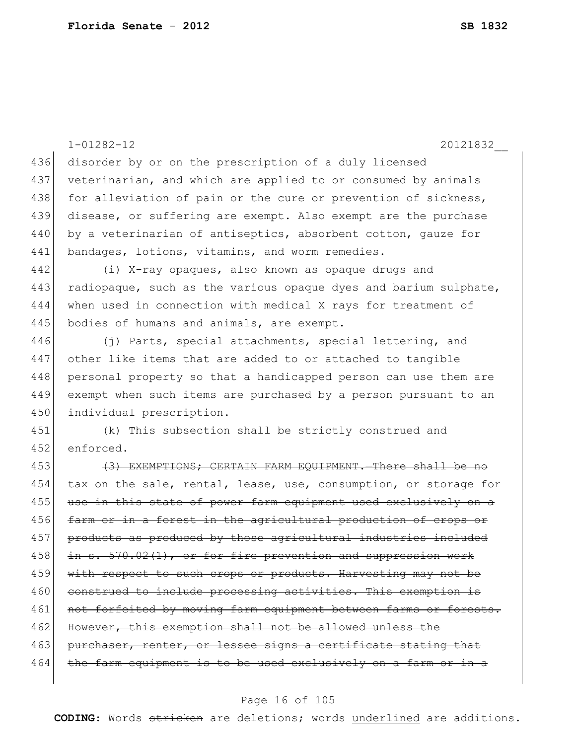disorder by or on the prescription of a duly licensed veterinarian, and which are applied to or consumed by animals for alleviation of pain or the cure or prevention of sickness, disease, or suffering are exempt. Also exempt are the purchase by a veterinarian of antiseptics, absorbent cotton, gauze for bandages, lotions, vitamins, and worm remedies.

(i) X-ray opaques, also known as opaque drugs and radiopaque, such as the various opaque dyes and barium sulphate, when used in connection with medical X rays for treatment of bodies of humans and animals, are exempt.

(j) Parts, special attachments, special lettering, and other like items that are added to or attached to tangible personal property so that a handicapped person can use them are exempt when such items are purchased by a person pursuant to an individual prescription.

(k) This subsection shall be strictly construed and enforced.

~~(3) EXEMPTIONS; CERTAIN FARM EQUIPMENT.—There shall be no tax on the sale, rental, lease, use, consumption, or storage for use in this state of power farm equipment used exclusively on a farm or in a forest in the agricultural production of crops or products as produced by those agricultural industries included in s. 570.02(1), or for fire prevention and suppression work with respect to such crops or products. Harvesting may not be construed to include processing activities. This exemption is not forfeited by moving farm equipment between farms or forests. However, this exemption shall not be allowed unless the purchaser, renter, or lessee signs a certificate stating that the farm equipment is to be used exclusively on a farm or in a~~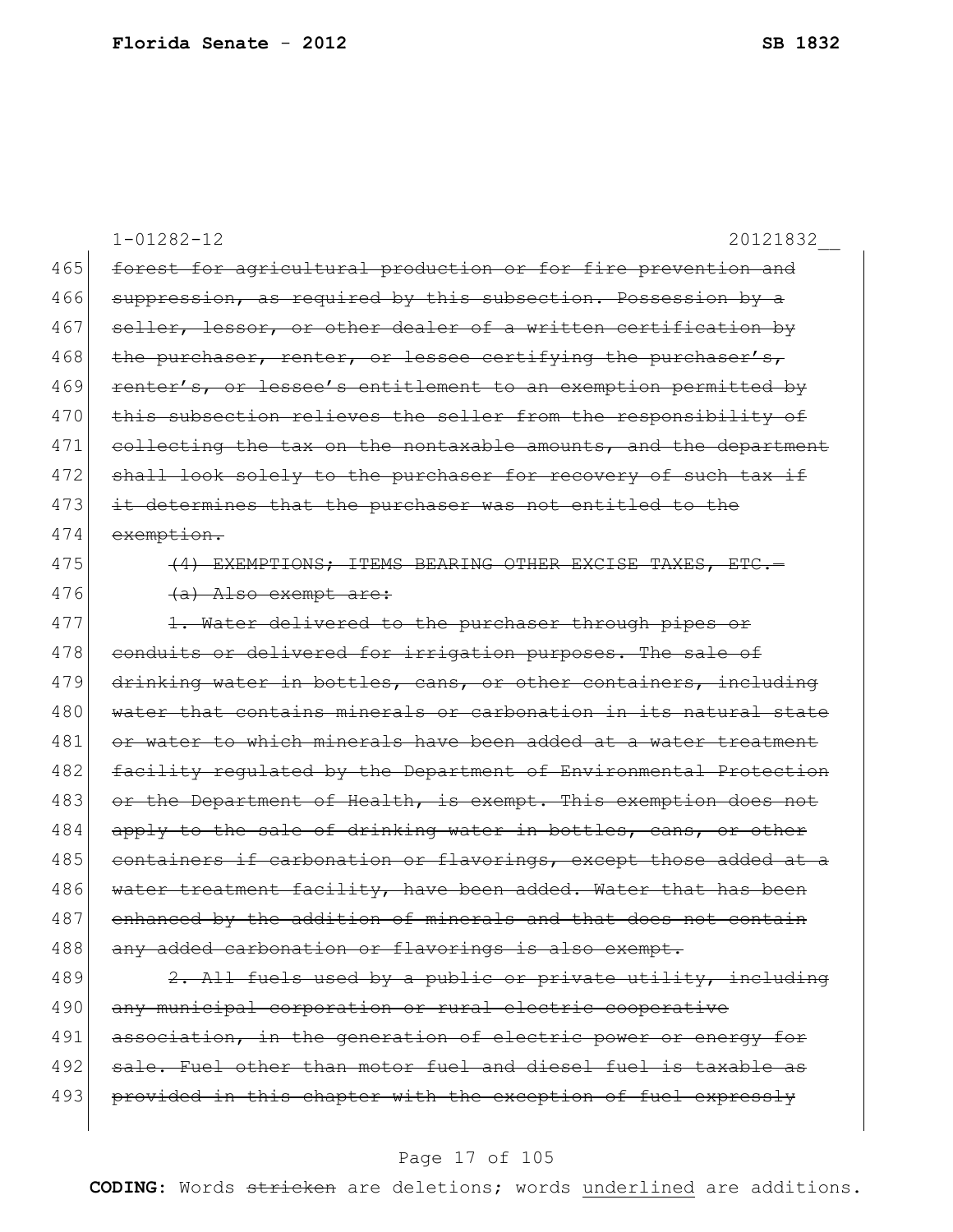1-01282-12 20121832__

465 ~~forest for agricultural production or for fire prevention and~~
466 ~~suppression, as required by this subsection. Possession by a~~
467 ~~seller, lessor, or other dealer of a written certification by~~
468 ~~the purchaser, renter, or lessee certifying the purchaser's,~~
469 ~~renter's, or lessee's entitlement to an exemption permitted by~~
470 ~~this subsection relieves the seller from the responsibility of~~
471 ~~collecting the tax on the nontaxable amounts, and the department~~
472 ~~shall look solely to the purchaser for recovery of such tax if~~
473 ~~it determines that the purchaser was not entitled to the~~
474 ~~exemption.~~
475 ~~(4) EXEMPTIONS; ITEMS BEARING OTHER EXCISE TAXES, ETC.—~~
476 ~~(a) Also exempt are:~~
477 ~~1. Water delivered to the purchaser through pipes or~~
478 ~~conduits or delivered for irrigation purposes. The sale of~~
479 ~~drinking water in bottles, cans, or other containers, including~~
480 ~~water that contains minerals or carbonation in its natural state~~
481 ~~or water to which minerals have been added at a water treatment~~
482 ~~facility regulated by the Department of Environmental Protection~~
483 ~~or the Department of Health, is exempt. This exemption does not~~
484 ~~apply to the sale of drinking water in bottles, cans, or other~~
485 ~~containers if carbonation or flavorings, except those added at a~~
486 ~~water treatment facility, have been added. Water that has been~~
487 ~~enhanced by the addition of minerals and that does not contain~~
488 ~~any added carbonation or flavorings is also exempt.~~
489 ~~2. All fuels used by a public or private utility, including~~
490 ~~any municipal corporation or rural electric cooperative~~
491 ~~association, in the generation of electric power or energy for~~
492 ~~sale. Fuel other than motor fuel and diesel fuel is taxable as~~
493 ~~provided in this chapter with the exception of fuel expressly~~

**CODING:** Words ~~stricken~~ are deletions; words <u>underlined</u> are additions.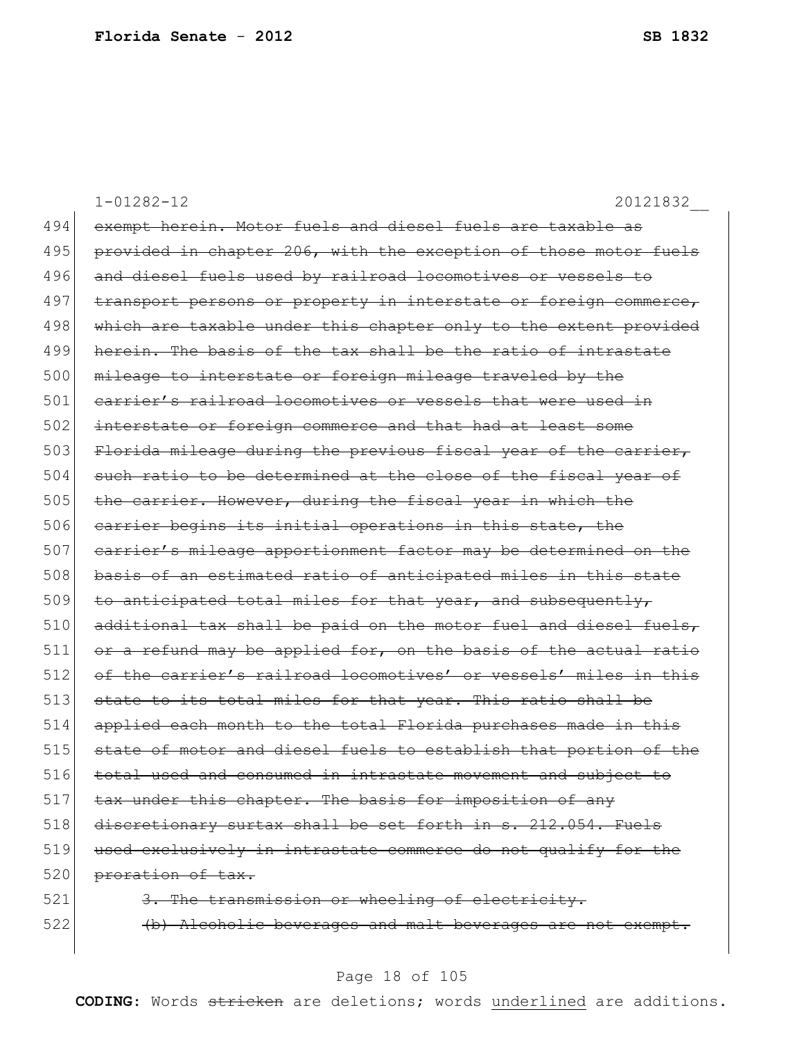~~exempt herein. Motor fuels and diesel fuels are taxable as provided in chapter 206, with the exception of those motor fuels and diesel fuels used by railroad locomotives or vessels to transport persons or property in interstate or foreign commerce, which are taxable under this chapter only to the extent provided herein. The basis of the tax shall be the ratio of intrastate mileage to interstate or foreign mileage traveled by the carrier's railroad locomotives or vessels that were used in interstate or foreign commerce and that had at least some Florida mileage during the previous fiscal year of the carrier, such ratio to be determined at the close of the fiscal year of the carrier. However, during the fiscal year in which the carrier begins its initial operations in this state, the carrier's mileage apportionment factor may be determined on the basis of an estimated ratio of anticipated miles in this state to anticipated total miles for that year, and subsequently, additional tax shall be paid on the motor fuel and diesel fuels, or a refund may be applied for, on the basis of the actual ratio of the carrier's railroad locomotives' or vessels' miles in this state to its total miles for that year. This ratio shall be applied each month to the total Florida purchases made in this state of motor and diesel fuels to establish that portion of the total used and consumed in intrastate movement and subject to tax under this chapter. The basis for imposition of any discretionary surtax shall be set forth in s. 212.054. Fuels used exclusively in intrastate commerce do not qualify for the proration of tax.~~

~~3. The transmission or wheeling of electricity.~~

~~(b) Alcoholic beverages and malt beverages are not exempt.~~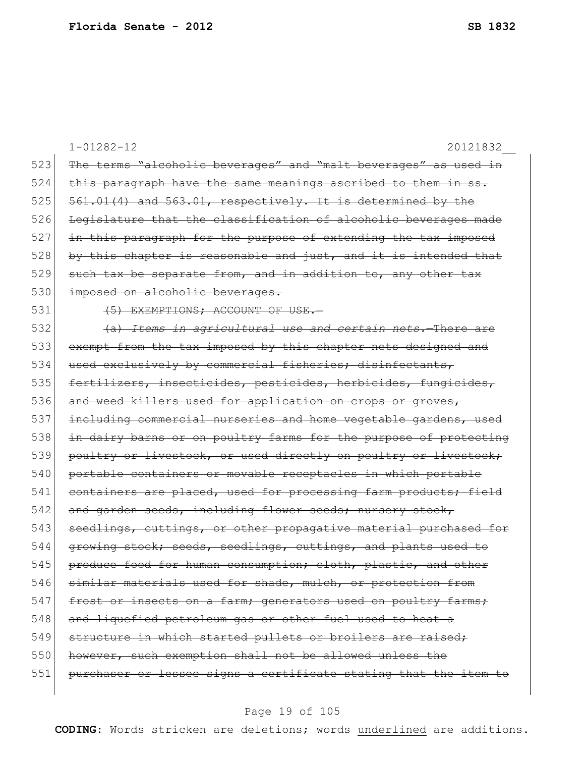1-01282-12 20121832__

523 ~~The terms "alcoholic beverages" and "malt beverages" as used in~~
524 ~~this paragraph have the same meanings ascribed to them in ss.~~
525 ~~561.01(4) and 563.01, respectively. It is determined by the~~
526 ~~Legislature that the classification of alcoholic beverages made~~
527 ~~in this paragraph for the purpose of extending the tax imposed~~
528 ~~by this chapter is reasonable and just, and it is intended that~~
529 ~~such tax be separate from, and in addition to, any other tax~~
530 ~~imposed on alcoholic beverages.~~

531 ~~(5) EXEMPTIONS; ACCOUNT OF USE.—~~

532 ~~(a) *Items in agricultural use and certain nets.*—There are~~
533 ~~exempt from the tax imposed by this chapter nets designed and~~
534 ~~used exclusively by commercial fisheries; disinfectants,~~
535 ~~fertilizers, insecticides, pesticides, herbicides, fungicides,~~
536 ~~and weed killers used for application on crops or groves,~~
537 ~~including commercial nurseries and home vegetable gardens, used~~
538 ~~in dairy barns or on poultry farms for the purpose of protecting~~
539 ~~poultry or livestock, or used directly on poultry or livestock;~~
540 ~~portable containers or movable receptacles in which portable~~
541 ~~containers are placed, used for processing farm products; field~~
542 ~~and garden seeds, including flower seeds; nursery stock,~~
543 ~~seedlings, cuttings, or other propagative material purchased for~~
544 ~~growing stock; seeds, seedlings, cuttings, and plants used to~~
545 ~~produce food for human consumption; cloth, plastic, and other~~
546 ~~similar materials used for shade, mulch, or protection from~~
547 ~~frost or insects on a farm; generators used on poultry farms;~~
548 ~~and liquefied petroleum gas or other fuel used to heat a~~
549 ~~structure in which started pullets or broilers are raised;~~
550 ~~however, such exemption shall not be allowed unless the~~
551 ~~purchaser or lessee signs a certificate stating that the item to~~

**CODING:** Words ~~stricken~~ are deletions; words <u>underlined</u> are additions.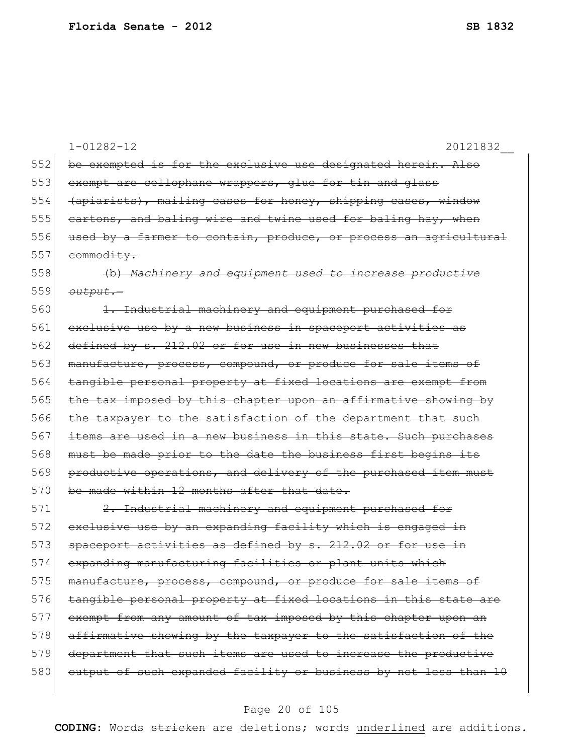1-01282-12 20121832__

552 ~~be exempted is for the exclusive use designated herein. Also~~
553 ~~exempt are cellophane wrappers, glue for tin and glass~~
554 ~~(apiarists), mailing cases for honey, shipping cases, window~~
555 ~~cartons, and baling wire and twine used for baling hay, when~~
556 ~~used by a farmer to contain, produce, or process an agricultural~~
557 ~~commodity.~~

558 ~~(b) *Machinery and equipment used to increase productive*~~
559 ~~*output.*—~~

560 ~~1. Industrial machinery and equipment purchased for~~
561 ~~exclusive use by a new business in spaceport activities as~~
562 ~~defined by s. 212.02 or for use in new businesses that~~
563 ~~manufacture, process, compound, or produce for sale items of~~
564 ~~tangible personal property at fixed locations are exempt from~~
565 ~~the tax imposed by this chapter upon an affirmative showing by~~
566 ~~the taxpayer to the satisfaction of the department that such~~
567 ~~items are used in a new business in this state. Such purchases~~
568 ~~must be made prior to the date the business first begins its~~
569 ~~productive operations, and delivery of the purchased item must~~
570 ~~be made within 12 months after that date.~~

571 ~~2. Industrial machinery and equipment purchased for~~
572 ~~exclusive use by an expanding facility which is engaged in~~
573 ~~spaceport activities as defined by s. 212.02 or for use in~~
574 ~~expanding manufacturing facilities or plant units which~~
575 ~~manufacture, process, compound, or produce for sale items of~~
576 ~~tangible personal property at fixed locations in this state are~~
577 ~~exempt from any amount of tax imposed by this chapter upon an~~
578 ~~affirmative showing by the taxpayer to the satisfaction of the~~
579 ~~department that such items are used to increase the productive~~
580 ~~output of such expanded facility or business by not less than 10~~

**CODING:** Words ~~stricken~~ are deletions; words <u>underlined</u> are additions.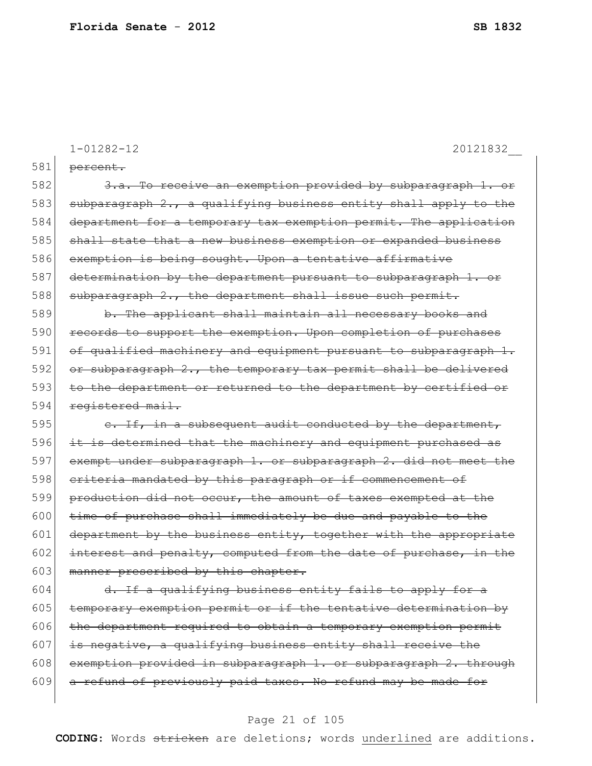1-01282-12 20121832__

581 ~~percent.~~

582 ~~3.a. To receive an exemption provided by subparagraph 1. or~~
583 ~~subparagraph 2., a qualifying business entity shall apply to the~~
584 ~~department for a temporary tax exemption permit. The application~~
585 ~~shall state that a new business exemption or expanded business~~
586 ~~exemption is being sought. Upon a tentative affirmative~~
587 ~~determination by the department pursuant to subparagraph 1. or~~
588 ~~subparagraph 2., the department shall issue such permit.~~

589 ~~b. The applicant shall maintain all necessary books and~~
590 ~~records to support the exemption. Upon completion of purchases~~
591 ~~of qualified machinery and equipment pursuant to subparagraph 1.~~
592 ~~or subparagraph 2., the temporary tax permit shall be delivered~~
593 ~~to the department or returned to the department by certified or~~
594 ~~registered mail.~~

595 ~~c. If, in a subsequent audit conducted by the department,~~
596 ~~it is determined that the machinery and equipment purchased as~~
597 ~~exempt under subparagraph 1. or subparagraph 2. did not meet the~~
598 ~~criteria mandated by this paragraph or if commencement of~~
599 ~~production did not occur, the amount of taxes exempted at the~~
600 ~~time of purchase shall immediately be due and payable to the~~
601 ~~department by the business entity, together with the appropriate~~
602 ~~interest and penalty, computed from the date of purchase, in the~~
603 ~~manner prescribed by this chapter.~~

604 ~~d. If a qualifying business entity fails to apply for a~~
605 ~~temporary exemption permit or if the tentative determination by~~
606 ~~the department required to obtain a temporary exemption permit~~
607 ~~is negative, a qualifying business entity shall receive the~~
608 ~~exemption provided in subparagraph 1. or subparagraph 2. through~~
609 ~~a refund of previously paid taxes. No refund may be made for~~

**CODING:** Words ~~stricken~~ are deletions; words underlined are additions.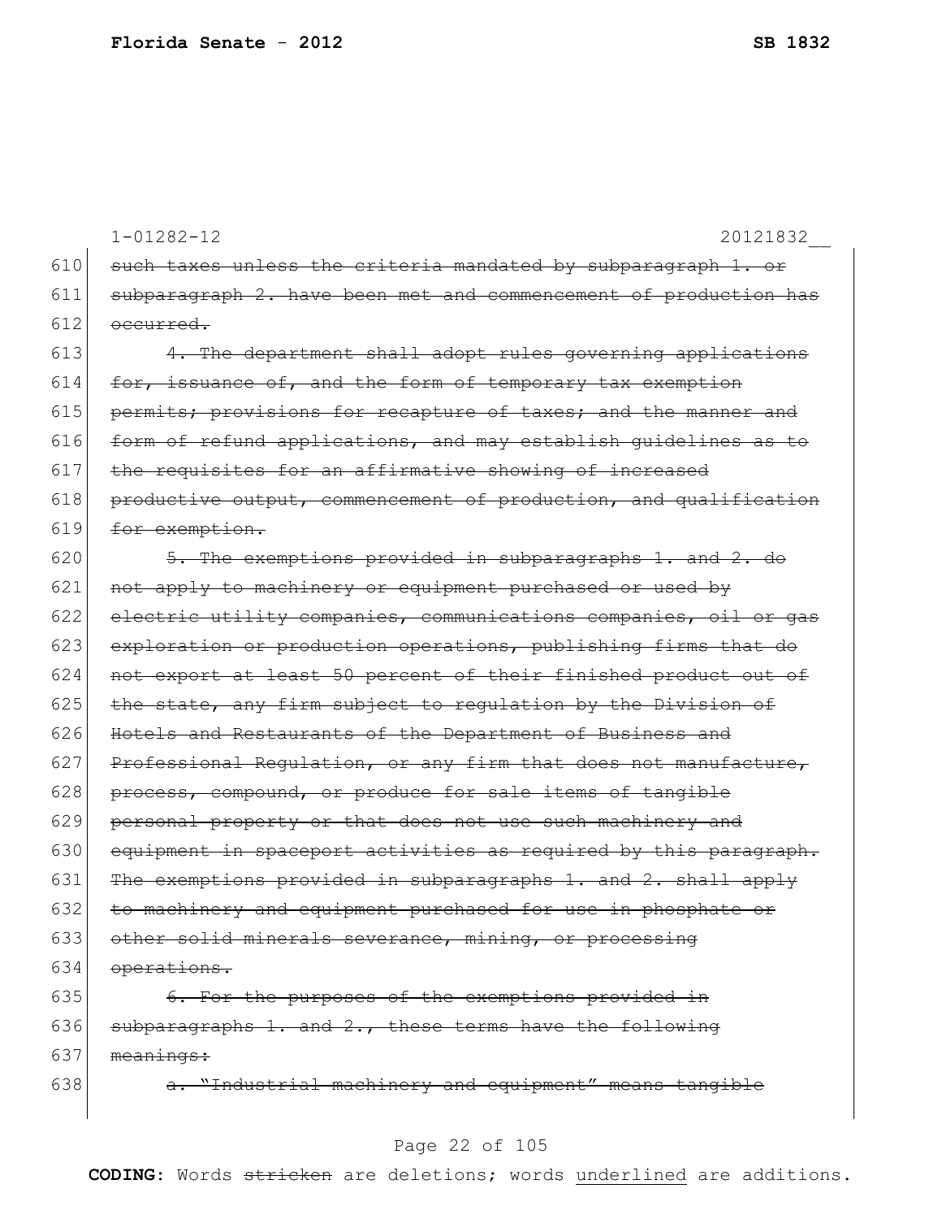~~such taxes unless the criteria mandated by subparagraph 1. or subparagraph 2. have been met and commencement of production has occurred.~~

~~4. The department shall adopt rules governing applications for, issuance of, and the form of temporary tax exemption permits; provisions for recapture of taxes; and the manner and form of refund applications, and may establish guidelines as to the requisites for an affirmative showing of increased productive output, commencement of production, and qualification for exemption.~~

~~5. The exemptions provided in subparagraphs 1. and 2. do not apply to machinery or equipment purchased or used by electric utility companies, communications companies, oil or gas exploration or production operations, publishing firms that do not export at least 50 percent of their finished product out of the state, any firm subject to regulation by the Division of Hotels and Restaurants of the Department of Business and Professional Regulation, or any firm that does not manufacture, process, compound, or produce for sale items of tangible personal property or that does not use such machinery and equipment in spaceport activities as required by this paragraph. The exemptions provided in subparagraphs 1. and 2. shall apply to machinery and equipment purchased for use in phosphate or other solid minerals severance, mining, or processing operations.~~

~~6. For the purposes of the exemptions provided in subparagraphs 1. and 2., these terms have the following meanings:~~

~~a. "Industrial machinery and equipment" means tangible~~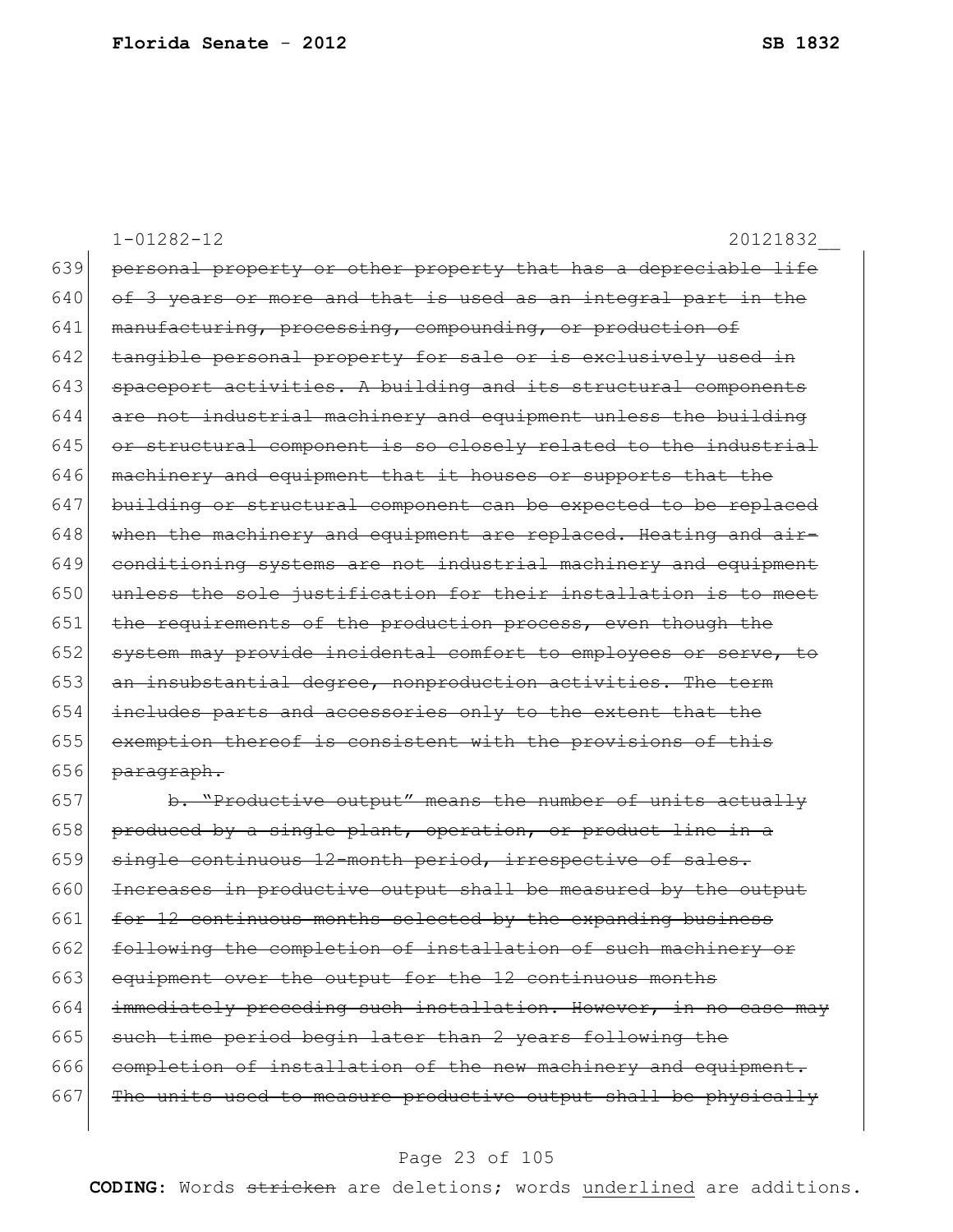1-01282-12 20121832__

639 ~~personal property or other property that has a depreciable life~~
640 ~~of 3 years or more and that is used as an integral part in the~~
641 ~~manufacturing, processing, compounding, or production of~~
642 ~~tangible personal property for sale or is exclusively used in~~
643 ~~spaceport activities. A building and its structural components~~
644 ~~are not industrial machinery and equipment unless the building~~
645 ~~or structural component is so closely related to the industrial~~
646 ~~machinery and equipment that it houses or supports that the~~
647 ~~building or structural component can be expected to be replaced~~
648 ~~when the machinery and equipment are replaced. Heating and air-~~
649 ~~conditioning systems are not industrial machinery and equipment~~
650 ~~unless the sole justification for their installation is to meet~~
651 ~~the requirements of the production process, even though the~~
652 ~~system may provide incidental comfort to employees or serve, to~~
653 ~~an insubstantial degree, nonproduction activities. The term~~
654 ~~includes parts and accessories only to the extent that the~~
655 ~~exemption thereof is consistent with the provisions of this~~
656 ~~paragraph.~~
657 ~~b. "Productive output" means the number of units actually~~
658 ~~produced by a single plant, operation, or product line in a~~
659 ~~single continuous 12-month period, irrespective of sales.~~
660 ~~Increases in productive output shall be measured by the output~~
661 ~~for 12 continuous months selected by the expanding business~~
662 ~~following the completion of installation of such machinery or~~
663 ~~equipment over the output for the 12 continuous months~~
664 ~~immediately preceding such installation. However, in no case may~~
665 ~~such time period begin later than 2 years following the~~
666 ~~completion of installation of the new machinery and equipment.~~
667 ~~The units used to measure productive output shall be physically~~

**CODING:** Words ~~stricken~~ are deletions; words <u>underlined</u> are additions.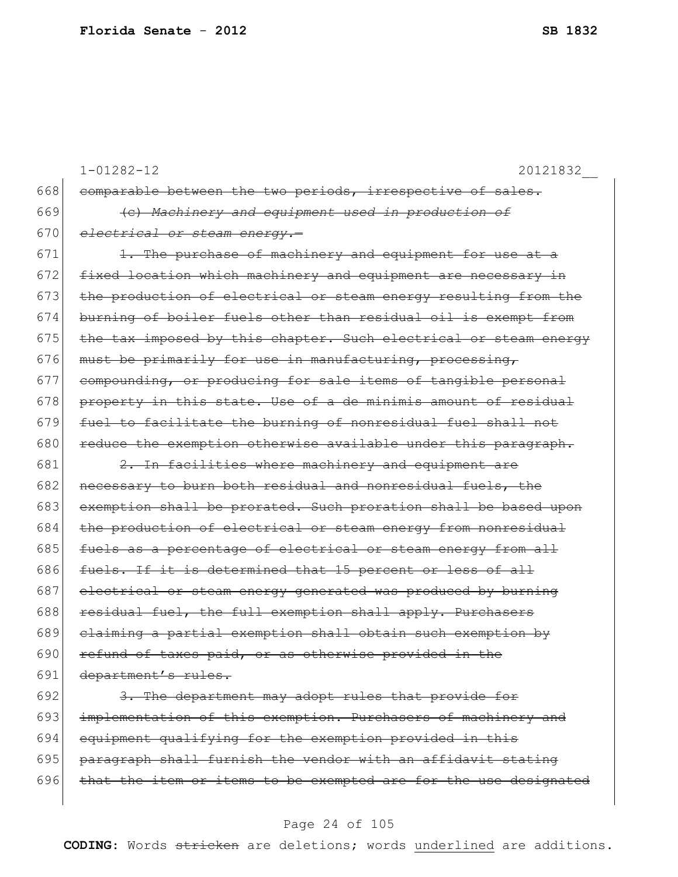1-01282-12 20121832__

668 ~~comparable between the two periods, irrespective of sales.~~

669 ~~(c) *Machinery and equipment used in production of*~~

670 ~~*electrical or steam energy.*—~~

671 ~~1. The purchase of machinery and equipment for use at a~~

672 ~~fixed location which machinery and equipment are necessary in~~

673 ~~the production of electrical or steam energy resulting from the~~

674 ~~burning of boiler fuels other than residual oil is exempt from~~

675 ~~the tax imposed by this chapter. Such electrical or steam energy~~

676 ~~must be primarily for use in manufacturing, processing,~~

677 ~~compounding, or producing for sale items of tangible personal~~

678 ~~property in this state. Use of a de minimis amount of residual~~

679 ~~fuel to facilitate the burning of nonresidual fuel shall not~~

680 ~~reduce the exemption otherwise available under this paragraph.~~

681 ~~2. In facilities where machinery and equipment are~~

682 ~~necessary to burn both residual and nonresidual fuels, the~~

683 ~~exemption shall be prorated. Such proration shall be based upon~~

684 ~~the production of electrical or steam energy from nonresidual~~

685 ~~fuels as a percentage of electrical or steam energy from all~~

686 ~~fuels. If it is determined that 15 percent or less of all~~

687 ~~electrical or steam energy generated was produced by burning~~

688 ~~residual fuel, the full exemption shall apply. Purchasers~~

689 ~~claiming a partial exemption shall obtain such exemption by~~

690 ~~refund of taxes paid, or as otherwise provided in the~~

691 ~~department's rules.~~

692 ~~3. The department may adopt rules that provide for~~

693 ~~implementation of this exemption. Purchasers of machinery and~~

694 ~~equipment qualifying for the exemption provided in this~~

695 ~~paragraph shall furnish the vendor with an affidavit stating~~

696 ~~that the item or items to be exempted are for the use designated~~

**CODING:** Words ~~stricken~~ are deletions; words underlined are additions.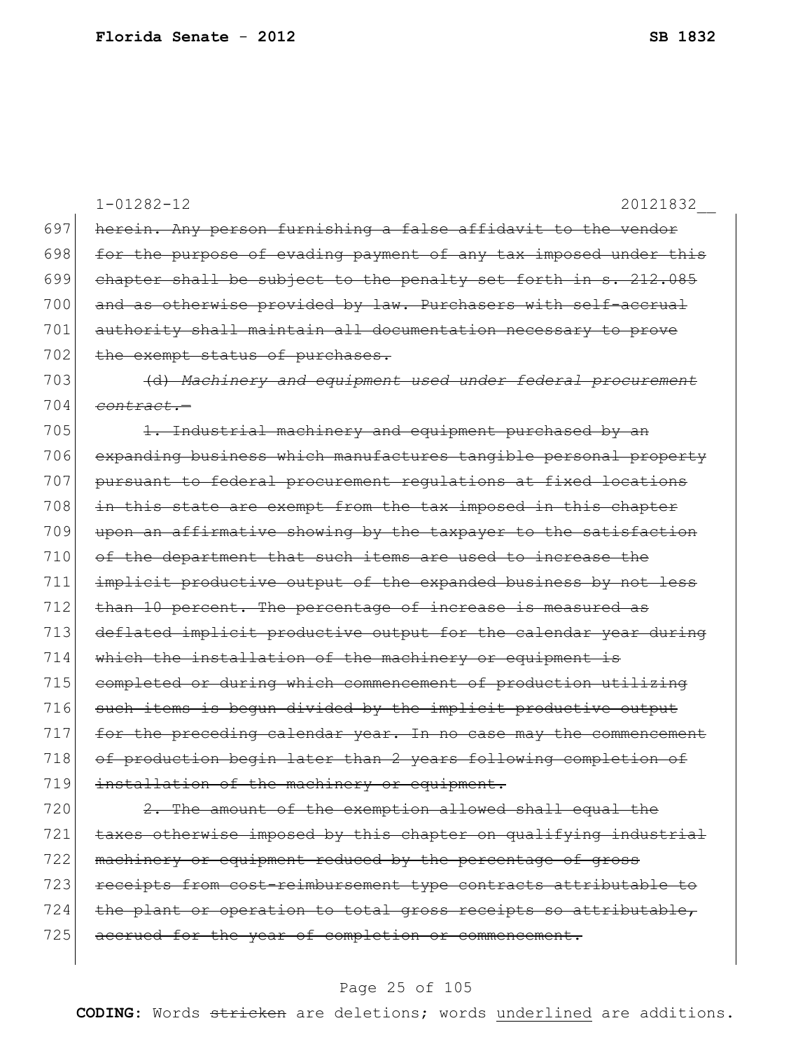1-01282-12 20121832__

697 ~~herein. Any person furnishing a false affidavit to the vendor~~
698 ~~for the purpose of evading payment of any tax imposed under this~~
699 ~~chapter shall be subject to the penalty set forth in s. 212.085~~
700 ~~and as otherwise provided by law. Purchasers with self-accrual~~
701 ~~authority shall maintain all documentation necessary to prove~~
702 ~~the exempt status of purchases.~~

703 ~~(d) *Machinery and equipment used under federal procurement*~~
704 ~~*contract.*—~~

705 ~~1. Industrial machinery and equipment purchased by an~~
706 ~~expanding business which manufactures tangible personal property~~
707 ~~pursuant to federal procurement regulations at fixed locations~~
708 ~~in this state are exempt from the tax imposed in this chapter~~
709 ~~upon an affirmative showing by the taxpayer to the satisfaction~~
710 ~~of the department that such items are used to increase the~~
711 ~~implicit productive output of the expanded business by not less~~
712 ~~than 10 percent. The percentage of increase is measured as~~
713 ~~deflated implicit productive output for the calendar year during~~
714 ~~which the installation of the machinery or equipment is~~
715 ~~completed or during which commencement of production utilizing~~
716 ~~such items is begun divided by the implicit productive output~~
717 ~~for the preceding calendar year. In no case may the commencement~~
718 ~~of production begin later than 2 years following completion of~~
719 ~~installation of the machinery or equipment.~~

720 ~~2. The amount of the exemption allowed shall equal the~~
721 ~~taxes otherwise imposed by this chapter on qualifying industrial~~
722 ~~machinery or equipment reduced by the percentage of gross~~
723 ~~receipts from cost-reimbursement type contracts attributable to~~
724 ~~the plant or operation to total gross receipts so attributable,~~
725 ~~accrued for the year of completion or commencement.~~

**CODING:** Words ~~stricken~~ are deletions; words underlined are additions.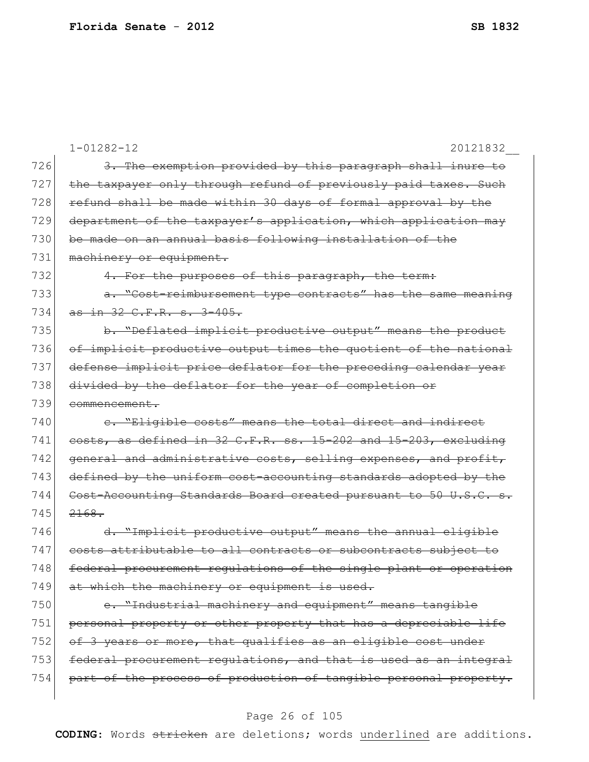1-01282-12 20121832__

726 ~~3. The exemption provided by this paragraph shall inure to~~
727 ~~the taxpayer only through refund of previously paid taxes. Such~~
728 ~~refund shall be made within 30 days of formal approval by the~~
729 ~~department of the taxpayer's application, which application may~~
730 ~~be made on an annual basis following installation of the~~
731 ~~machinery or equipment.~~
732 ~~4. For the purposes of this paragraph, the term:~~
733 ~~a. "Cost-reimbursement type contracts" has the same meaning~~
734 ~~as in 32 C.F.R. s. 3-405.~~
735 ~~b. "Deflated implicit productive output" means the product~~
736 ~~of implicit productive output times the quotient of the national~~
737 ~~defense implicit price deflator for the preceding calendar year~~
738 ~~divided by the deflator for the year of completion or~~
739 ~~commencement.~~
740 ~~c. "Eligible costs" means the total direct and indirect~~
741 ~~costs, as defined in 32 C.F.R. ss. 15-202 and 15-203, excluding~~
742 ~~general and administrative costs, selling expenses, and profit,~~
743 ~~defined by the uniform cost-accounting standards adopted by the~~
744 ~~Cost-Accounting Standards Board created pursuant to 50 U.S.C. s.~~
745 ~~2168.~~
746 ~~d. "Implicit productive output" means the annual eligible~~
747 ~~costs attributable to all contracts or subcontracts subject to~~
748 ~~federal procurement regulations of the single plant or operation~~
749 ~~at which the machinery or equipment is used.~~
750 ~~e. "Industrial machinery and equipment" means tangible~~
751 ~~personal property or other property that has a depreciable life~~
752 ~~of 3 years or more, that qualifies as an eligible cost under~~
753 ~~federal procurement regulations, and that is used as an integral~~
754 ~~part of the process of production of tangible personal property.~~

**CODING:** Words ~~stricken~~ are deletions; words underlined are additions.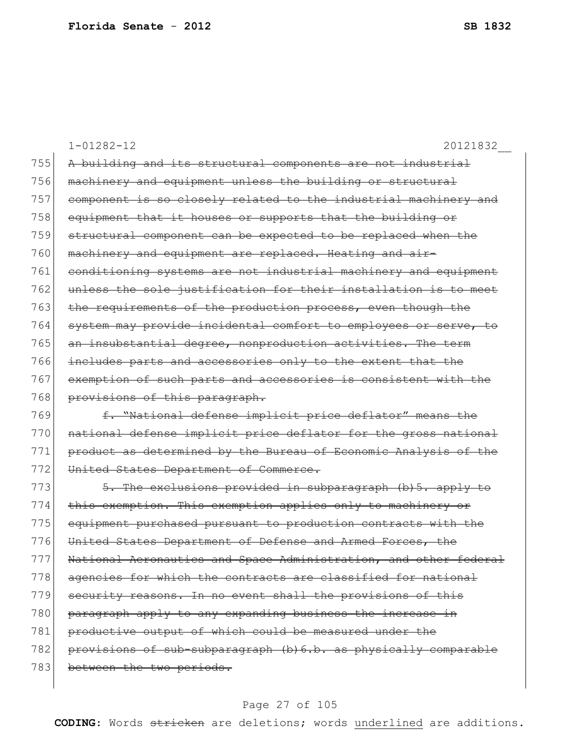1-01282-12 20121832__

755 ~~A building and its structural components are not industrial~~
756 ~~machinery and equipment unless the building or structural~~
757 ~~component is so closely related to the industrial machinery and~~
758 ~~equipment that it houses or supports that the building or~~
759 ~~structural component can be expected to be replaced when the~~
760 ~~machinery and equipment are replaced. Heating and air-~~
761 ~~conditioning systems are not industrial machinery and equipment~~
762 ~~unless the sole justification for their installation is to meet~~
763 ~~the requirements of the production process, even though the~~
764 ~~system may provide incidental comfort to employees or serve, to~~
765 ~~an insubstantial degree, nonproduction activities. The term~~
766 ~~includes parts and accessories only to the extent that the~~
767 ~~exemption of such parts and accessories is consistent with the~~
768 ~~provisions of this paragraph.~~

769 ~~f. "National defense implicit price deflator" means the~~
770 ~~national defense implicit price deflator for the gross national~~
771 ~~product as determined by the Bureau of Economic Analysis of the~~
772 ~~United States Department of Commerce.~~

773 ~~5. The exclusions provided in subparagraph (b)5. apply to~~
774 ~~this exemption. This exemption applies only to machinery or~~
775 ~~equipment purchased pursuant to production contracts with the~~
776 ~~United States Department of Defense and Armed Forces, the~~
777 ~~National Aeronautics and Space Administration, and other federal~~
778 ~~agencies for which the contracts are classified for national~~
779 ~~security reasons. In no event shall the provisions of this~~
780 ~~paragraph apply to any expanding business the increase in~~
781 ~~productive output of which could be measured under the~~
782 ~~provisions of sub-subparagraph (b)6.b. as physically comparable~~
783 ~~between the two periods.~~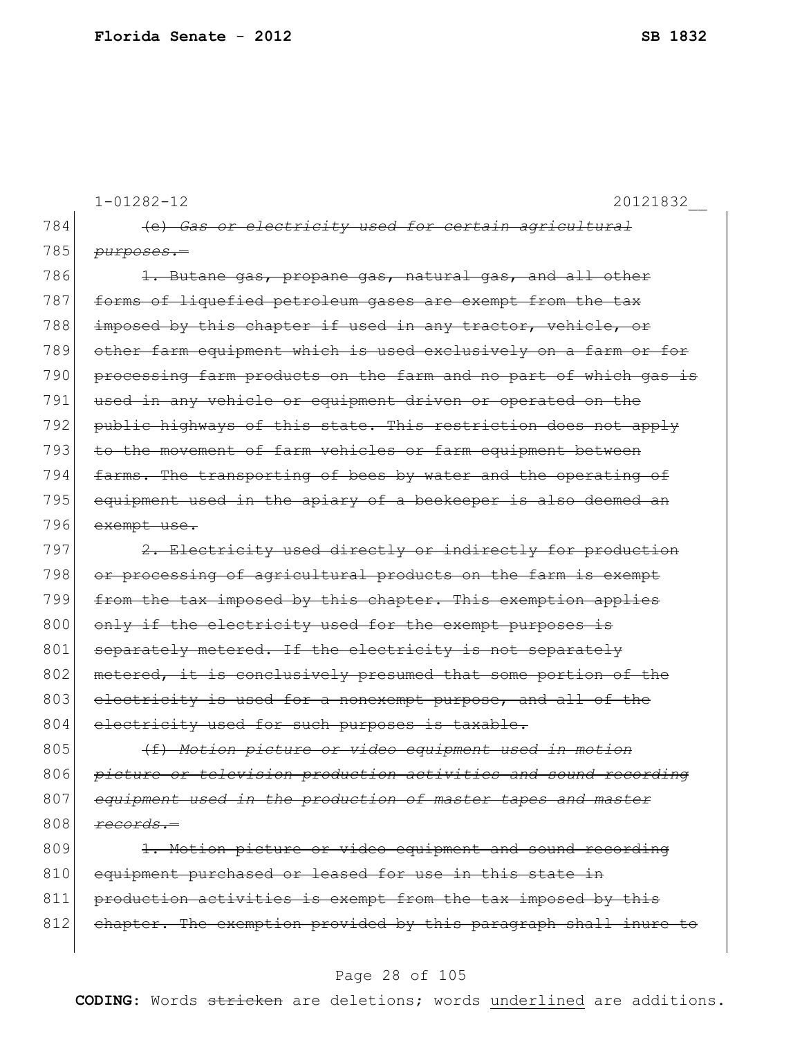1-01282-12 20121832__

784 ~~(e) *Gas or electricity used for certain agricultural*~~
785 ~~*purposes.—*~~
786 ~~1. Butane gas, propane gas, natural gas, and all other~~
787 ~~forms of liquefied petroleum gases are exempt from the tax~~
788 ~~imposed by this chapter if used in any tractor, vehicle, or~~
789 ~~other farm equipment which is used exclusively on a farm or for~~
790 ~~processing farm products on the farm and no part of which gas is~~
791 ~~used in any vehicle or equipment driven or operated on the~~
792 ~~public highways of this state. This restriction does not apply~~
793 ~~to the movement of farm vehicles or farm equipment between~~
794 ~~farms. The transporting of bees by water and the operating of~~
795 ~~equipment used in the apiary of a beekeeper is also deemed an~~
796 ~~exempt use.~~
797 ~~2. Electricity used directly or indirectly for production~~
798 ~~or processing of agricultural products on the farm is exempt~~
799 ~~from the tax imposed by this chapter. This exemption applies~~
800 ~~only if the electricity used for the exempt purposes is~~
801 ~~separately metered. If the electricity is not separately~~
802 ~~metered, it is conclusively presumed that some portion of the~~
803 ~~electricity is used for a nonexempt purpose, and all of the~~
804 ~~electricity used for such purposes is taxable.~~
805 ~~(f) *Motion picture or video equipment used in motion*~~
806 ~~*picture or television production activities and sound recording*~~
807 ~~*equipment used in the production of master tapes and master*~~
808 ~~*records.—*~~
809 ~~1. Motion picture or video equipment and sound recording~~
810 ~~equipment purchased or leased for use in this state in~~
811 ~~production activities is exempt from the tax imposed by this~~
812 ~~chapter. The exemption provided by this paragraph shall inure to~~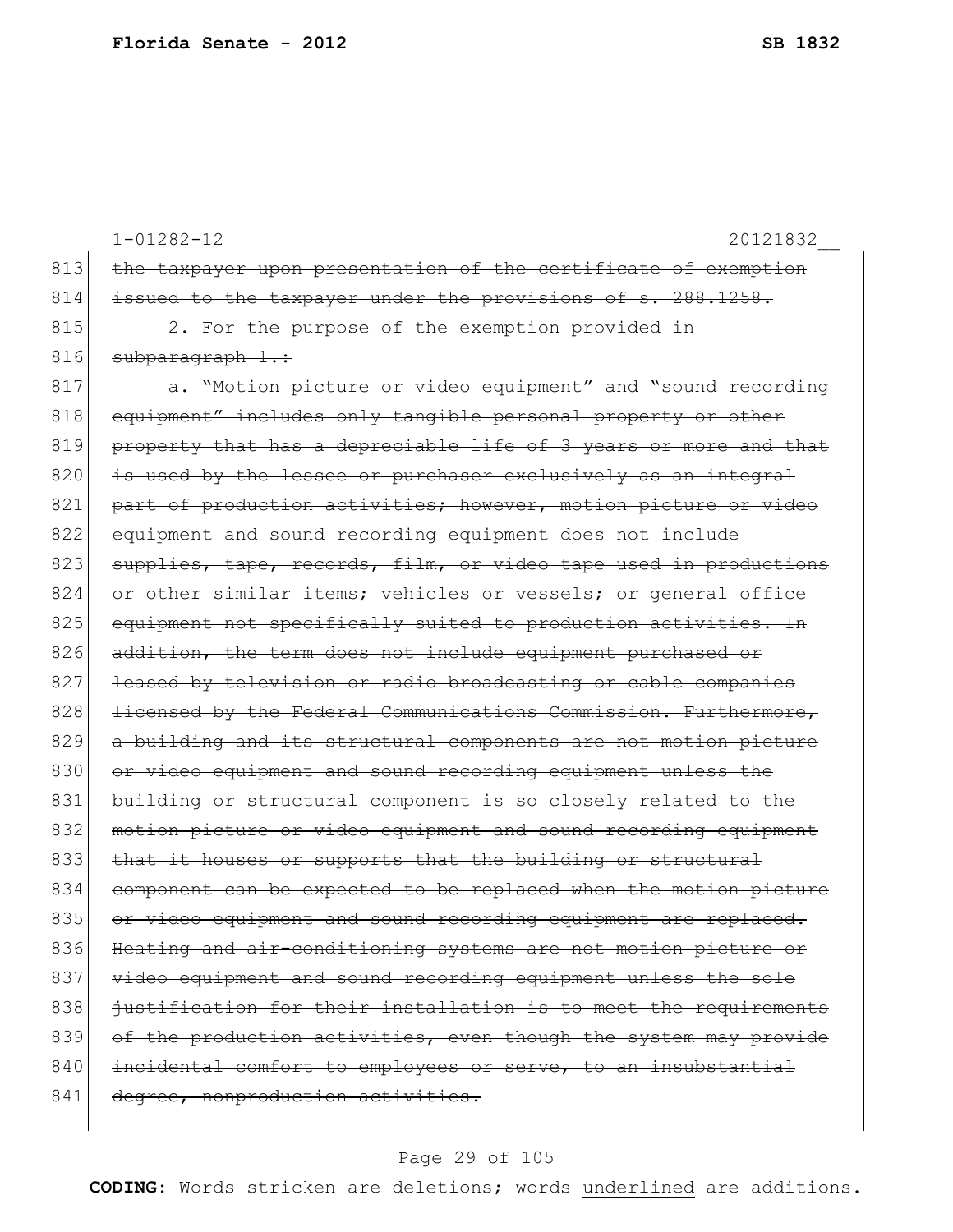1-01282-12 20121832__

813 ~~the taxpayer upon presentation of the certificate of exemption~~
814 ~~issued to the taxpayer under the provisions of s. 288.1258.~~
815 ~~2. For the purpose of the exemption provided in~~
816 ~~subparagraph 1.:~~
817 ~~a. "Motion picture or video equipment" and "sound recording~~
818 ~~equipment" includes only tangible personal property or other~~
819 ~~property that has a depreciable life of 3 years or more and that~~
820 ~~is used by the lessee or purchaser exclusively as an integral~~
821 ~~part of production activities; however, motion picture or video~~
822 ~~equipment and sound recording equipment does not include~~
823 ~~supplies, tape, records, film, or video tape used in productions~~
824 ~~or other similar items; vehicles or vessels; or general office~~
825 ~~equipment not specifically suited to production activities. In~~
826 ~~addition, the term does not include equipment purchased or~~
827 ~~leased by television or radio broadcasting or cable companies~~
828 ~~licensed by the Federal Communications Commission. Furthermore,~~
829 ~~a building and its structural components are not motion picture~~
830 ~~or video equipment and sound recording equipment unless the~~
831 ~~building or structural component is so closely related to the~~
832 ~~motion picture or video equipment and sound recording equipment~~
833 ~~that it houses or supports that the building or structural~~
834 ~~component can be expected to be replaced when the motion picture~~
835 ~~or video equipment and sound recording equipment are replaced.~~
836 ~~Heating and air-conditioning systems are not motion picture or~~
837 ~~video equipment and sound recording equipment unless the sole~~
838 ~~justification for their installation is to meet the requirements~~
839 ~~of the production activities, even though the system may provide~~
840 ~~incidental comfort to employees or serve, to an insubstantial~~
841 ~~degree, nonproduction activities.~~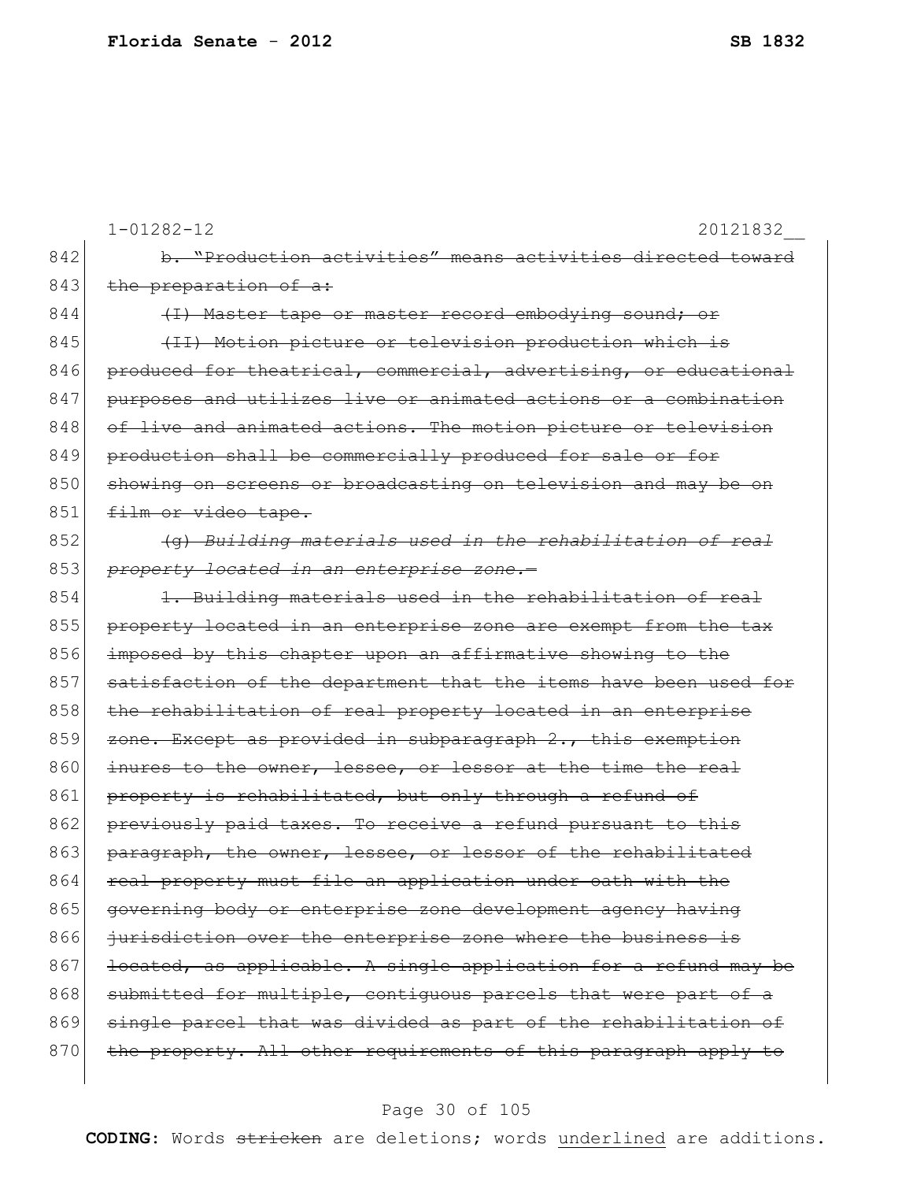1-01282-12 20121832__

842 ~~b. "Production activities" means activities directed toward~~
843 ~~the preparation of a:~~
844 ~~(I) Master tape or master record embodying sound; or~~
845 ~~(II) Motion picture or television production which is~~
846 ~~produced for theatrical, commercial, advertising, or educational~~
847 ~~purposes and utilizes live or animated actions or a combination~~
848 ~~of live and animated actions. The motion picture or television~~
849 ~~production shall be commercially produced for sale or for~~
850 ~~showing on screens or broadcasting on television and may be on~~
851 ~~film or video tape.~~
852 ~~(g) *Building materials used in the rehabilitation of real*~~
853 ~~*property located in an enterprise zone.*—~~
854 ~~1. Building materials used in the rehabilitation of real~~
855 ~~property located in an enterprise zone are exempt from the tax~~
856 ~~imposed by this chapter upon an affirmative showing to the~~
857 ~~satisfaction of the department that the items have been used for~~
858 ~~the rehabilitation of real property located in an enterprise~~
859 ~~zone. Except as provided in subparagraph 2., this exemption~~
860 ~~inures to the owner, lessee, or lessor at the time the real~~
861 ~~property is rehabilitated, but only through a refund of~~
862 ~~previously paid taxes. To receive a refund pursuant to this~~
863 ~~paragraph, the owner, lessee, or lessor of the rehabilitated~~
864 ~~real property must file an application under oath with the~~
865 ~~governing body or enterprise zone development agency having~~
866 ~~jurisdiction over the enterprise zone where the business is~~
867 ~~located, as applicable. A single application for a refund may be~~
868 ~~submitted for multiple, contiguous parcels that were part of a~~
869 ~~single parcel that was divided as part of the rehabilitation of~~
870 ~~the property. All other requirements of this paragraph apply to~~

**CODING:** Words ~~stricken~~ are deletions; words underlined are additions.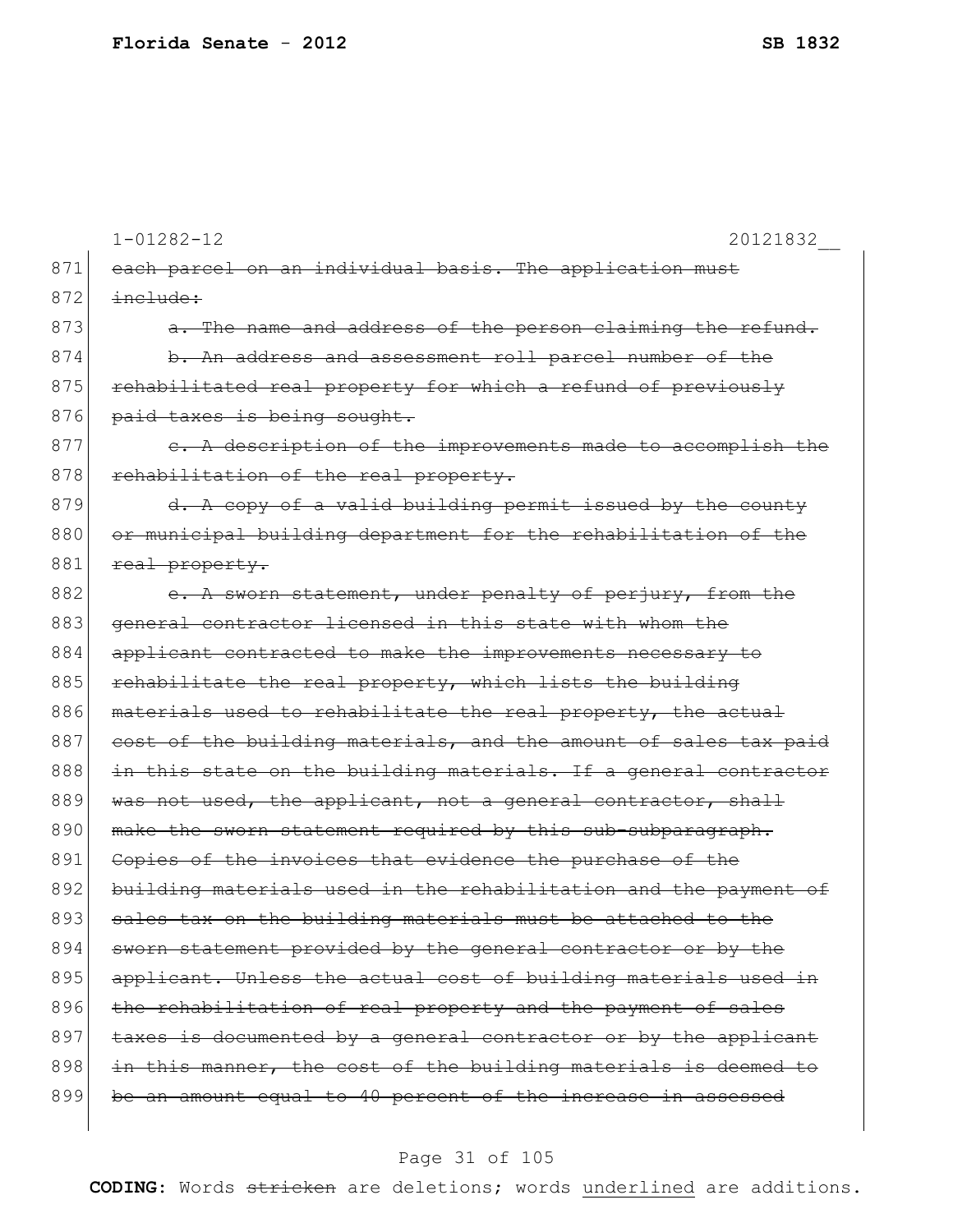1-01282-12 20121832__

871 ~~each parcel on an individual basis. The application must~~
872 ~~include:~~
873 ~~a. The name and address of the person claiming the refund.~~
874 ~~b. An address and assessment roll parcel number of the~~
875 ~~rehabilitated real property for which a refund of previously~~
876 ~~paid taxes is being sought.~~
877 ~~c. A description of the improvements made to accomplish the~~
878 ~~rehabilitation of the real property.~~
879 ~~d. A copy of a valid building permit issued by the county~~
880 ~~or municipal building department for the rehabilitation of the~~
881 ~~real property.~~
882 ~~e. A sworn statement, under penalty of perjury, from the~~
883 ~~general contractor licensed in this state with whom the~~
884 ~~applicant contracted to make the improvements necessary to~~
885 ~~rehabilitate the real property, which lists the building~~
886 ~~materials used to rehabilitate the real property, the actual~~
887 ~~cost of the building materials, and the amount of sales tax paid~~
888 ~~in this state on the building materials. If a general contractor~~
889 ~~was not used, the applicant, not a general contractor, shall~~
890 ~~make the sworn statement required by this sub-subparagraph.~~
891 ~~Copies of the invoices that evidence the purchase of the~~
892 ~~building materials used in the rehabilitation and the payment of~~
893 ~~sales tax on the building materials must be attached to the~~
894 ~~sworn statement provided by the general contractor or by the~~
895 ~~applicant. Unless the actual cost of building materials used in~~
896 ~~the rehabilitation of real property and the payment of sales~~
897 ~~taxes is documented by a general contractor or by the applicant~~
898 ~~in this manner, the cost of the building materials is deemed to~~
899 ~~be an amount equal to 40 percent of the increase in assessed~~

**CODING:** Words ~~stricken~~ are deletions; words underlined are additions.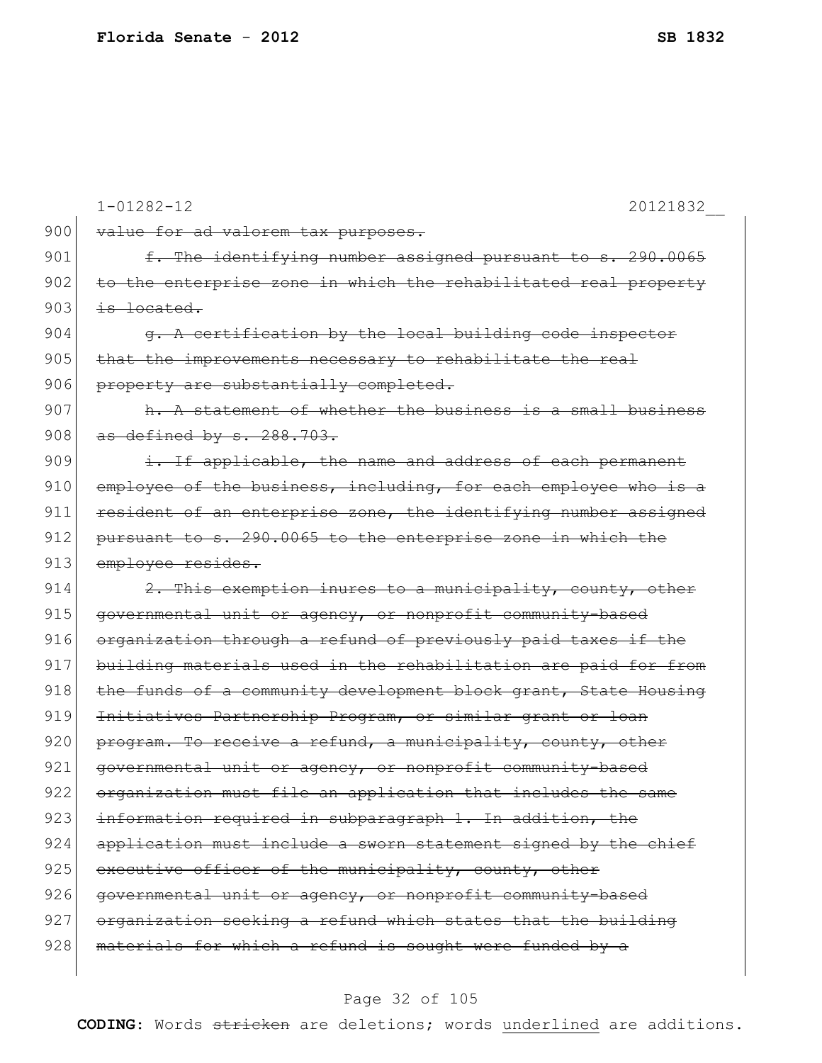1-01282-12 20121832__

900 ~~value for ad valorem tax purposes.~~

901 ~~f. The identifying number assigned pursuant to s. 290.0065~~
902 ~~to the enterprise zone in which the rehabilitated real property~~
903 ~~is located.~~

904 ~~g. A certification by the local building code inspector~~
905 ~~that the improvements necessary to rehabilitate the real~~
906 ~~property are substantially completed.~~

907 ~~h. A statement of whether the business is a small business~~
908 ~~as defined by s. 288.703.~~

909 ~~i. If applicable, the name and address of each permanent~~
910 ~~employee of the business, including, for each employee who is a~~
911 ~~resident of an enterprise zone, the identifying number assigned~~
912 ~~pursuant to s. 290.0065 to the enterprise zone in which the~~
913 ~~employee resides.~~

914 ~~2. This exemption inures to a municipality, county, other~~
915 ~~governmental unit or agency, or nonprofit community-based~~
916 ~~organization through a refund of previously paid taxes if the~~
917 ~~building materials used in the rehabilitation are paid for from~~
918 ~~the funds of a community development block grant, State Housing~~
919 ~~Initiatives Partnership Program, or similar grant or loan~~
920 ~~program. To receive a refund, a municipality, county, other~~
921 ~~governmental unit or agency, or nonprofit community-based~~
922 ~~organization must file an application that includes the same~~
923 ~~information required in subparagraph 1. In addition, the~~
924 ~~application must include a sworn statement signed by the chief~~
925 ~~executive officer of the municipality, county, other~~
926 ~~governmental unit or agency, or nonprofit community-based~~
927 ~~organization seeking a refund which states that the building~~
928 ~~materials for which a refund is sought were funded by a~~

**CODING:** Words ~~stricken~~ are deletions; words underlined are additions.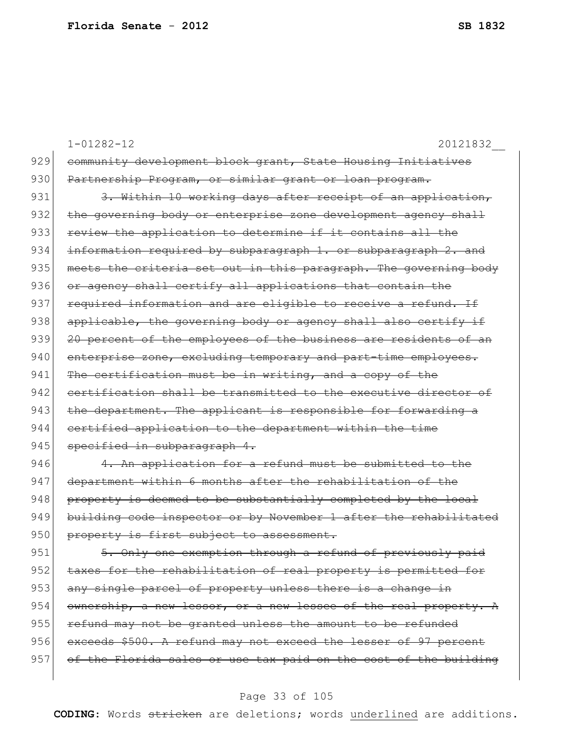1-01282-12 20121832__

929 ~~community development block grant, State Housing Initiatives~~
930 ~~Partnership Program, or similar grant or loan program.~~
931 ~~3. Within 10 working days after receipt of an application,~~
932 ~~the governing body or enterprise zone development agency shall~~
933 ~~review the application to determine if it contains all the~~
934 ~~information required by subparagraph 1. or subparagraph 2. and~~
935 ~~meets the criteria set out in this paragraph. The governing body~~
936 ~~or agency shall certify all applications that contain the~~
937 ~~required information and are eligible to receive a refund. If~~
938 ~~applicable, the governing body or agency shall also certify if~~
939 ~~20 percent of the employees of the business are residents of an~~
940 ~~enterprise zone, excluding temporary and part-time employees.~~
941 ~~The certification must be in writing, and a copy of the~~
942 ~~certification shall be transmitted to the executive director of~~
943 ~~the department. The applicant is responsible for forwarding a~~
944 ~~certified application to the department within the time~~
945 ~~specified in subparagraph 4.~~
946 ~~4. An application for a refund must be submitted to the~~
947 ~~department within 6 months after the rehabilitation of the~~
948 ~~property is deemed to be substantially completed by the local~~
949 ~~building code inspector or by November 1 after the rehabilitated~~
950 ~~property is first subject to assessment.~~
951 ~~5. Only one exemption through a refund of previously paid~~
952 ~~taxes for the rehabilitation of real property is permitted for~~
953 ~~any single parcel of property unless there is a change in~~
954 ~~ownership, a new lessor, or a new lessee of the real property. A~~
955 ~~refund may not be granted unless the amount to be refunded~~
956 ~~exceeds \$500. A refund may not exceed the lesser of 97 percent~~
957 ~~of the Florida sales or use tax paid on the cost of the building~~

**CODING:** Words ~~stricken~~ are deletions; words <u>underlined</u> are additions.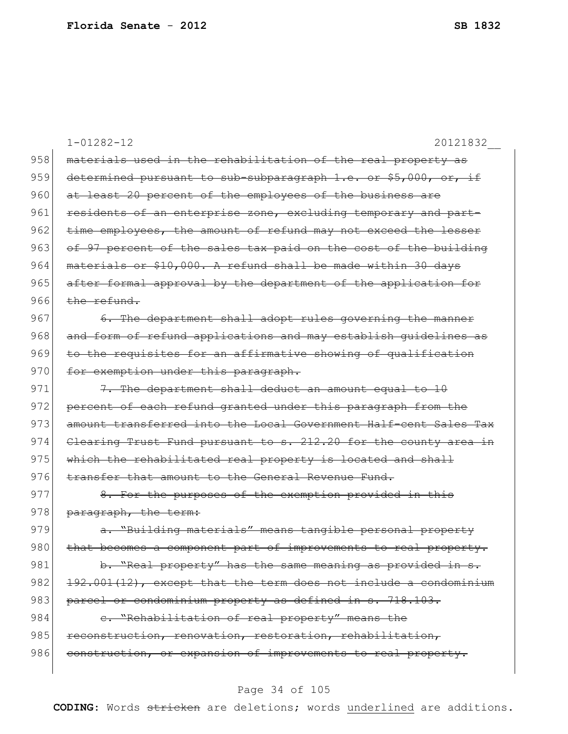1-01282-12 20121832__

958 ~~materials used in the rehabilitation of the real property as~~
959 ~~determined pursuant to sub-subparagraph 1.e. or $5,000, or, if~~
960 ~~at least 20 percent of the employees of the business are~~
961 ~~residents of an enterprise zone, excluding temporary and part-~~
962 ~~time employees, the amount of refund may not exceed the lesser~~
963 ~~of 97 percent of the sales tax paid on the cost of the building~~
964 ~~materials or $10,000. A refund shall be made within 30 days~~
965 ~~after formal approval by the department of the application for~~
966 ~~the refund.~~

967 ~~6. The department shall adopt rules governing the manner~~
968 ~~and form of refund applications and may establish guidelines as~~
969 ~~to the requisites for an affirmative showing of qualification~~
970 ~~for exemption under this paragraph.~~

971 ~~7. The department shall deduct an amount equal to 10~~
972 ~~percent of each refund granted under this paragraph from the~~
973 ~~amount transferred into the Local Government Half-cent Sales Tax~~
974 ~~Clearing Trust Fund pursuant to s. 212.20 for the county area in~~
975 ~~which the rehabilitated real property is located and shall~~
976 ~~transfer that amount to the General Revenue Fund.~~

977 ~~8. For the purposes of the exemption provided in this~~
978 ~~paragraph, the term:~~

979 ~~a. "Building materials" means tangible personal property~~
980 ~~that becomes a component part of improvements to real property.~~

981 ~~b. "Real property" has the same meaning as provided in s.~~
982 ~~192.001(12), except that the term does not include a condominium~~
983 ~~parcel or condominium property as defined in s. 718.103.~~

984 ~~c. "Rehabilitation of real property" means the~~
985 ~~reconstruction, renovation, restoration, rehabilitation,~~
986 ~~construction, or expansion of improvements to real property.~~

**CODING:** Words ~~stricken~~ are deletions; words <u>underlined</u> are additions.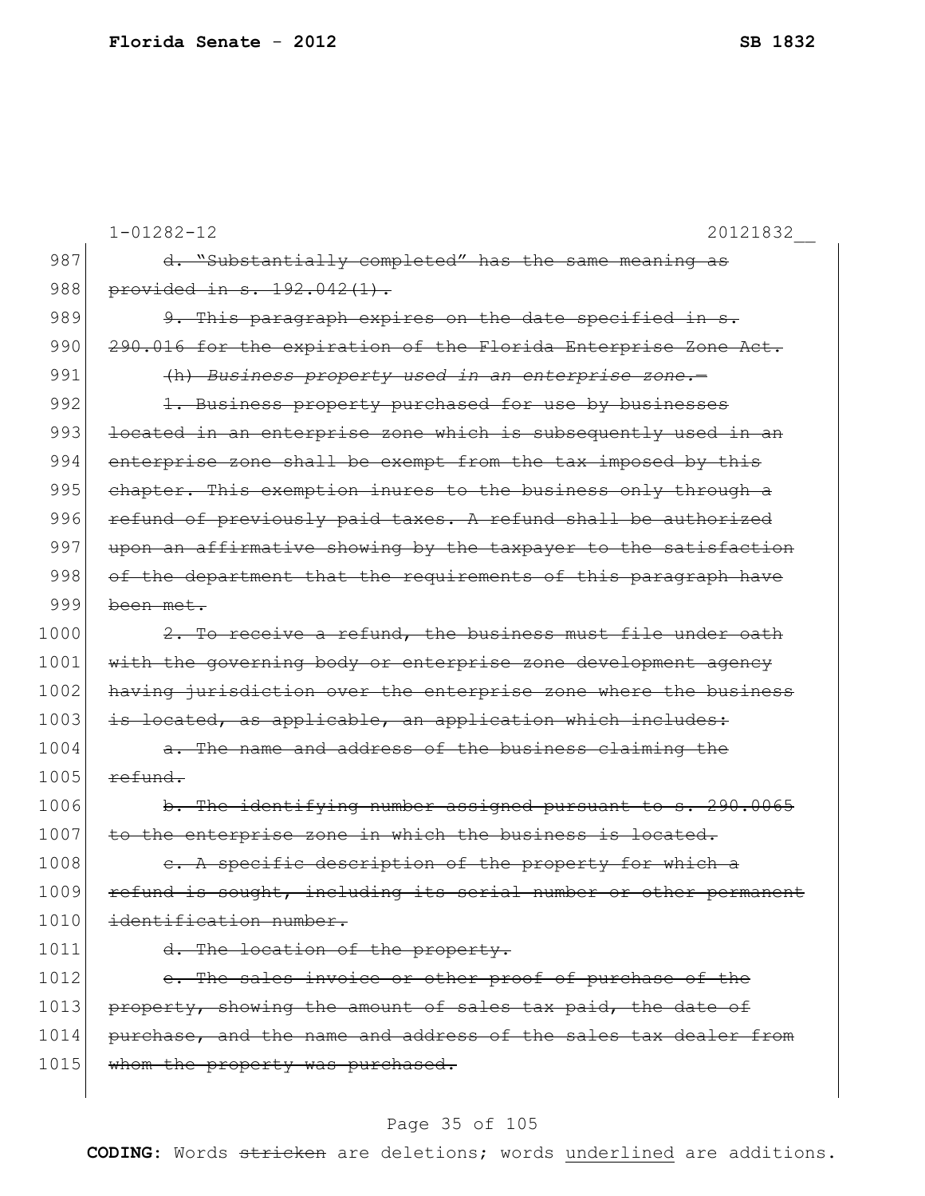1-01282-12 20121832__

987 ~~d. "Substantially completed" has the same meaning as~~
988 ~~provided in s. 192.042(1).~~
989 ~~9. This paragraph expires on the date specified in s.~~
990 ~~290.016 for the expiration of the Florida Enterprise Zone Act.~~
991 ~~(h) *Business property used in an enterprise zone.*—~~
992 ~~1. Business property purchased for use by businesses~~
993 ~~located in an enterprise zone which is subsequently used in an~~
994 ~~enterprise zone shall be exempt from the tax imposed by this~~
995 ~~chapter. This exemption inures to the business only through a~~
996 ~~refund of previously paid taxes. A refund shall be authorized~~
997 ~~upon an affirmative showing by the taxpayer to the satisfaction~~
998 ~~of the department that the requirements of this paragraph have~~
999 ~~been met.~~
1000 ~~2. To receive a refund, the business must file under oath~~
1001 ~~with the governing body or enterprise zone development agency~~
1002 ~~having jurisdiction over the enterprise zone where the business~~
1003 ~~is located, as applicable, an application which includes:~~
1004 ~~a. The name and address of the business claiming the~~
1005 ~~refund.~~
1006 ~~b. The identifying number assigned pursuant to s. 290.0065~~
1007 ~~to the enterprise zone in which the business is located.~~
1008 ~~c. A specific description of the property for which a~~
1009 ~~refund is sought, including its serial number or other permanent~~
1010 ~~identification number.~~
1011 ~~d. The location of the property.~~
1012 ~~e. The sales invoice or other proof of purchase of the~~
1013 ~~property, showing the amount of sales tax paid, the date of~~
1014 ~~purchase, and the name and address of the sales tax dealer from~~
1015 ~~whom the property was purchased.~~

**CODING:** Words ~~stricken~~ are deletions; words underlined are additions.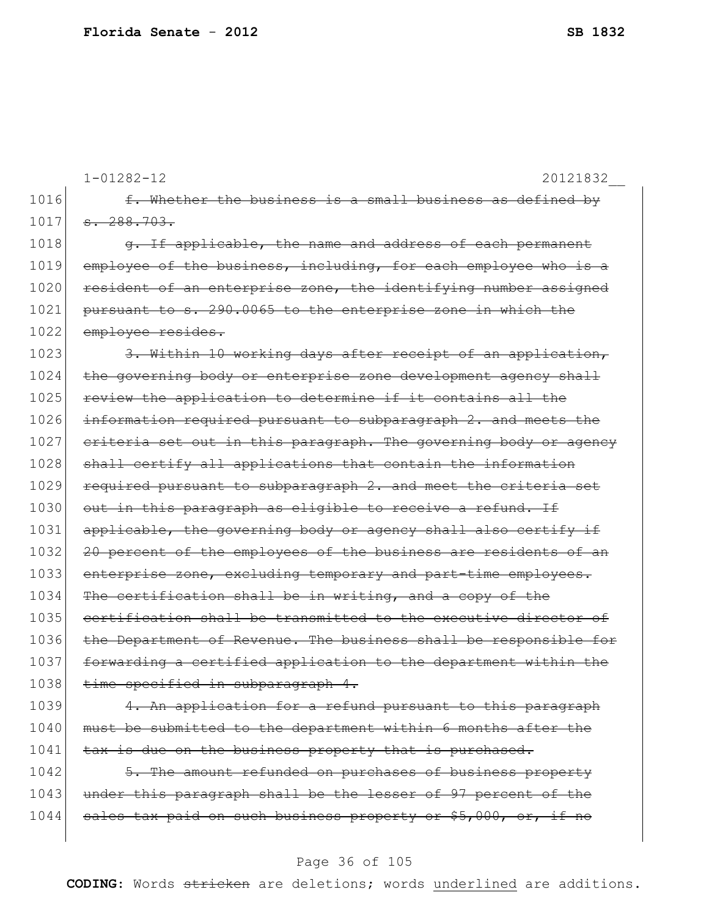1-01282-12 20121832__

1016 ~~f. Whether the business is a small business as defined by~~
1017 ~~s. 288.703.~~
1018 ~~g. If applicable, the name and address of each permanent~~
1019 ~~employee of the business, including, for each employee who is a~~
1020 ~~resident of an enterprise zone, the identifying number assigned~~
1021 ~~pursuant to s. 290.0065 to the enterprise zone in which the~~
1022 ~~employee resides.~~
1023 ~~3. Within 10 working days after receipt of an application,~~
1024 ~~the governing body or enterprise zone development agency shall~~
1025 ~~review the application to determine if it contains all the~~
1026 ~~information required pursuant to subparagraph 2. and meets the~~
1027 ~~criteria set out in this paragraph. The governing body or agency~~
1028 ~~shall certify all applications that contain the information~~
1029 ~~required pursuant to subparagraph 2. and meet the criteria set~~
1030 ~~out in this paragraph as eligible to receive a refund. If~~
1031 ~~applicable, the governing body or agency shall also certify if~~
1032 ~~20 percent of the employees of the business are residents of an~~
1033 ~~enterprise zone, excluding temporary and part-time employees.~~
1034 ~~The certification shall be in writing, and a copy of the~~
1035 ~~certification shall be transmitted to the executive director of~~
1036 ~~the Department of Revenue. The business shall be responsible for~~
1037 ~~forwarding a certified application to the department within the~~
1038 ~~time specified in subparagraph 4.~~
1039 ~~4. An application for a refund pursuant to this paragraph~~
1040 ~~must be submitted to the department within 6 months after the~~
1041 ~~tax is due on the business property that is purchased.~~
1042 ~~5. The amount refunded on purchases of business property~~
1043 ~~under this paragraph shall be the lesser of 97 percent of the~~
1044 ~~sales tax paid on such business property or $5,000, or, if no~~

**CODING:** Words ~~stricken~~ are deletions; words <u>underlined</u> are additions.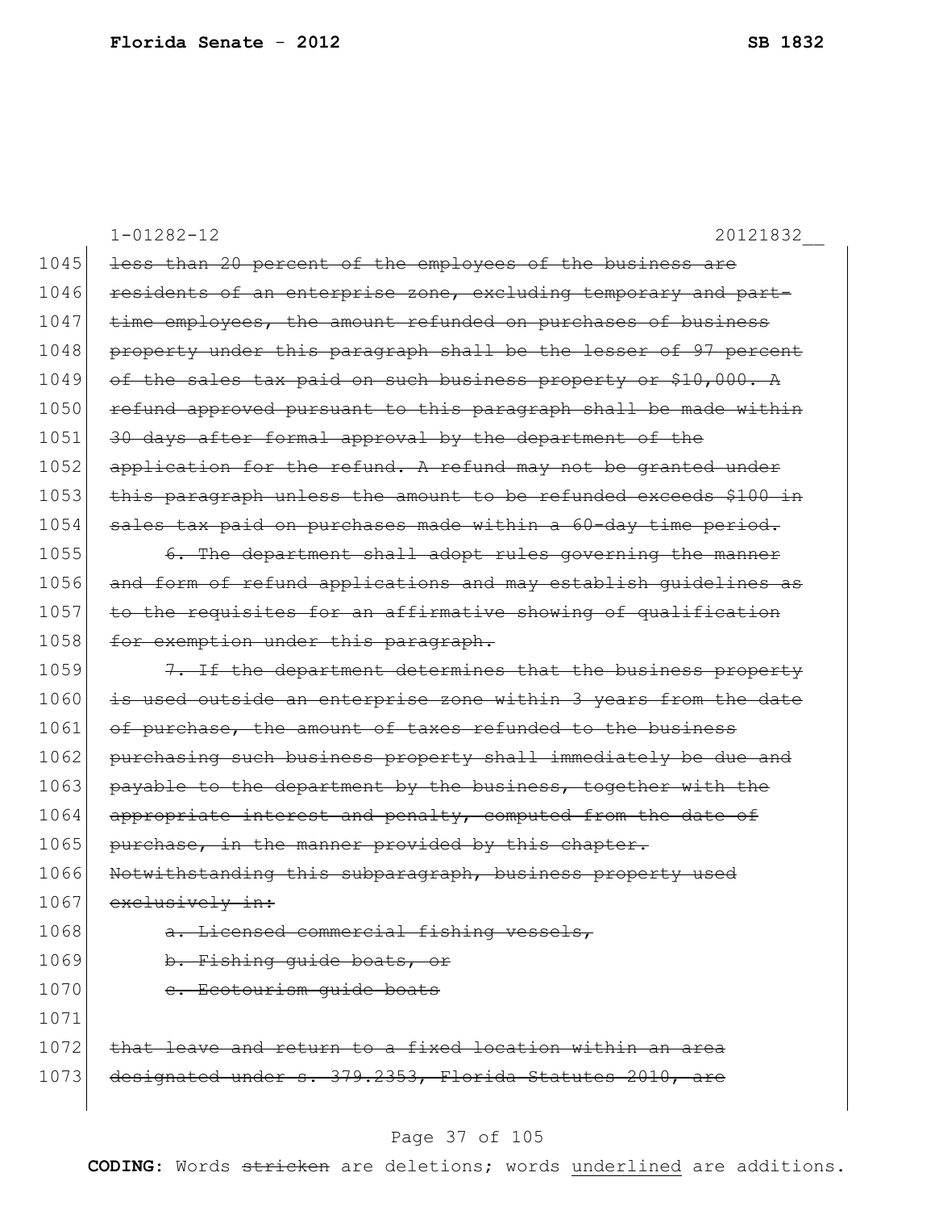1-01282-12 20121832__

1045 ~~less than 20 percent of the employees of the business are~~
1046 ~~residents of an enterprise zone, excluding temporary and part-~~
1047 ~~time employees, the amount refunded on purchases of business~~
1048 ~~property under this paragraph shall be the lesser of 97 percent~~
1049 ~~of the sales tax paid on such business property or $10,000. A~~
1050 ~~refund approved pursuant to this paragraph shall be made within~~
1051 ~~30 days after formal approval by the department of the~~
1052 ~~application for the refund. A refund may not be granted under~~
1053 ~~this paragraph unless the amount to be refunded exceeds $100 in~~
1054 ~~sales tax paid on purchases made within a 60-day time period.~~
1055 ~~6. The department shall adopt rules governing the manner~~
1056 ~~and form of refund applications and may establish guidelines as~~
1057 ~~to the requisites for an affirmative showing of qualification~~
1058 ~~for exemption under this paragraph.~~
1059 ~~7. If the department determines that the business property~~
1060 ~~is used outside an enterprise zone within 3 years from the date~~
1061 ~~of purchase, the amount of taxes refunded to the business~~
1062 ~~purchasing such business property shall immediately be due and~~
1063 ~~payable to the department by the business, together with the~~
1064 ~~appropriate interest and penalty, computed from the date of~~
1065 ~~purchase, in the manner provided by this chapter.~~
1066 ~~Notwithstanding this subparagraph, business property used~~
1067 ~~exclusively in:~~
1068 ~~a. Licensed commercial fishing vessels,~~
1069 ~~b. Fishing guide boats, or~~
1070 ~~c. Ecotourism guide boats~~
1071
1072 ~~that leave and return to a fixed location within an area~~
1073 ~~designated under s. 379.2353, Florida Statutes 2010, are~~

**CODING:** Words ~~stricken~~ are deletions; words <u>underlined</u> are additions.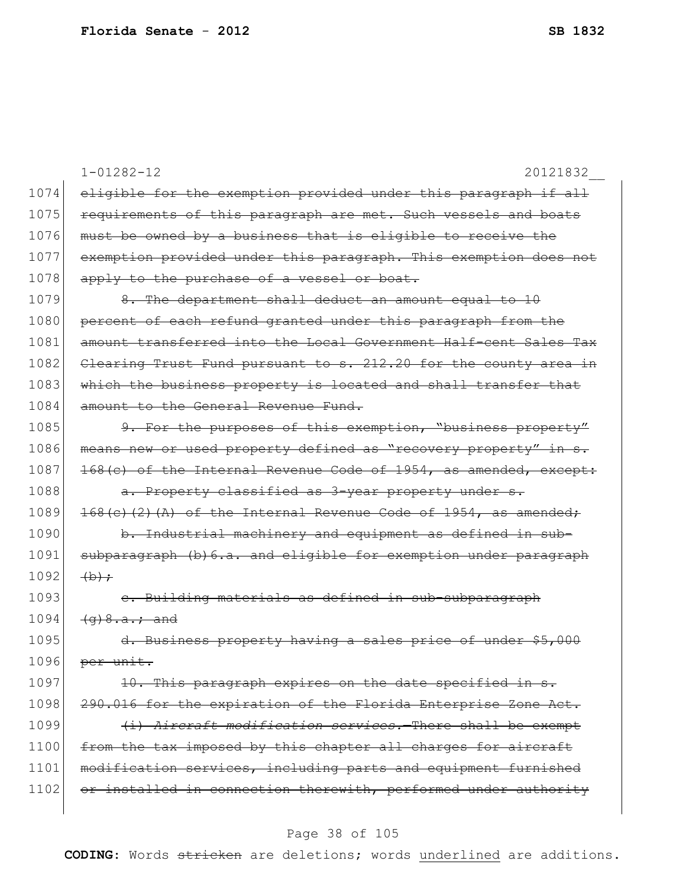1-01282-12 20121832__

1074 ~~eligible for the exemption provided under this paragraph if all~~
1075 ~~requirements of this paragraph are met. Such vessels and boats~~
1076 ~~must be owned by a business that is eligible to receive the~~
1077 ~~exemption provided under this paragraph. This exemption does not~~
1078 ~~apply to the purchase of a vessel or boat.~~

1079 ~~8. The department shall deduct an amount equal to 10~~
1080 ~~percent of each refund granted under this paragraph from the~~
1081 ~~amount transferred into the Local Government Half-cent Sales Tax~~
1082 ~~Clearing Trust Fund pursuant to s. 212.20 for the county area in~~
1083 ~~which the business property is located and shall transfer that~~
1084 ~~amount to the General Revenue Fund.~~

1085 ~~9. For the purposes of this exemption, "business property"~~
1086 ~~means new or used property defined as "recovery property" in s.~~
1087 ~~168(c) of the Internal Revenue Code of 1954, as amended, except:~~

1088 ~~a. Property classified as 3-year property under s.~~
1089 ~~168(c)(2)(A) of the Internal Revenue Code of 1954, as amended;~~

1090 ~~b. Industrial machinery and equipment as defined in sub-~~
1091 ~~subparagraph (b)6.a. and eligible for exemption under paragraph~~
1092 ~~(b);~~

1093 ~~c. Building materials as defined in sub-subparagraph~~
1094 ~~(g)8.a.; and~~

1095 ~~d. Business property having a sales price of under $5,000~~
1096 ~~per unit.~~

1097 ~~10. This paragraph expires on the date specified in s.~~
1098 ~~290.016 for the expiration of the Florida Enterprise Zone Act.~~

1099 ~~(i) *Aircraft modification services.*—There shall be exempt~~
1100 ~~from the tax imposed by this chapter all charges for aircraft~~
1101 ~~modification services, including parts and equipment furnished~~
1102 ~~or installed in connection therewith, performed under authority~~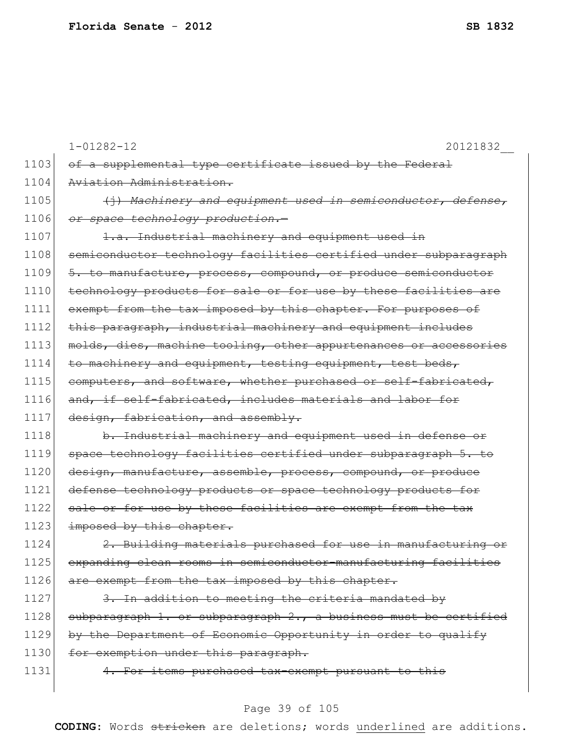1103 ~~of a supplemental type certificate issued by the Federal~~

1104 ~~Aviation Administration.~~

1105 ~~(j) *Machinery and equipment used in semiconductor, defense,*~~

1106 ~~*or space technology production.*—~~

1107 ~~1.a. Industrial machinery and equipment used in~~

1108 ~~semiconductor technology facilities certified under subparagraph~~

1109 ~~5. to manufacture, process, compound, or produce semiconductor~~

1110 ~~technology products for sale or for use by these facilities are~~

1111 ~~exempt from the tax imposed by this chapter. For purposes of~~

1112 ~~this paragraph, industrial machinery and equipment includes~~

1113 ~~molds, dies, machine tooling, other appurtenances or accessories~~

1114 ~~to machinery and equipment, testing equipment, test beds,~~

1115 ~~computers, and software, whether purchased or self-fabricated,~~

1116 ~~and, if self-fabricated, includes materials and labor for~~

1117 ~~design, fabrication, and assembly.~~

1118 ~~b. Industrial machinery and equipment used in defense or~~

1119 ~~space technology facilities certified under subparagraph 5. to~~

1120 ~~design, manufacture, assemble, process, compound, or produce~~

1121 ~~defense technology products or space technology products for~~

1122 ~~sale or for use by these facilities are exempt from the tax~~

1123 ~~imposed by this chapter.~~

1124 ~~2. Building materials purchased for use in manufacturing or~~

1125 ~~expanding clean rooms in semiconductor-manufacturing facilities~~

1126 ~~are exempt from the tax imposed by this chapter.~~

1127 ~~3. In addition to meeting the criteria mandated by~~

1128 ~~subparagraph 1. or subparagraph 2., a business must be certified~~

1129 ~~by the Department of Economic Opportunity in order to qualify~~

1130 ~~for exemption under this paragraph.~~

1131 ~~4. For items purchased tax-exempt pursuant to this~~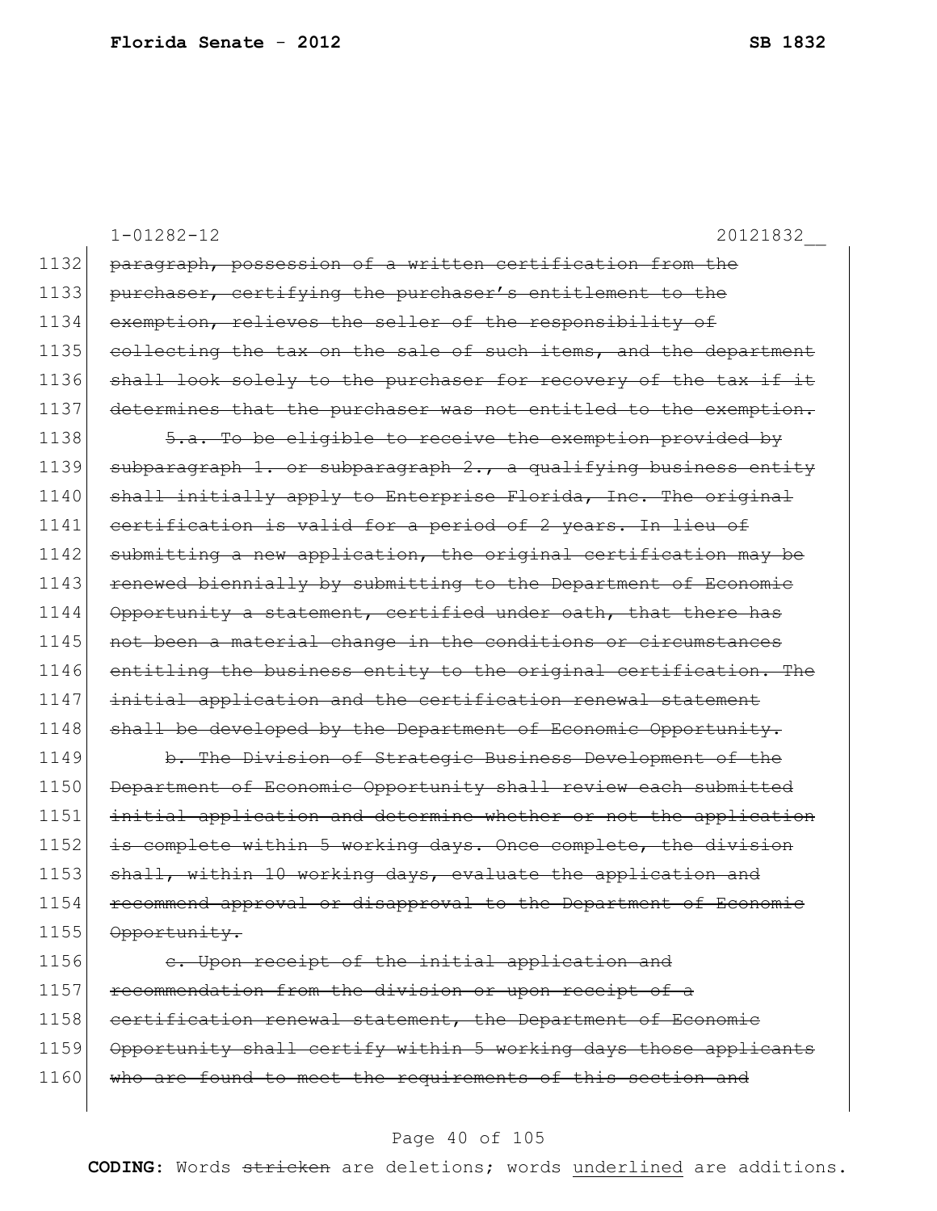1-01282-12 20121832__

1132 ~~paragraph, possession of a written certification from the~~
1133 ~~purchaser, certifying the purchaser's entitlement to the~~
1134 ~~exemption, relieves the seller of the responsibility of~~
1135 ~~collecting the tax on the sale of such items, and the department~~
1136 ~~shall look solely to the purchaser for recovery of the tax if it~~
1137 ~~determines that the purchaser was not entitled to the exemption.~~
1138 ~~5.a. To be eligible to receive the exemption provided by~~
1139 ~~subparagraph 1. or subparagraph 2., a qualifying business entity~~
1140 ~~shall initially apply to Enterprise Florida, Inc. The original~~
1141 ~~certification is valid for a period of 2 years. In lieu of~~
1142 ~~submitting a new application, the original certification may be~~
1143 ~~renewed biennially by submitting to the Department of Economic~~
1144 ~~Opportunity a statement, certified under oath, that there has~~
1145 ~~not been a material change in the conditions or circumstances~~
1146 ~~entitling the business entity to the original certification. The~~
1147 ~~initial application and the certification renewal statement~~
1148 ~~shall be developed by the Department of Economic Opportunity.~~
1149 ~~b. The Division of Strategic Business Development of the~~
1150 ~~Department of Economic Opportunity shall review each submitted~~
1151 ~~initial application and determine whether or not the application~~
1152 ~~is complete within 5 working days. Once complete, the division~~
1153 ~~shall, within 10 working days, evaluate the application and~~
1154 ~~recommend approval or disapproval to the Department of Economic~~
1155 ~~Opportunity.~~
1156 ~~c. Upon receipt of the initial application and~~
1157 ~~recommendation from the division or upon receipt of a~~
1158 ~~certification renewal statement, the Department of Economic~~
1159 ~~Opportunity shall certify within 5 working days those applicants~~
1160 ~~who are found to meet the requirements of this section and~~

**CODING:** Words ~~stricken~~ are deletions; words underlined are additions.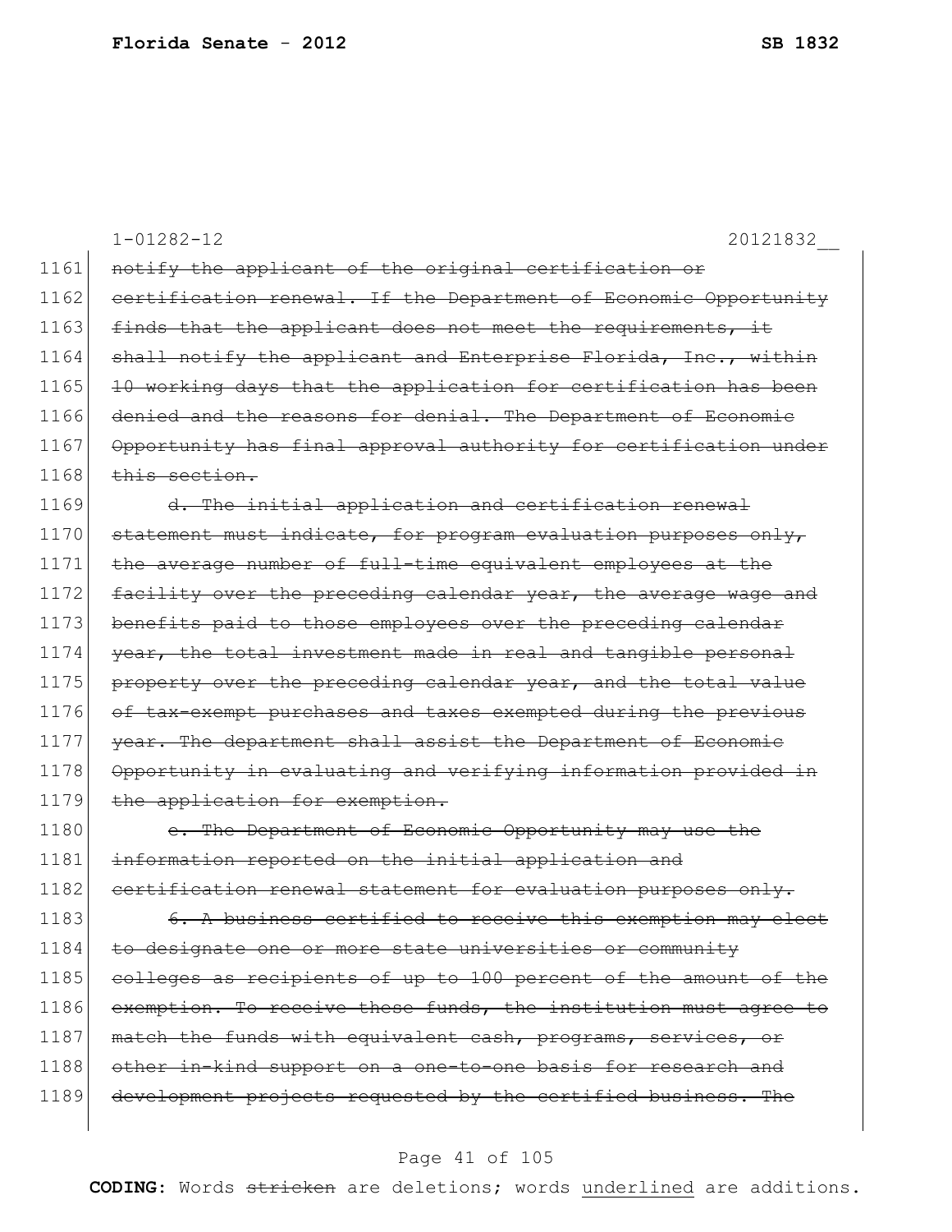1-01282-12 20121832__

1161 ~~notify the applicant of the original certification or~~
1162 ~~certification renewal. If the Department of Economic Opportunity~~
1163 ~~finds that the applicant does not meet the requirements, it~~
1164 ~~shall notify the applicant and Enterprise Florida, Inc., within~~
1165 ~~10 working days that the application for certification has been~~
1166 ~~denied and the reasons for denial. The Department of Economic~~
1167 ~~Opportunity has final approval authority for certification under~~
1168 ~~this section.~~
1169 ~~d. The initial application and certification renewal~~
1170 ~~statement must indicate, for program evaluation purposes only,~~
1171 ~~the average number of full-time equivalent employees at the~~
1172 ~~facility over the preceding calendar year, the average wage and~~
1173 ~~benefits paid to those employees over the preceding calendar~~
1174 ~~year, the total investment made in real and tangible personal~~
1175 ~~property over the preceding calendar year, and the total value~~
1176 ~~of tax-exempt purchases and taxes exempted during the previous~~
1177 ~~year. The department shall assist the Department of Economic~~
1178 ~~Opportunity in evaluating and verifying information provided in~~
1179 ~~the application for exemption.~~
1180 ~~e. The Department of Economic Opportunity may use the~~
1181 ~~information reported on the initial application and~~
1182 ~~certification renewal statement for evaluation purposes only.~~
1183 ~~6. A business certified to receive this exemption may elect~~
1184 ~~to designate one or more state universities or community~~
1185 ~~colleges as recipients of up to 100 percent of the amount of the~~
1186 ~~exemption. To receive these funds, the institution must agree to~~
1187 ~~match the funds with equivalent cash, programs, services, or~~
1188 ~~other in-kind support on a one-to-one basis for research and~~
1189 ~~development projects requested by the certified business. The~~

**CODING:** Words ~~stricken~~ are deletions; words <u>underlined</u> are additions.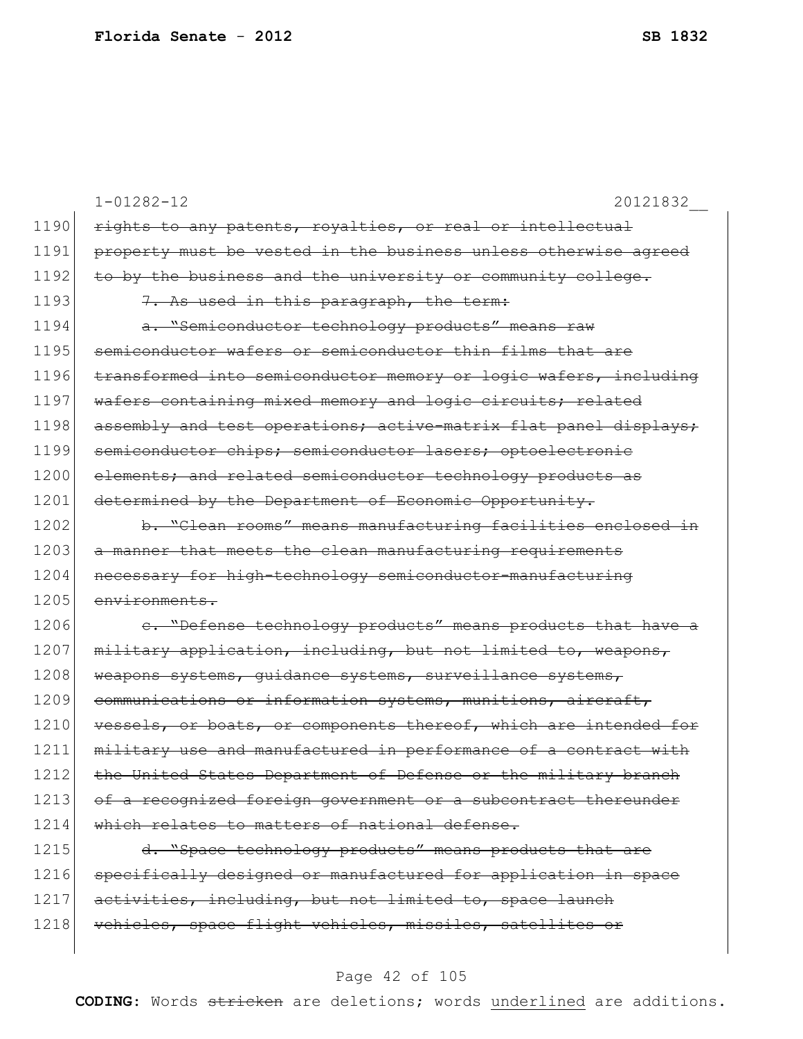1-01282-12 20121832__

1190 ~~rights to any patents, royalties, or real or intellectual~~
1191 ~~property must be vested in the business unless otherwise agreed~~
1192 ~~to by the business and the university or community college.~~
1193 ~~7. As used in this paragraph, the term:~~
1194 ~~a. "Semiconductor technology products" means raw~~
1195 ~~semiconductor wafers or semiconductor thin films that are~~
1196 ~~transformed into semiconductor memory or logic wafers, including~~
1197 ~~wafers containing mixed memory and logic circuits; related~~
1198 ~~assembly and test operations; active-matrix flat panel displays;~~
1199 ~~semiconductor chips; semiconductor lasers; optoelectronic~~
1200 ~~elements; and related semiconductor technology products as~~
1201 ~~determined by the Department of Economic Opportunity.~~
1202 ~~b. "Clean rooms" means manufacturing facilities enclosed in~~
1203 ~~a manner that meets the clean manufacturing requirements~~
1204 ~~necessary for high-technology semiconductor-manufacturing~~
1205 ~~environments.~~
1206 ~~c. "Defense technology products" means products that have a~~
1207 ~~military application, including, but not limited to, weapons,~~
1208 ~~weapons systems, guidance systems, surveillance systems,~~
1209 ~~communications or information systems, munitions, aircraft,~~
1210 ~~vessels, or boats, or components thereof, which are intended for~~
1211 ~~military use and manufactured in performance of a contract with~~
1212 ~~the United States Department of Defense or the military branch~~
1213 ~~of a recognized foreign government or a subcontract thereunder~~
1214 ~~which relates to matters of national defense.~~
1215 ~~d. "Space technology products" means products that are~~
1216 ~~specifically designed or manufactured for application in space~~
1217 ~~activities, including, but not limited to, space launch~~
1218 ~~vehicles, space flight vehicles, missiles, satellites or~~

**CODING:** Words ~~stricken~~ are deletions; words underlined are additions.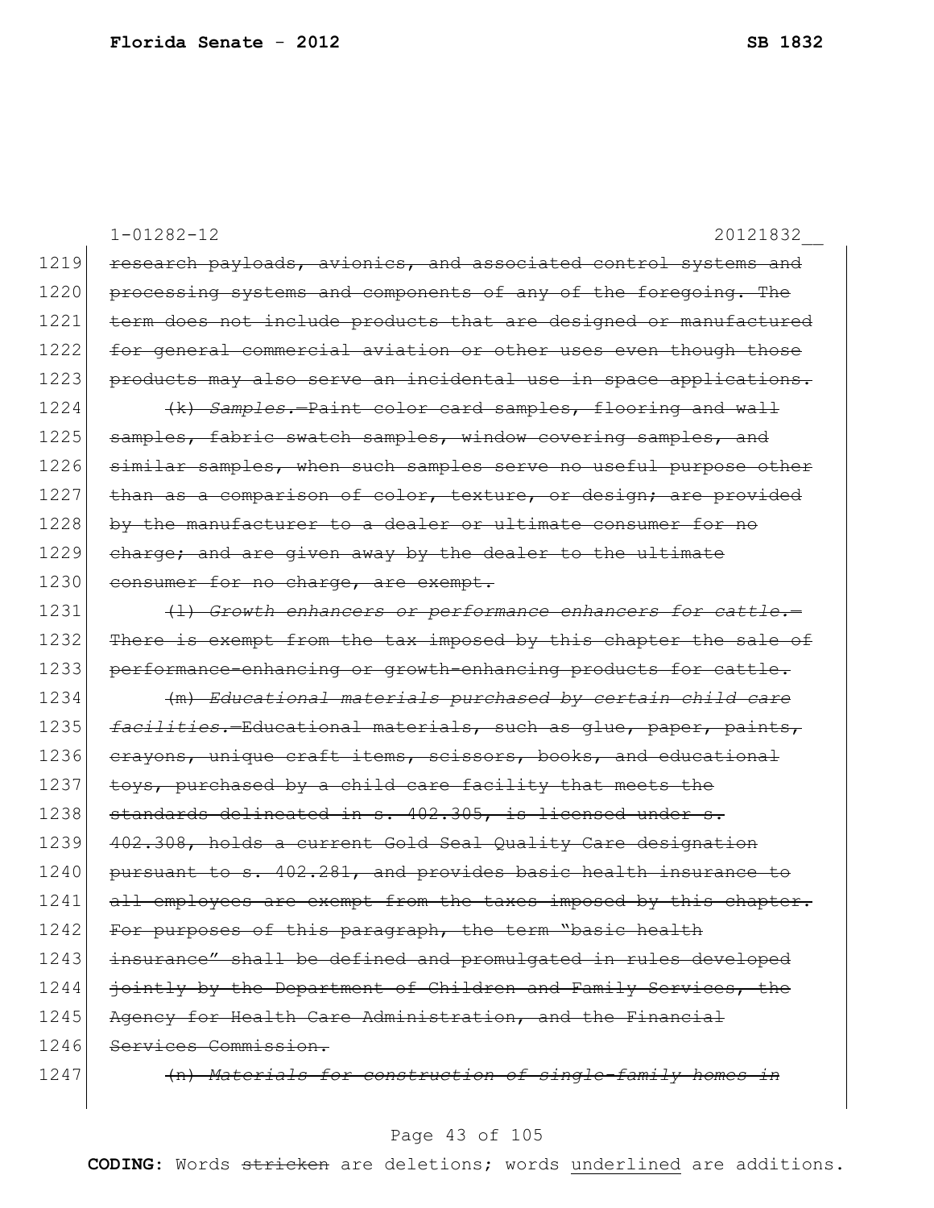1-01282-12 20121832__

1219 ~~research payloads, avionics, and associated control systems and~~
1220 ~~processing systems and components of any of the foregoing. The~~
1221 ~~term does not include products that are designed or manufactured~~
1222 ~~for general commercial aviation or other uses even though those~~
1223 ~~products may also serve an incidental use in space applications.~~

1224 ~~(k) *Samples.*—Paint color card samples, flooring and wall~~
1225 ~~samples, fabric swatch samples, window covering samples, and~~
1226 ~~similar samples, when such samples serve no useful purpose other~~
1227 ~~than as a comparison of color, texture, or design; are provided~~
1228 ~~by the manufacturer to a dealer or ultimate consumer for no~~
1229 ~~charge; and are given away by the dealer to the ultimate~~
1230 ~~consumer for no charge, are exempt.~~

1231 ~~(l) *Growth enhancers or performance enhancers for cattle.*—~~
1232 ~~There is exempt from the tax imposed by this chapter the sale of~~
1233 ~~performance-enhancing or growth-enhancing products for cattle.~~

1234 ~~(m) *Educational materials purchased by certain child care*~~
1235 ~~*facilities.*—Educational materials, such as glue, paper, paints,~~
1236 ~~crayons, unique craft items, scissors, books, and educational~~
1237 ~~toys, purchased by a child care facility that meets the~~
1238 ~~standards delineated in s. 402.305, is licensed under s.~~
1239 ~~402.308, holds a current Gold Seal Quality Care designation~~
1240 ~~pursuant to s. 402.281, and provides basic health insurance to~~
1241 ~~all employees are exempt from the taxes imposed by this chapter.~~
1242 ~~For purposes of this paragraph, the term "basic health~~
1243 ~~insurance" shall be defined and promulgated in rules developed~~
1244 ~~jointly by the Department of Children and Family Services, the~~
1245 ~~Agency for Health Care Administration, and the Financial~~
1246 ~~Services Commission.~~

1247 ~~(n) *Materials for construction of single-family homes in*~~

**CODING:** Words ~~stricken~~ are deletions; words underlined are additions.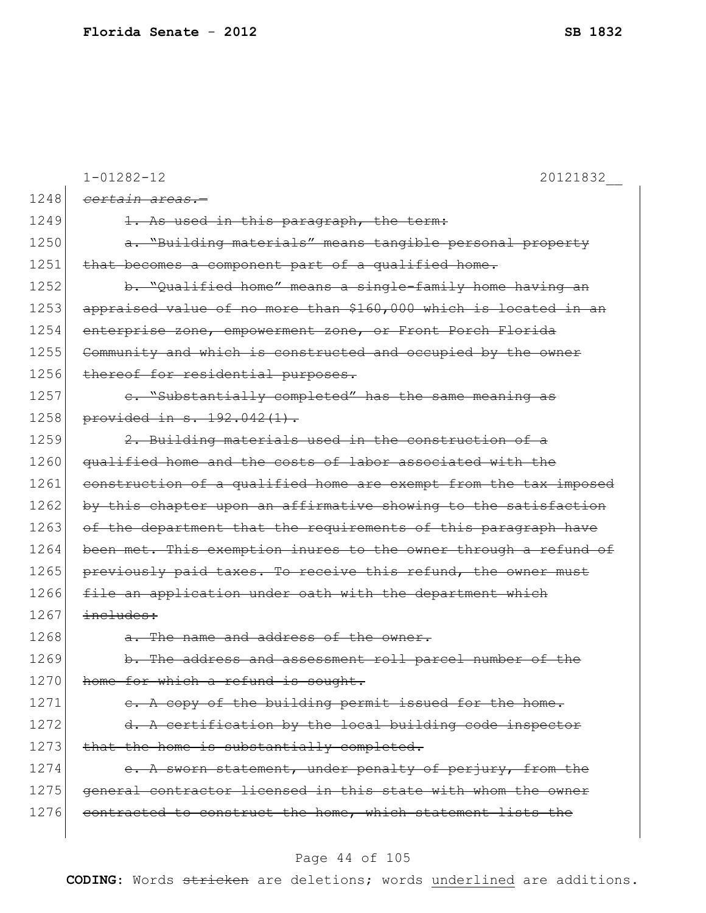1-01282-12 20121832__

1248 ~~*certain areas.*—~~

1249 ~~1. As used in this paragraph, the term:~~

1250 ~~a. "Building materials" means tangible personal property~~

1251 ~~that becomes a component part of a qualified home.~~

1252 ~~b. "Qualified home" means a single-family home having an~~

1253 ~~appraised value of no more than $160,000 which is located in an~~

1254 ~~enterprise zone, empowerment zone, or Front Porch Florida~~

1255 ~~Community and which is constructed and occupied by the owner~~

1256 ~~thereof for residential purposes.~~

1257 ~~c. "Substantially completed" has the same meaning as~~

1258 ~~provided in s. 192.042(1).~~

1259 ~~2. Building materials used in the construction of a~~

1260 ~~qualified home and the costs of labor associated with the~~

1261 ~~construction of a qualified home are exempt from the tax imposed~~

1262 ~~by this chapter upon an affirmative showing to the satisfaction~~

1263 ~~of the department that the requirements of this paragraph have~~

1264 ~~been met. This exemption inures to the owner through a refund of~~

1265 ~~previously paid taxes. To receive this refund, the owner must~~

1266 ~~file an application under oath with the department which~~

1267 ~~includes:~~

1268 ~~a. The name and address of the owner.~~

1269 ~~b. The address and assessment roll parcel number of the~~

1270 ~~home for which a refund is sought.~~

1271 ~~c. A copy of the building permit issued for the home.~~

1272 ~~d. A certification by the local building code inspector~~

1273 ~~that the home is substantially completed.~~

1274 ~~e. A sworn statement, under penalty of perjury, from the~~

1275 ~~general contractor licensed in this state with whom the owner~~

1276 ~~contracted to construct the home, which statement lists the~~

**CODING:** Words ~~stricken~~ are deletions; words <u>underlined</u> are additions.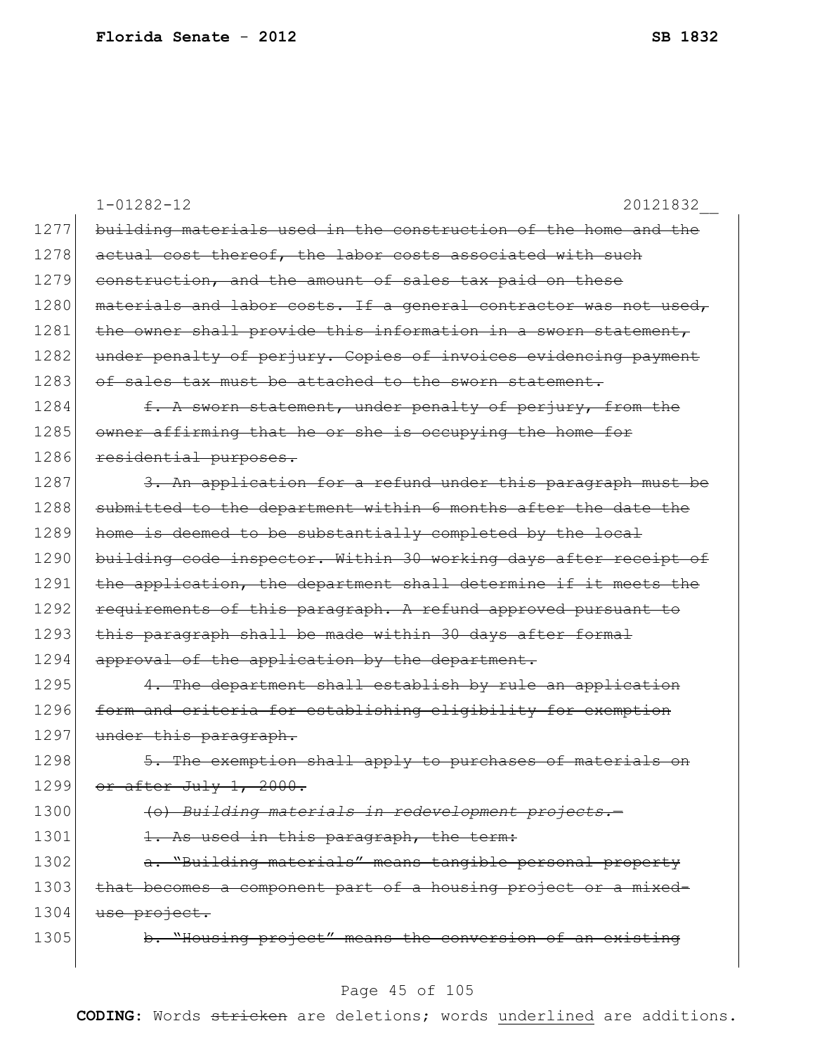1-01282-12 20121832__

1277 ~~building materials used in the construction of the home and the~~
1278 ~~actual cost thereof, the labor costs associated with such~~
1279 ~~construction, and the amount of sales tax paid on these~~
1280 ~~materials and labor costs. If a general contractor was not used,~~
1281 ~~the owner shall provide this information in a sworn statement,~~
1282 ~~under penalty of perjury. Copies of invoices evidencing payment~~
1283 ~~of sales tax must be attached to the sworn statement.~~

1284 ~~f. A sworn statement, under penalty of perjury, from the~~
1285 ~~owner affirming that he or she is occupying the home for~~
1286 ~~residential purposes.~~

1287 ~~3. An application for a refund under this paragraph must be~~
1288 ~~submitted to the department within 6 months after the date the~~
1289 ~~home is deemed to be substantially completed by the local~~
1290 ~~building code inspector. Within 30 working days after receipt of~~
1291 ~~the application, the department shall determine if it meets the~~
1292 ~~requirements of this paragraph. A refund approved pursuant to~~
1293 ~~this paragraph shall be made within 30 days after formal~~
1294 ~~approval of the application by the department.~~

1295 ~~4. The department shall establish by rule an application~~
1296 ~~form and criteria for establishing eligibility for exemption~~
1297 ~~under this paragraph.~~

1298 ~~5. The exemption shall apply to purchases of materials on~~
1299 ~~or after July 1, 2000.~~

1300 ~~(o) *Building materials in redevelopment projects.*—~~

1301 ~~1. As used in this paragraph, the term:~~

1302 ~~a. "Building materials" means tangible personal property~~
1303 ~~that becomes a component part of a housing project or a mixed-~~
1304 ~~use project.~~

1305 ~~b. "Housing project" means the conversion of an existing~~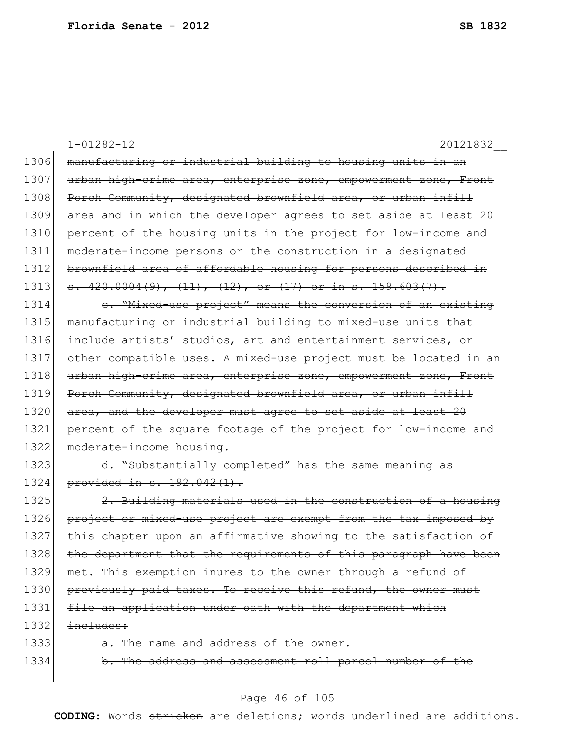1-01282-12 20121832__

1306 ~~manufacturing or industrial building to housing units in an~~
1307 ~~urban high-crime area, enterprise zone, empowerment zone, Front~~
1308 ~~Porch Community, designated brownfield area, or urban infill~~
1309 ~~area and in which the developer agrees to set aside at least 20~~
1310 ~~percent of the housing units in the project for low-income and~~
1311 ~~moderate-income persons or the construction in a designated~~
1312 ~~brownfield area of affordable housing for persons described in~~
1313 ~~s. 420.0004(9), (11), (12), or (17) or in s. 159.603(7).~~
1314 ~~c. "Mixed-use project" means the conversion of an existing~~
1315 ~~manufacturing or industrial building to mixed-use units that~~
1316 ~~include artists' studios, art and entertainment services, or~~
1317 ~~other compatible uses. A mixed-use project must be located in an~~
1318 ~~urban high-crime area, enterprise zone, empowerment zone, Front~~
1319 ~~Porch Community, designated brownfield area, or urban infill~~
1320 ~~area, and the developer must agree to set aside at least 20~~
1321 ~~percent of the square footage of the project for low-income and~~
1322 ~~moderate-income housing.~~
1323 ~~d. "Substantially completed" has the same meaning as~~
1324 ~~provided in s. 192.042(1).~~
1325 ~~2. Building materials used in the construction of a housing~~
1326 ~~project or mixed-use project are exempt from the tax imposed by~~
1327 ~~this chapter upon an affirmative showing to the satisfaction of~~
1328 ~~the department that the requirements of this paragraph have been~~
1329 ~~met. This exemption inures to the owner through a refund of~~
1330 ~~previously paid taxes. To receive this refund, the owner must~~
1331 ~~file an application under oath with the department which~~
1332 ~~includes:~~
1333 ~~a. The name and address of the owner.~~
1334 ~~b. The address and assessment roll parcel number of the~~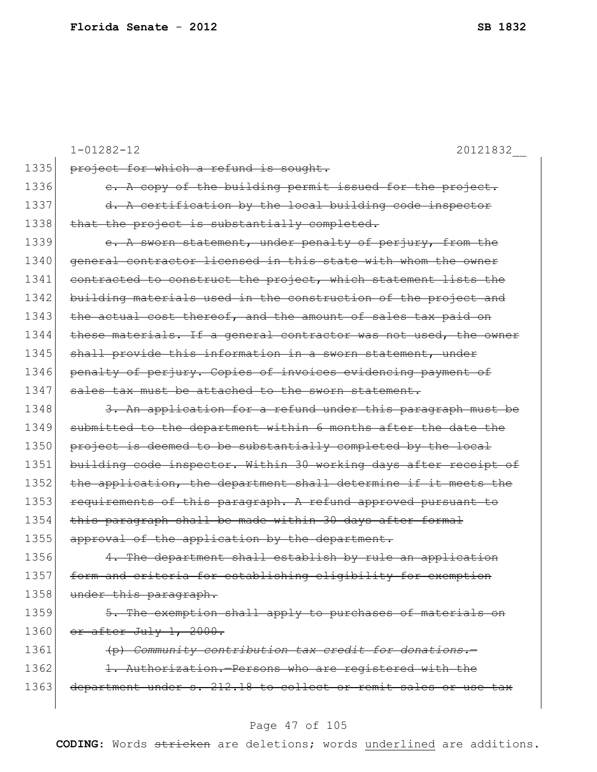1-01282-12 20121832__

1335 ~~project for which a refund is sought.~~

1336 ~~c. A copy of the building permit issued for the project.~~

1337 ~~d. A certification by the local building code inspector~~

1338 ~~that the project is substantially completed.~~

1339 ~~e. A sworn statement, under penalty of perjury, from the~~

1340 ~~general contractor licensed in this state with whom the owner~~

1341 ~~contracted to construct the project, which statement lists the~~

1342 ~~building materials used in the construction of the project and~~

1343 ~~the actual cost thereof, and the amount of sales tax paid on~~

1344 ~~these materials. If a general contractor was not used, the owner~~

1345 ~~shall provide this information in a sworn statement, under~~

1346 ~~penalty of perjury. Copies of invoices evidencing payment of~~

1347 ~~sales tax must be attached to the sworn statement.~~

1348 ~~3. An application for a refund under this paragraph must be~~

1349 ~~submitted to the department within 6 months after the date the~~

1350 ~~project is deemed to be substantially completed by the local~~

1351 ~~building code inspector. Within 30 working days after receipt of~~

1352 ~~the application, the department shall determine if it meets the~~

1353 ~~requirements of this paragraph. A refund approved pursuant to~~

1354 ~~this paragraph shall be made within 30 days after formal~~

1355 ~~approval of the application by the department.~~

1356 ~~4. The department shall establish by rule an application~~

1357 ~~form and criteria for establishing eligibility for exemption~~

1358 ~~under this paragraph.~~

1359 ~~5. The exemption shall apply to purchases of materials on~~

1360 ~~or after July 1, 2000.~~

1361 ~~(p) *Community contribution tax credit for donations.*—~~

1362 ~~1. Authorization.—Persons who are registered with the~~

1363 ~~department under s. 212.18 to collect or remit sales or use tax~~

**CODING:** Words ~~stricken~~ are deletions; words <u>underlined</u> are additions.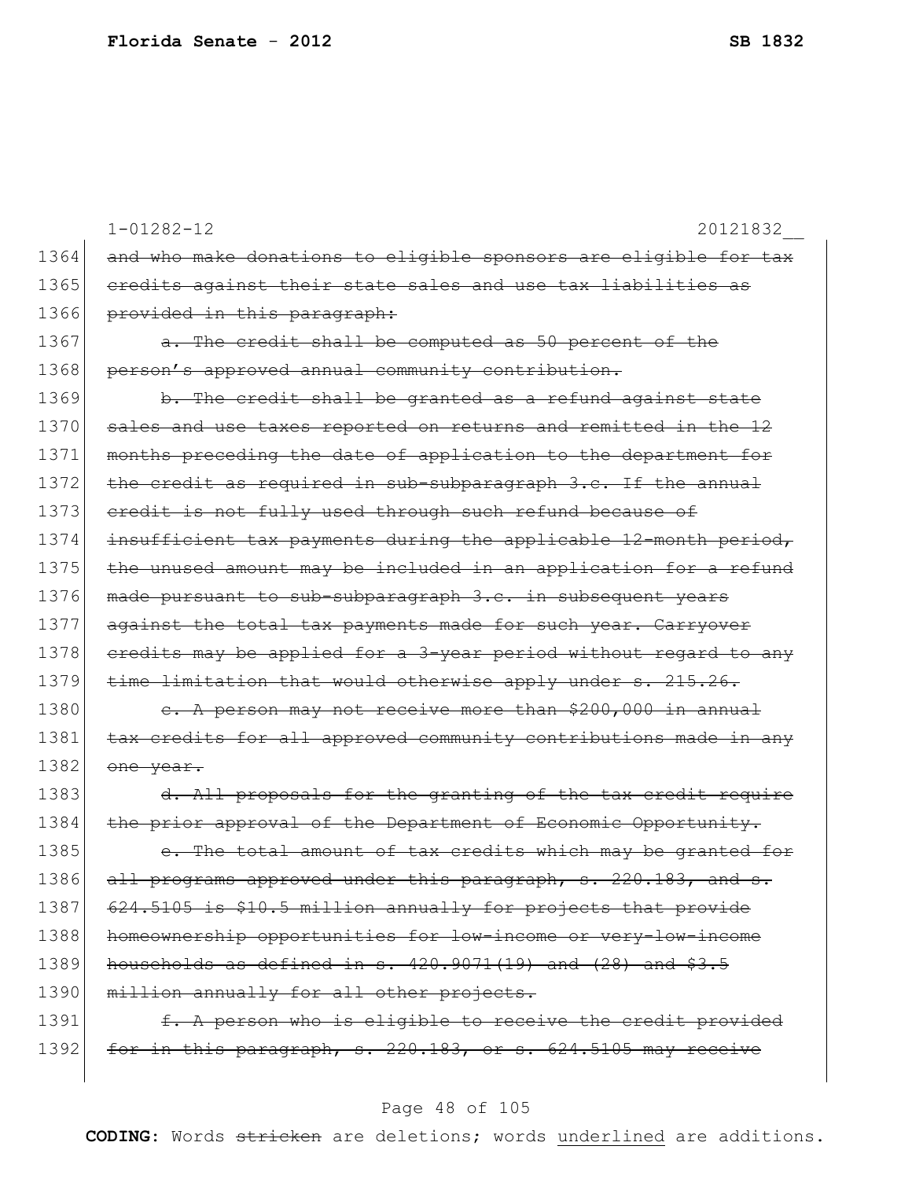1-01282-12 20121832__

1364 ~~and who make donations to eligible sponsors are eligible for tax~~
1365 ~~credits against their state sales and use tax liabilities as~~
1366 ~~provided in this paragraph:~~

1367 ~~a. The credit shall be computed as 50 percent of the~~
1368 ~~person's approved annual community contribution.~~

1369 ~~b. The credit shall be granted as a refund against state~~
1370 ~~sales and use taxes reported on returns and remitted in the 12~~
1371 ~~months preceding the date of application to the department for~~
1372 ~~the credit as required in sub-subparagraph 3.c. If the annual~~
1373 ~~credit is not fully used through such refund because of~~
1374 ~~insufficient tax payments during the applicable 12-month period,~~
1375 ~~the unused amount may be included in an application for a refund~~
1376 ~~made pursuant to sub-subparagraph 3.c. in subsequent years~~
1377 ~~against the total tax payments made for such year. Carryover~~
1378 ~~credits may be applied for a 3-year period without regard to any~~
1379 ~~time limitation that would otherwise apply under s. 215.26.~~

1380 ~~c. A person may not receive more than $200,000 in annual~~
1381 ~~tax credits for all approved community contributions made in any~~
1382 ~~one year.~~

1383 ~~d. All proposals for the granting of the tax credit require~~
1384 ~~the prior approval of the Department of Economic Opportunity.~~

1385 ~~e. The total amount of tax credits which may be granted for~~
1386 ~~all programs approved under this paragraph, s. 220.183, and s.~~
1387 ~~624.5105 is $10.5 million annually for projects that provide~~
1388 ~~homeownership opportunities for low-income or very-low-income~~
1389 ~~households as defined in s. 420.9071(19) and (28) and $3.5~~
1390 ~~million annually for all other projects.~~

1391 ~~f. A person who is eligible to receive the credit provided~~
1392 ~~for in this paragraph, s. 220.183, or s. 624.5105 may receive~~

**CODING:** Words ~~stricken~~ are deletions; words <u>underlined</u> are additions.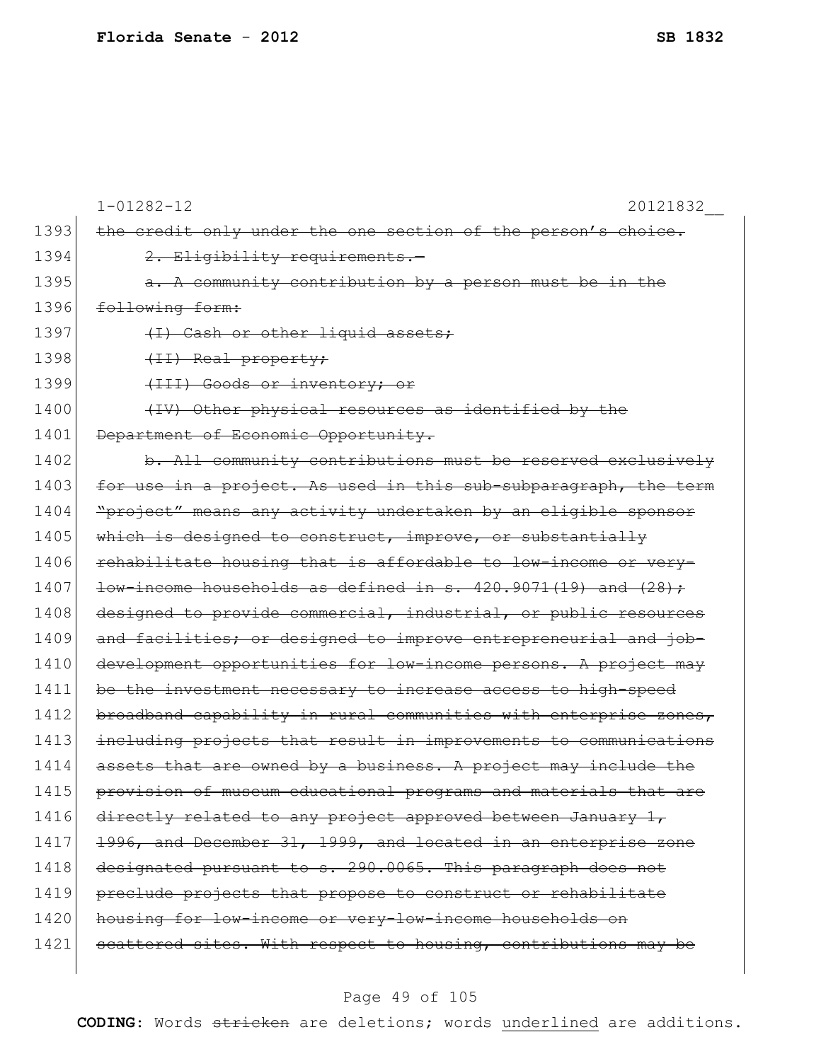1-01282-12 20121832__

1393 ~~the credit only under the one section of the person's choice.~~

1394 ~~2. Eligibility requirements.—~~

1395 ~~a. A community contribution by a person must be in the~~

1396 ~~following form:~~

1397 ~~(I) Cash or other liquid assets;~~

1398 ~~(II) Real property;~~

1399 ~~(III) Goods or inventory; or~~

1400 ~~(IV) Other physical resources as identified by the~~

1401 ~~Department of Economic Opportunity.~~

1402 ~~b. All community contributions must be reserved exclusively~~

1403 ~~for use in a project. As used in this sub-subparagraph, the term~~

1404 ~~"project" means any activity undertaken by an eligible sponsor~~

1405 ~~which is designed to construct, improve, or substantially~~

1406 ~~rehabilitate housing that is affordable to low-income or very-~~

1407 ~~low-income households as defined in s. 420.9071(19) and (28);~~

1408 ~~designed to provide commercial, industrial, or public resources~~

1409 ~~and facilities; or designed to improve entrepreneurial and job-~~

1410 ~~development opportunities for low-income persons. A project may~~

1411 ~~be the investment necessary to increase access to high-speed~~

1412 ~~broadband capability in rural communities with enterprise zones,~~

1413 ~~including projects that result in improvements to communications~~

1414 ~~assets that are owned by a business. A project may include the~~

1415 ~~provision of museum educational programs and materials that are~~

1416 ~~directly related to any project approved between January 1,~~

1417 ~~1996, and December 31, 1999, and located in an enterprise zone~~

1418 ~~designated pursuant to s. 290.0065. This paragraph does not~~

1419 ~~preclude projects that propose to construct or rehabilitate~~

1420 ~~housing for low-income or very-low-income households on~~

1421 ~~scattered sites. With respect to housing, contributions may be~~

**CODING:** Words ~~stricken~~ are deletions; words <u>underlined</u> are additions.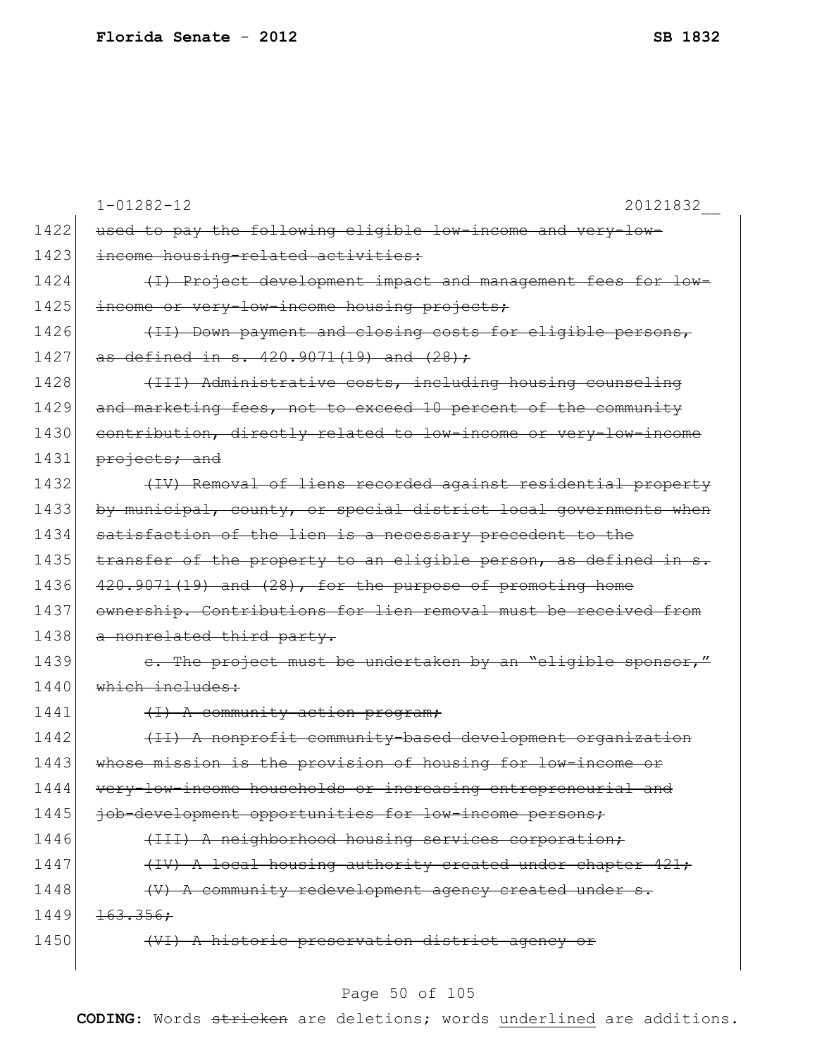1-01282-12 20121832__

1422 ~~used to pay the following eligible low-income and very-low-~~
1423 ~~income housing-related activities:~~
1424 ~~(I) Project development impact and management fees for low-~~
1425 ~~income or very-low-income housing projects;~~
1426 ~~(II) Down payment and closing costs for eligible persons,~~
1427 ~~as defined in s. 420.9071(19) and (28);~~
1428 ~~(III) Administrative costs, including housing counseling~~
1429 ~~and marketing fees, not to exceed 10 percent of the community~~
1430 ~~contribution, directly related to low-income or very-low-income~~
1431 ~~projects; and~~
1432 ~~(IV) Removal of liens recorded against residential property~~
1433 ~~by municipal, county, or special district local governments when~~
1434 ~~satisfaction of the lien is a necessary precedent to the~~
1435 ~~transfer of the property to an eligible person, as defined in s.~~
1436 ~~420.9071(19) and (28), for the purpose of promoting home~~
1437 ~~ownership. Contributions for lien removal must be received from~~
1438 ~~a nonrelated third party.~~
1439 ~~c. The project must be undertaken by an "eligible sponsor,"~~
1440 ~~which includes:~~
1441 ~~(I) A community action program;~~
1442 ~~(II) A nonprofit community-based development organization~~
1443 ~~whose mission is the provision of housing for low-income or~~
1444 ~~very-low-income households or increasing entrepreneurial and~~
1445 ~~job-development opportunities for low-income persons;~~
1446 ~~(III) A neighborhood housing services corporation;~~
1447 ~~(IV) A local housing authority created under chapter 421;~~
1448 ~~(V) A community redevelopment agency created under s.~~
1449 ~~163.356;~~
1450 ~~(VI) A historic preservation district agency or~~

**CODING:** Words ~~stricken~~ are deletions; words <u>underlined</u> are additions.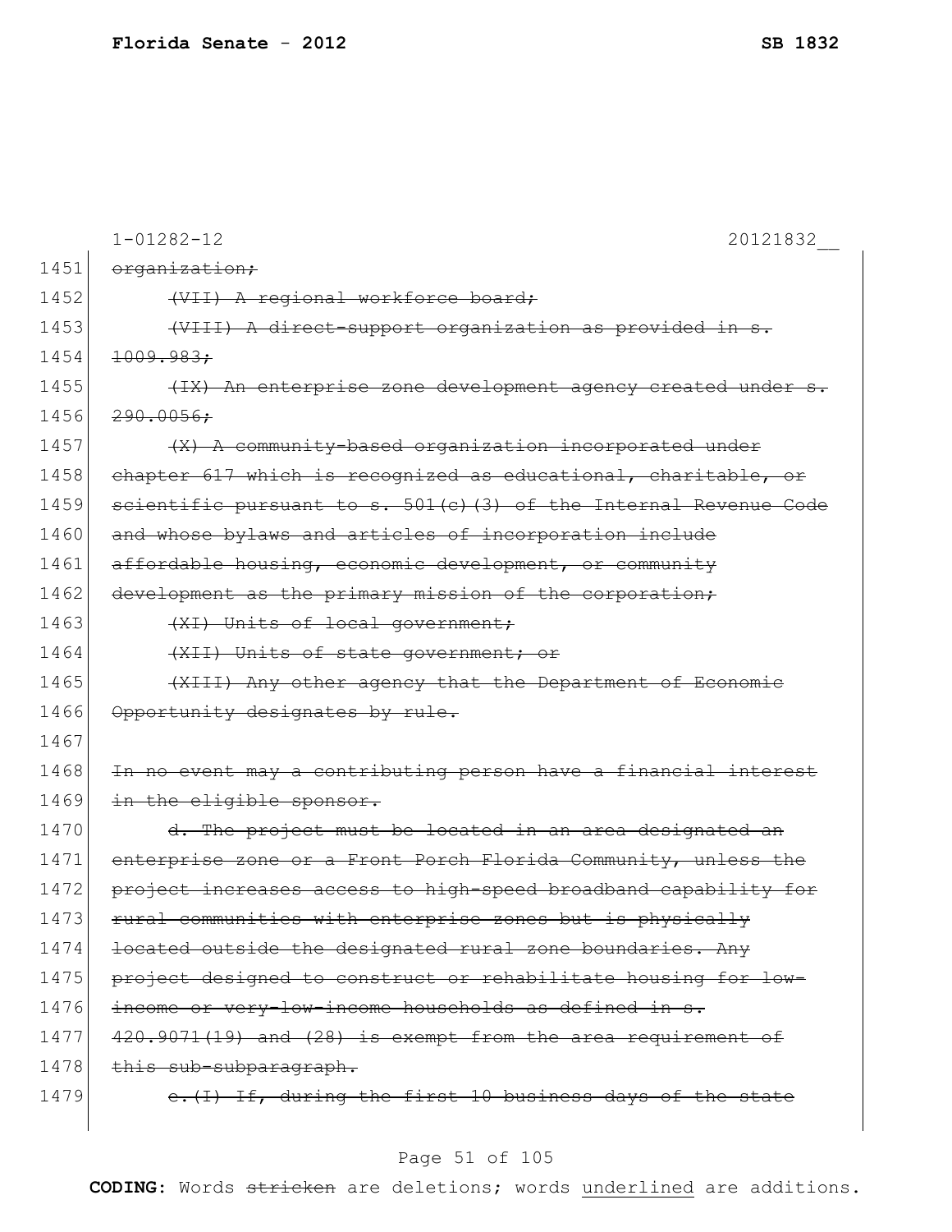1-01282-12 20121832__

1451 ~~organization;~~

1452 ~~(VII) A regional workforce board;~~

1453 ~~(VIII) A direct-support organization as provided in s.~~
1454 ~~1009.983;~~

1455 ~~(IX) An enterprise zone development agency created under s.~~
1456 ~~290.0056;~~

1457 ~~(X) A community-based organization incorporated under~~
1458 ~~chapter 617 which is recognized as educational, charitable, or~~
1459 ~~scientific pursuant to s. 501(c)(3) of the Internal Revenue Code~~
1460 ~~and whose bylaws and articles of incorporation include~~
1461 ~~affordable housing, economic development, or community~~
1462 ~~development as the primary mission of the corporation;~~

1463 ~~(XI) Units of local government;~~

1464 ~~(XII) Units of state government; or~~

1465 ~~(XIII) Any other agency that the Department of Economic~~
1466 ~~Opportunity designates by rule.~~

1467

1468 ~~In no event may a contributing person have a financial interest~~
1469 ~~in the eligible sponsor.~~

1470 ~~d. The project must be located in an area designated an~~
1471 ~~enterprise zone or a Front Porch Florida Community, unless the~~
1472 ~~project increases access to high-speed broadband capability for~~
1473 ~~rural communities with enterprise zones but is physically~~
1474 ~~located outside the designated rural zone boundaries. Any~~
1475 ~~project designed to construct or rehabilitate housing for low-~~
1476 ~~income or very-low-income households as defined in s.~~
1477 ~~420.9071(19) and (28) is exempt from the area requirement of~~
1478 ~~this sub-subparagraph.~~

1479 ~~e.(I) If, during the first 10 business days of the state~~

**CODING:** Words ~~stricken~~ are deletions; words <u>underlined</u> are additions.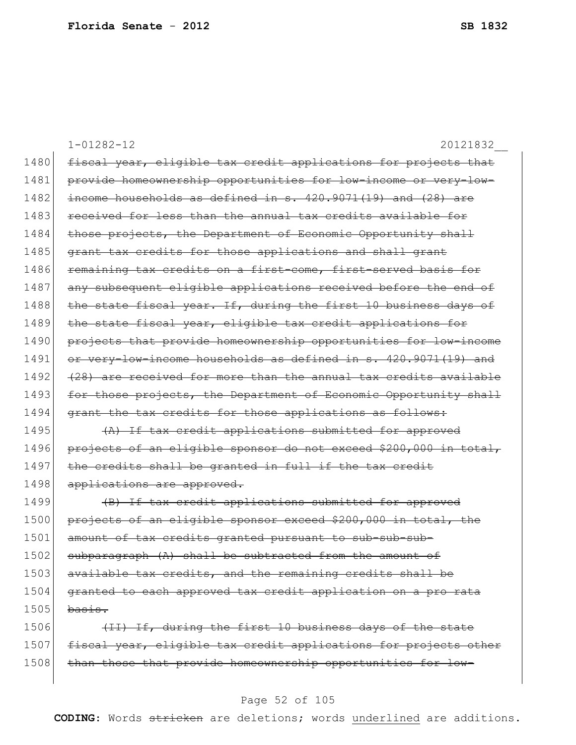1-01282-12 20121832__

1480 ~~fiscal year, eligible tax credit applications for projects that~~
1481 ~~provide homeownership opportunities for low-income or very-low-~~
1482 ~~income households as defined in s. 420.9071(19) and (28) are~~
1483 ~~received for less than the annual tax credits available for~~
1484 ~~those projects, the Department of Economic Opportunity shall~~
1485 ~~grant tax credits for those applications and shall grant~~
1486 ~~remaining tax credits on a first-come, first-served basis for~~
1487 ~~any subsequent eligible applications received before the end of~~
1488 ~~the state fiscal year. If, during the first 10 business days of~~
1489 ~~the state fiscal year, eligible tax credit applications for~~
1490 ~~projects that provide homeownership opportunities for low-income~~
1491 ~~or very-low-income households as defined in s. 420.9071(19) and~~
1492 ~~(28) are received for more than the annual tax credits available~~
1493 ~~for those projects, the Department of Economic Opportunity shall~~
1494 ~~grant the tax credits for those applications as follows:~~
1495 ~~(A) If tax credit applications submitted for approved~~
1496 ~~projects of an eligible sponsor do not exceed $200,000 in total,~~
1497 ~~the credits shall be granted in full if the tax credit~~
1498 ~~applications are approved.~~
1499 ~~(B) If tax credit applications submitted for approved~~
1500 ~~projects of an eligible sponsor exceed $200,000 in total, the~~
1501 ~~amount of tax credits granted pursuant to sub-sub-sub-~~
1502 ~~subparagraph (A) shall be subtracted from the amount of~~
1503 ~~available tax credits, and the remaining credits shall be~~
1504 ~~granted to each approved tax credit application on a pro rata~~
1505 ~~basis.~~
1506 ~~(II) If, during the first 10 business days of the state~~
1507 ~~fiscal year, eligible tax credit applications for projects other~~
1508 ~~than those that provide homeownership opportunities for low-~~

**CODING:** Words ~~stricken~~ are deletions; words underlined are additions.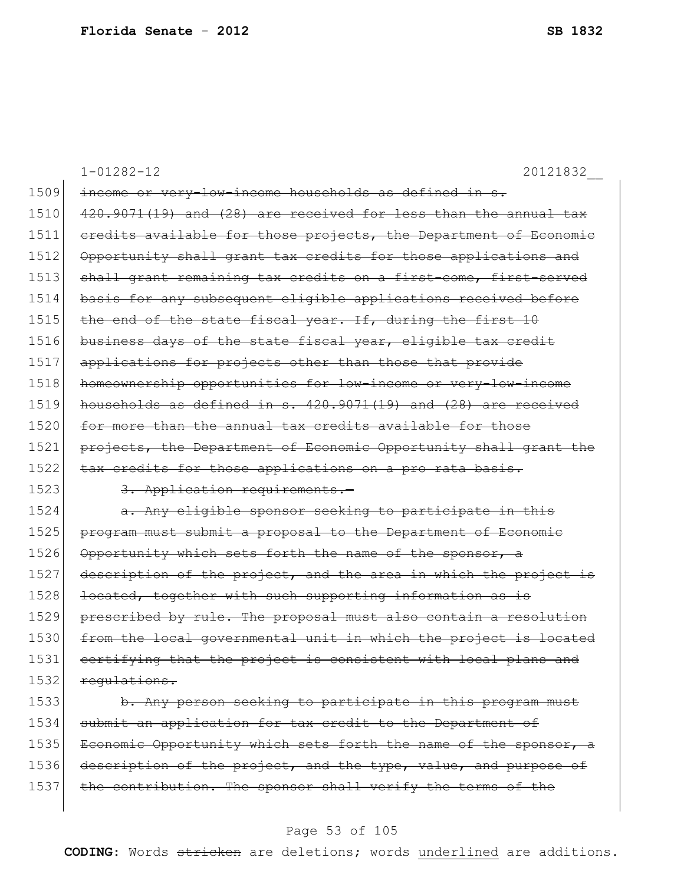1-01282-12 20121832__

1509 ~~income or very-low-income households as defined in s.~~
1510 ~~420.9071(19) and (28) are received for less than the annual tax~~
1511 ~~credits available for those projects, the Department of Economic~~
1512 ~~Opportunity shall grant tax credits for those applications and~~
1513 ~~shall grant remaining tax credits on a first-come, first-served~~
1514 ~~basis for any subsequent eligible applications received before~~
1515 ~~the end of the state fiscal year. If, during the first 10~~
1516 ~~business days of the state fiscal year, eligible tax credit~~
1517 ~~applications for projects other than those that provide~~
1518 ~~homeownership opportunities for low-income or very-low-income~~
1519 ~~households as defined in s. 420.9071(19) and (28) are received~~
1520 ~~for more than the annual tax credits available for those~~
1521 ~~projects, the Department of Economic Opportunity shall grant the~~
1522 ~~tax credits for those applications on a pro rata basis.~~
1523 ~~3. Application requirements.—~~
1524 ~~a. Any eligible sponsor seeking to participate in this~~
1525 ~~program must submit a proposal to the Department of Economic~~
1526 ~~Opportunity which sets forth the name of the sponsor, a~~
1527 ~~description of the project, and the area in which the project is~~
1528 ~~located, together with such supporting information as is~~
1529 ~~prescribed by rule. The proposal must also contain a resolution~~
1530 ~~from the local governmental unit in which the project is located~~
1531 ~~certifying that the project is consistent with local plans and~~
1532 ~~regulations.~~
1533 ~~b. Any person seeking to participate in this program must~~
1534 ~~submit an application for tax credit to the Department of~~
1535 ~~Economic Opportunity which sets forth the name of the sponsor, a~~
1536 ~~description of the project, and the type, value, and purpose of~~
1537 ~~the contribution. The sponsor shall verify the terms of the~~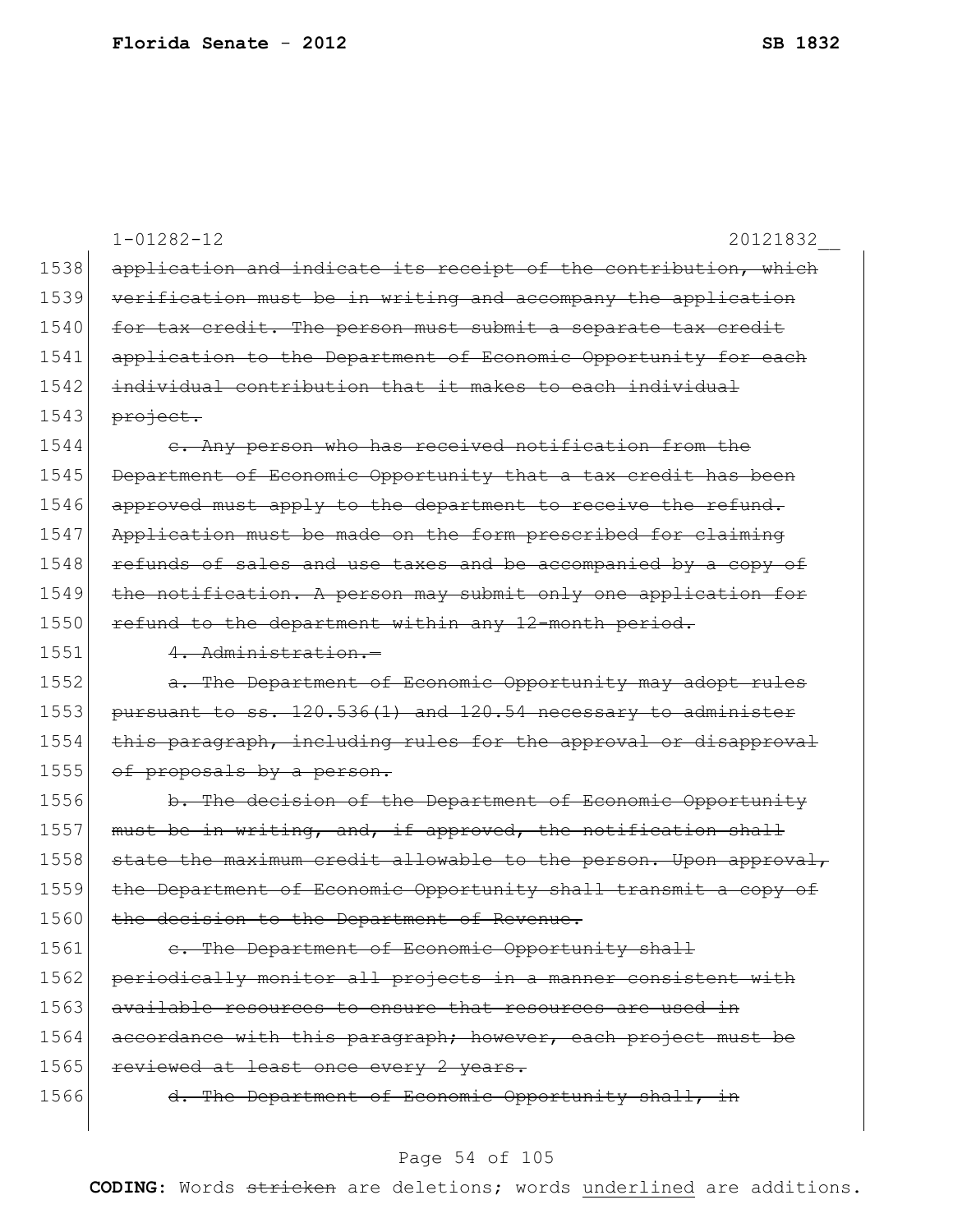1-01282-12 20121832__

1538 ~~application and indicate its receipt of the contribution, which~~
1539 ~~verification must be in writing and accompany the application~~
1540 ~~for tax credit. The person must submit a separate tax credit~~
1541 ~~application to the Department of Economic Opportunity for each~~
1542 ~~individual contribution that it makes to each individual~~
1543 ~~project.~~

1544 ~~c. Any person who has received notification from the~~
1545 ~~Department of Economic Opportunity that a tax credit has been~~
1546 ~~approved must apply to the department to receive the refund.~~
1547 ~~Application must be made on the form prescribed for claiming~~
1548 ~~refunds of sales and use taxes and be accompanied by a copy of~~
1549 ~~the notification. A person may submit only one application for~~
1550 ~~refund to the department within any 12-month period.~~

1551 ~~4. Administration.—~~

1552 ~~a. The Department of Economic Opportunity may adopt rules~~
1553 ~~pursuant to ss. 120.536(1) and 120.54 necessary to administer~~
1554 ~~this paragraph, including rules for the approval or disapproval~~
1555 ~~of proposals by a person.~~

1556 ~~b. The decision of the Department of Economic Opportunity~~
1557 ~~must be in writing, and, if approved, the notification shall~~
1558 ~~state the maximum credit allowable to the person. Upon approval,~~
1559 ~~the Department of Economic Opportunity shall transmit a copy of~~
1560 ~~the decision to the Department of Revenue.~~

1561 ~~c. The Department of Economic Opportunity shall~~
1562 ~~periodically monitor all projects in a manner consistent with~~
1563 ~~available resources to ensure that resources are used in~~
1564 ~~accordance with this paragraph; however, each project must be~~
1565 ~~reviewed at least once every 2 years.~~

1566 ~~d. The Department of Economic Opportunity shall, in~~

**CODING:** Words ~~stricken~~ are deletions; words underlined are additions.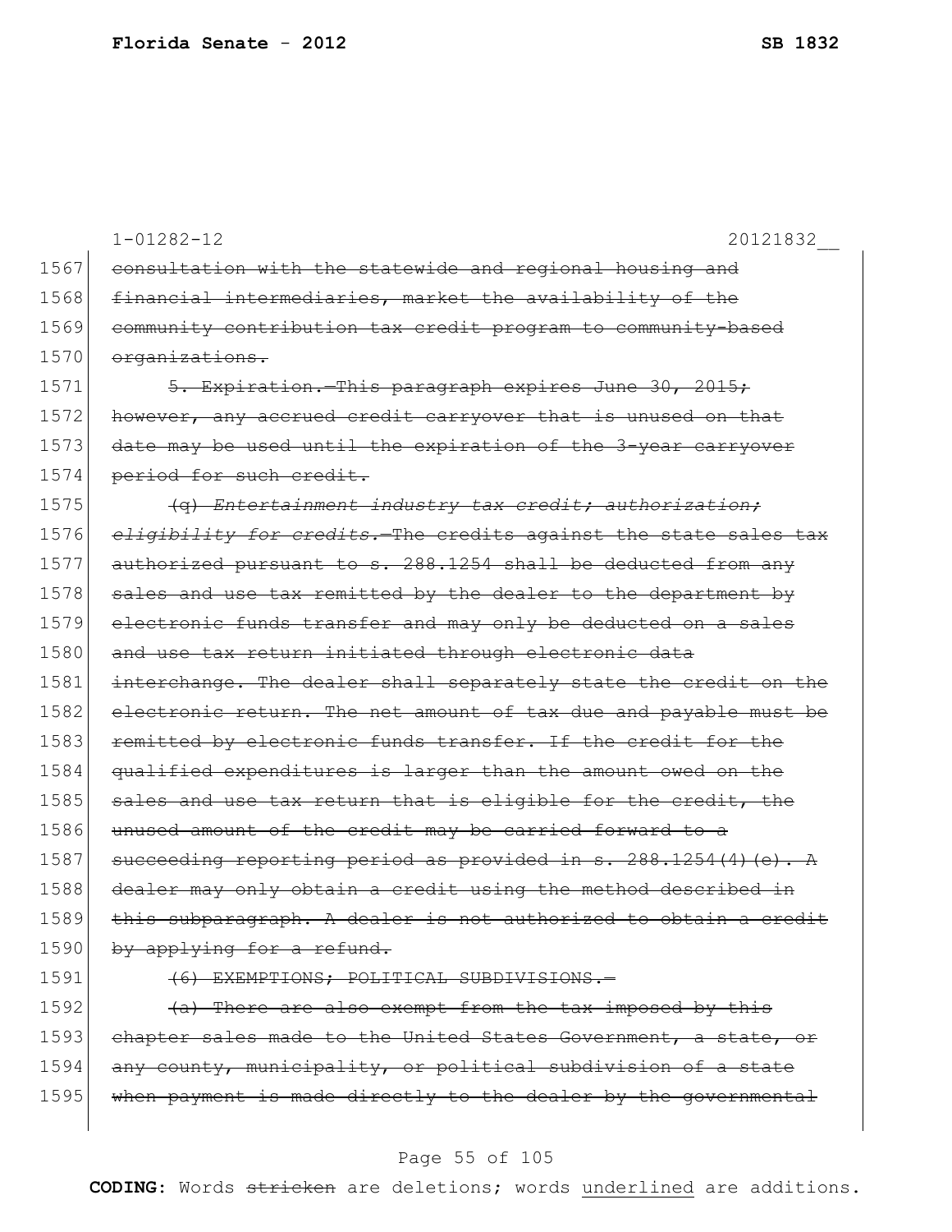1-01282-12 20121832__

1567 ~~consultation with the statewide and regional housing and~~
1568 ~~financial intermediaries, market the availability of the~~
1569 ~~community contribution tax credit program to community-based~~
1570 ~~organizations.~~

1571 ~~5. Expiration.—This paragraph expires June 30, 2015;~~
1572 ~~however, any accrued credit carryover that is unused on that~~
1573 ~~date may be used until the expiration of the 3-year carryover~~
1574 ~~period for such credit.~~

1575 ~~(q) *Entertainment industry tax credit; authorization;*~~
1576 ~~*eligibility for credits.*—The credits against the state sales tax~~
1577 ~~authorized pursuant to s. 288.1254 shall be deducted from any~~
1578 ~~sales and use tax remitted by the dealer to the department by~~
1579 ~~electronic funds transfer and may only be deducted on a sales~~
1580 ~~and use tax return initiated through electronic data~~
1581 ~~interchange. The dealer shall separately state the credit on the~~
1582 ~~electronic return. The net amount of tax due and payable must be~~
1583 ~~remitted by electronic funds transfer. If the credit for the~~
1584 ~~qualified expenditures is larger than the amount owed on the~~
1585 ~~sales and use tax return that is eligible for the credit, the~~
1586 ~~unused amount of the credit may be carried forward to a~~
1587 ~~succeeding reporting period as provided in s. 288.1254(4)(e). A~~
1588 ~~dealer may only obtain a credit using the method described in~~
1589 ~~this subparagraph. A dealer is not authorized to obtain a credit~~
1590 ~~by applying for a refund.~~

1591 ~~(6) EXEMPTIONS; POLITICAL SUBDIVISIONS.—~~

1592 ~~(a) There are also exempt from the tax imposed by this~~
1593 ~~chapter sales made to the United States Government, a state, or~~
1594 ~~any county, municipality, or political subdivision of a state~~
1595 ~~when payment is made directly to the dealer by the governmental~~

**CODING:** Words ~~stricken~~ are deletions; words underlined are additions.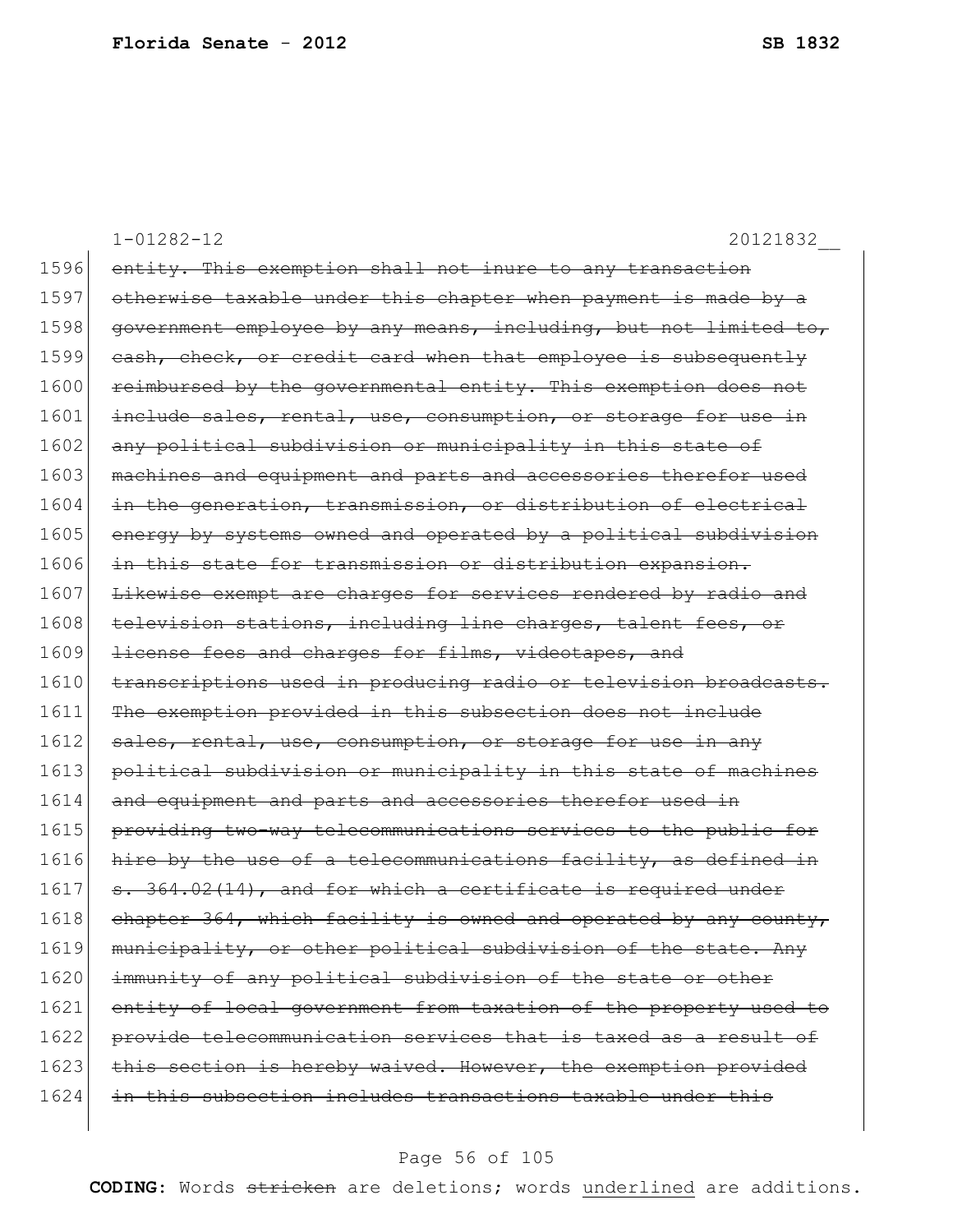1-01282-12 20121832__

1596 ~~entity. This exemption shall not inure to any transaction~~
1597 ~~otherwise taxable under this chapter when payment is made by a~~
1598 ~~government employee by any means, including, but not limited to,~~
1599 ~~cash, check, or credit card when that employee is subsequently~~
1600 ~~reimbursed by the governmental entity. This exemption does not~~
1601 ~~include sales, rental, use, consumption, or storage for use in~~
1602 ~~any political subdivision or municipality in this state of~~
1603 ~~machines and equipment and parts and accessories therefor used~~
1604 ~~in the generation, transmission, or distribution of electrical~~
1605 ~~energy by systems owned and operated by a political subdivision~~
1606 ~~in this state for transmission or distribution expansion.~~
1607 ~~Likewise exempt are charges for services rendered by radio and~~
1608 ~~television stations, including line charges, talent fees, or~~
1609 ~~license fees and charges for films, videotapes, and~~
1610 ~~transcriptions used in producing radio or television broadcasts.~~
1611 ~~The exemption provided in this subsection does not include~~
1612 ~~sales, rental, use, consumption, or storage for use in any~~
1613 ~~political subdivision or municipality in this state of machines~~
1614 ~~and equipment and parts and accessories therefor used in~~
1615 ~~providing two-way telecommunications services to the public for~~
1616 ~~hire by the use of a telecommunications facility, as defined in~~
1617 ~~s. 364.02(14), and for which a certificate is required under~~
1618 ~~chapter 364, which facility is owned and operated by any county,~~
1619 ~~municipality, or other political subdivision of the state. Any~~
1620 ~~immunity of any political subdivision of the state or other~~
1621 ~~entity of local government from taxation of the property used to~~
1622 ~~provide telecommunication services that is taxed as a result of~~
1623 ~~this section is hereby waived. However, the exemption provided~~
1624 ~~in this subsection includes transactions taxable under this~~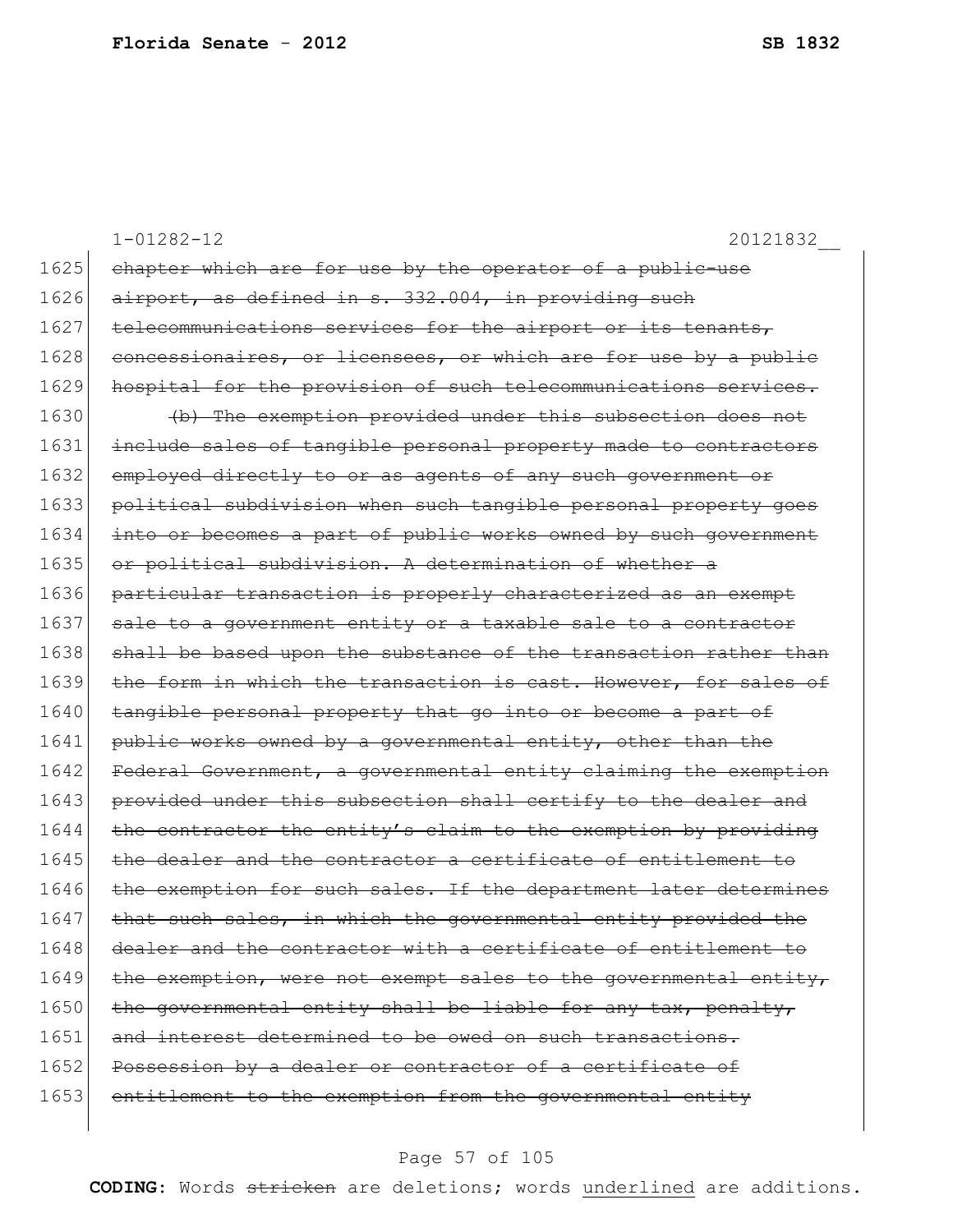1-01282-12 20121832__

1625 ~~chapter which are for use by the operator of a public-use~~
1626 ~~airport, as defined in s. 332.004, in providing such~~
1627 ~~telecommunications services for the airport or its tenants,~~
1628 ~~concessionaires, or licensees, or which are for use by a public~~
1629 ~~hospital for the provision of such telecommunications services.~~
1630 ~~(b) The exemption provided under this subsection does not~~
1631 ~~include sales of tangible personal property made to contractors~~
1632 ~~employed directly to or as agents of any such government or~~
1633 ~~political subdivision when such tangible personal property goes~~
1634 ~~into or becomes a part of public works owned by such government~~
1635 ~~or political subdivision. A determination of whether a~~
1636 ~~particular transaction is properly characterized as an exempt~~
1637 ~~sale to a government entity or a taxable sale to a contractor~~
1638 ~~shall be based upon the substance of the transaction rather than~~
1639 ~~the form in which the transaction is cast. However, for sales of~~
1640 ~~tangible personal property that go into or become a part of~~
1641 ~~public works owned by a governmental entity, other than the~~
1642 ~~Federal Government, a governmental entity claiming the exemption~~
1643 ~~provided under this subsection shall certify to the dealer and~~
1644 ~~the contractor the entity's claim to the exemption by providing~~
1645 ~~the dealer and the contractor a certificate of entitlement to~~
1646 ~~the exemption for such sales. If the department later determines~~
1647 ~~that such sales, in which the governmental entity provided the~~
1648 ~~dealer and the contractor with a certificate of entitlement to~~
1649 ~~the exemption, were not exempt sales to the governmental entity,~~
1650 ~~the governmental entity shall be liable for any tax, penalty,~~
1651 ~~and interest determined to be owed on such transactions.~~
1652 ~~Possession by a dealer or contractor of a certificate of~~
1653 ~~entitlement to the exemption from the governmental entity~~

**CODING:** Words ~~stricken~~ are deletions; words underlined are additions.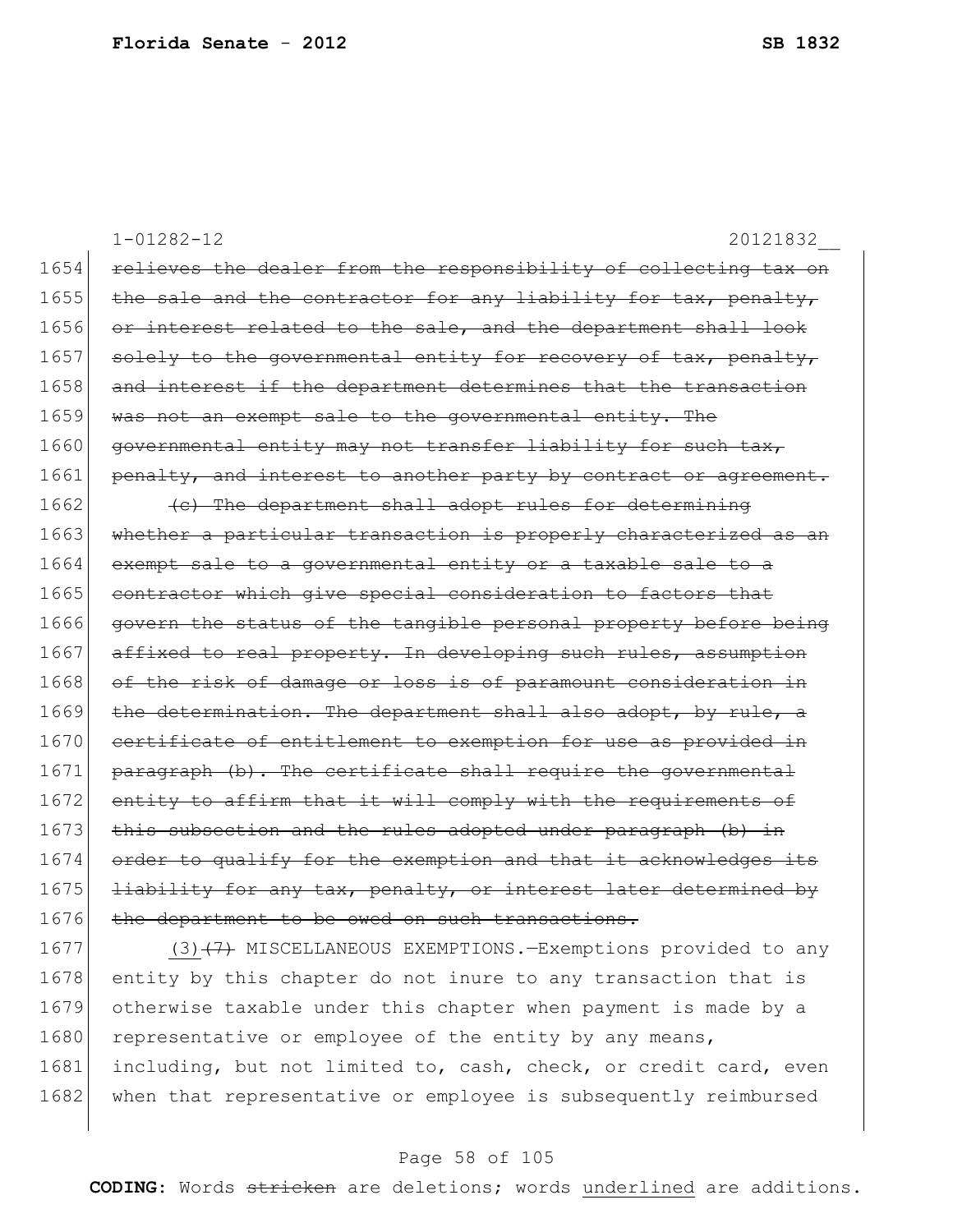1-01282-12 20121832__

1654 ~~relieves the dealer from the responsibility of collecting tax on~~
1655 ~~the sale and the contractor for any liability for tax, penalty,~~
1656 ~~or interest related to the sale, and the department shall look~~
1657 ~~solely to the governmental entity for recovery of tax, penalty,~~
1658 ~~and interest if the department determines that the transaction~~
1659 ~~was not an exempt sale to the governmental entity. The~~
1660 ~~governmental entity may not transfer liability for such tax,~~
1661 ~~penalty, and interest to another party by contract or agreement.~~
1662 ~~(c) The department shall adopt rules for determining~~
1663 ~~whether a particular transaction is properly characterized as an~~
1664 ~~exempt sale to a governmental entity or a taxable sale to a~~
1665 ~~contractor which give special consideration to factors that~~
1666 ~~govern the status of the tangible personal property before being~~
1667 ~~affixed to real property. In developing such rules, assumption~~
1668 ~~of the risk of damage or loss is of paramount consideration in~~
1669 ~~the determination. The department shall also adopt, by rule, a~~
1670 ~~certificate of entitlement to exemption for use as provided in~~
1671 ~~paragraph (b). The certificate shall require the governmental~~
1672 ~~entity to affirm that it will comply with the requirements of~~
1673 ~~this subsection and the rules adopted under paragraph (b) in~~
1674 ~~order to qualify for the exemption and that it acknowledges its~~
1675 ~~liability for any tax, penalty, or interest later determined by~~
1676 ~~the department to be owed on such transactions.~~
1677 <u>(3)</u>~~(7)~~ MISCELLANEOUS EXEMPTIONS.—Exemptions provided to any
1678 entity by this chapter do not inure to any transaction that is
1679 otherwise taxable under this chapter when payment is made by a
1680 representative or employee of the entity by any means,
1681 including, but not limited to, cash, check, or credit card, even
1682 when that representative or employee is subsequently reimbursed

**CODING:** Words ~~stricken~~ are deletions; words <u>underlined</u> are additions.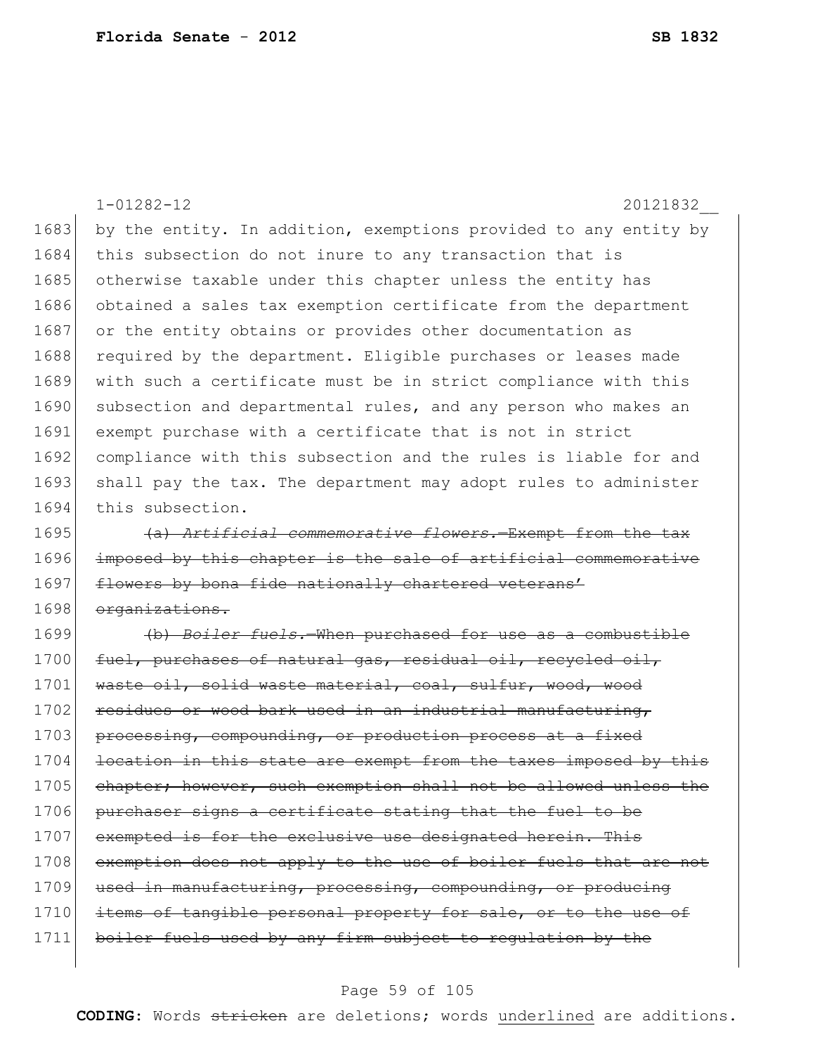by the entity. In addition, exemptions provided to any entity by this subsection do not inure to any transaction that is otherwise taxable under this chapter unless the entity has obtained a sales tax exemption certificate from the department or the entity obtains or provides other documentation as required by the department. Eligible purchases or leases made with such a certificate must be in strict compliance with this subsection and departmental rules, and any person who makes an exempt purchase with a certificate that is not in strict compliance with this subsection and the rules is liable for and shall pay the tax. The department may adopt rules to administer this subsection.

~~(a) *Artificial commemorative flowers.*—Exempt from the tax imposed by this chapter is the sale of artificial commemorative flowers by bona fide nationally chartered veterans' organizations.~~

~~(b) *Boiler fuels.*—When purchased for use as a combustible fuel, purchases of natural gas, residual oil, recycled oil, waste oil, solid waste material, coal, sulfur, wood, wood residues or wood bark used in an industrial manufacturing, processing, compounding, or production process at a fixed location in this state are exempt from the taxes imposed by this chapter; however, such exemption shall not be allowed unless the purchaser signs a certificate stating that the fuel to be exempted is for the exclusive use designated herein. This exemption does not apply to the use of boiler fuels that are not used in manufacturing, processing, compounding, or producing items of tangible personal property for sale, or to the use of boiler fuels used by any firm subject to regulation by the~~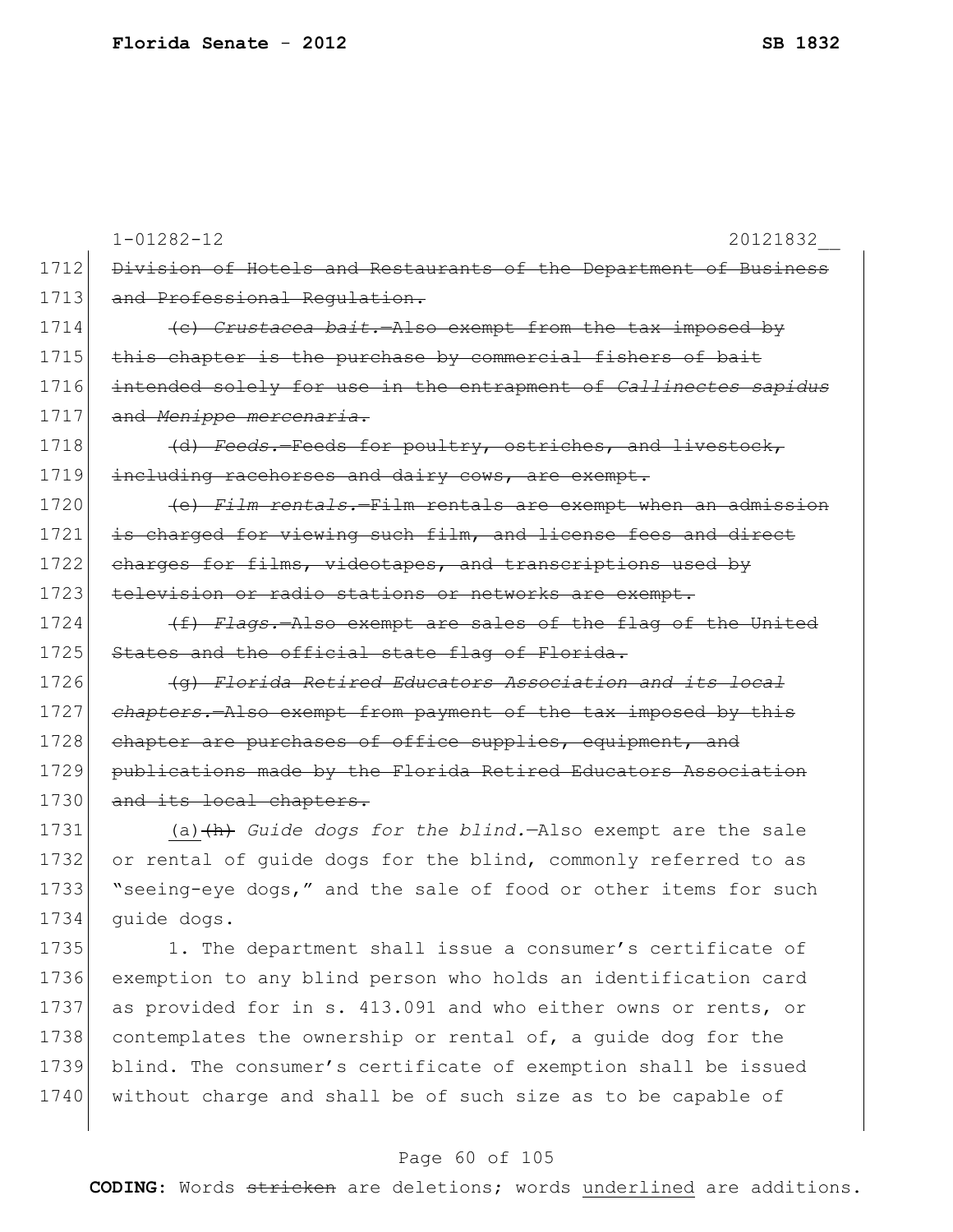1-01282-12 20121832__

1712 ~~Division of Hotels and Restaurants of the Department of Business~~
1713 ~~and Professional Regulation.~~

1714 ~~(c) *Crustacea bait.*—Also exempt from the tax imposed by~~
1715 ~~this chapter is the purchase by commercial fishers of bait~~
1716 ~~intended solely for use in the entrapment of *Callinectes sapidus*~~
1717 ~~and *Menippe mercenaria*.~~

1718 ~~(d) *Feeds.*—Feeds for poultry, ostriches, and livestock,~~
1719 ~~including racehorses and dairy cows, are exempt.~~

1720 ~~(e) *Film rentals.*—Film rentals are exempt when an admission~~
1721 ~~is charged for viewing such film, and license fees and direct~~
1722 ~~charges for films, videotapes, and transcriptions used by~~
1723 ~~television or radio stations or networks are exempt.~~

1724 ~~(f) *Flags.*—Also exempt are sales of the flag of the United~~
1725 ~~States and the official state flag of Florida.~~

1726 ~~(g) *Florida Retired Educators Association and its local*~~
1727 ~~*chapters.*—Also exempt from payment of the tax imposed by this~~
1728 ~~chapter are purchases of office supplies, equipment, and~~
1729 ~~publications made by the Florida Retired Educators Association~~
1730 ~~and its local chapters.~~

1731 <u>(a)</u>~~(h)~~ *Guide dogs for the blind.*—Also exempt are the sale
1732 or rental of guide dogs for the blind, commonly referred to as
1733 "seeing-eye dogs," and the sale of food or other items for such
1734 guide dogs.

1735 1. The department shall issue a consumer's certificate of
1736 exemption to any blind person who holds an identification card
1737 as provided for in s. 413.091 and who either owns or rents, or
1738 contemplates the ownership or rental of, a guide dog for the
1739 blind. The consumer's certificate of exemption shall be issued
1740 without charge and shall be of such size as to be capable of

**CODING:** Words ~~stricken~~ are deletions; words <u>underlined</u> are additions.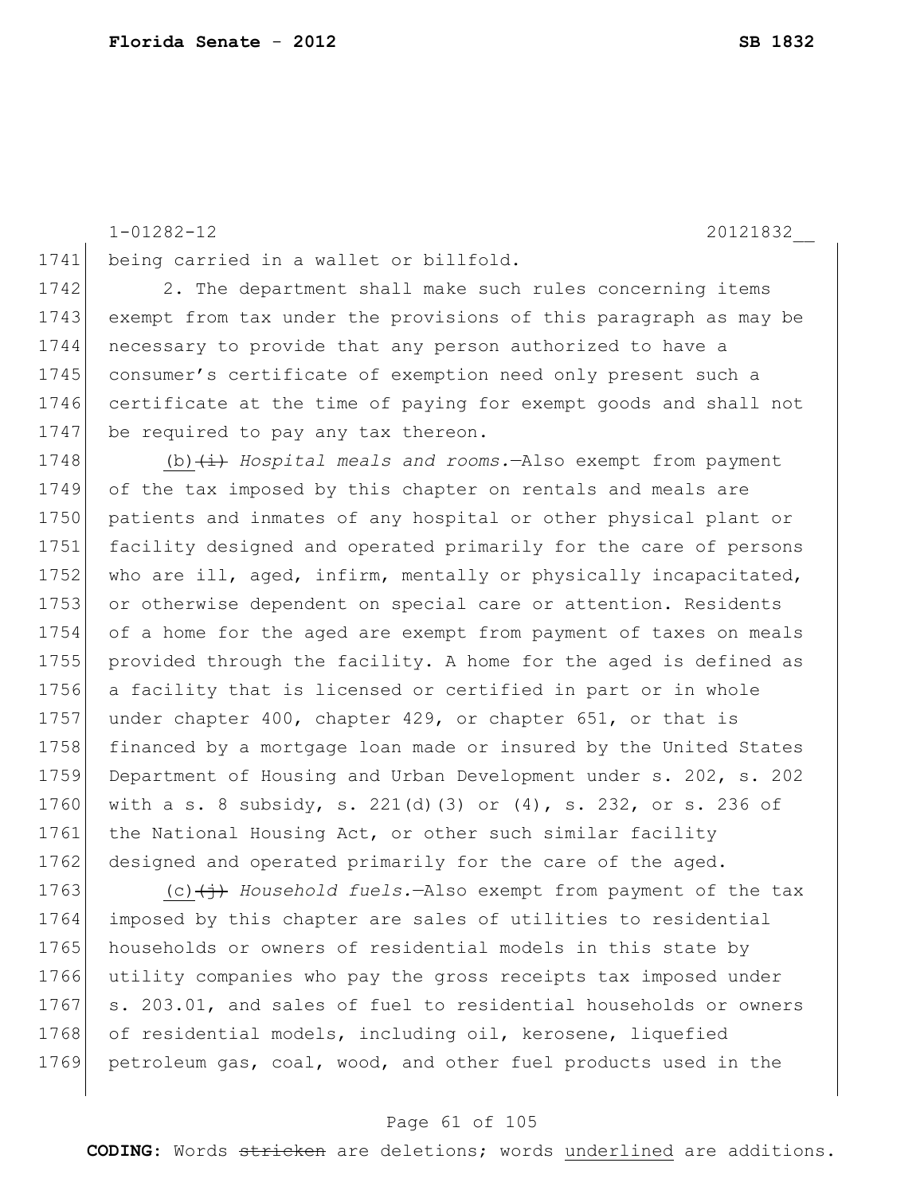being carried in a wallet or billfold.

2. The department shall make such rules concerning items exempt from tax under the provisions of this paragraph as may be necessary to provide that any person authorized to have a consumer's certificate of exemption need only present such a certificate at the time of paying for exempt goods and shall not be required to pay any tax thereon.

(b) ~~(i)~~ *Hospital meals and rooms.*—Also exempt from payment of the tax imposed by this chapter on rentals and meals are patients and inmates of any hospital or other physical plant or facility designed and operated primarily for the care of persons who are ill, aged, infirm, mentally or physically incapacitated, or otherwise dependent on special care or attention. Residents of a home for the aged are exempt from payment of taxes on meals provided through the facility. A home for the aged is defined as a facility that is licensed or certified in part or in whole under chapter 400, chapter 429, or chapter 651, or that is financed by a mortgage loan made or insured by the United States Department of Housing and Urban Development under s. 202, s. 202 with a s. 8 subsidy, s. 221(d)(3) or (4), s. 232, or s. 236 of the National Housing Act, or other such similar facility designed and operated primarily for the care of the aged.

(c) ~~(j)~~ *Household fuels.*—Also exempt from payment of the tax imposed by this chapter are sales of utilities to residential households or owners of residential models in this state by utility companies who pay the gross receipts tax imposed under s. 203.01, and sales of fuel to residential households or owners of residential models, including oil, kerosene, liquefied petroleum gas, coal, wood, and other fuel products used in the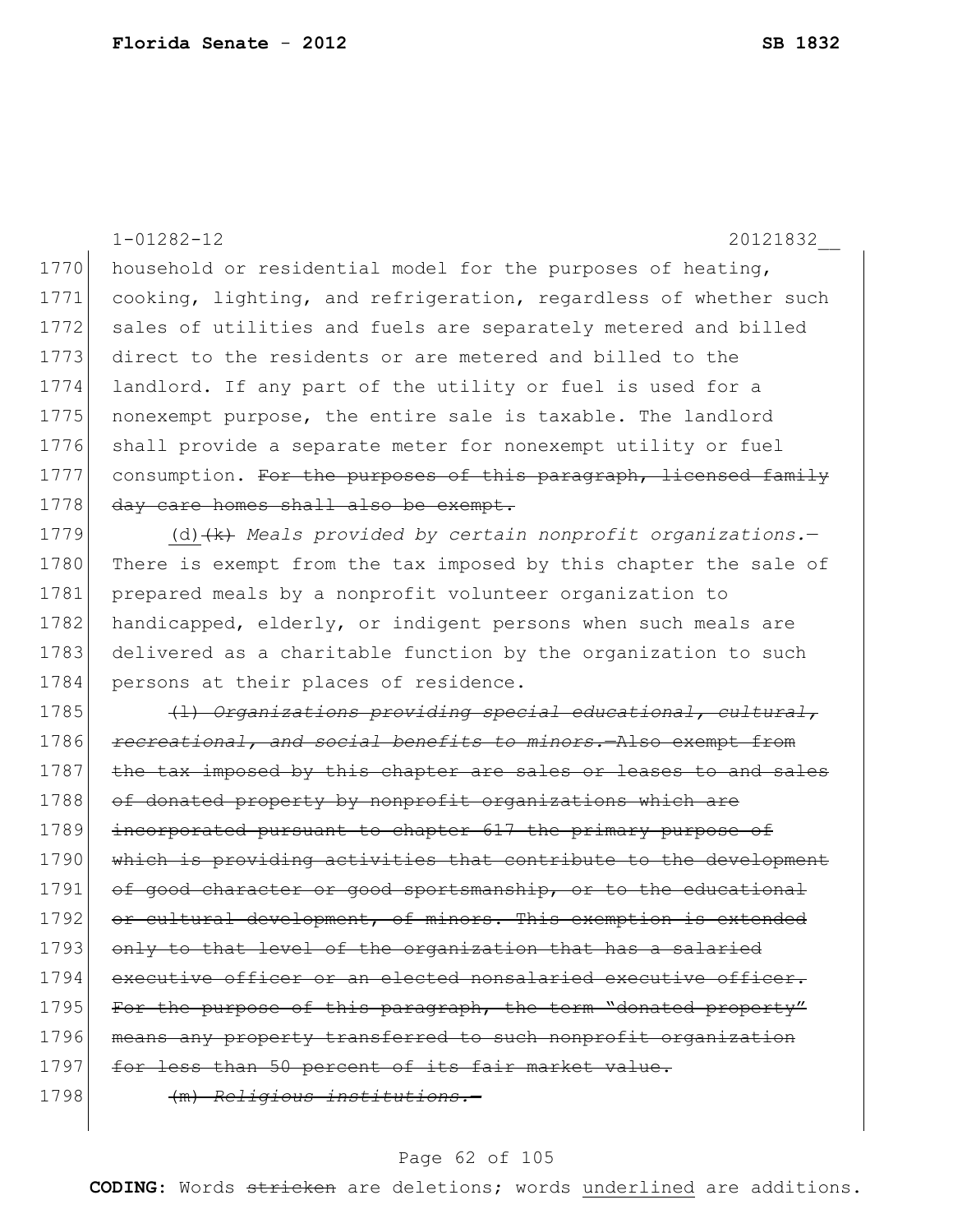1770 household or residential model for the purposes of heating,
1771 cooking, lighting, and refrigeration, regardless of whether such
1772 sales of utilities and fuels are separately metered and billed
1773 direct to the residents or are metered and billed to the
1774 landlord. If any part of the utility or fuel is used for a
1775 nonexempt purpose, the entire sale is taxable. The landlord
1776 shall provide a separate meter for nonexempt utility or fuel
1777 consumption. ~~For the purposes of this paragraph, licensed family~~
1778 ~~day care homes shall also be exempt.~~

1779 <u>(d)</u>~~(k)~~ *Meals provided by certain nonprofit organizations.*—
1780 There is exempt from the tax imposed by this chapter the sale of
1781 prepared meals by a nonprofit volunteer organization to
1782 handicapped, elderly, or indigent persons when such meals are
1783 delivered as a charitable function by the organization to such
1784 persons at their places of residence.

1785 ~~(l) *Organizations providing special educational, cultural,*~~
1786 ~~*recreational, and social benefits to minors.*—Also exempt from~~
1787 ~~the tax imposed by this chapter are sales or leases to and sales~~
1788 ~~of donated property by nonprofit organizations which are~~
1789 ~~incorporated pursuant to chapter 617 the primary purpose of~~
1790 ~~which is providing activities that contribute to the development~~
1791 ~~of good character or good sportsmanship, or to the educational~~
1792 ~~or cultural development, of minors. This exemption is extended~~
1793 ~~only to that level of the organization that has a salaried~~
1794 ~~executive officer or an elected nonsalaried executive officer.~~
1795 ~~For the purpose of this paragraph, the term "donated property"~~
1796 ~~means any property transferred to such nonprofit organization~~
1797 ~~for less than 50 percent of its fair market value.~~

1798 ~~(m) *Religious institutions.*—~~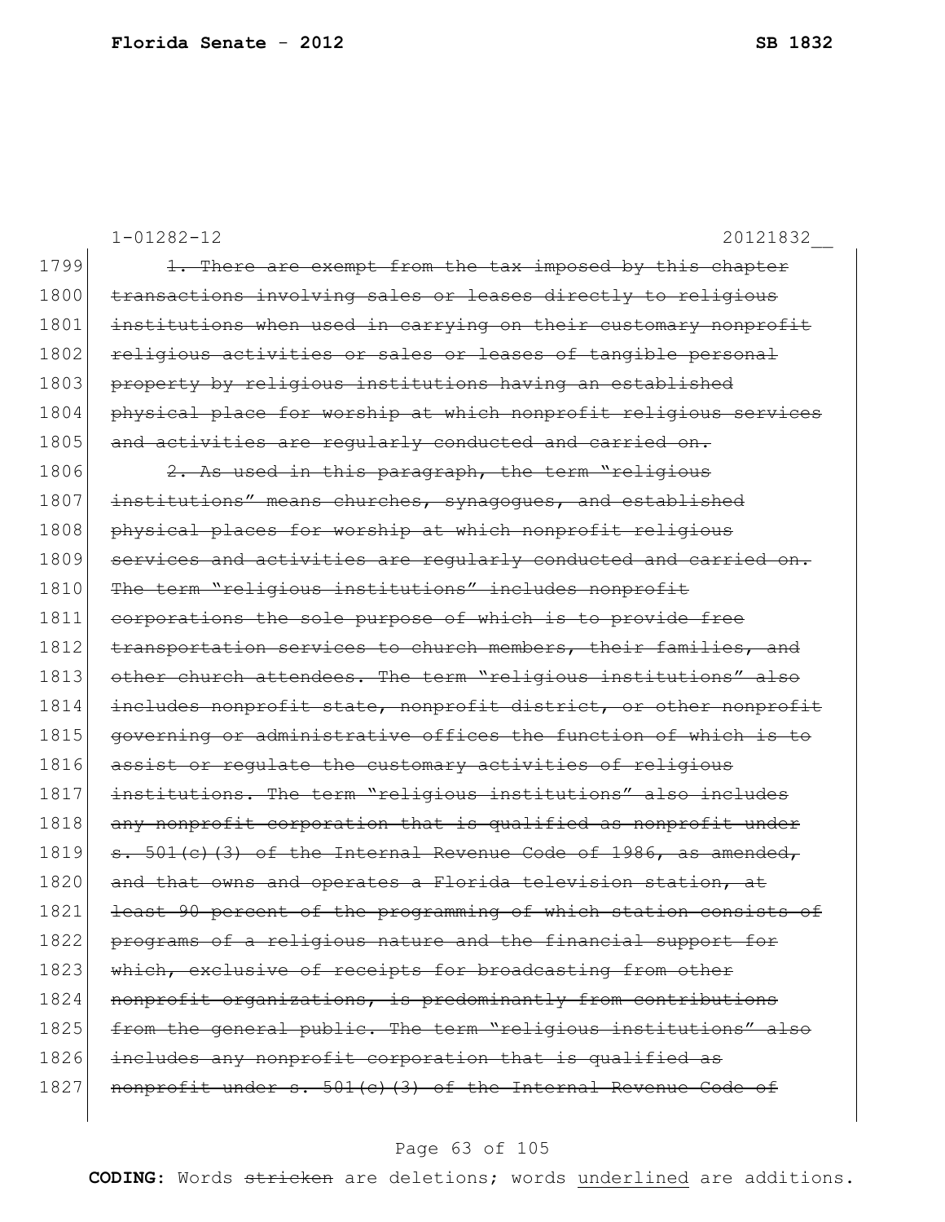1-01282-12 20121832__

1799 ~~1. There are exempt from the tax imposed by this chapter~~
1800 ~~transactions involving sales or leases directly to religious~~
1801 ~~institutions when used in carrying on their customary nonprofit~~
1802 ~~religious activities or sales or leases of tangible personal~~
1803 ~~property by religious institutions having an established~~
1804 ~~physical place for worship at which nonprofit religious services~~
1805 ~~and activities are regularly conducted and carried on.~~
1806 ~~2. As used in this paragraph, the term "religious~~
1807 ~~institutions" means churches, synagogues, and established~~
1808 ~~physical places for worship at which nonprofit religious~~
1809 ~~services and activities are regularly conducted and carried on.~~
1810 ~~The term "religious institutions" includes nonprofit~~
1811 ~~corporations the sole purpose of which is to provide free~~
1812 ~~transportation services to church members, their families, and~~
1813 ~~other church attendees. The term "religious institutions" also~~
1814 ~~includes nonprofit state, nonprofit district, or other nonprofit~~
1815 ~~governing or administrative offices the function of which is to~~
1816 ~~assist or regulate the customary activities of religious~~
1817 ~~institutions. The term "religious institutions" also includes~~
1818 ~~any nonprofit corporation that is qualified as nonprofit under~~
1819 ~~s. 501(c)(3) of the Internal Revenue Code of 1986, as amended,~~
1820 ~~and that owns and operates a Florida television station, at~~
1821 ~~least 90 percent of the programming of which station consists of~~
1822 ~~programs of a religious nature and the financial support for~~
1823 ~~which, exclusive of receipts for broadcasting from other~~
1824 ~~nonprofit organizations, is predominantly from contributions~~
1825 ~~from the general public. The term "religious institutions" also~~
1826 ~~includes any nonprofit corporation that is qualified as~~
1827 ~~nonprofit under s. 501(c)(3) of the Internal Revenue Code of~~

**CODING:** Words ~~stricken~~ are deletions; words <u>underlined</u> are additions.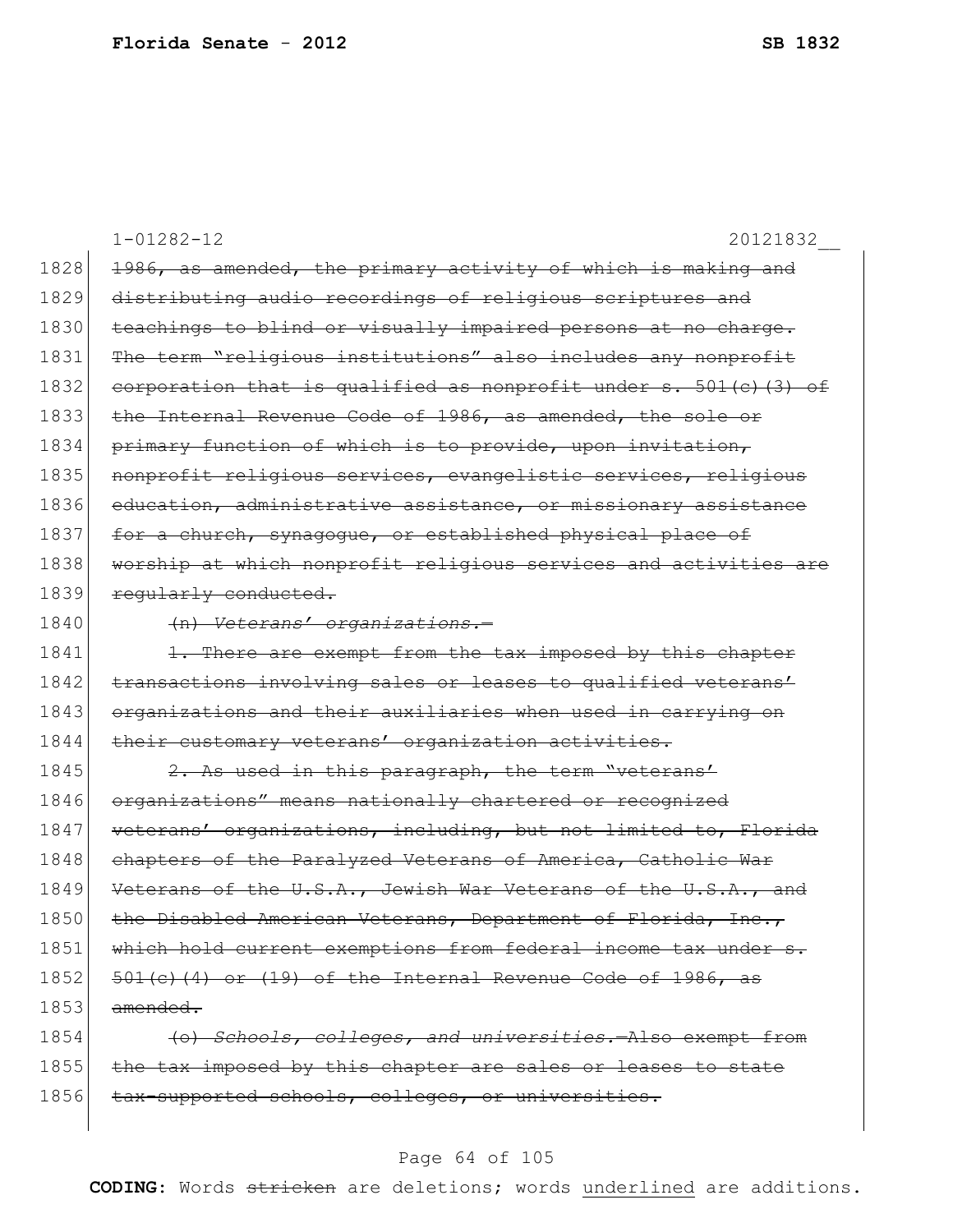1-01282-12 20121832__

1828 ~~1986, as amended, the primary activity of which is making and~~
1829 ~~distributing audio recordings of religious scriptures and~~
1830 ~~teachings to blind or visually impaired persons at no charge.~~
1831 ~~The term "religious institutions" also includes any nonprofit~~
1832 ~~corporation that is qualified as nonprofit under s. 501(c)(3) of~~
1833 ~~the Internal Revenue Code of 1986, as amended, the sole or~~
1834 ~~primary function of which is to provide, upon invitation,~~
1835 ~~nonprofit religious services, evangelistic services, religious~~
1836 ~~education, administrative assistance, or missionary assistance~~
1837 ~~for a church, synagogue, or established physical place of~~
1838 ~~worship at which nonprofit religious services and activities are~~
1839 ~~regularly conducted.~~

1840 ~~(n) *Veterans' organizations.*—~~

1841 ~~1. There are exempt from the tax imposed by this chapter~~
1842 ~~transactions involving sales or leases to qualified veterans'~~
1843 ~~organizations and their auxiliaries when used in carrying on~~
1844 ~~their customary veterans' organization activities.~~

1845 ~~2. As used in this paragraph, the term "veterans'~~
1846 ~~organizations" means nationally chartered or recognized~~
1847 ~~veterans' organizations, including, but not limited to, Florida~~
1848 ~~chapters of the Paralyzed Veterans of America, Catholic War~~
1849 ~~Veterans of the U.S.A., Jewish War Veterans of the U.S.A., and~~
1850 ~~the Disabled American Veterans, Department of Florida, Inc.,~~
1851 ~~which hold current exemptions from federal income tax under s.~~
1852 ~~501(c)(4) or (19) of the Internal Revenue Code of 1986, as~~
1853 ~~amended.~~

1854 ~~(o) *Schools, colleges, and universities.*—Also exempt from~~
1855 ~~the tax imposed by this chapter are sales or leases to state~~
1856 ~~tax-supported schools, colleges, or universities.~~

**CODING:** Words ~~stricken~~ are deletions; words <u>underlined</u> are additions.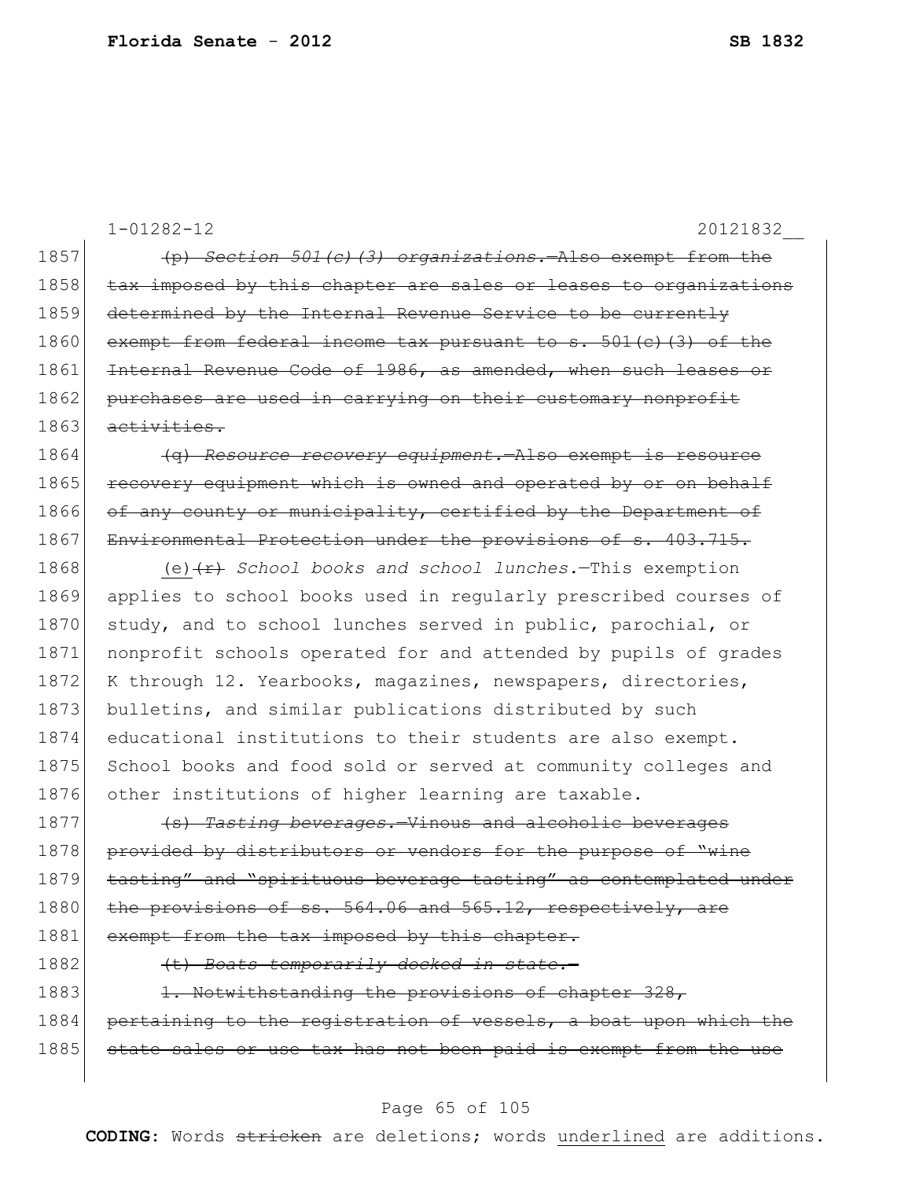1-01282-12 20121832__

1857 ~~(p) *Section 501(c)(3) organizations.*—Also exempt from the~~
1858 ~~tax imposed by this chapter are sales or leases to organizations~~
1859 ~~determined by the Internal Revenue Service to be currently~~
1860 ~~exempt from federal income tax pursuant to s. 501(c)(3) of the~~
1861 ~~Internal Revenue Code of 1986, as amended, when such leases or~~
1862 ~~purchases are used in carrying on their customary nonprofit~~
1863 ~~activities.~~
1864 ~~(q) *Resource recovery equipment.*—Also exempt is resource~~
1865 ~~recovery equipment which is owned and operated by or on behalf~~
1866 ~~of any county or municipality, certified by the Department of~~
1867 ~~Environmental Protection under the provisions of s. 403.715.~~
1868 (e)~~(r)~~ *School books and school lunches.*—This exemption
1869 applies to school books used in regularly prescribed courses of
1870 study, and to school lunches served in public, parochial, or
1871 nonprofit schools operated for and attended by pupils of grades
1872 K through 12. Yearbooks, magazines, newspapers, directories,
1873 bulletins, and similar publications distributed by such
1874 educational institutions to their students are also exempt.
1875 School books and food sold or served at community colleges and
1876 other institutions of higher learning are taxable.
1877 ~~(s) *Tasting beverages.*—Vinous and alcoholic beverages~~
1878 ~~provided by distributors or vendors for the purpose of "wine~~
1879 ~~tasting" and "spirituous beverage tasting" as contemplated under~~
1880 ~~the provisions of ss. 564.06 and 565.12, respectively, are~~
1881 ~~exempt from the tax imposed by this chapter.~~
1882 ~~(t) *Boats temporarily docked in state.*—~~
1883 ~~1. Notwithstanding the provisions of chapter 328,~~
1884 ~~pertaining to the registration of vessels, a boat upon which the~~
1885 ~~state sales or use tax has not been paid is exempt from the use~~

**CODING:** Words ~~stricken~~ are deletions; words <u>underlined</u> are additions.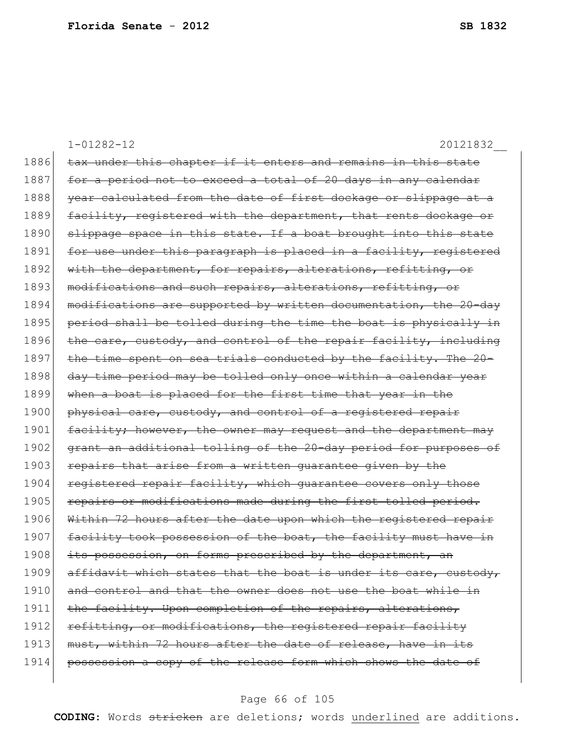1-01282-12 20121832__

1886 ~~tax under this chapter if it enters and remains in this state~~
1887 ~~for a period not to exceed a total of 20 days in any calendar~~
1888 ~~year calculated from the date of first dockage or slippage at a~~
1889 ~~facility, registered with the department, that rents dockage or~~
1890 ~~slippage space in this state. If a boat brought into this state~~
1891 ~~for use under this paragraph is placed in a facility, registered~~
1892 ~~with the department, for repairs, alterations, refitting, or~~
1893 ~~modifications and such repairs, alterations, refitting, or~~
1894 ~~modifications are supported by written documentation, the 20-day~~
1895 ~~period shall be tolled during the time the boat is physically in~~
1896 ~~the care, custody, and control of the repair facility, including~~
1897 ~~the time spent on sea trials conducted by the facility. The 20-~~
1898 ~~day time period may be tolled only once within a calendar year~~
1899 ~~when a boat is placed for the first time that year in the~~
1900 ~~physical care, custody, and control of a registered repair~~
1901 ~~facility; however, the owner may request and the department may~~
1902 ~~grant an additional tolling of the 20-day period for purposes of~~
1903 ~~repairs that arise from a written guarantee given by the~~
1904 ~~registered repair facility, which guarantee covers only those~~
1905 ~~repairs or modifications made during the first tolled period.~~
1906 ~~Within 72 hours after the date upon which the registered repair~~
1907 ~~facility took possession of the boat, the facility must have in~~
1908 ~~its possession, on forms prescribed by the department, an~~
1909 ~~affidavit which states that the boat is under its care, custody,~~
1910 ~~and control and that the owner does not use the boat while in~~
1911 ~~the facility. Upon completion of the repairs, alterations,~~
1912 ~~refitting, or modifications, the registered repair facility~~
1913 ~~must, within 72 hours after the date of release, have in its~~
1914 ~~possession a copy of the release form which shows the date of~~

**CODING:** Words ~~stricken~~ are deletions; words underlined are additions.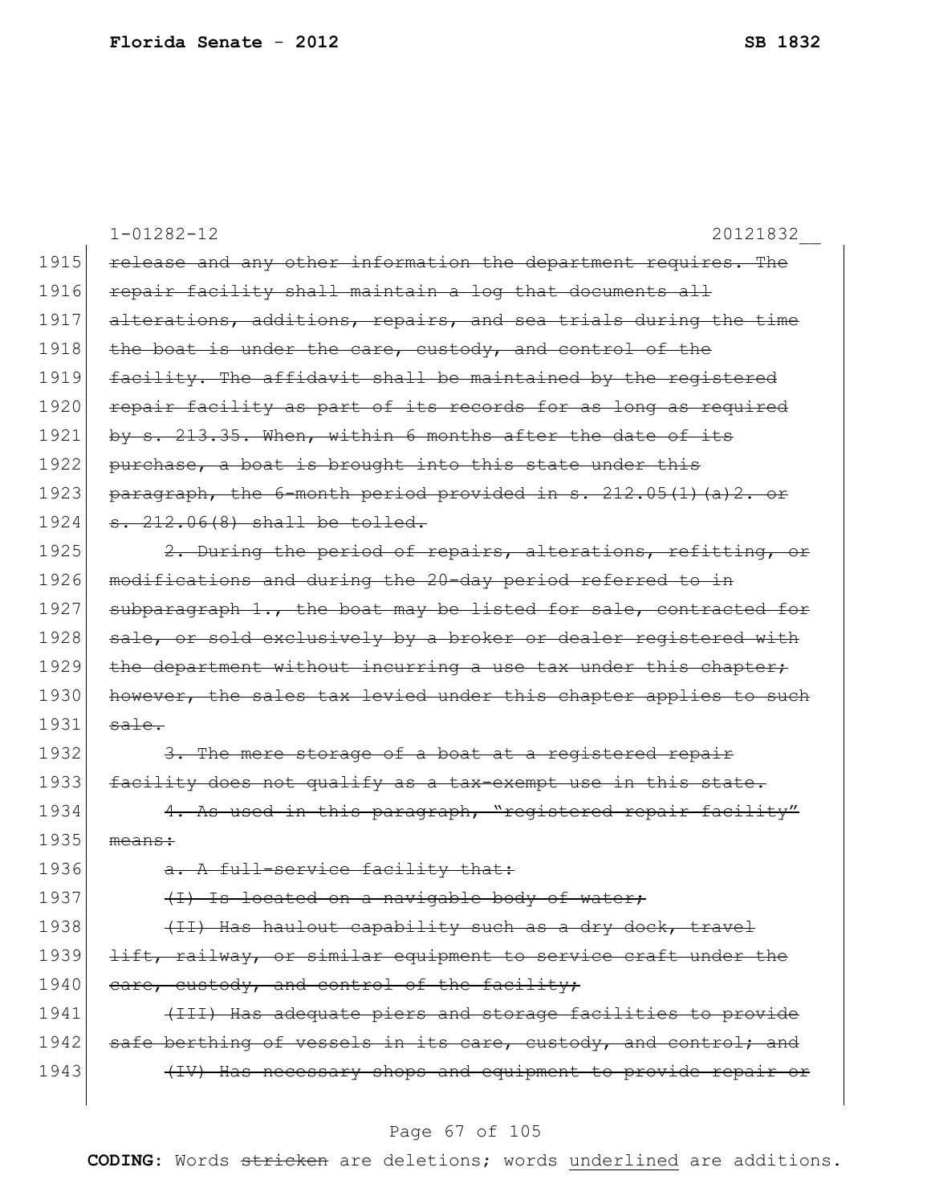1-01282-12 20121832__

1915 ~~release and any other information the department requires. The~~
1916 ~~repair facility shall maintain a log that documents all~~
1917 ~~alterations, additions, repairs, and sea trials during the time~~
1918 ~~the boat is under the care, custody, and control of the~~
1919 ~~facility. The affidavit shall be maintained by the registered~~
1920 ~~repair facility as part of its records for as long as required~~
1921 ~~by s. 213.35. When, within 6 months after the date of its~~
1922 ~~purchase, a boat is brought into this state under this~~
1923 ~~paragraph, the 6-month period provided in s. 212.05(1)(a)2. or~~
1924 ~~s. 212.06(8) shall be tolled.~~
1925 ~~2. During the period of repairs, alterations, refitting, or~~
1926 ~~modifications and during the 20-day period referred to in~~
1927 ~~subparagraph 1., the boat may be listed for sale, contracted for~~
1928 ~~sale, or sold exclusively by a broker or dealer registered with~~
1929 ~~the department without incurring a use tax under this chapter;~~
1930 ~~however, the sales tax levied under this chapter applies to such~~
1931 ~~sale.~~
1932 ~~3. The mere storage of a boat at a registered repair~~
1933 ~~facility does not qualify as a tax-exempt use in this state.~~
1934 ~~4. As used in this paragraph, "registered repair facility"~~
1935 ~~means:~~
1936 ~~a. A full-service facility that:~~
1937 ~~(I) Is located on a navigable body of water;~~
1938 ~~(II) Has haulout capability such as a dry dock, travel~~
1939 ~~lift, railway, or similar equipment to service craft under the~~
1940 ~~care, custody, and control of the facility;~~
1941 ~~(III) Has adequate piers and storage facilities to provide~~
1942 ~~safe berthing of vessels in its care, custody, and control; and~~
1943 ~~(IV) Has necessary shops and equipment to provide repair or~~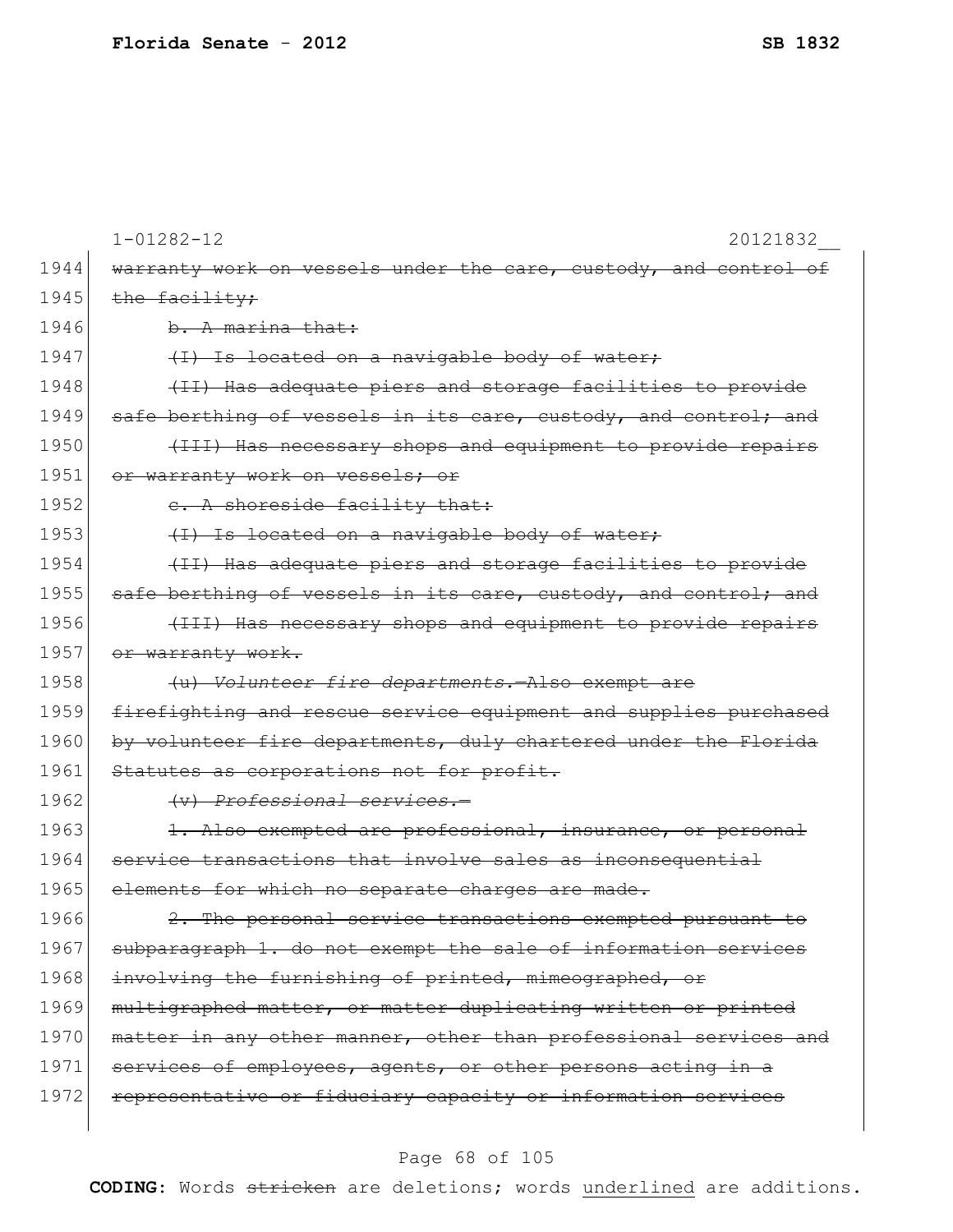1-01282-12 20121832__

1944 ~~warranty work on vessels under the care, custody, and control of~~
1945 ~~the facility;~~
1946 ~~b. A marina that:~~
1947 ~~(I) Is located on a navigable body of water;~~
1948 ~~(II) Has adequate piers and storage facilities to provide~~
1949 ~~safe berthing of vessels in its care, custody, and control; and~~
1950 ~~(III) Has necessary shops and equipment to provide repairs~~
1951 ~~or warranty work on vessels; or~~
1952 ~~c. A shoreside facility that:~~
1953 ~~(I) Is located on a navigable body of water;~~
1954 ~~(II) Has adequate piers and storage facilities to provide~~
1955 ~~safe berthing of vessels in its care, custody, and control; and~~
1956 ~~(III) Has necessary shops and equipment to provide repairs~~
1957 ~~or warranty work.~~
1958 ~~(u) *Volunteer fire departments.*—Also exempt are~~
1959 ~~firefighting and rescue service equipment and supplies purchased~~
1960 ~~by volunteer fire departments, duly chartered under the Florida~~
1961 ~~Statutes as corporations not for profit.~~
1962 ~~(v) *Professional services.*—~~
1963 ~~1. Also exempted are professional, insurance, or personal~~
1964 ~~service transactions that involve sales as inconsequential~~
1965 ~~elements for which no separate charges are made.~~
1966 ~~2. The personal service transactions exempted pursuant to~~
1967 ~~subparagraph 1. do not exempt the sale of information services~~
1968 ~~involving the furnishing of printed, mimeographed, or~~
1969 ~~multigraphed matter, or matter duplicating written or printed~~
1970 ~~matter in any other manner, other than professional services and~~
1971 ~~services of employees, agents, or other persons acting in a~~
1972 ~~representative or fiduciary capacity or information services~~

**CODING:** Words ~~stricken~~ are deletions; words <u>underlined</u> are additions.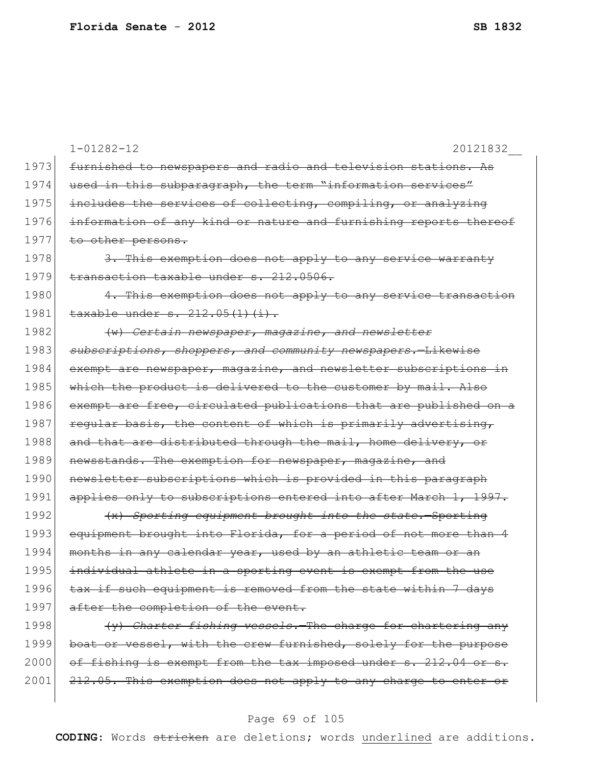1-01282-12 20121832__

1973 ~~furnished to newspapers and radio and television stations. As~~
1974 ~~used in this subparagraph, the term "information services"~~
1975 ~~includes the services of collecting, compiling, or analyzing~~
1976 ~~information of any kind or nature and furnishing reports thereof~~
1977 ~~to other persons.~~

1978 ~~3. This exemption does not apply to any service warranty~~
1979 ~~transaction taxable under s. 212.0506.~~

1980 ~~4. This exemption does not apply to any service transaction~~
1981 ~~taxable under s. 212.05(1)(i).~~

1982 ~~(w) *Certain newspaper, magazine, and newsletter*~~
1983 ~~*subscriptions, shoppers, and community newspapers.*—Likewise~~
1984 ~~exempt are newspaper, magazine, and newsletter subscriptions in~~
1985 ~~which the product is delivered to the customer by mail. Also~~
1986 ~~exempt are free, circulated publications that are published on a~~
1987 ~~regular basis, the content of which is primarily advertising,~~
1988 ~~and that are distributed through the mail, home delivery, or~~
1989 ~~newsstands. The exemption for newspaper, magazine, and~~
1990 ~~newsletter subscriptions which is provided in this paragraph~~
1991 ~~applies only to subscriptions entered into after March 1, 1997.~~

1992 ~~(x) *Sporting equipment brought into the state.*—Sporting~~
1993 ~~equipment brought into Florida, for a period of not more than 4~~
1994 ~~months in any calendar year, used by an athletic team or an~~
1995 ~~individual athlete in a sporting event is exempt from the use~~
1996 ~~tax if such equipment is removed from the state within 7 days~~
1997 ~~after the completion of the event.~~

1998 ~~(y) *Charter fishing vessels.*—The charge for chartering any~~
1999 ~~boat or vessel, with the crew furnished, solely for the purpose~~
2000 ~~of fishing is exempt from the tax imposed under s. 212.04 or s.~~
2001 ~~212.05. This exemption does not apply to any charge to enter or~~

**CODING:** Words ~~stricken~~ are deletions; words underlined are additions.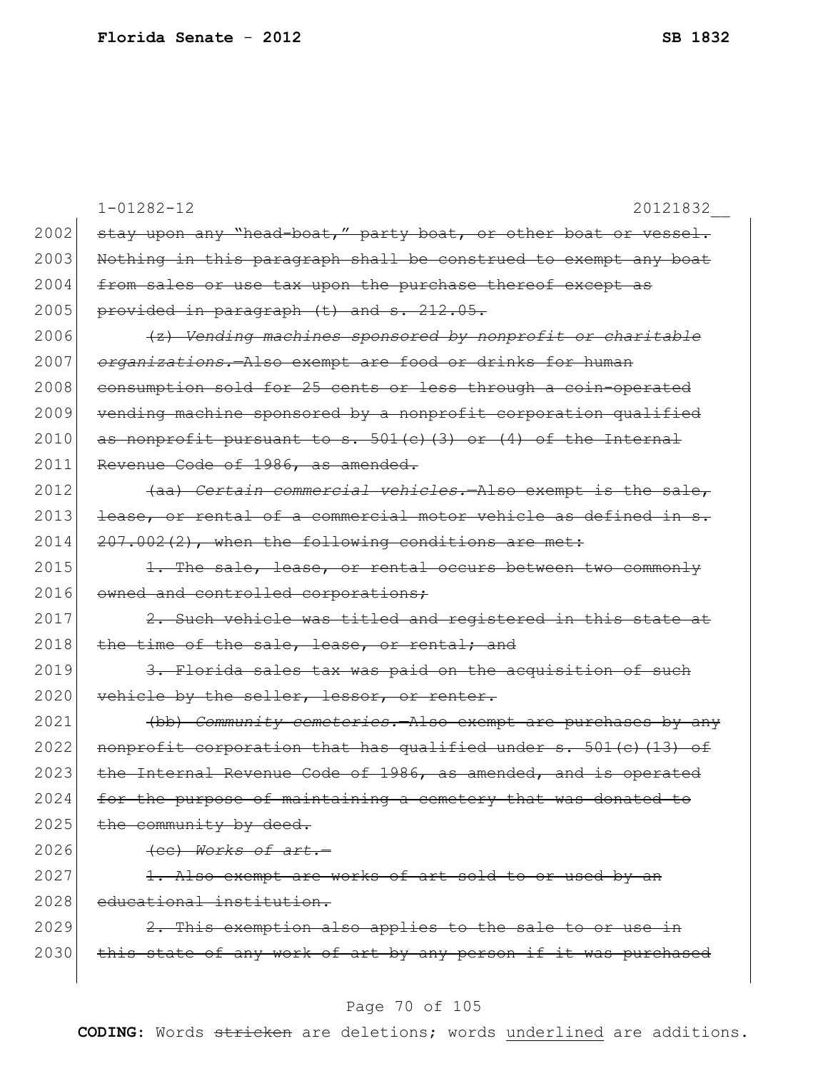1-01282-12 20121832__

2002 ~~stay upon any "head-boat," party boat, or other boat or vessel.~~
2003 ~~Nothing in this paragraph shall be construed to exempt any boat~~
2004 ~~from sales or use tax upon the purchase thereof except as~~
2005 ~~provided in paragraph (t) and s. 212.05.~~

2006 ~~(z) *Vending machines sponsored by nonprofit or charitable*~~
2007 ~~*organizations.*—Also exempt are food or drinks for human~~
2008 ~~consumption sold for 25 cents or less through a coin-operated~~
2009 ~~vending machine sponsored by a nonprofit corporation qualified~~
2010 ~~as nonprofit pursuant to s. 501(c)(3) or (4) of the Internal~~
2011 ~~Revenue Code of 1986, as amended.~~

2012 ~~(aa) *Certain commercial vehicles.*—Also exempt is the sale,~~
2013 ~~lease, or rental of a commercial motor vehicle as defined in s.~~
2014 ~~207.002(2), when the following conditions are met:~~

2015 ~~1. The sale, lease, or rental occurs between two commonly~~
2016 ~~owned and controlled corporations;~~

2017 ~~2. Such vehicle was titled and registered in this state at~~
2018 ~~the time of the sale, lease, or rental; and~~

2019 ~~3. Florida sales tax was paid on the acquisition of such~~
2020 ~~vehicle by the seller, lessor, or renter.~~

2021 ~~(bb) *Community cemeteries.*—Also exempt are purchases by any~~
2022 ~~nonprofit corporation that has qualified under s. 501(c)(13) of~~
2023 ~~the Internal Revenue Code of 1986, as amended, and is operated~~
2024 ~~for the purpose of maintaining a cemetery that was donated to~~
2025 ~~the community by deed.~~

2026 ~~(cc) *Works of art.*—~~

2027 ~~1. Also exempt are works of art sold to or used by an~~
2028 ~~educational institution.~~

2029 ~~2. This exemption also applies to the sale to or use in~~
2030 ~~this state of any work of art by any person if it was purchased~~

**CODING:** Words ~~stricken~~ are deletions; words <u>underlined</u> are additions.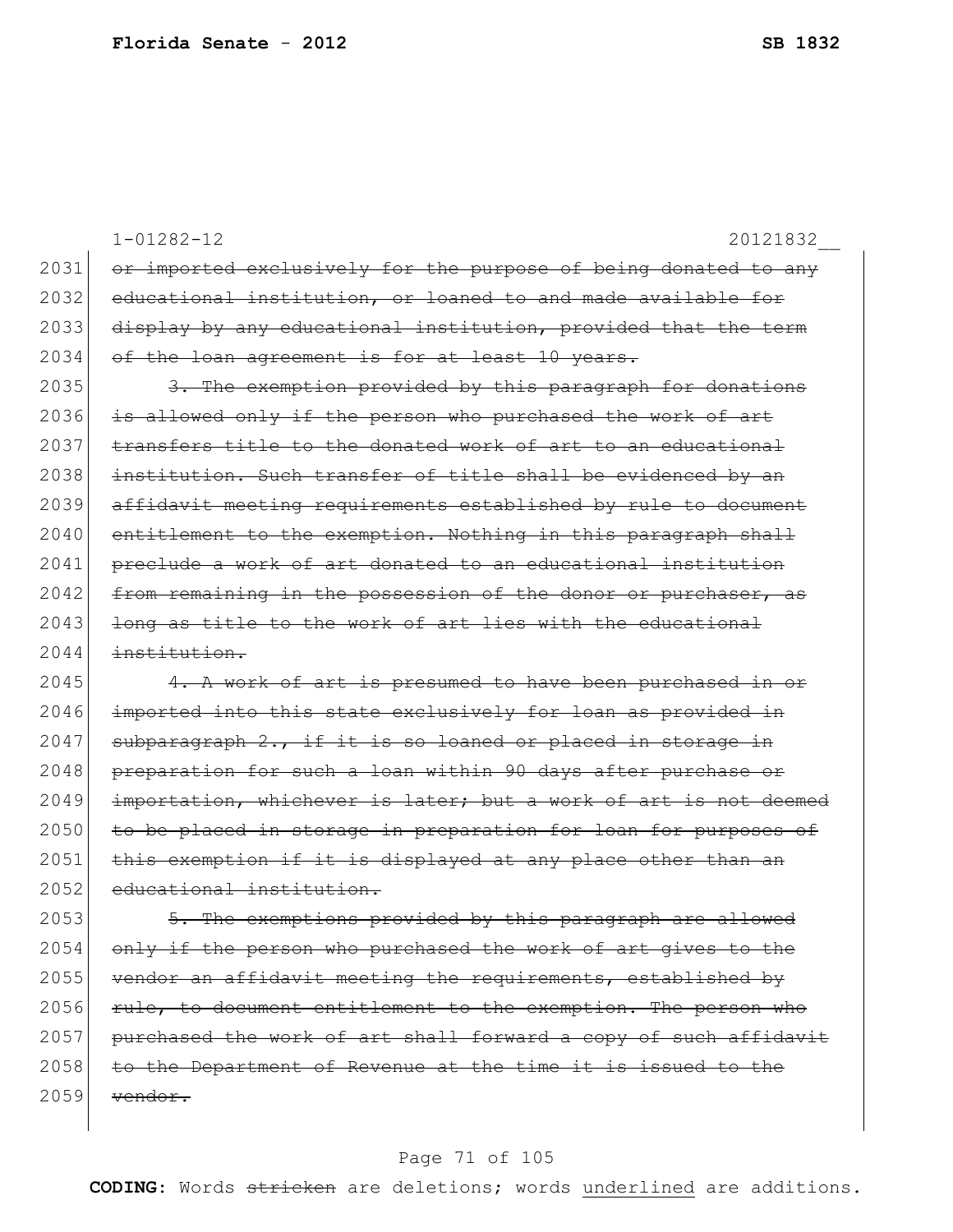1-01282-12 20121832__

2031 ~~or imported exclusively for the purpose of being donated to any~~
2032 ~~educational institution, or loaned to and made available for~~
2033 ~~display by any educational institution, provided that the term~~
2034 ~~of the loan agreement is for at least 10 years.~~

2035 ~~3. The exemption provided by this paragraph for donations~~
2036 ~~is allowed only if the person who purchased the work of art~~
2037 ~~transfers title to the donated work of art to an educational~~
2038 ~~institution. Such transfer of title shall be evidenced by an~~
2039 ~~affidavit meeting requirements established by rule to document~~
2040 ~~entitlement to the exemption. Nothing in this paragraph shall~~
2041 ~~preclude a work of art donated to an educational institution~~
2042 ~~from remaining in the possession of the donor or purchaser, as~~
2043 ~~long as title to the work of art lies with the educational~~
2044 ~~institution.~~

2045 ~~4. A work of art is presumed to have been purchased in or~~
2046 ~~imported into this state exclusively for loan as provided in~~
2047 ~~subparagraph 2., if it is so loaned or placed in storage in~~
2048 ~~preparation for such a loan within 90 days after purchase or~~
2049 ~~importation, whichever is later; but a work of art is not deemed~~
2050 ~~to be placed in storage in preparation for loan for purposes of~~
2051 ~~this exemption if it is displayed at any place other than an~~
2052 ~~educational institution.~~

2053 ~~5. The exemptions provided by this paragraph are allowed~~
2054 ~~only if the person who purchased the work of art gives to the~~
2055 ~~vendor an affidavit meeting the requirements, established by~~
2056 ~~rule, to document entitlement to the exemption. The person who~~
2057 ~~purchased the work of art shall forward a copy of such affidavit~~
2058 ~~to the Department of Revenue at the time it is issued to the~~
2059 ~~vendor.~~

**CODING:** Words ~~stricken~~ are deletions; words underlined are additions.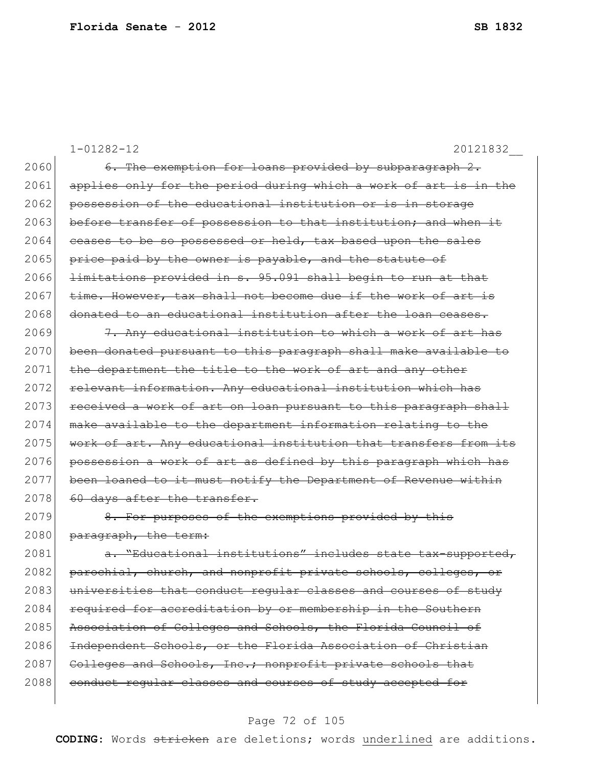1-01282-12 20121832__

2060 ~~6. The exemption for loans provided by subparagraph 2.~~
2061 ~~applies only for the period during which a work of art is in the~~
2062 ~~possession of the educational institution or is in storage~~
2063 ~~before transfer of possession to that institution; and when it~~
2064 ~~ceases to be so possessed or held, tax based upon the sales~~
2065 ~~price paid by the owner is payable, and the statute of~~
2066 ~~limitations provided in s. 95.091 shall begin to run at that~~
2067 ~~time. However, tax shall not become due if the work of art is~~
2068 ~~donated to an educational institution after the loan ceases.~~
2069 ~~7. Any educational institution to which a work of art has~~
2070 ~~been donated pursuant to this paragraph shall make available to~~
2071 ~~the department the title to the work of art and any other~~
2072 ~~relevant information. Any educational institution which has~~
2073 ~~received a work of art on loan pursuant to this paragraph shall~~
2074 ~~make available to the department information relating to the~~
2075 ~~work of art. Any educational institution that transfers from its~~
2076 ~~possession a work of art as defined by this paragraph which has~~
2077 ~~been loaned to it must notify the Department of Revenue within~~
2078 ~~60 days after the transfer.~~
2079 ~~8. For purposes of the exemptions provided by this~~
2080 ~~paragraph, the term:~~
2081 ~~a. "Educational institutions" includes state tax-supported,~~
2082 ~~parochial, church, and nonprofit private schools, colleges, or~~
2083 ~~universities that conduct regular classes and courses of study~~
2084 ~~required for accreditation by or membership in the Southern~~
2085 ~~Association of Colleges and Schools, the Florida Council of~~
2086 ~~Independent Schools, or the Florida Association of Christian~~
2087 ~~Colleges and Schools, Inc.; nonprofit private schools that~~
2088 ~~conduct regular classes and courses of study accepted for~~

**CODING:** Words ~~stricken~~ are deletions; words underlined are additions.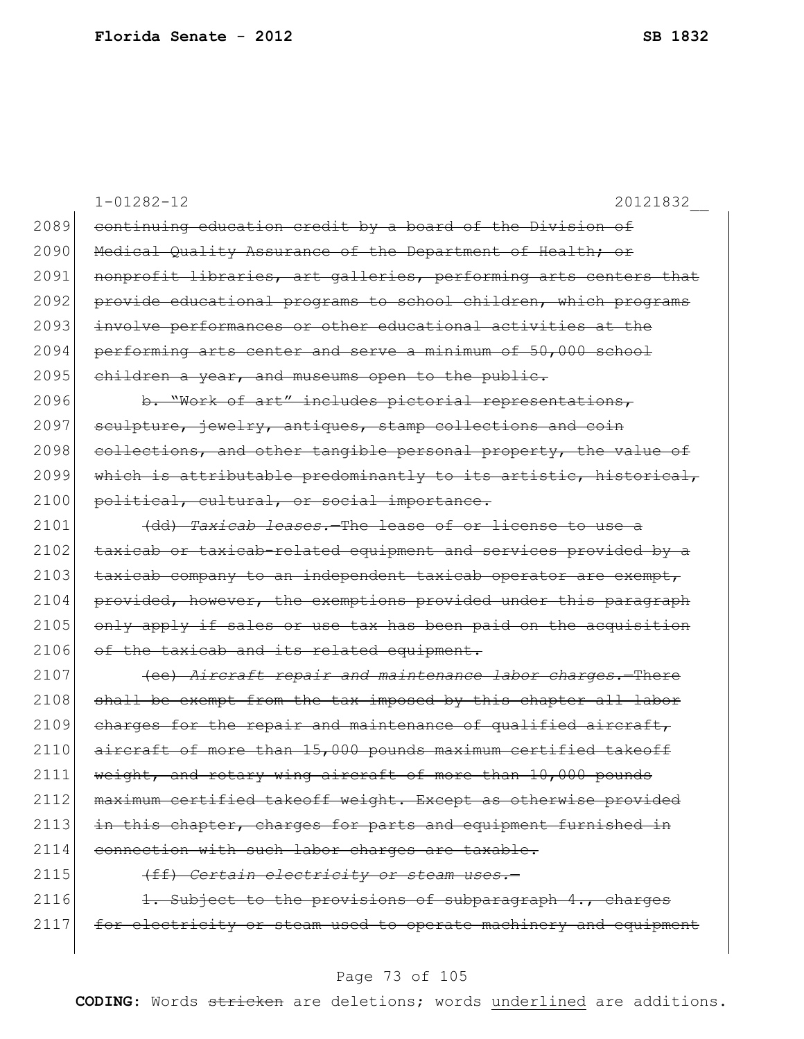1-01282-12 20121832__

2089 ~~continuing education credit by a board of the Division of~~
2090 ~~Medical Quality Assurance of the Department of Health; or~~
2091 ~~nonprofit libraries, art galleries, performing arts centers that~~
2092 ~~provide educational programs to school children, which programs~~
2093 ~~involve performances or other educational activities at the~~
2094 ~~performing arts center and serve a minimum of 50,000 school~~
2095 ~~children a year, and museums open to the public.~~

2096 ~~b. "Work of art" includes pictorial representations,~~
2097 ~~sculpture, jewelry, antiques, stamp collections and coin~~
2098 ~~collections, and other tangible personal property, the value of~~
2099 ~~which is attributable predominantly to its artistic, historical,~~
2100 ~~political, cultural, or social importance.~~

2101 ~~(dd) *Taxicab leases.*—The lease of or license to use a~~
2102 ~~taxicab or taxicab-related equipment and services provided by a~~
2103 ~~taxicab company to an independent taxicab operator are exempt,~~
2104 ~~provided, however, the exemptions provided under this paragraph~~
2105 ~~only apply if sales or use tax has been paid on the acquisition~~
2106 ~~of the taxicab and its related equipment.~~

2107 ~~(ee) *Aircraft repair and maintenance labor charges.*—There~~
2108 ~~shall be exempt from the tax imposed by this chapter all labor~~
2109 ~~charges for the repair and maintenance of qualified aircraft,~~
2110 ~~aircraft of more than 15,000 pounds maximum certified takeoff~~
2111 ~~weight, and rotary wing aircraft of more than 10,000 pounds~~
2112 ~~maximum certified takeoff weight. Except as otherwise provided~~
2113 ~~in this chapter, charges for parts and equipment furnished in~~
2114 ~~connection with such labor charges are taxable.~~

2115 ~~(ff) *Certain electricity or steam uses.*—~~

2116 ~~1. Subject to the provisions of subparagraph 4., charges~~
2117 ~~for electricity or steam used to operate machinery and equipment~~

**CODING:** Words ~~stricken~~ are deletions; words <u>underlined</u> are additions.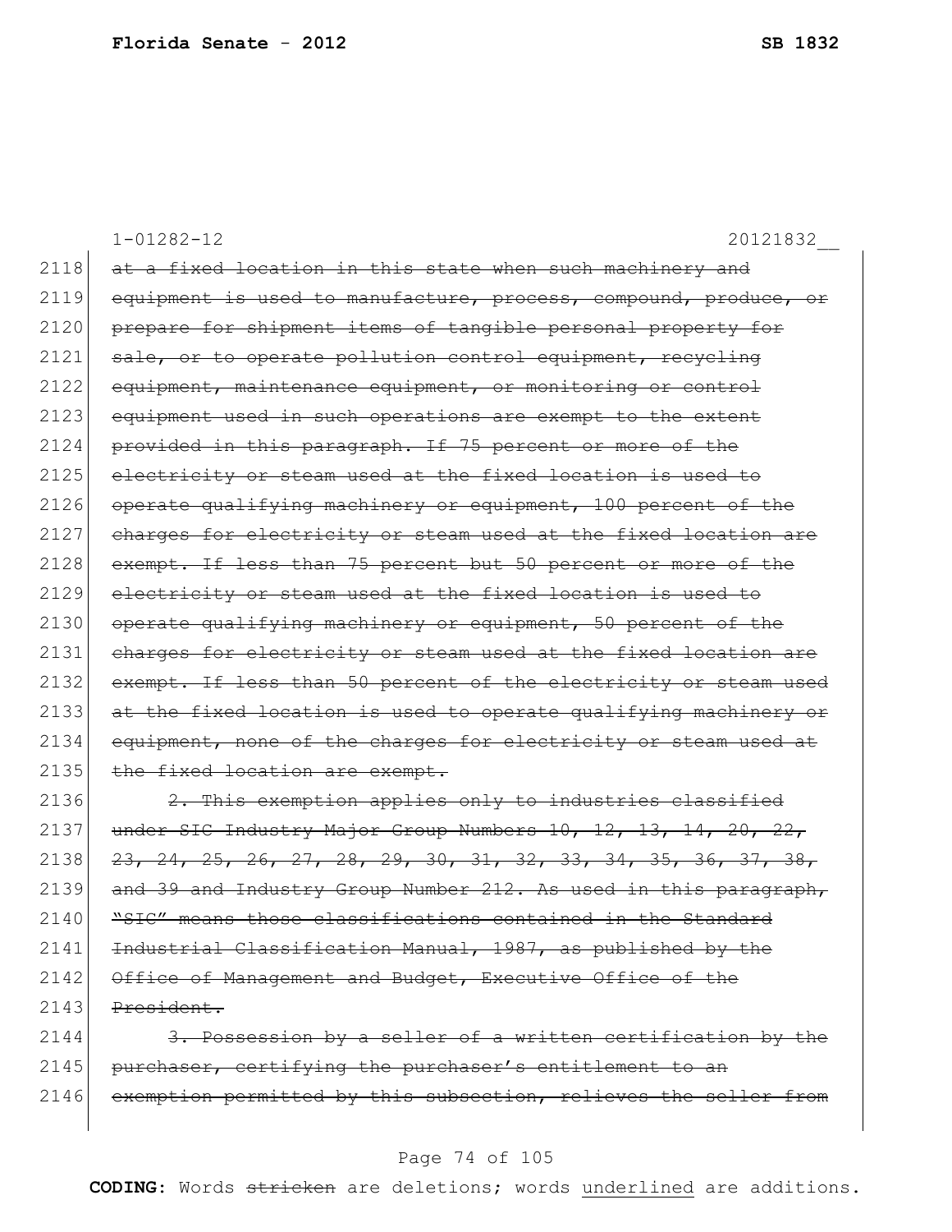1-01282-12 20121832__

2118 ~~at a fixed location in this state when such machinery and~~
2119 ~~equipment is used to manufacture, process, compound, produce, or~~
2120 ~~prepare for shipment items of tangible personal property for~~
2121 ~~sale, or to operate pollution control equipment, recycling~~
2122 ~~equipment, maintenance equipment, or monitoring or control~~
2123 ~~equipment used in such operations are exempt to the extent~~
2124 ~~provided in this paragraph. If 75 percent or more of the~~
2125 ~~electricity or steam used at the fixed location is used to~~
2126 ~~operate qualifying machinery or equipment, 100 percent of the~~
2127 ~~charges for electricity or steam used at the fixed location are~~
2128 ~~exempt. If less than 75 percent but 50 percent or more of the~~
2129 ~~electricity or steam used at the fixed location is used to~~
2130 ~~operate qualifying machinery or equipment, 50 percent of the~~
2131 ~~charges for electricity or steam used at the fixed location are~~
2132 ~~exempt. If less than 50 percent of the electricity or steam used~~
2133 ~~at the fixed location is used to operate qualifying machinery or~~
2134 ~~equipment, none of the charges for electricity or steam used at~~
2135 ~~the fixed location are exempt.~~

2136 ~~2. This exemption applies only to industries classified~~
2137 ~~under SIC Industry Major Group Numbers 10, 12, 13, 14, 20, 22,~~
2138 ~~23, 24, 25, 26, 27, 28, 29, 30, 31, 32, 33, 34, 35, 36, 37, 38,~~
2139 ~~and 39 and Industry Group Number 212. As used in this paragraph,~~
2140 ~~"SIC" means those classifications contained in the Standard~~
2141 ~~Industrial Classification Manual, 1987, as published by the~~
2142 ~~Office of Management and Budget, Executive Office of the~~
2143 ~~President.~~

2144 ~~3. Possession by a seller of a written certification by the~~
2145 ~~purchaser, certifying the purchaser's entitlement to an~~
2146 ~~exemption permitted by this subsection, relieves the seller from~~

**CODING:** Words ~~stricken~~ are deletions; words underlined are additions.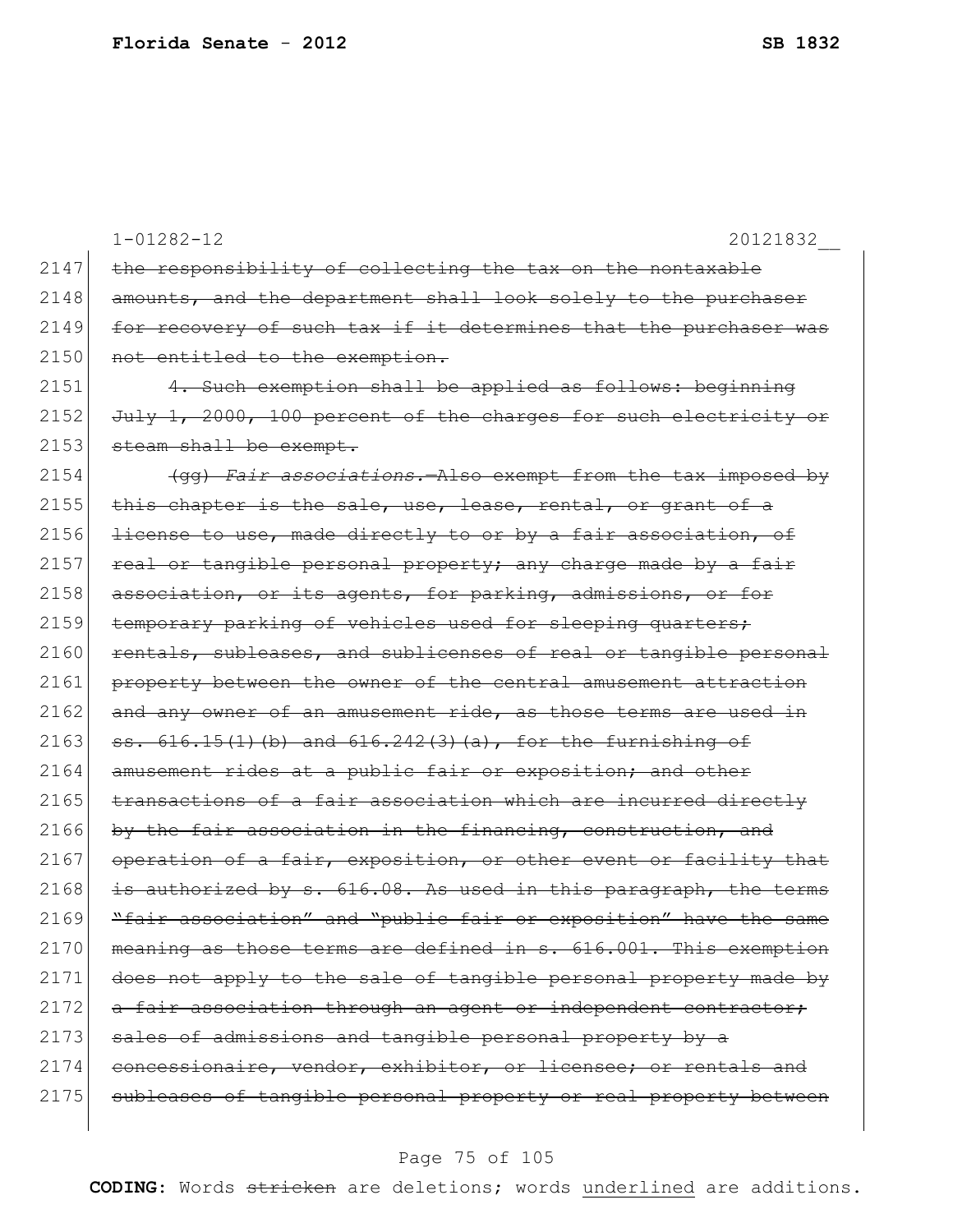~~the responsibility of collecting the tax on the nontaxable amounts, and the department shall look solely to the purchaser for recovery of such tax if it determines that the purchaser was not entitled to the exemption.~~

~~4. Such exemption shall be applied as follows: beginning July 1, 2000, 100 percent of the charges for such electricity or steam shall be exempt.~~

~~(gg) *Fair associations.*—Also exempt from the tax imposed by this chapter is the sale, use, lease, rental, or grant of a license to use, made directly to or by a fair association, of real or tangible personal property; any charge made by a fair association, or its agents, for parking, admissions, or for temporary parking of vehicles used for sleeping quarters; rentals, subleases, and sublicenses of real or tangible personal property between the owner of the central amusement attraction and any owner of an amusement ride, as those terms are used in ss. 616.15(1)(b) and 616.242(3)(a), for the furnishing of amusement rides at a public fair or exposition; and other transactions of a fair association which are incurred directly by the fair association in the financing, construction, and operation of a fair, exposition, or other event or facility that is authorized by s. 616.08. As used in this paragraph, the terms "fair association" and "public fair or exposition" have the same meaning as those terms are defined in s. 616.001. This exemption does not apply to the sale of tangible personal property made by a fair association through an agent or independent contractor; sales of admissions and tangible personal property by a concessionaire, vendor, exhibitor, or licensee; or rentals and subleases of tangible personal property or real property between~~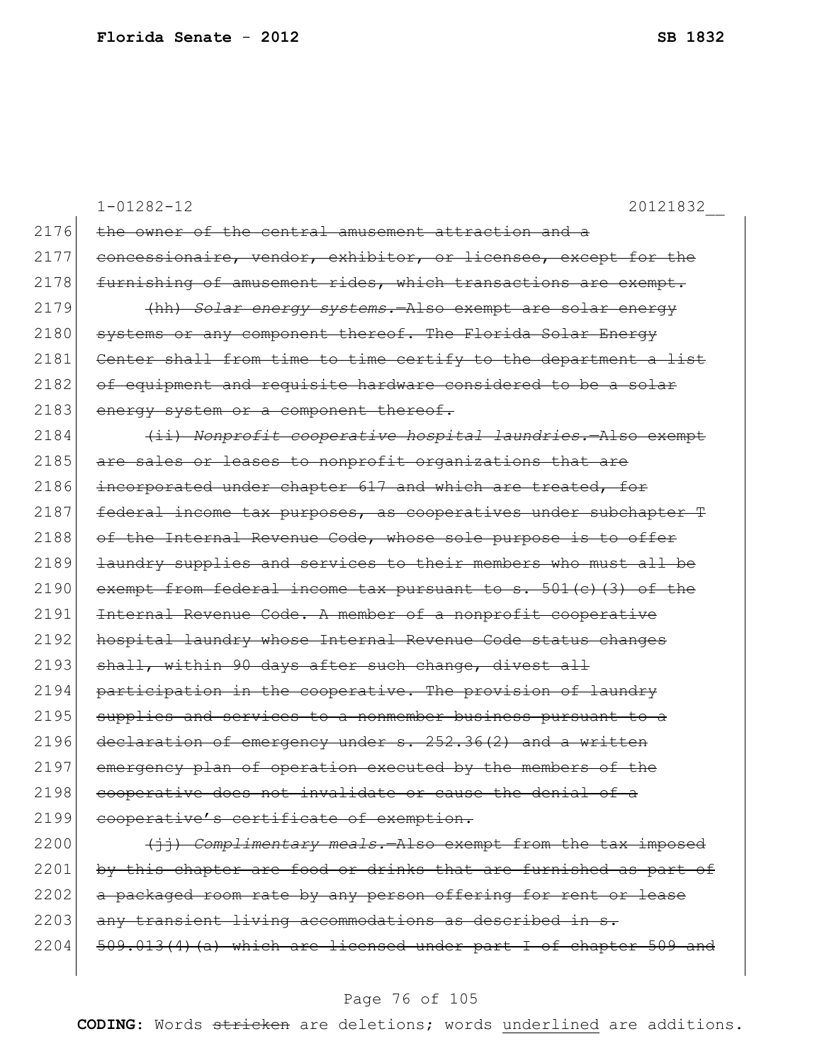1-01282-12 20121832__

2176 ~~the owner of the central amusement attraction and a~~
2177 ~~concessionaire, vendor, exhibitor, or licensee, except for the~~
2178 ~~furnishing of amusement rides, which transactions are exempt.~~
2179 ~~(hh) *Solar energy systems.*—Also exempt are solar energy~~
2180 ~~systems or any component thereof. The Florida Solar Energy~~
2181 ~~Center shall from time to time certify to the department a list~~
2182 ~~of equipment and requisite hardware considered to be a solar~~
2183 ~~energy system or a component thereof.~~
2184 ~~(ii) *Nonprofit cooperative hospital laundries.*—Also exempt~~
2185 ~~are sales or leases to nonprofit organizations that are~~
2186 ~~incorporated under chapter 617 and which are treated, for~~
2187 ~~federal income tax purposes, as cooperatives under subchapter T~~
2188 ~~of the Internal Revenue Code, whose sole purpose is to offer~~
2189 ~~laundry supplies and services to their members who must all be~~
2190 ~~exempt from federal income tax pursuant to s. 501(c)(3) of the~~
2191 ~~Internal Revenue Code. A member of a nonprofit cooperative~~
2192 ~~hospital laundry whose Internal Revenue Code status changes~~
2193 ~~shall, within 90 days after such change, divest all~~
2194 ~~participation in the cooperative. The provision of laundry~~
2195 ~~supplies and services to a nonmember business pursuant to a~~
2196 ~~declaration of emergency under s. 252.36(2) and a written~~
2197 ~~emergency plan of operation executed by the members of the~~
2198 ~~cooperative does not invalidate or cause the denial of a~~
2199 ~~cooperative's certificate of exemption.~~
2200 ~~(jj) *Complimentary meals.*—Also exempt from the tax imposed~~
2201 ~~by this chapter are food or drinks that are furnished as part of~~
2202 ~~a packaged room rate by any person offering for rent or lease~~
2203 ~~any transient living accommodations as described in s.~~
2204 ~~509.013(4)(a) which are licensed under part I of chapter 509 and~~

**CODING:** Words ~~stricken~~ are deletions; words <u>underlined</u> are additions.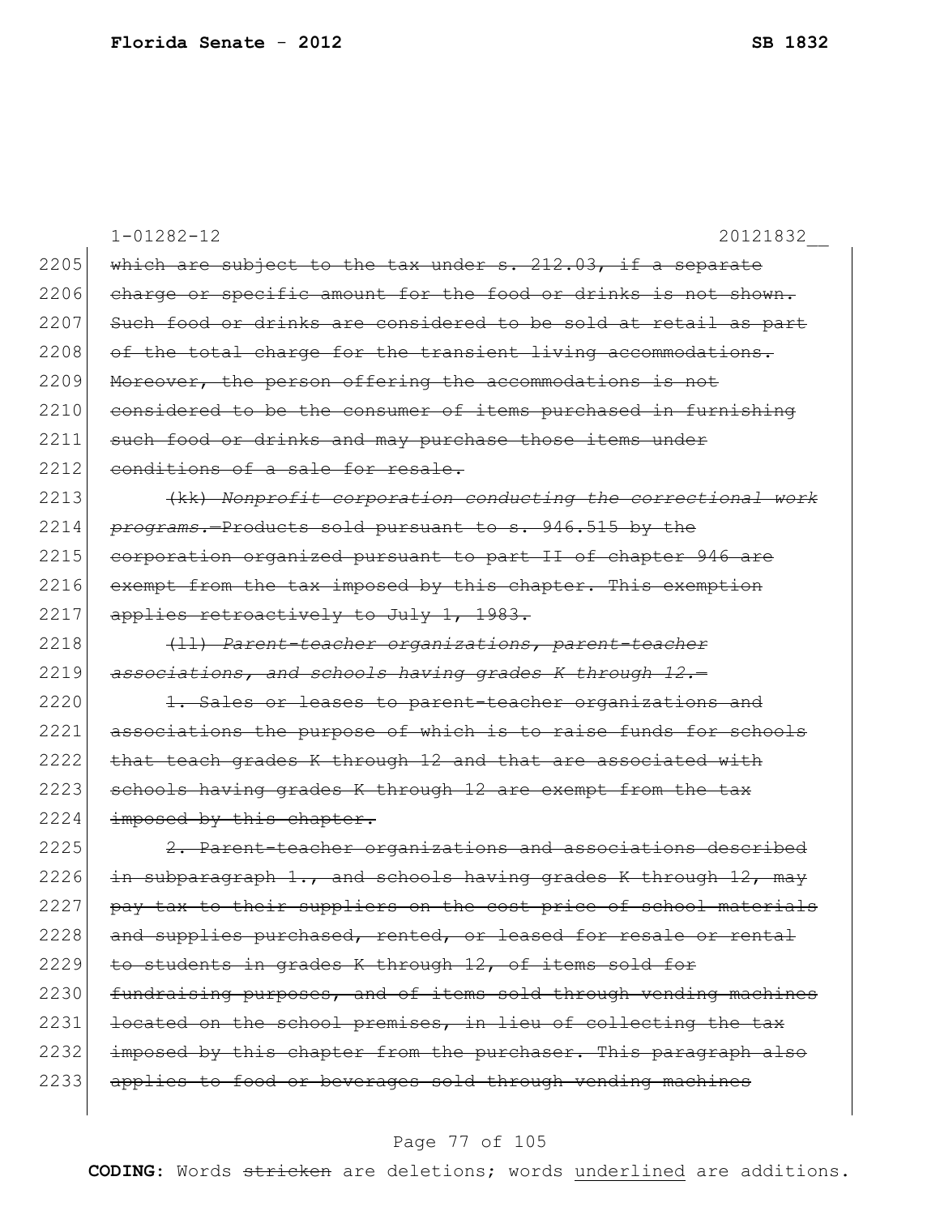1-01282-12 20121832__

2205 ~~which are subject to the tax under s. 212.03, if a separate~~
2206 ~~charge or specific amount for the food or drinks is not shown.~~
2207 ~~Such food or drinks are considered to be sold at retail as part~~
2208 ~~of the total charge for the transient living accommodations.~~
2209 ~~Moreover, the person offering the accommodations is not~~
2210 ~~considered to be the consumer of items purchased in furnishing~~
2211 ~~such food or drinks and may purchase those items under~~
2212 ~~conditions of a sale for resale.~~

2213 ~~(kk) *Nonprofit corporation conducting the correctional work*~~
2214 ~~*programs.*—Products sold pursuant to s. 946.515 by the~~
2215 ~~corporation organized pursuant to part II of chapter 946 are~~
2216 ~~exempt from the tax imposed by this chapter. This exemption~~
2217 ~~applies retroactively to July 1, 1983.~~

2218 ~~(ll) *Parent-teacher organizations, parent-teacher*~~
2219 ~~*associations, and schools having grades K through 12.*—~~

2220 ~~1. Sales or leases to parent-teacher organizations and~~
2221 ~~associations the purpose of which is to raise funds for schools~~
2222 ~~that teach grades K through 12 and that are associated with~~
2223 ~~schools having grades K through 12 are exempt from the tax~~
2224 ~~imposed by this chapter.~~

2225 ~~2. Parent-teacher organizations and associations described~~
2226 ~~in subparagraph 1., and schools having grades K through 12, may~~
2227 ~~pay tax to their suppliers on the cost price of school materials~~
2228 ~~and supplies purchased, rented, or leased for resale or rental~~
2229 ~~to students in grades K through 12, of items sold for~~
2230 ~~fundraising purposes, and of items sold through vending machines~~
2231 ~~located on the school premises, in lieu of collecting the tax~~
2232 ~~imposed by this chapter from the purchaser. This paragraph also~~
2233 ~~applies to food or beverages sold through vending machines~~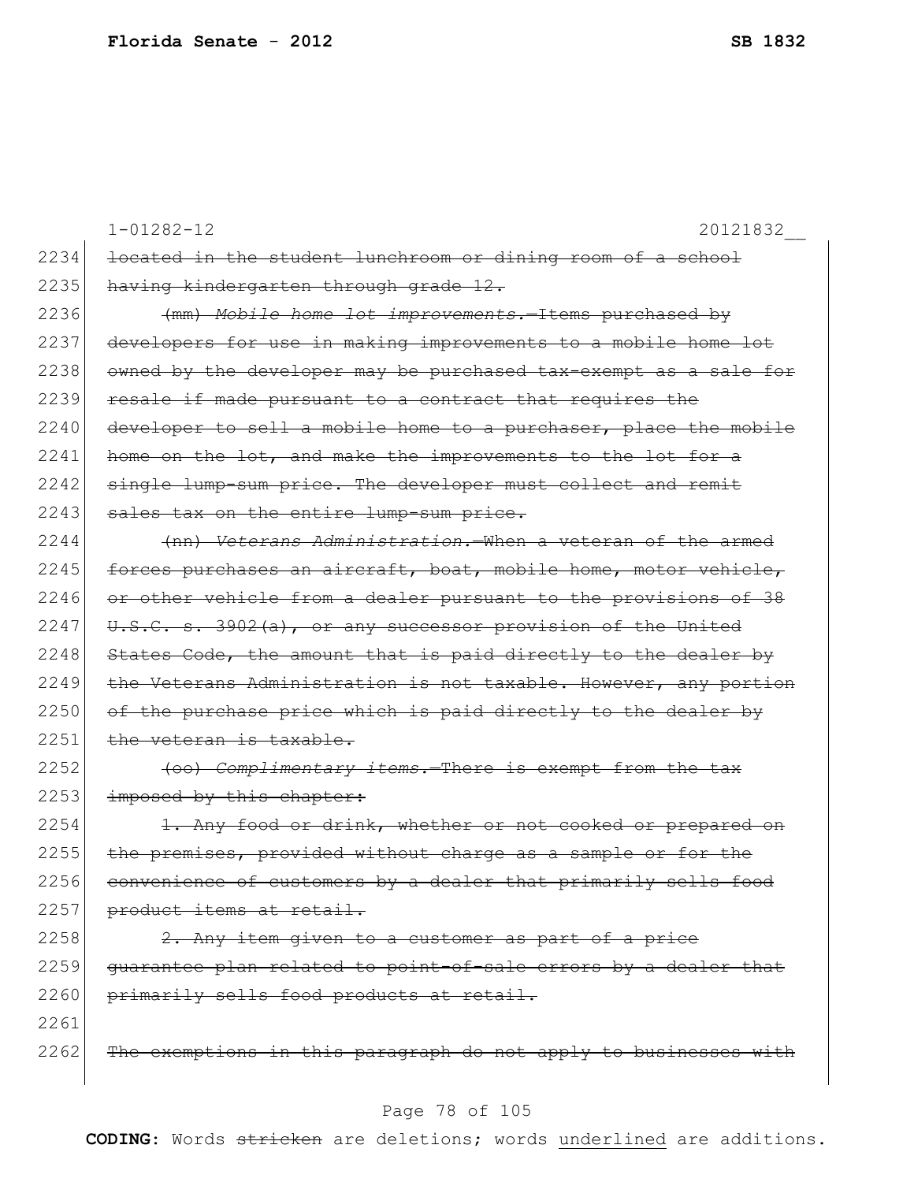1-01282-12 20121832__

2234 ~~located in the student lunchroom or dining room of a school~~
2235 ~~having kindergarten through grade 12.~~
2236 ~~(mm) *Mobile home lot improvements.*—Items purchased by~~
2237 ~~developers for use in making improvements to a mobile home lot~~
2238 ~~owned by the developer may be purchased tax-exempt as a sale for~~
2239 ~~resale if made pursuant to a contract that requires the~~
2240 ~~developer to sell a mobile home to a purchaser, place the mobile~~
2241 ~~home on the lot, and make the improvements to the lot for a~~
2242 ~~single lump-sum price. The developer must collect and remit~~
2243 ~~sales tax on the entire lump-sum price.~~
2244 ~~(nn) *Veterans Administration.*—When a veteran of the armed~~
2245 ~~forces purchases an aircraft, boat, mobile home, motor vehicle,~~
2246 ~~or other vehicle from a dealer pursuant to the provisions of 38~~
2247 ~~U.S.C. s. 3902(a), or any successor provision of the United~~
2248 ~~States Code, the amount that is paid directly to the dealer by~~
2249 ~~the Veterans Administration is not taxable. However, any portion~~
2250 ~~of the purchase price which is paid directly to the dealer by~~
2251 ~~the veteran is taxable.~~
2252 ~~(oo) *Complimentary items.*—There is exempt from the tax~~
2253 ~~imposed by this chapter:~~
2254 ~~1. Any food or drink, whether or not cooked or prepared on~~
2255 ~~the premises, provided without charge as a sample or for the~~
2256 ~~convenience of customers by a dealer that primarily sells food~~
2257 ~~product items at retail.~~
2258 ~~2. Any item given to a customer as part of a price~~
2259 ~~guarantee plan related to point-of-sale errors by a dealer that~~
2260 ~~primarily sells food products at retail.~~
2261
2262 ~~The exemptions in this paragraph do not apply to businesses with~~

**CODING:** Words ~~stricken~~ are deletions; words <u>underlined</u> are additions.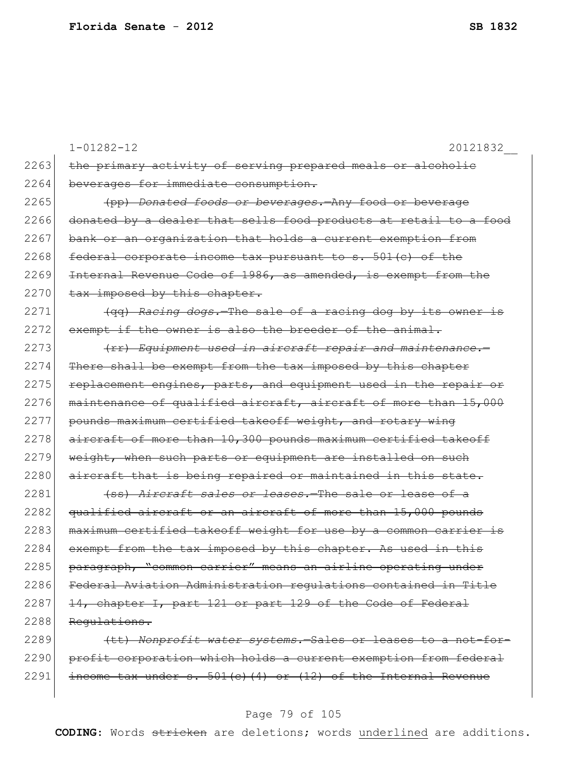2263 ~~the primary activity of serving prepared meals or alcoholic~~
2264 ~~beverages for immediate consumption.~~
2265 ~~(pp) *Donated foods or beverages.*—Any food or beverage~~
2266 ~~donated by a dealer that sells food products at retail to a food~~
2267 ~~bank or an organization that holds a current exemption from~~
2268 ~~federal corporate income tax pursuant to s. 501(c) of the~~
2269 ~~Internal Revenue Code of 1986, as amended, is exempt from the~~
2270 ~~tax imposed by this chapter.~~
2271 ~~(qq) *Racing dogs.*—The sale of a racing dog by its owner is~~
2272 ~~exempt if the owner is also the breeder of the animal.~~
2273 ~~(rr) *Equipment used in aircraft repair and maintenance.*—~~
2274 ~~There shall be exempt from the tax imposed by this chapter~~
2275 ~~replacement engines, parts, and equipment used in the repair or~~
2276 ~~maintenance of qualified aircraft, aircraft of more than 15,000~~
2277 ~~pounds maximum certified takeoff weight, and rotary wing~~
2278 ~~aircraft of more than 10,300 pounds maximum certified takeoff~~
2279 ~~weight, when such parts or equipment are installed on such~~
2280 ~~aircraft that is being repaired or maintained in this state.~~
2281 ~~(ss) *Aircraft sales or leases.*—The sale or lease of a~~
2282 ~~qualified aircraft or an aircraft of more than 15,000 pounds~~
2283 ~~maximum certified takeoff weight for use by a common carrier is~~
2284 ~~exempt from the tax imposed by this chapter. As used in this~~
2285 ~~paragraph, "common carrier" means an airline operating under~~
2286 ~~Federal Aviation Administration regulations contained in Title~~
2287 ~~14, chapter I, part 121 or part 129 of the Code of Federal~~
2288 ~~Regulations.~~
2289 ~~(tt) *Nonprofit water systems.*—Sales or leases to a not-for-~~
2290 ~~profit corporation which holds a current exemption from federal~~
2291 ~~income tax under s. 501(c)(4) or (12) of the Internal Revenue~~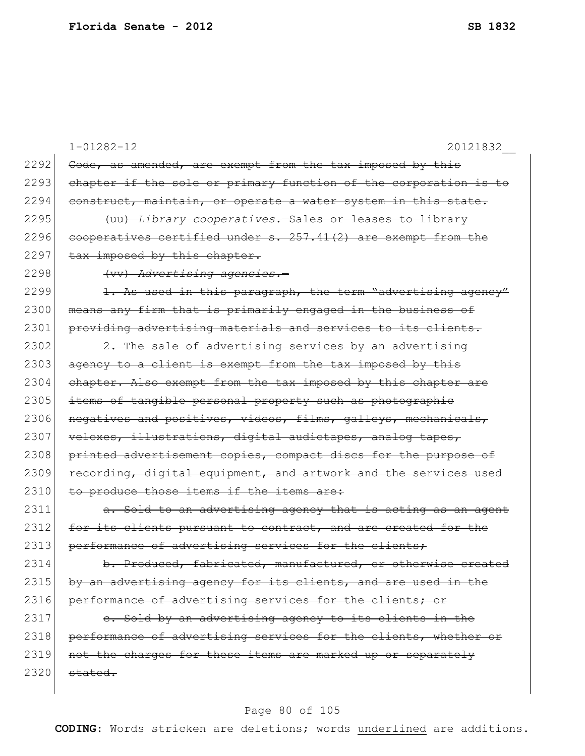1-01282-12 20121832__

2292 ~~Code, as amended, are exempt from the tax imposed by this~~
2293 ~~chapter if the sole or primary function of the corporation is to~~
2294 ~~construct, maintain, or operate a water system in this state.~~

2295 ~~(uu) *Library cooperatives.*—Sales or leases to library~~
2296 ~~cooperatives certified under s. 257.41(2) are exempt from the~~
2297 ~~tax imposed by this chapter.~~

2298 ~~(vv) *Advertising agencies.*—~~

2299 ~~1. As used in this paragraph, the term "advertising agency"~~
2300 ~~means any firm that is primarily engaged in the business of~~
2301 ~~providing advertising materials and services to its clients.~~

2302 ~~2. The sale of advertising services by an advertising~~
2303 ~~agency to a client is exempt from the tax imposed by this~~
2304 ~~chapter. Also exempt from the tax imposed by this chapter are~~
2305 ~~items of tangible personal property such as photographic~~
2306 ~~negatives and positives, videos, films, galleys, mechanicals,~~
2307 ~~veloxes, illustrations, digital audiotapes, analog tapes,~~
2308 ~~printed advertisement copies, compact discs for the purpose of~~
2309 ~~recording, digital equipment, and artwork and the services used~~
2310 ~~to produce those items if the items are:~~

2311 ~~a. Sold to an advertising agency that is acting as an agent~~
2312 ~~for its clients pursuant to contract, and are created for the~~
2313 ~~performance of advertising services for the clients;~~

2314 ~~b. Produced, fabricated, manufactured, or otherwise created~~
2315 ~~by an advertising agency for its clients, and are used in the~~
2316 ~~performance of advertising services for the clients; or~~

2317 ~~c. Sold by an advertising agency to its clients in the~~
2318 ~~performance of advertising services for the clients, whether or~~
2319 ~~not the charges for these items are marked up or separately~~
2320 ~~stated.~~

**CODING:** Words ~~stricken~~ are deletions; words <u>underlined</u> are additions.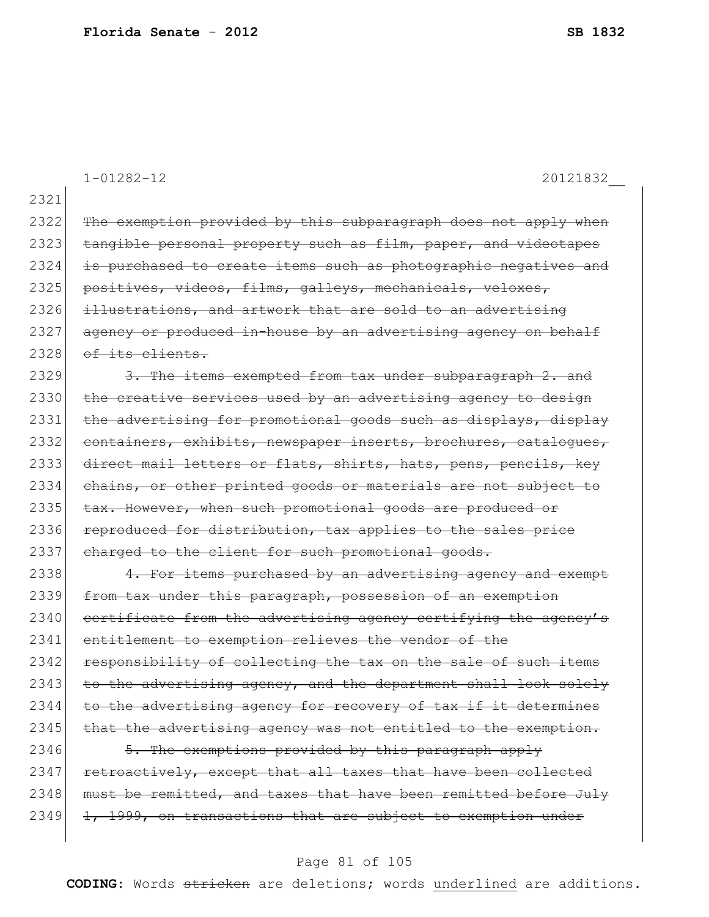1-01282-12 20121832__

2321

2322 ~~The exemption provided by this subparagraph does not apply when~~
2323 ~~tangible personal property such as film, paper, and videotapes~~
2324 ~~is purchased to create items such as photographic negatives and~~
2325 ~~positives, videos, films, galleys, mechanicals, veloxes,~~
2326 ~~illustrations, and artwork that are sold to an advertising~~
2327 ~~agency or produced in-house by an advertising agency on behalf~~
2328 ~~of its clients.~~
2329 ~~3. The items exempted from tax under subparagraph 2. and~~
2330 ~~the creative services used by an advertising agency to design~~
2331 ~~the advertising for promotional goods such as displays, display~~
2332 ~~containers, exhibits, newspaper inserts, brochures, catalogues,~~
2333 ~~direct mail letters or flats, shirts, hats, pens, pencils, key~~
2334 ~~chains, or other printed goods or materials are not subject to~~
2335 ~~tax. However, when such promotional goods are produced or~~
2336 ~~reproduced for distribution, tax applies to the sales price~~
2337 ~~charged to the client for such promotional goods.~~
2338 ~~4. For items purchased by an advertising agency and exempt~~
2339 ~~from tax under this paragraph, possession of an exemption~~
2340 ~~certificate from the advertising agency certifying the agency's~~
2341 ~~entitlement to exemption relieves the vendor of the~~
2342 ~~responsibility of collecting the tax on the sale of such items~~
2343 ~~to the advertising agency, and the department shall look solely~~
2344 ~~to the advertising agency for recovery of tax if it determines~~
2345 ~~that the advertising agency was not entitled to the exemption.~~
2346 ~~5. The exemptions provided by this paragraph apply~~
2347 ~~retroactively, except that all taxes that have been collected~~
2348 ~~must be remitted, and taxes that have been remitted before July~~
2349 ~~1, 1999, on transactions that are subject to exemption under~~

**CODING:** Words ~~stricken~~ are deletions; words <u>underlined</u> are additions.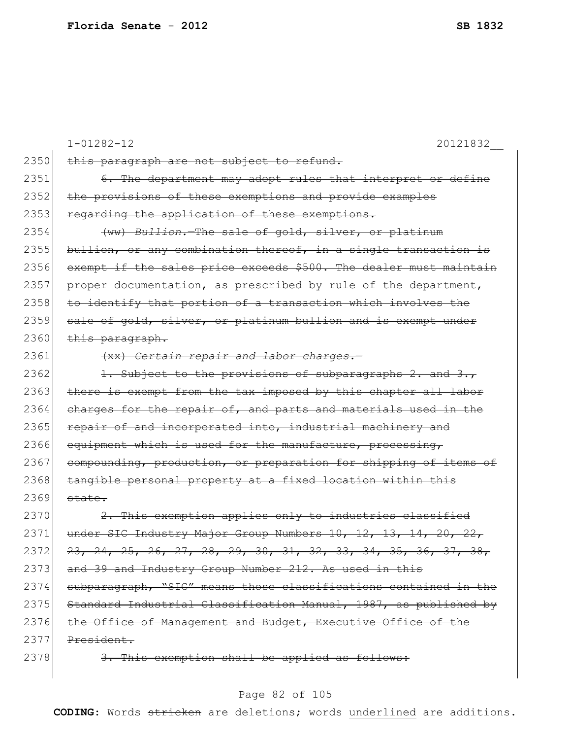1-01282-12 20121832__

2350 ~~this paragraph are not subject to refund.~~

2351 ~~6. The department may adopt rules that interpret or define~~
2352 ~~the provisions of these exemptions and provide examples~~
2353 ~~regarding the application of these exemptions.~~

2354 ~~(ww) *Bullion.*—The sale of gold, silver, or platinum~~
2355 ~~bullion, or any combination thereof, in a single transaction is~~
2356 ~~exempt if the sales price exceeds $500. The dealer must maintain~~
2357 ~~proper documentation, as prescribed by rule of the department,~~
2358 ~~to identify that portion of a transaction which involves the~~
2359 ~~sale of gold, silver, or platinum bullion and is exempt under~~
2360 ~~this paragraph.~~

2361 ~~(xx) *Certain repair and labor charges.*—~~

2362 ~~1. Subject to the provisions of subparagraphs 2. and 3.,~~
2363 ~~there is exempt from the tax imposed by this chapter all labor~~
2364 ~~charges for the repair of, and parts and materials used in the~~
2365 ~~repair of and incorporated into, industrial machinery and~~
2366 ~~equipment which is used for the manufacture, processing,~~
2367 ~~compounding, production, or preparation for shipping of items of~~
2368 ~~tangible personal property at a fixed location within this~~
2369 ~~state.~~

2370 ~~2. This exemption applies only to industries classified~~
2371 ~~under SIC Industry Major Group Numbers 10, 12, 13, 14, 20, 22,~~
2372 ~~23, 24, 25, 26, 27, 28, 29, 30, 31, 32, 33, 34, 35, 36, 37, 38,~~
2373 ~~and 39 and Industry Group Number 212. As used in this~~
2374 ~~subparagraph, "SIC" means those classifications contained in the~~
2375 ~~Standard Industrial Classification Manual, 1987, as published by~~
2376 ~~the Office of Management and Budget, Executive Office of the~~
2377 ~~President.~~

2378 ~~3. This exemption shall be applied as follows:~~

**CODING:** Words ~~stricken~~ are deletions; words <u>underlined</u> are additions.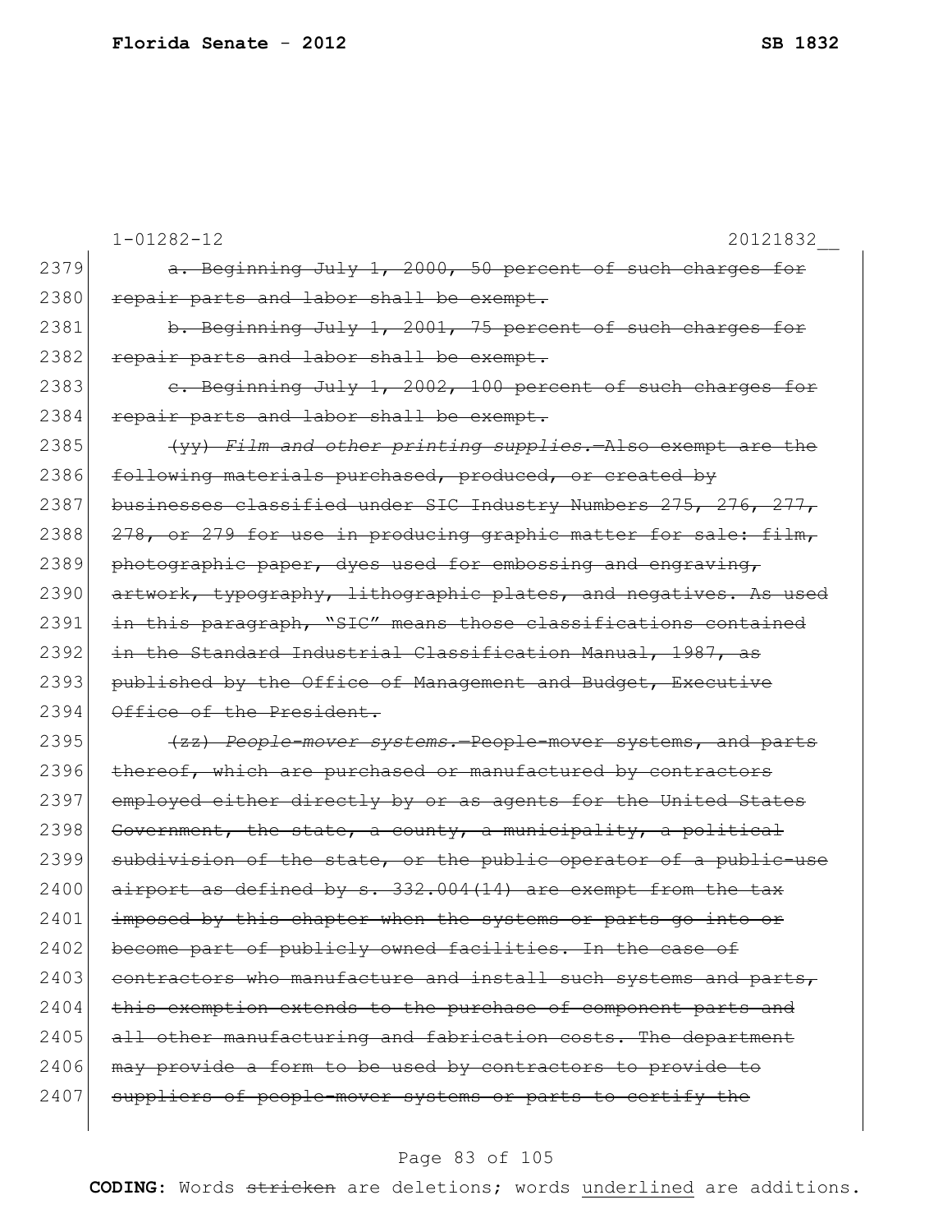1-01282-12 20121832__

2379 ~~a. Beginning July 1, 2000, 50 percent of such charges for~~
2380 ~~repair parts and labor shall be exempt.~~
2381 ~~b. Beginning July 1, 2001, 75 percent of such charges for~~
2382 ~~repair parts and labor shall be exempt.~~
2383 ~~c. Beginning July 1, 2002, 100 percent of such charges for~~
2384 ~~repair parts and labor shall be exempt.~~
2385 ~~(yy) *Film and other printing supplies.*—Also exempt are the~~
2386 ~~following materials purchased, produced, or created by~~
2387 ~~businesses classified under SIC Industry Numbers 275, 276, 277,~~
2388 ~~278, or 279 for use in producing graphic matter for sale: film,~~
2389 ~~photographic paper, dyes used for embossing and engraving,~~
2390 ~~artwork, typography, lithographic plates, and negatives. As used~~
2391 ~~in this paragraph, "SIC" means those classifications contained~~
2392 ~~in the Standard Industrial Classification Manual, 1987, as~~
2393 ~~published by the Office of Management and Budget, Executive~~
2394 ~~Office of the President.~~
2395 ~~(zz) *People-mover systems.*—People-mover systems, and parts~~
2396 ~~thereof, which are purchased or manufactured by contractors~~
2397 ~~employed either directly by or as agents for the United States~~
2398 ~~Government, the state, a county, a municipality, a political~~
2399 ~~subdivision of the state, or the public operator of a public-use~~
2400 ~~airport as defined by s. 332.004(14) are exempt from the tax~~
2401 ~~imposed by this chapter when the systems or parts go into or~~
2402 ~~become part of publicly owned facilities. In the case of~~
2403 ~~contractors who manufacture and install such systems and parts,~~
2404 ~~this exemption extends to the purchase of component parts and~~
2405 ~~all other manufacturing and fabrication costs. The department~~
2406 ~~may provide a form to be used by contractors to provide to~~
2407 ~~suppliers of people-mover systems or parts to certify the~~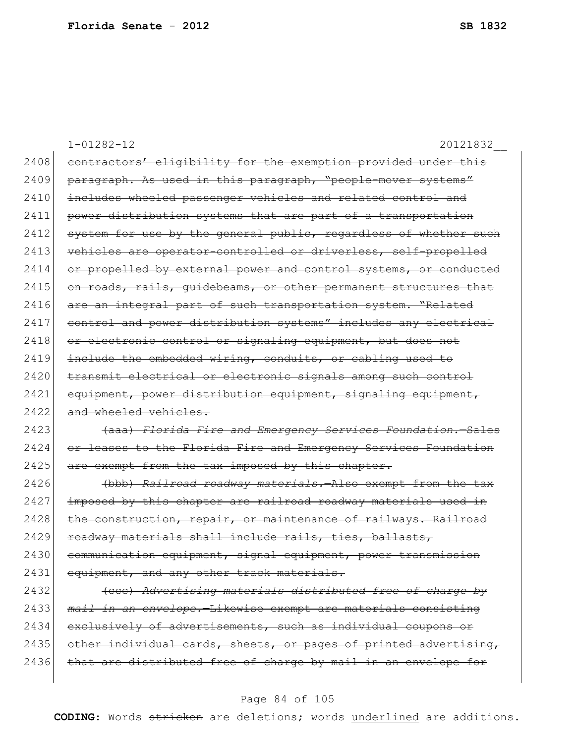1-01282-12 20121832__

2408 ~~contractors' eligibility for the exemption provided under this~~
2409 ~~paragraph. As used in this paragraph, "people-mover systems"~~
2410 ~~includes wheeled passenger vehicles and related control and~~
2411 ~~power distribution systems that are part of a transportation~~
2412 ~~system for use by the general public, regardless of whether such~~
2413 ~~vehicles are operator-controlled or driverless, self-propelled~~
2414 ~~or propelled by external power and control systems, or conducted~~
2415 ~~on roads, rails, guidebeams, or other permanent structures that~~
2416 ~~are an integral part of such transportation system. "Related~~
2417 ~~control and power distribution systems" includes any electrical~~
2418 ~~or electronic control or signaling equipment, but does not~~
2419 ~~include the embedded wiring, conduits, or cabling used to~~
2420 ~~transmit electrical or electronic signals among such control~~
2421 ~~equipment, power distribution equipment, signaling equipment,~~
2422 ~~and wheeled vehicles.~~

2423 ~~(aaa)~~ ~~*Florida Fire and Emergency Services Foundation.*~~~~—Sales~~
2424 ~~or leases to the Florida Fire and Emergency Services Foundation~~
2425 ~~are exempt from the tax imposed by this chapter.~~

2426 ~~(bbb)~~ ~~*Railroad roadway materials.*~~~~—Also exempt from the tax~~
2427 ~~imposed by this chapter are railroad roadway materials used in~~
2428 ~~the construction, repair, or maintenance of railways. Railroad~~
2429 ~~roadway materials shall include rails, ties, ballasts,~~
2430 ~~communication equipment, signal equipment, power transmission~~
2431 ~~equipment, and any other track materials.~~

2432 ~~(ccc)~~ ~~*Advertising materials distributed free of charge by*~~
2433 ~~*mail in an envelope.*~~~~—Likewise exempt are materials consisting~~
2434 ~~exclusively of advertisements, such as individual coupons or~~
2435 ~~other individual cards, sheets, or pages of printed advertising,~~
2436 ~~that are distributed free of charge by mail in an envelope for~~

**CODING:** Words ~~stricken~~ are deletions; words underlined are additions.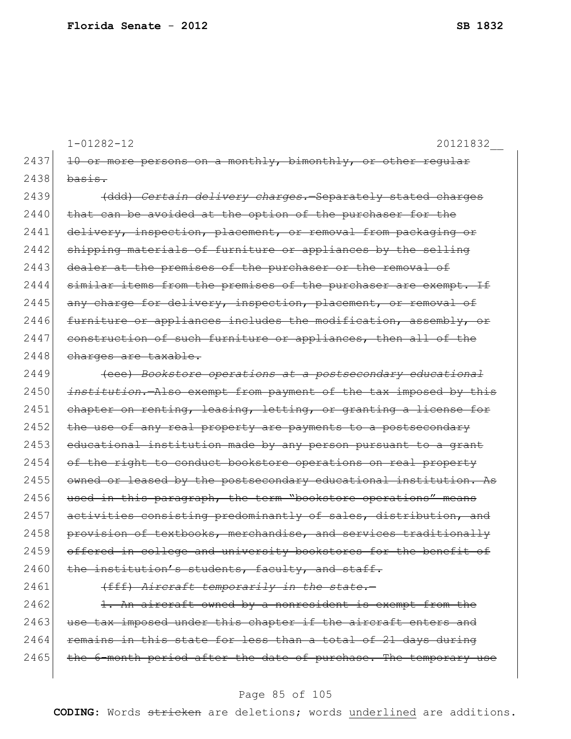1-01282-12 20121832__

2437 ~~10 or more persons on a monthly, bimonthly, or other regular~~
2438 ~~basis.~~
2439 ~~(ddd) *Certain delivery charges.*—Separately stated charges~~
2440 ~~that can be avoided at the option of the purchaser for the~~
2441 ~~delivery, inspection, placement, or removal from packaging or~~
2442 ~~shipping materials of furniture or appliances by the selling~~
2443 ~~dealer at the premises of the purchaser or the removal of~~
2444 ~~similar items from the premises of the purchaser are exempt. If~~
2445 ~~any charge for delivery, inspection, placement, or removal of~~
2446 ~~furniture or appliances includes the modification, assembly, or~~
2447 ~~construction of such furniture or appliances, then all of the~~
2448 ~~charges are taxable.~~
2449 ~~(eee) *Bookstore operations at a postsecondary educational*~~
2450 ~~*institution.*—Also exempt from payment of the tax imposed by this~~
2451 ~~chapter on renting, leasing, letting, or granting a license for~~
2452 ~~the use of any real property are payments to a postsecondary~~
2453 ~~educational institution made by any person pursuant to a grant~~
2454 ~~of the right to conduct bookstore operations on real property~~
2455 ~~owned or leased by the postsecondary educational institution. As~~
2456 ~~used in this paragraph, the term "bookstore operations" means~~
2457 ~~activities consisting predominantly of sales, distribution, and~~
2458 ~~provision of textbooks, merchandise, and services traditionally~~
2459 ~~offered in college and university bookstores for the benefit of~~
2460 ~~the institution's students, faculty, and staff.~~
2461 ~~(fff) *Aircraft temporarily in the state.*—~~
2462 ~~1. An aircraft owned by a nonresident is exempt from the~~
2463 ~~use tax imposed under this chapter if the aircraft enters and~~
2464 ~~remains in this state for less than a total of 21 days during~~
2465 ~~the 6-month period after the date of purchase. The temporary use~~

**CODING:** Words ~~stricken~~ are deletions; words <u>underlined</u> are additions.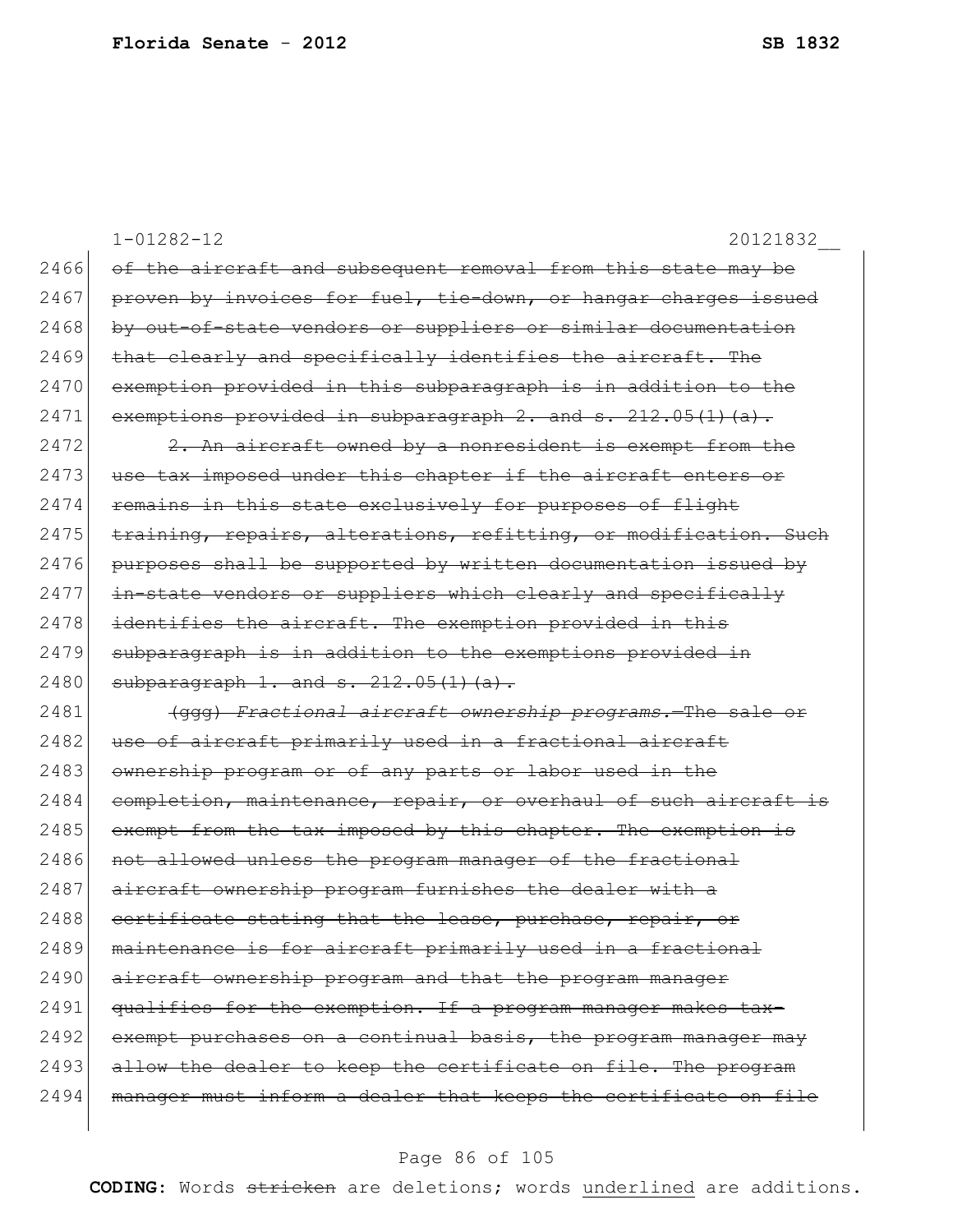1-01282-12 20121832__

2466 ~~of the aircraft and subsequent removal from this state may be~~
2467 ~~proven by invoices for fuel, tie-down, or hangar charges issued~~
2468 ~~by out-of-state vendors or suppliers or similar documentation~~
2469 ~~that clearly and specifically identifies the aircraft. The~~
2470 ~~exemption provided in this subparagraph is in addition to the~~
2471 ~~exemptions provided in subparagraph 2. and s. 212.05(1)(a).~~

2472 ~~2. An aircraft owned by a nonresident is exempt from the~~
2473 ~~use tax imposed under this chapter if the aircraft enters or~~
2474 ~~remains in this state exclusively for purposes of flight~~
2475 ~~training, repairs, alterations, refitting, or modification. Such~~
2476 ~~purposes shall be supported by written documentation issued by~~
2477 ~~in-state vendors or suppliers which clearly and specifically~~
2478 ~~identifies the aircraft. The exemption provided in this~~
2479 ~~subparagraph is in addition to the exemptions provided in~~
2480 ~~subparagraph 1. and s. 212.05(1)(a).~~

2481 ~~(ggg)~~ ~~*Fractional aircraft ownership programs.*~~~~—The sale or~~
2482 ~~use of aircraft primarily used in a fractional aircraft~~
2483 ~~ownership program or of any parts or labor used in the~~
2484 ~~completion, maintenance, repair, or overhaul of such aircraft is~~
2485 ~~exempt from the tax imposed by this chapter. The exemption is~~
2486 ~~not allowed unless the program manager of the fractional~~
2487 ~~aircraft ownership program furnishes the dealer with a~~
2488 ~~certificate stating that the lease, purchase, repair, or~~
2489 ~~maintenance is for aircraft primarily used in a fractional~~
2490 ~~aircraft ownership program and that the program manager~~
2491 ~~qualifies for the exemption. If a program manager makes tax-~~
2492 ~~exempt purchases on a continual basis, the program manager may~~
2493 ~~allow the dealer to keep the certificate on file. The program~~
2494 ~~manager must inform a dealer that keeps the certificate on file~~

**CODING:** Words ~~stricken~~ are deletions; words <u>underlined</u> are additions.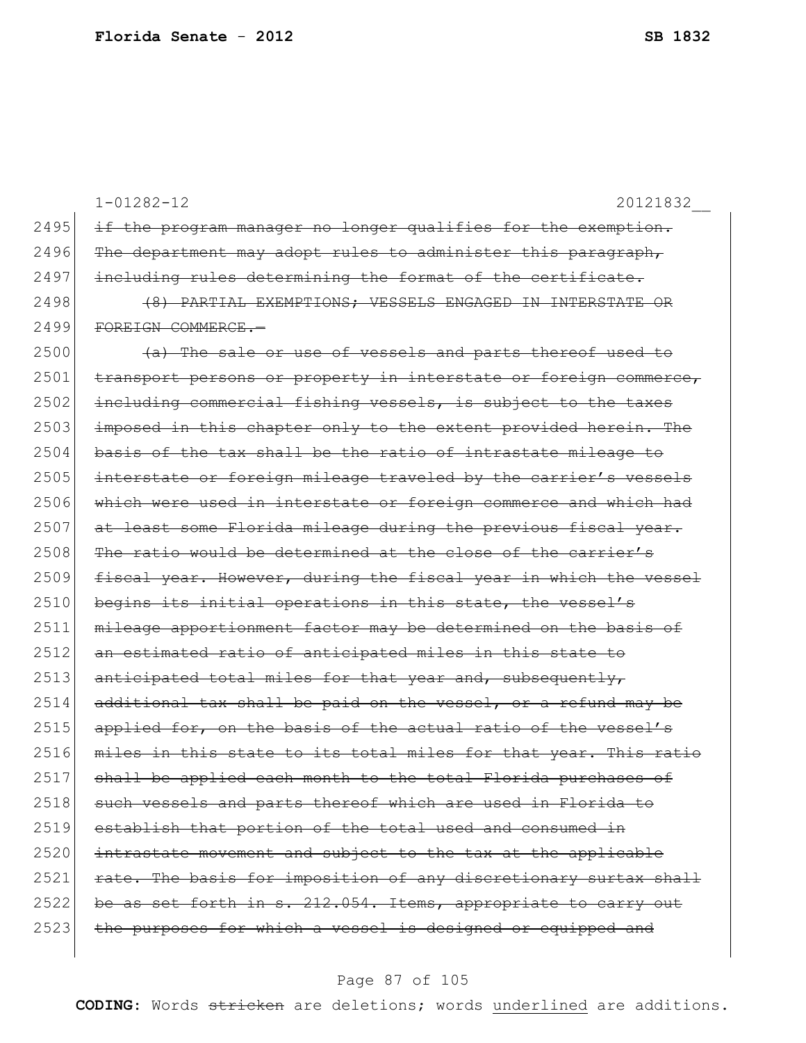1-01282-12 20121832__

2495 ~~if the program manager no longer qualifies for the exemption.~~
2496 ~~The department may adopt rules to administer this paragraph,~~
2497 ~~including rules determining the format of the certificate.~~
2498 ~~(8) PARTIAL EXEMPTIONS; VESSELS ENGAGED IN INTERSTATE OR~~
2499 ~~FOREIGN COMMERCE.—~~
2500 ~~(a) The sale or use of vessels and parts thereof used to~~
2501 ~~transport persons or property in interstate or foreign commerce,~~
2502 ~~including commercial fishing vessels, is subject to the taxes~~
2503 ~~imposed in this chapter only to the extent provided herein. The~~
2504 ~~basis of the tax shall be the ratio of intrastate mileage to~~
2505 ~~interstate or foreign mileage traveled by the carrier's vessels~~
2506 ~~which were used in interstate or foreign commerce and which had~~
2507 ~~at least some Florida mileage during the previous fiscal year.~~
2508 ~~The ratio would be determined at the close of the carrier's~~
2509 ~~fiscal year. However, during the fiscal year in which the vessel~~
2510 ~~begins its initial operations in this state, the vessel's~~
2511 ~~mileage apportionment factor may be determined on the basis of~~
2512 ~~an estimated ratio of anticipated miles in this state to~~
2513 ~~anticipated total miles for that year and, subsequently,~~
2514 ~~additional tax shall be paid on the vessel, or a refund may be~~
2515 ~~applied for, on the basis of the actual ratio of the vessel's~~
2516 ~~miles in this state to its total miles for that year. This ratio~~
2517 ~~shall be applied each month to the total Florida purchases of~~
2518 ~~such vessels and parts thereof which are used in Florida to~~
2519 ~~establish that portion of the total used and consumed in~~
2520 ~~intrastate movement and subject to the tax at the applicable~~
2521 ~~rate. The basis for imposition of any discretionary surtax shall~~
2522 ~~be as set forth in s. 212.054. Items, appropriate to carry out~~
2523 ~~the purposes for which a vessel is designed or equipped and~~

**CODING:** Words ~~stricken~~ are deletions; words underlined are additions.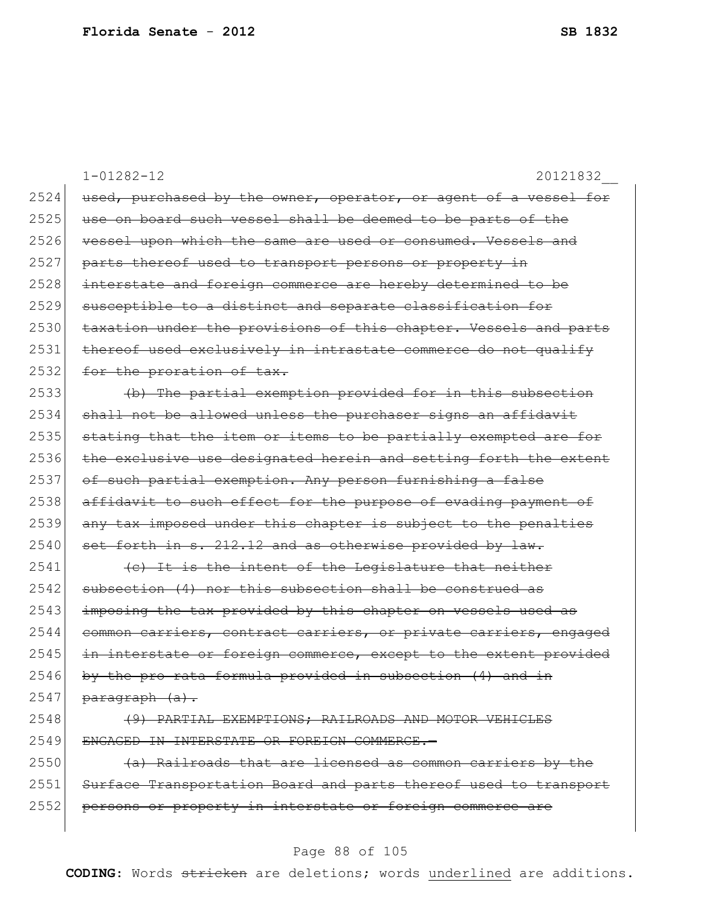1-01282-12 20121832__

2524 ~~used, purchased by the owner, operator, or agent of a vessel for~~
2525 ~~use on board such vessel shall be deemed to be parts of the~~
2526 ~~vessel upon which the same are used or consumed. Vessels and~~
2527 ~~parts thereof used to transport persons or property in~~
2528 ~~interstate and foreign commerce are hereby determined to be~~
2529 ~~susceptible to a distinct and separate classification for~~
2530 ~~taxation under the provisions of this chapter. Vessels and parts~~
2531 ~~thereof used exclusively in intrastate commerce do not qualify~~
2532 ~~for the proration of tax.~~

2533 ~~(b) The partial exemption provided for in this subsection~~
2534 ~~shall not be allowed unless the purchaser signs an affidavit~~
2535 ~~stating that the item or items to be partially exempted are for~~
2536 ~~the exclusive use designated herein and setting forth the extent~~
2537 ~~of such partial exemption. Any person furnishing a false~~
2538 ~~affidavit to such effect for the purpose of evading payment of~~
2539 ~~any tax imposed under this chapter is subject to the penalties~~
2540 ~~set forth in s. 212.12 and as otherwise provided by law.~~

2541 ~~(c) It is the intent of the Legislature that neither~~
2542 ~~subsection (4) nor this subsection shall be construed as~~
2543 ~~imposing the tax provided by this chapter on vessels used as~~
2544 ~~common carriers, contract carriers, or private carriers, engaged~~
2545 ~~in interstate or foreign commerce, except to the extent provided~~
2546 ~~by the pro rata formula provided in subsection (4) and in~~
2547 ~~paragraph (a).~~

2548 ~~(9) PARTIAL EXEMPTIONS; RAILROADS AND MOTOR VEHICLES~~
2549 ~~ENGAGED IN INTERSTATE OR FOREIGN COMMERCE.—~~

2550 ~~(a) Railroads that are licensed as common carriers by the~~
2551 ~~Surface Transportation Board and parts thereof used to transport~~
2552 ~~persons or property in interstate or foreign commerce are~~

**CODING:** Words ~~stricken~~ are deletions; words underlined are additions.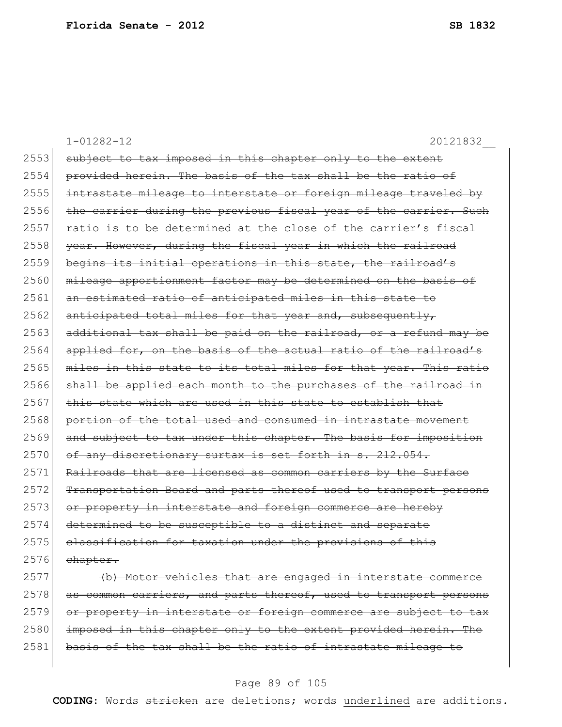1-01282-12 20121832__

2553 ~~subject to tax imposed in this chapter only to the extent~~
2554 ~~provided herein. The basis of the tax shall be the ratio of~~
2555 ~~intrastate mileage to interstate or foreign mileage traveled by~~
2556 ~~the carrier during the previous fiscal year of the carrier. Such~~
2557 ~~ratio is to be determined at the close of the carrier's fiscal~~
2558 ~~year. However, during the fiscal year in which the railroad~~
2559 ~~begins its initial operations in this state, the railroad's~~
2560 ~~mileage apportionment factor may be determined on the basis of~~
2561 ~~an estimated ratio of anticipated miles in this state to~~
2562 ~~anticipated total miles for that year and, subsequently,~~
2563 ~~additional tax shall be paid on the railroad, or a refund may be~~
2564 ~~applied for, on the basis of the actual ratio of the railroad's~~
2565 ~~miles in this state to its total miles for that year. This ratio~~
2566 ~~shall be applied each month to the purchases of the railroad in~~
2567 ~~this state which are used in this state to establish that~~
2568 ~~portion of the total used and consumed in intrastate movement~~
2569 ~~and subject to tax under this chapter. The basis for imposition~~
2570 ~~of any discretionary surtax is set forth in s. 212.054.~~
2571 ~~Railroads that are licensed as common carriers by the Surface~~
2572 ~~Transportation Board and parts thereof used to transport persons~~
2573 ~~or property in interstate and foreign commerce are hereby~~
2574 ~~determined to be susceptible to a distinct and separate~~
2575 ~~classification for taxation under the provisions of this~~
2576 ~~chapter.~~
2577 ~~(b) Motor vehicles that are engaged in interstate commerce~~
2578 ~~as common carriers, and parts thereof, used to transport persons~~
2579 ~~or property in interstate or foreign commerce are subject to tax~~
2580 ~~imposed in this chapter only to the extent provided herein. The~~
2581 ~~basis of the tax shall be the ratio of intrastate mileage to~~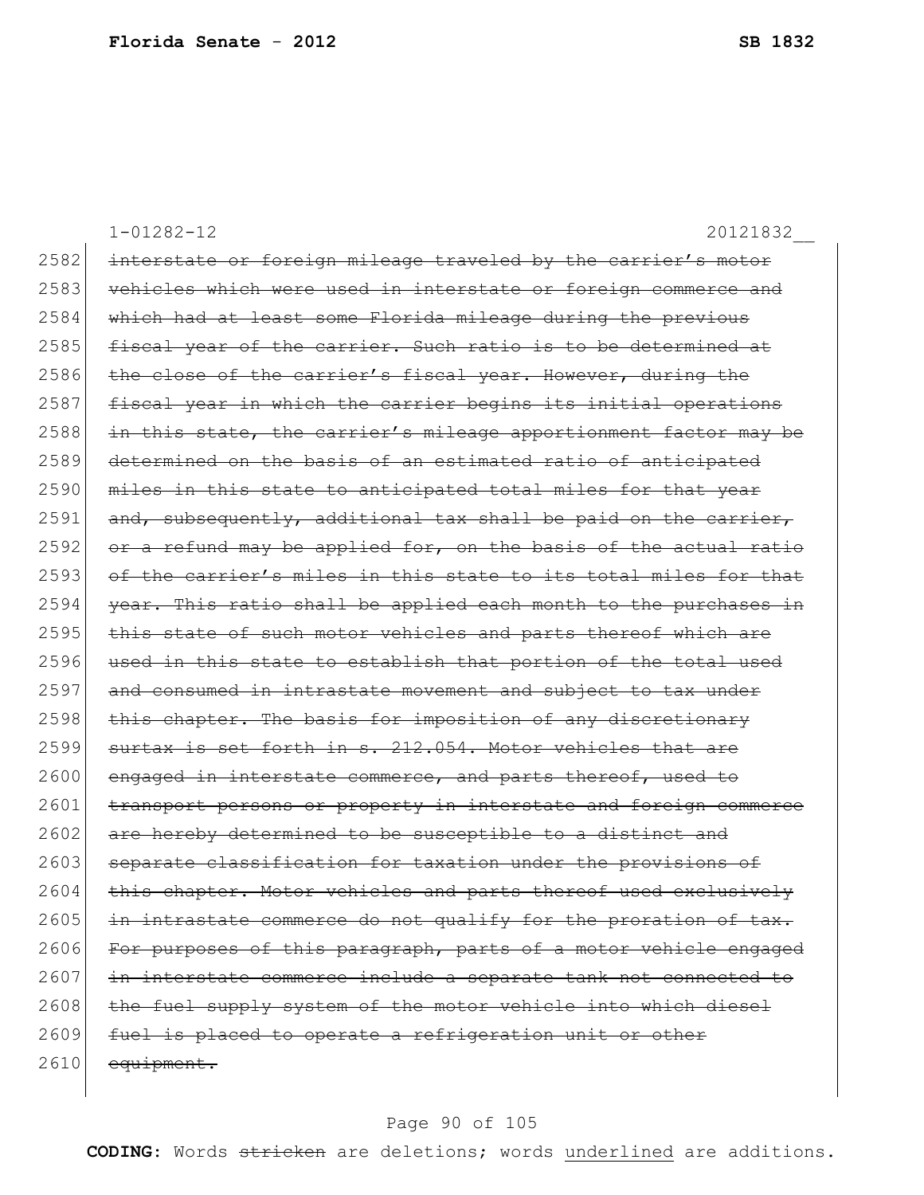1-01282-12 20121832__

2582 ~~interstate or foreign mileage traveled by the carrier's motor~~
2583 ~~vehicles which were used in interstate or foreign commerce and~~
2584 ~~which had at least some Florida mileage during the previous~~
2585 ~~fiscal year of the carrier. Such ratio is to be determined at~~
2586 ~~the close of the carrier's fiscal year. However, during the~~
2587 ~~fiscal year in which the carrier begins its initial operations~~
2588 ~~in this state, the carrier's mileage apportionment factor may be~~
2589 ~~determined on the basis of an estimated ratio of anticipated~~
2590 ~~miles in this state to anticipated total miles for that year~~
2591 ~~and, subsequently, additional tax shall be paid on the carrier,~~
2592 ~~or a refund may be applied for, on the basis of the actual ratio~~
2593 ~~of the carrier's miles in this state to its total miles for that~~
2594 ~~year. This ratio shall be applied each month to the purchases in~~
2595 ~~this state of such motor vehicles and parts thereof which are~~
2596 ~~used in this state to establish that portion of the total used~~
2597 ~~and consumed in intrastate movement and subject to tax under~~
2598 ~~this chapter. The basis for imposition of any discretionary~~
2599 ~~surtax is set forth in s. 212.054. Motor vehicles that are~~
2600 ~~engaged in interstate commerce, and parts thereof, used to~~
2601 ~~transport persons or property in interstate and foreign commerce~~
2602 ~~are hereby determined to be susceptible to a distinct and~~
2603 ~~separate classification for taxation under the provisions of~~
2604 ~~this chapter. Motor vehicles and parts thereof used exclusively~~
2605 ~~in intrastate commerce do not qualify for the proration of tax.~~
2606 ~~For purposes of this paragraph, parts of a motor vehicle engaged~~
2607 ~~in interstate commerce include a separate tank not connected to~~
2608 ~~the fuel supply system of the motor vehicle into which diesel~~
2609 ~~fuel is placed to operate a refrigeration unit or other~~
2610 ~~equipment.~~

**CODING:** Words ~~stricken~~ are deletions; words <u>underlined</u> are additions.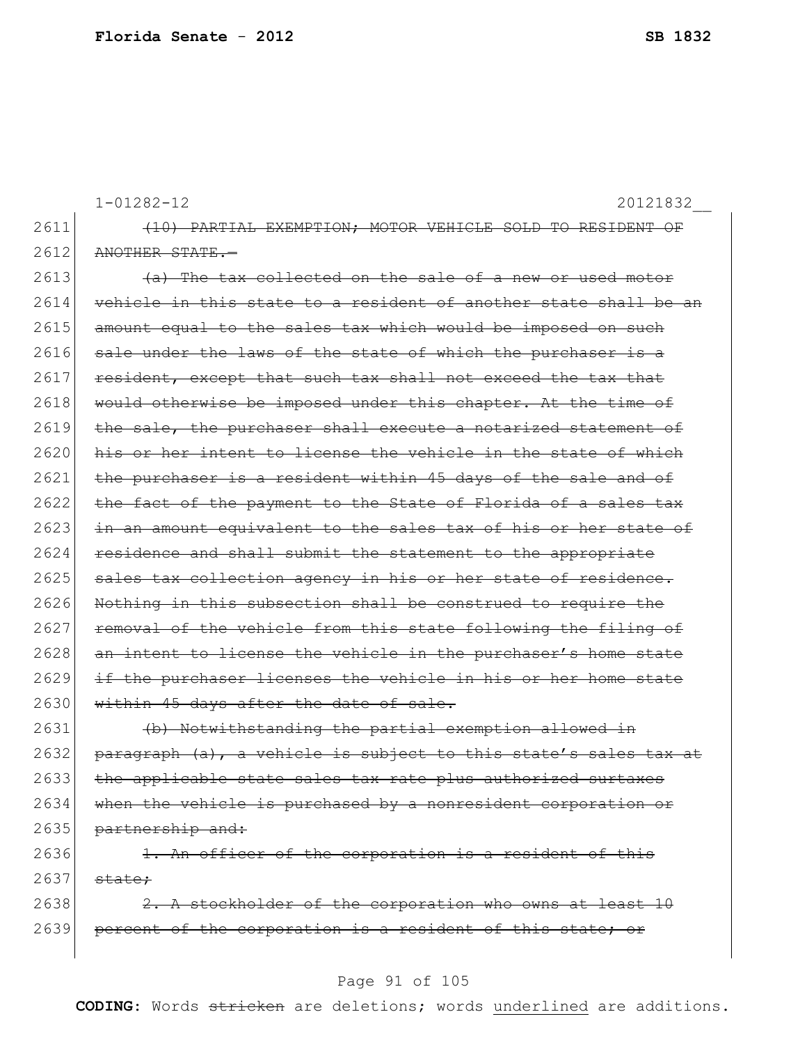1-01282-12 20121832__

2611 ~~(10) PARTIAL EXEMPTION; MOTOR VEHICLE SOLD TO RESIDENT OF~~
2612 ~~ANOTHER STATE.—~~

2613 ~~(a) The tax collected on the sale of a new or used motor~~
2614 ~~vehicle in this state to a resident of another state shall be an~~
2615 ~~amount equal to the sales tax which would be imposed on such~~
2616 ~~sale under the laws of the state of which the purchaser is a~~
2617 ~~resident, except that such tax shall not exceed the tax that~~
2618 ~~would otherwise be imposed under this chapter. At the time of~~
2619 ~~the sale, the purchaser shall execute a notarized statement of~~
2620 ~~his or her intent to license the vehicle in the state of which~~
2621 ~~the purchaser is a resident within 45 days of the sale and of~~
2622 ~~the fact of the payment to the State of Florida of a sales tax~~
2623 ~~in an amount equivalent to the sales tax of his or her state of~~
2624 ~~residence and shall submit the statement to the appropriate~~
2625 ~~sales tax collection agency in his or her state of residence.~~
2626 ~~Nothing in this subsection shall be construed to require the~~
2627 ~~removal of the vehicle from this state following the filing of~~
2628 ~~an intent to license the vehicle in the purchaser's home state~~
2629 ~~if the purchaser licenses the vehicle in his or her home state~~
2630 ~~within 45 days after the date of sale.~~

2631 ~~(b) Notwithstanding the partial exemption allowed in~~
2632 ~~paragraph (a), a vehicle is subject to this state's sales tax at~~
2633 ~~the applicable state sales tax rate plus authorized surtaxes~~
2634 ~~when the vehicle is purchased by a nonresident corporation or~~
2635 ~~partnership and:~~

2636 ~~1. An officer of the corporation is a resident of this~~
2637 ~~state;~~

2638 ~~2. A stockholder of the corporation who owns at least 10~~
2639 ~~percent of the corporation is a resident of this state; or~~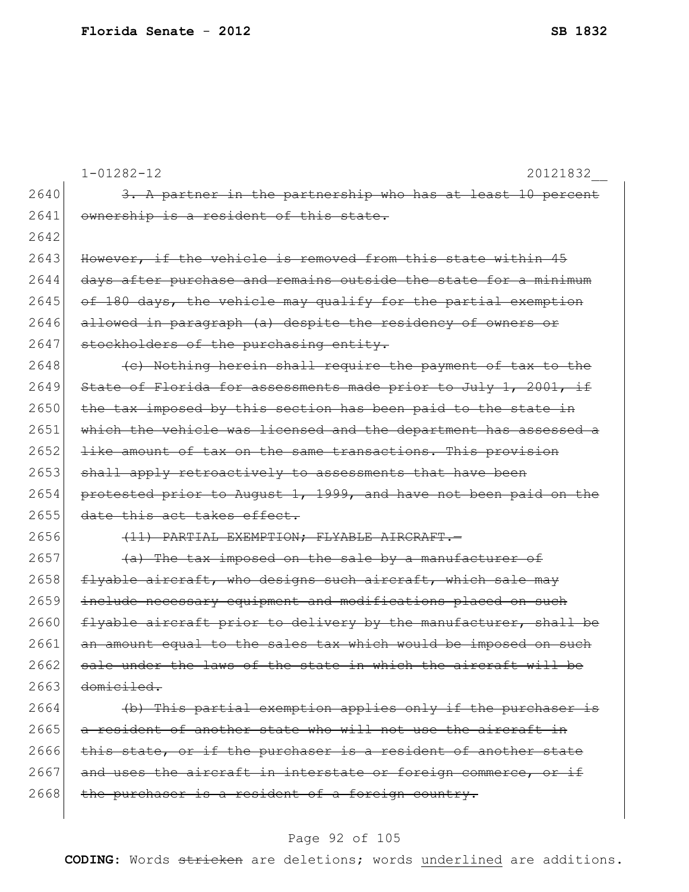1-01282-12 20121832__

2640 ~~3. A partner in the partnership who has at least 10 percent~~
2641 ~~ownership is a resident of this state.~~
2642
2643 ~~However, if the vehicle is removed from this state within 45~~
2644 ~~days after purchase and remains outside the state for a minimum~~
2645 ~~of 180 days, the vehicle may qualify for the partial exemption~~
2646 ~~allowed in paragraph (a) despite the residency of owners or~~
2647 ~~stockholders of the purchasing entity.~~
2648 ~~(c) Nothing herein shall require the payment of tax to the~~
2649 ~~State of Florida for assessments made prior to July 1, 2001, if~~
2650 ~~the tax imposed by this section has been paid to the state in~~
2651 ~~which the vehicle was licensed and the department has assessed a~~
2652 ~~like amount of tax on the same transactions. This provision~~
2653 ~~shall apply retroactively to assessments that have been~~
2654 ~~protested prior to August 1, 1999, and have not been paid on the~~
2655 ~~date this act takes effect.~~
2656 ~~(11) PARTIAL EXEMPTION; FLYABLE AIRCRAFT.—~~
2657 ~~(a) The tax imposed on the sale by a manufacturer of~~
2658 ~~flyable aircraft, who designs such aircraft, which sale may~~
2659 ~~include necessary equipment and modifications placed on such~~
2660 ~~flyable aircraft prior to delivery by the manufacturer, shall be~~
2661 ~~an amount equal to the sales tax which would be imposed on such~~
2662 ~~sale under the laws of the state in which the aircraft will be~~
2663 ~~domiciled.~~
2664 ~~(b) This partial exemption applies only if the purchaser is~~
2665 ~~a resident of another state who will not use the aircraft in~~
2666 ~~this state, or if the purchaser is a resident of another state~~
2667 ~~and uses the aircraft in interstate or foreign commerce, or if~~
2668 ~~the purchaser is a resident of a foreign country.~~

**CODING:** Words ~~stricken~~ are deletions; words underlined are additions.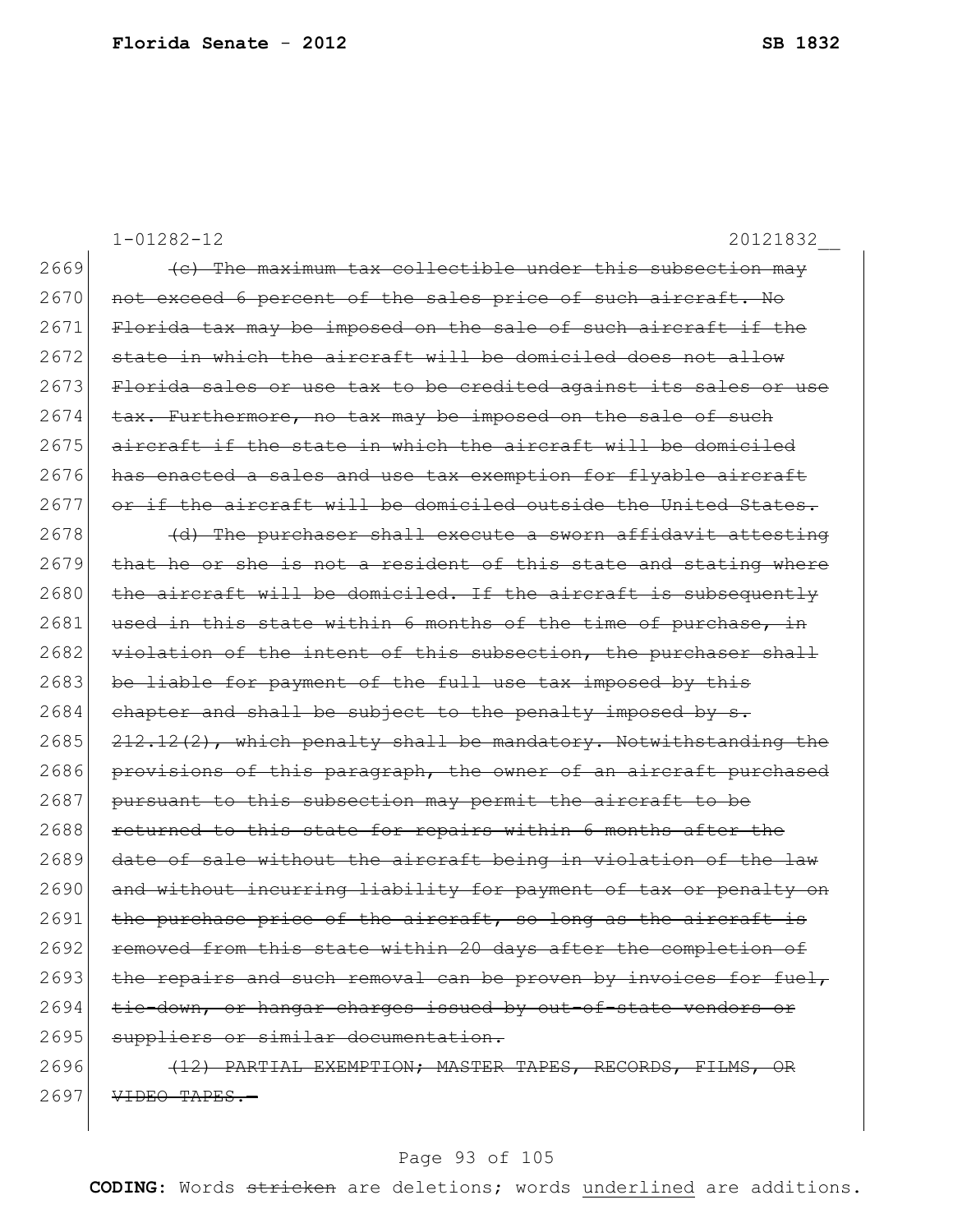1-01282-12 20121832__

2669 ~~(c) The maximum tax collectible under this subsection may~~
2670 ~~not exceed 6 percent of the sales price of such aircraft. No~~
2671 ~~Florida tax may be imposed on the sale of such aircraft if the~~
2672 ~~state in which the aircraft will be domiciled does not allow~~
2673 ~~Florida sales or use tax to be credited against its sales or use~~
2674 ~~tax. Furthermore, no tax may be imposed on the sale of such~~
2675 ~~aircraft if the state in which the aircraft will be domiciled~~
2676 ~~has enacted a sales and use tax exemption for flyable aircraft~~
2677 ~~or if the aircraft will be domiciled outside the United States.~~
2678 ~~(d) The purchaser shall execute a sworn affidavit attesting~~
2679 ~~that he or she is not a resident of this state and stating where~~
2680 ~~the aircraft will be domiciled. If the aircraft is subsequently~~
2681 ~~used in this state within 6 months of the time of purchase, in~~
2682 ~~violation of the intent of this subsection, the purchaser shall~~
2683 ~~be liable for payment of the full use tax imposed by this~~
2684 ~~chapter and shall be subject to the penalty imposed by s.~~
2685 ~~212.12(2), which penalty shall be mandatory. Notwithstanding the~~
2686 ~~provisions of this paragraph, the owner of an aircraft purchased~~
2687 ~~pursuant to this subsection may permit the aircraft to be~~
2688 ~~returned to this state for repairs within 6 months after the~~
2689 ~~date of sale without the aircraft being in violation of the law~~
2690 ~~and without incurring liability for payment of tax or penalty on~~
2691 ~~the purchase price of the aircraft, so long as the aircraft is~~
2692 ~~removed from this state within 20 days after the completion of~~
2693 ~~the repairs and such removal can be proven by invoices for fuel,~~
2694 ~~tie-down, or hangar charges issued by out-of-state vendors or~~
2695 ~~suppliers or similar documentation.~~
2696 ~~(12) PARTIAL EXEMPTION; MASTER TAPES, RECORDS, FILMS, OR~~
2697 ~~VIDEO TAPES.—~~

**CODING:** Words ~~stricken~~ are deletions; words underlined are additions.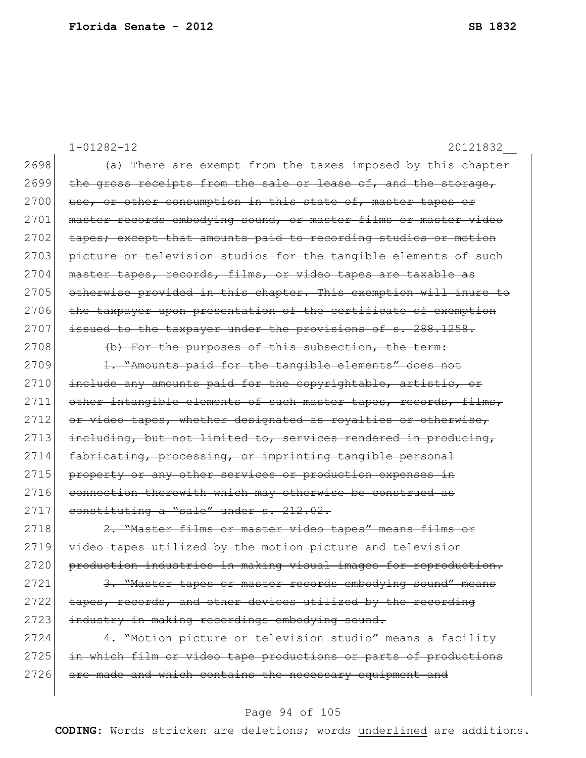1-01282-12 20121832__

2698 ~~(a) There are exempt from the taxes imposed by this chapter~~
2699 ~~the gross receipts from the sale or lease of, and the storage,~~
2700 ~~use, or other consumption in this state of, master tapes or~~
2701 ~~master records embodying sound, or master films or master video~~
2702 ~~tapes; except that amounts paid to recording studios or motion~~
2703 ~~picture or television studios for the tangible elements of such~~
2704 ~~master tapes, records, films, or video tapes are taxable as~~
2705 ~~otherwise provided in this chapter. This exemption will inure to~~
2706 ~~the taxpayer upon presentation of the certificate of exemption~~
2707 ~~issued to the taxpayer under the provisions of s. 288.1258.~~
2708 ~~(b) For the purposes of this subsection, the term:~~
2709 ~~1. "Amounts paid for the tangible elements" does not~~
2710 ~~include any amounts paid for the copyrightable, artistic, or~~
2711 ~~other intangible elements of such master tapes, records, films,~~
2712 ~~or video tapes, whether designated as royalties or otherwise,~~
2713 ~~including, but not limited to, services rendered in producing,~~
2714 ~~fabricating, processing, or imprinting tangible personal~~
2715 ~~property or any other services or production expenses in~~
2716 ~~connection therewith which may otherwise be construed as~~
2717 ~~constituting a "sale" under s. 212.02.~~
2718 ~~2. "Master films or master video tapes" means films or~~
2719 ~~video tapes utilized by the motion picture and television~~
2720 ~~production industries in making visual images for reproduction.~~
2721 ~~3. "Master tapes or master records embodying sound" means~~
2722 ~~tapes, records, and other devices utilized by the recording~~
2723 ~~industry in making recordings embodying sound.~~
2724 ~~4. "Motion picture or television studio" means a facility~~
2725 ~~in which film or video tape productions or parts of productions~~
2726 ~~are made and which contains the necessary equipment and~~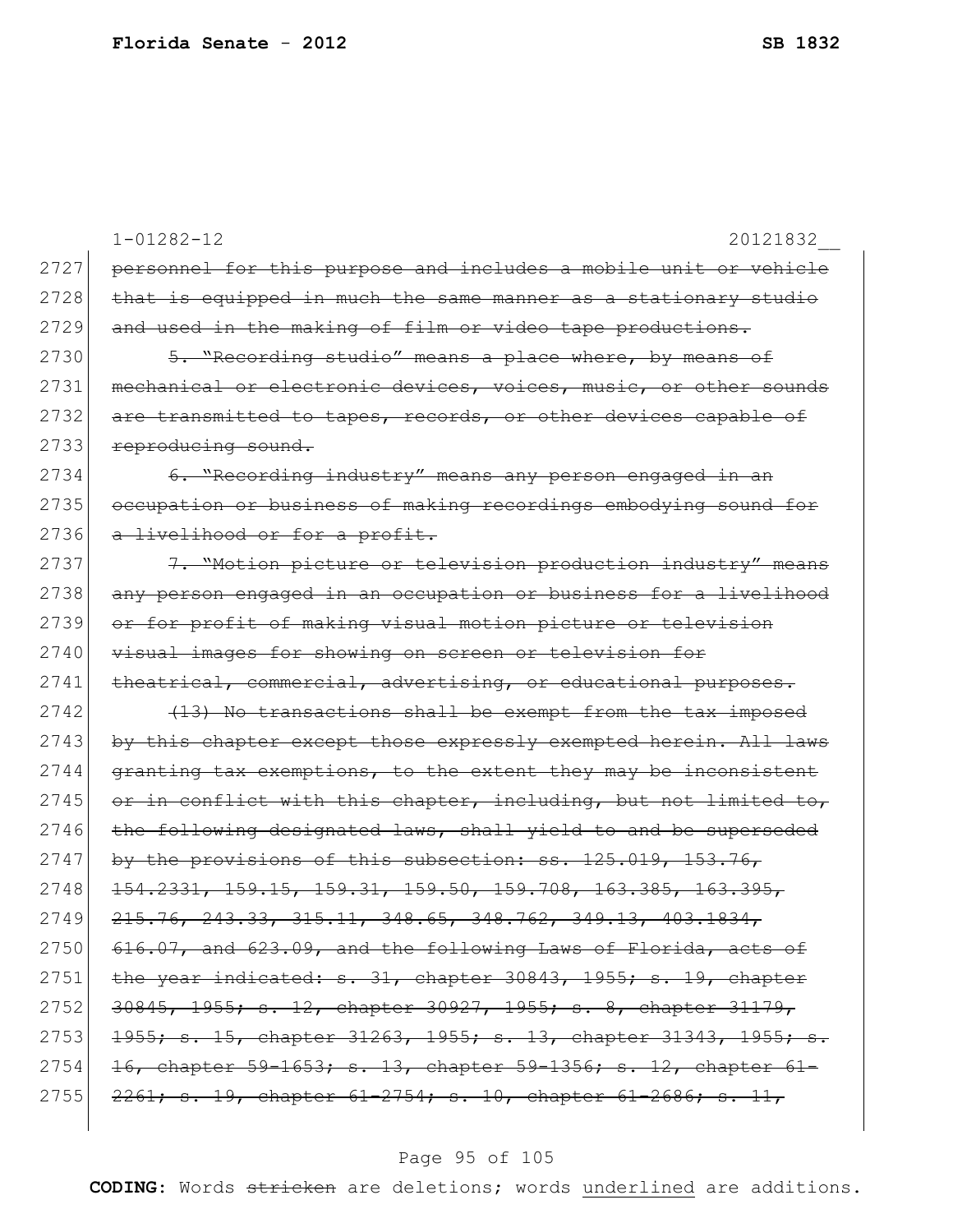1-01282-12 20121832__

2727 ~~personnel for this purpose and includes a mobile unit or vehicle~~
2728 ~~that is equipped in much the same manner as a stationary studio~~
2729 ~~and used in the making of film or video tape productions.~~

2730 ~~5. "Recording studio" means a place where, by means of~~
2731 ~~mechanical or electronic devices, voices, music, or other sounds~~
2732 ~~are transmitted to tapes, records, or other devices capable of~~
2733 ~~reproducing sound.~~

2734 ~~6. "Recording industry" means any person engaged in an~~
2735 ~~occupation or business of making recordings embodying sound for~~
2736 ~~a livelihood or for a profit.~~

2737 ~~7. "Motion picture or television production industry" means~~
2738 ~~any person engaged in an occupation or business for a livelihood~~
2739 ~~or for profit of making visual motion picture or television~~
2740 ~~visual images for showing on screen or television for~~
2741 ~~theatrical, commercial, advertising, or educational purposes.~~

2742 ~~(13) No transactions shall be exempt from the tax imposed~~
2743 ~~by this chapter except those expressly exempted herein. All laws~~
2744 ~~granting tax exemptions, to the extent they may be inconsistent~~
2745 ~~or in conflict with this chapter, including, but not limited to,~~
2746 ~~the following designated laws, shall yield to and be superseded~~
2747 ~~by the provisions of this subsection: ss. 125.019, 153.76,~~
2748 ~~154.2331, 159.15, 159.31, 159.50, 159.708, 163.385, 163.395,~~
2749 ~~215.76, 243.33, 315.11, 348.65, 348.762, 349.13, 403.1834,~~
2750 ~~616.07, and 623.09, and the following Laws of Florida, acts of~~
2751 ~~the year indicated: s. 31, chapter 30843, 1955; s. 19, chapter~~
2752 ~~30845, 1955; s. 12, chapter 30927, 1955; s. 8, chapter 31179,~~
2753 ~~1955; s. 15, chapter 31263, 1955; s. 13, chapter 31343, 1955; s.~~
2754 ~~16, chapter 59-1653; s. 13, chapter 59-1356; s. 12, chapter 61-~~
2755 ~~2261; s. 19, chapter 61-2754; s. 10, chapter 61-2686; s. 11,~~

**CODING:** Words ~~stricken~~ are deletions; words underlined are additions.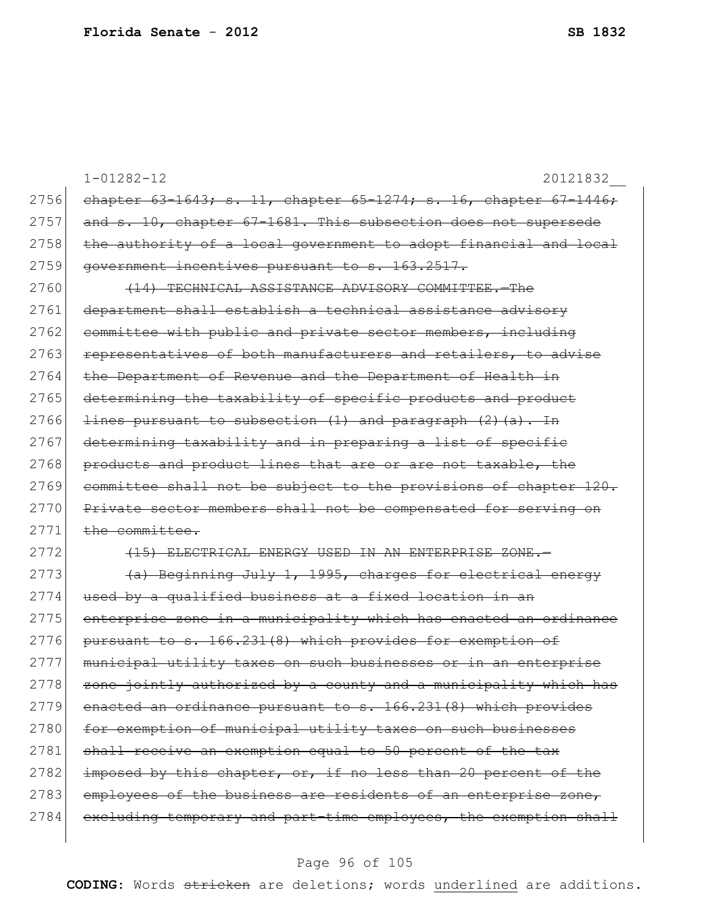1-01282-12 20121832__

2756 ~~chapter 63-1643; s. 11, chapter 65-1274; s. 16, chapter 67-1446;~~
2757 ~~and s. 10, chapter 67-1681. This subsection does not supersede~~
2758 ~~the authority of a local government to adopt financial and local~~
2759 ~~government incentives pursuant to s. 163.2517.~~
2760 ~~(14) TECHNICAL ASSISTANCE ADVISORY COMMITTEE.—The~~
2761 ~~department shall establish a technical assistance advisory~~
2762 ~~committee with public and private sector members, including~~
2763 ~~representatives of both manufacturers and retailers, to advise~~
2764 ~~the Department of Revenue and the Department of Health in~~
2765 ~~determining the taxability of specific products and product~~
2766 ~~lines pursuant to subsection (1) and paragraph (2)(a). In~~
2767 ~~determining taxability and in preparing a list of specific~~
2768 ~~products and product lines that are or are not taxable, the~~
2769 ~~committee shall not be subject to the provisions of chapter 120.~~
2770 ~~Private sector members shall not be compensated for serving on~~
2771 ~~the committee.~~
2772 ~~(15) ELECTRICAL ENERGY USED IN AN ENTERPRISE ZONE.—~~
2773 ~~(a) Beginning July 1, 1995, charges for electrical energy~~
2774 ~~used by a qualified business at a fixed location in an~~
2775 ~~enterprise zone in a municipality which has enacted an ordinance~~
2776 ~~pursuant to s. 166.231(8) which provides for exemption of~~
2777 ~~municipal utility taxes on such businesses or in an enterprise~~
2778 ~~zone jointly authorized by a county and a municipality which has~~
2779 ~~enacted an ordinance pursuant to s. 166.231(8) which provides~~
2780 ~~for exemption of municipal utility taxes on such businesses~~
2781 ~~shall receive an exemption equal to 50 percent of the tax~~
2782 ~~imposed by this chapter, or, if no less than 20 percent of the~~
2783 ~~employees of the business are residents of an enterprise zone,~~
2784 ~~excluding temporary and part-time employees, the exemption shall~~

**CODING:** Words ~~stricken~~ are deletions; words <u>underlined</u> are additions.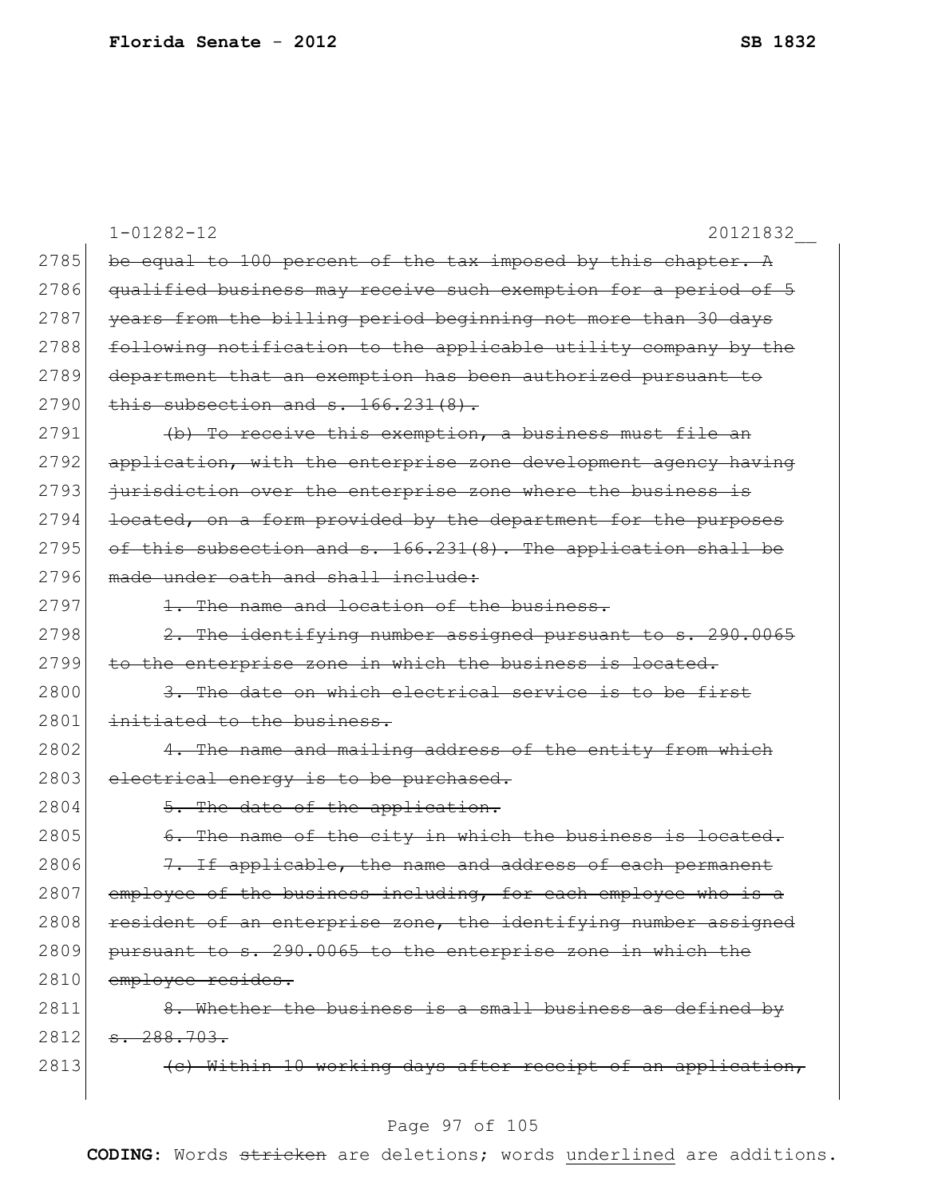1-01282-12 20121832__

2785 ~~be equal to 100 percent of the tax imposed by this chapter. A~~
2786 ~~qualified business may receive such exemption for a period of 5~~
2787 ~~years from the billing period beginning not more than 30 days~~
2788 ~~following notification to the applicable utility company by the~~
2789 ~~department that an exemption has been authorized pursuant to~~
2790 ~~this subsection and s. 166.231(8).~~

2791 ~~(b) To receive this exemption, a business must file an~~
2792 ~~application, with the enterprise zone development agency having~~
2793 ~~jurisdiction over the enterprise zone where the business is~~
2794 ~~located, on a form provided by the department for the purposes~~
2795 ~~of this subsection and s. 166.231(8). The application shall be~~
2796 ~~made under oath and shall include:~~

2797 ~~1. The name and location of the business.~~

2798 ~~2. The identifying number assigned pursuant to s. 290.0065~~
2799 ~~to the enterprise zone in which the business is located.~~

2800 ~~3. The date on which electrical service is to be first~~
2801 ~~initiated to the business.~~

2802 ~~4. The name and mailing address of the entity from which~~
2803 ~~electrical energy is to be purchased.~~

2804 ~~5. The date of the application.~~

2805 ~~6. The name of the city in which the business is located.~~

2806 ~~7. If applicable, the name and address of each permanent~~
2807 ~~employee of the business including, for each employee who is a~~
2808 ~~resident of an enterprise zone, the identifying number assigned~~
2809 ~~pursuant to s. 290.0065 to the enterprise zone in which the~~
2810 ~~employee resides.~~

2811 ~~8. Whether the business is a small business as defined by~~
2812 ~~s. 288.703.~~

2813 ~~(c) Within 10 working days after receipt of an application,~~

**CODING:** Words ~~stricken~~ are deletions; words underlined are additions.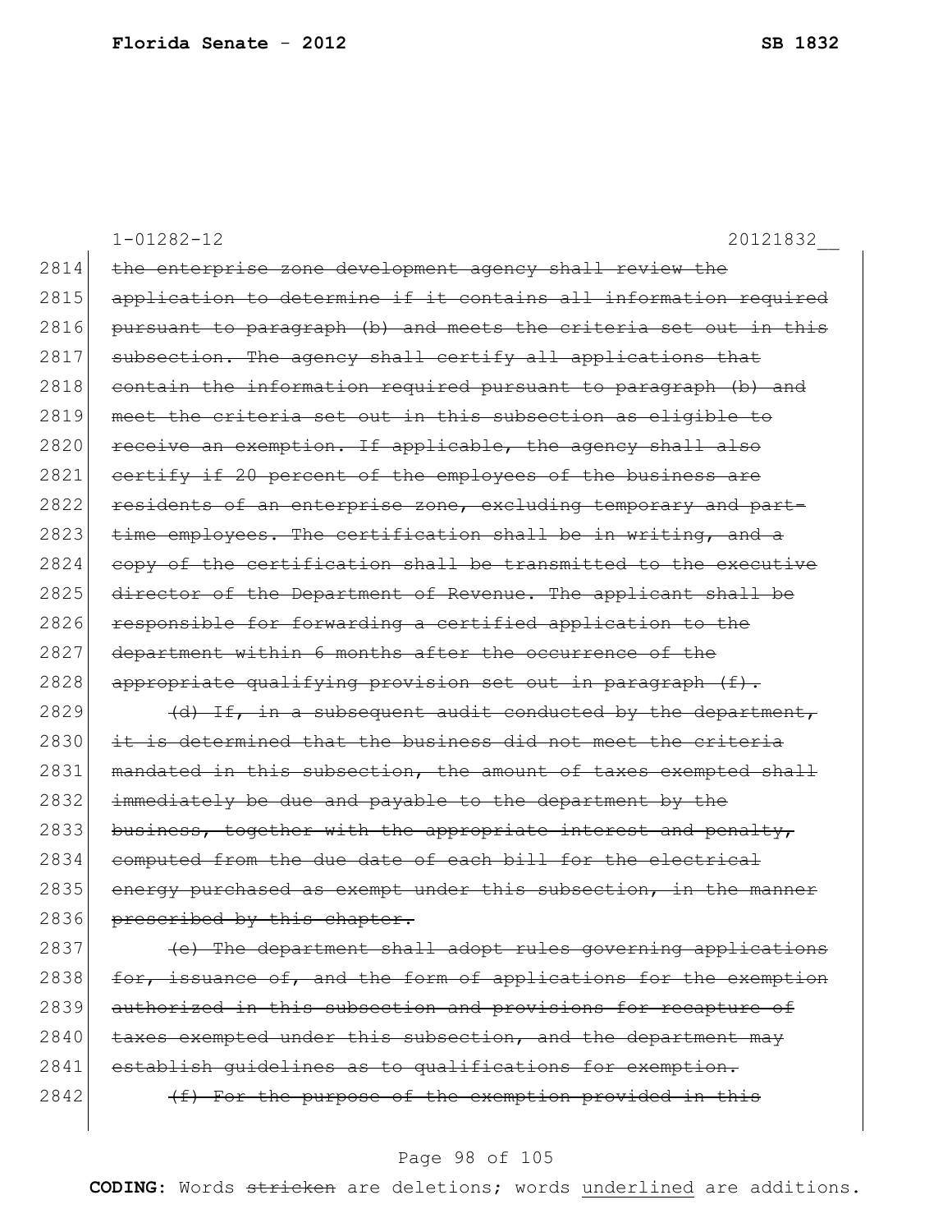1-01282-12 20121832__

2814 ~~the enterprise zone development agency shall review the~~
2815 ~~application to determine if it contains all information required~~
2816 ~~pursuant to paragraph (b) and meets the criteria set out in this~~
2817 ~~subsection. The agency shall certify all applications that~~
2818 ~~contain the information required pursuant to paragraph (b) and~~
2819 ~~meet the criteria set out in this subsection as eligible to~~
2820 ~~receive an exemption. If applicable, the agency shall also~~
2821 ~~certify if 20 percent of the employees of the business are~~
2822 ~~residents of an enterprise zone, excluding temporary and part-~~
2823 ~~time employees. The certification shall be in writing, and a~~
2824 ~~copy of the certification shall be transmitted to the executive~~
2825 ~~director of the Department of Revenue. The applicant shall be~~
2826 ~~responsible for forwarding a certified application to the~~
2827 ~~department within 6 months after the occurrence of the~~
2828 ~~appropriate qualifying provision set out in paragraph (f).~~
2829 ~~(d) If, in a subsequent audit conducted by the department,~~
2830 ~~it is determined that the business did not meet the criteria~~
2831 ~~mandated in this subsection, the amount of taxes exempted shall~~
2832 ~~immediately be due and payable to the department by the~~
2833 ~~business, together with the appropriate interest and penalty,~~
2834 ~~computed from the due date of each bill for the electrical~~
2835 ~~energy purchased as exempt under this subsection, in the manner~~
2836 ~~prescribed by this chapter.~~
2837 ~~(e) The department shall adopt rules governing applications~~
2838 ~~for, issuance of, and the form of applications for the exemption~~
2839 ~~authorized in this subsection and provisions for recapture of~~
2840 ~~taxes exempted under this subsection, and the department may~~
2841 ~~establish guidelines as to qualifications for exemption.~~
2842 ~~(f) For the purpose of the exemption provided in this~~

**CODING:** Words ~~stricken~~ are deletions; words <u>underlined</u> are additions.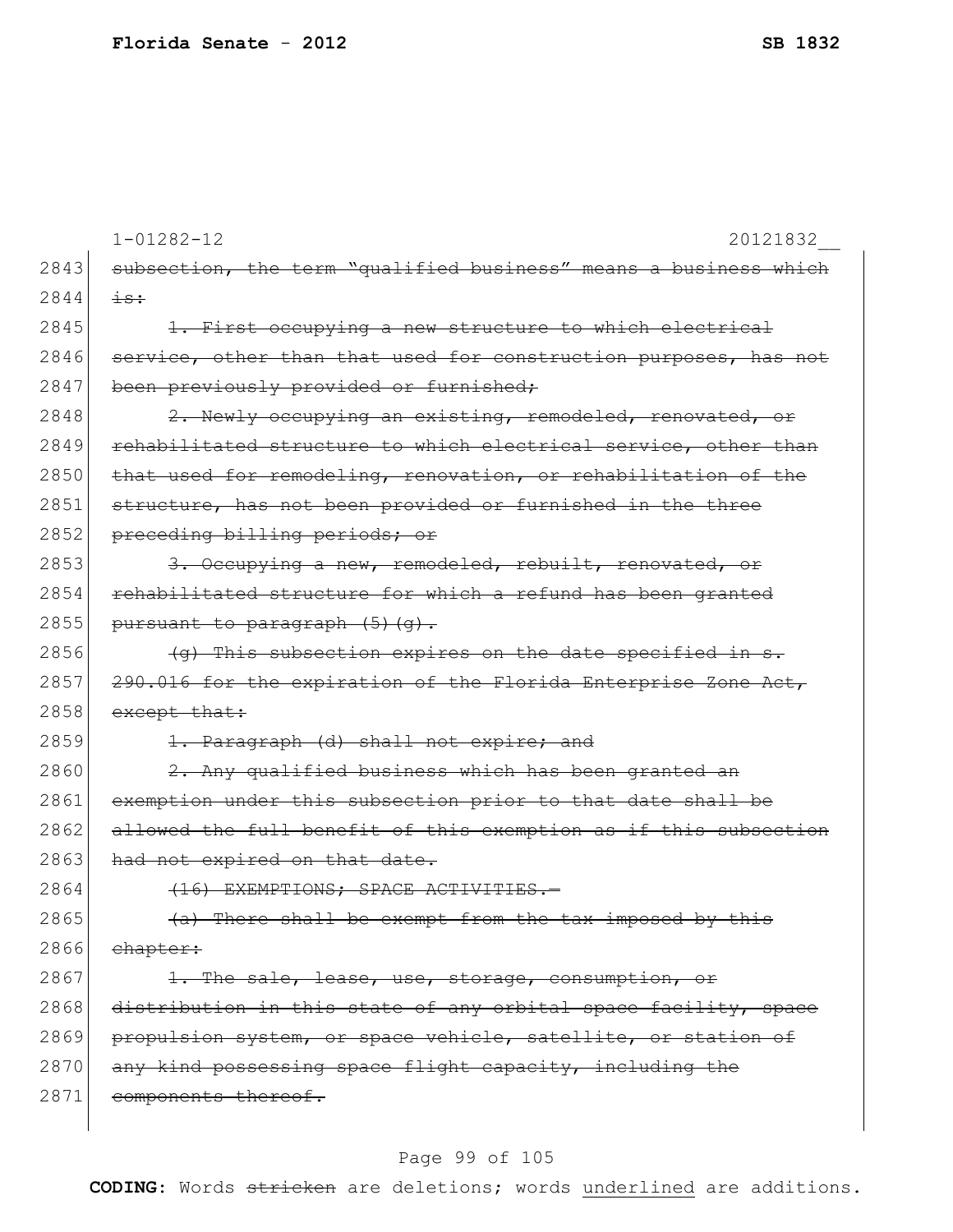2843 ~~subsection, the term "qualified business" means a business which~~
2844 ~~is:~~

2845 ~~1. First occupying a new structure to which electrical~~
2846 ~~service, other than that used for construction purposes, has not~~
2847 ~~been previously provided or furnished;~~

2848 ~~2. Newly occupying an existing, remodeled, renovated, or~~
2849 ~~rehabilitated structure to which electrical service, other than~~
2850 ~~that used for remodeling, renovation, or rehabilitation of the~~
2851 ~~structure, has not been provided or furnished in the three~~
2852 ~~preceding billing periods; or~~

2853 ~~3. Occupying a new, remodeled, rebuilt, renovated, or~~
2854 ~~rehabilitated structure for which a refund has been granted~~
2855 ~~pursuant to paragraph (5)(g).~~

2856 ~~(g) This subsection expires on the date specified in s.~~
2857 ~~290.016 for the expiration of the Florida Enterprise Zone Act,~~
2858 ~~except that:~~

2859 ~~1. Paragraph (d) shall not expire; and~~

2860 ~~2. Any qualified business which has been granted an~~
2861 ~~exemption under this subsection prior to that date shall be~~
2862 ~~allowed the full benefit of this exemption as if this subsection~~
2863 ~~had not expired on that date.~~

2864 ~~(16) EXEMPTIONS; SPACE ACTIVITIES.—~~

2865 ~~(a) There shall be exempt from the tax imposed by this~~
2866 ~~chapter:~~

2867 ~~1. The sale, lease, use, storage, consumption, or~~
2868 ~~distribution in this state of any orbital space facility, space~~
2869 ~~propulsion system, or space vehicle, satellite, or station of~~
2870 ~~any kind possessing space flight capacity, including the~~
2871 ~~components thereof.~~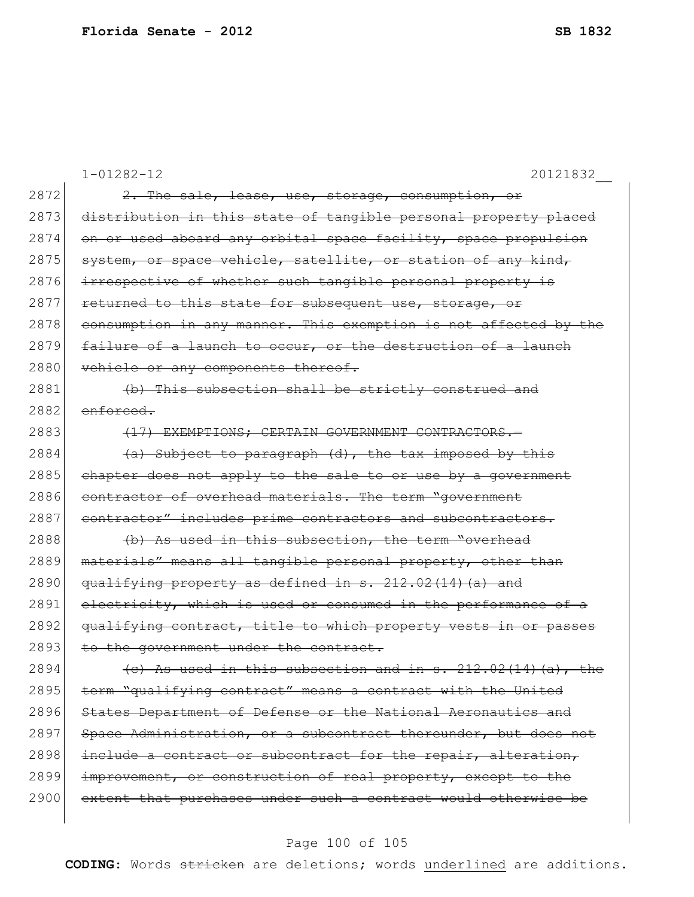1-01282-12 20121832__

2872 ~~2. The sale, lease, use, storage, consumption, or~~
2873 ~~distribution in this state of tangible personal property placed~~
2874 ~~on or used aboard any orbital space facility, space propulsion~~
2875 ~~system, or space vehicle, satellite, or station of any kind,~~
2876 ~~irrespective of whether such tangible personal property is~~
2877 ~~returned to this state for subsequent use, storage, or~~
2878 ~~consumption in any manner. This exemption is not affected by the~~
2879 ~~failure of a launch to occur, or the destruction of a launch~~
2880 ~~vehicle or any components thereof.~~
2881 ~~(b) This subsection shall be strictly construed and~~
2882 ~~enforced.~~
2883 ~~(17) EXEMPTIONS; CERTAIN GOVERNMENT CONTRACTORS.—~~
2884 ~~(a) Subject to paragraph (d), the tax imposed by this~~
2885 ~~chapter does not apply to the sale to or use by a government~~
2886 ~~contractor of overhead materials. The term "government~~
2887 ~~contractor" includes prime contractors and subcontractors.~~
2888 ~~(b) As used in this subsection, the term "overhead~~
2889 ~~materials" means all tangible personal property, other than~~
2890 ~~qualifying property as defined in s. 212.02(14)(a) and~~
2891 ~~electricity, which is used or consumed in the performance of a~~
2892 ~~qualifying contract, title to which property vests in or passes~~
2893 ~~to the government under the contract.~~
2894 ~~(c) As used in this subsection and in s. 212.02(14)(a), the~~
2895 ~~term "qualifying contract" means a contract with the United~~
2896 ~~States Department of Defense or the National Aeronautics and~~
2897 ~~Space Administration, or a subcontract thereunder, but does not~~
2898 ~~include a contract or subcontract for the repair, alteration,~~
2899 ~~improvement, or construction of real property, except to the~~
2900 ~~extent that purchases under such a contract would otherwise be~~

**CODING:** Words ~~stricken~~ are deletions; words underlined are additions.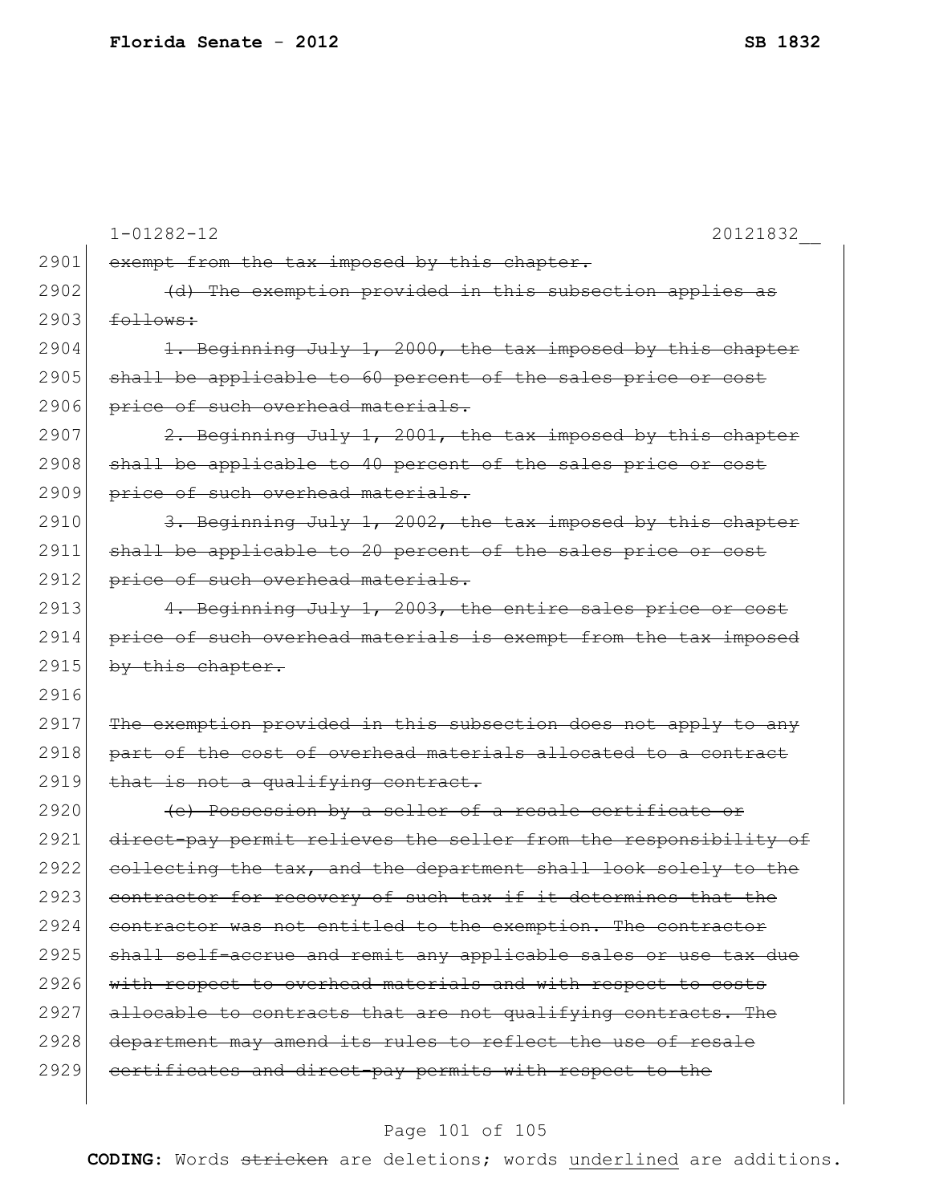1-01282-12 20121832__

2901 ~~exempt from the tax imposed by this chapter.~~

2902 ~~(d) The exemption provided in this subsection applies as~~
2903 ~~follows:~~

2904 ~~1. Beginning July 1, 2000, the tax imposed by this chapter~~
2905 ~~shall be applicable to 60 percent of the sales price or cost~~
2906 ~~price of such overhead materials.~~

2907 ~~2. Beginning July 1, 2001, the tax imposed by this chapter~~
2908 ~~shall be applicable to 40 percent of the sales price or cost~~
2909 ~~price of such overhead materials.~~

2910 ~~3. Beginning July 1, 2002, the tax imposed by this chapter~~
2911 ~~shall be applicable to 20 percent of the sales price or cost~~
2912 ~~price of such overhead materials.~~

2913 ~~4. Beginning July 1, 2003, the entire sales price or cost~~
2914 ~~price of such overhead materials is exempt from the tax imposed~~
2915 ~~by this chapter.~~

2916

2917 ~~The exemption provided in this subsection does not apply to any~~
2918 ~~part of the cost of overhead materials allocated to a contract~~
2919 ~~that is not a qualifying contract.~~

2920 ~~(e) Possession by a seller of a resale certificate or~~
2921 ~~direct-pay permit relieves the seller from the responsibility of~~
2922 ~~collecting the tax, and the department shall look solely to the~~
2923 ~~contractor for recovery of such tax if it determines that the~~
2924 ~~contractor was not entitled to the exemption. The contractor~~
2925 ~~shall self-accrue and remit any applicable sales or use tax due~~
2926 ~~with respect to overhead materials and with respect to costs~~
2927 ~~allocable to contracts that are not qualifying contracts. The~~
2928 ~~department may amend its rules to reflect the use of resale~~
2929 ~~certificates and direct-pay permits with respect to the~~

**CODING:** Words ~~stricken~~ are deletions; words underlined are additions.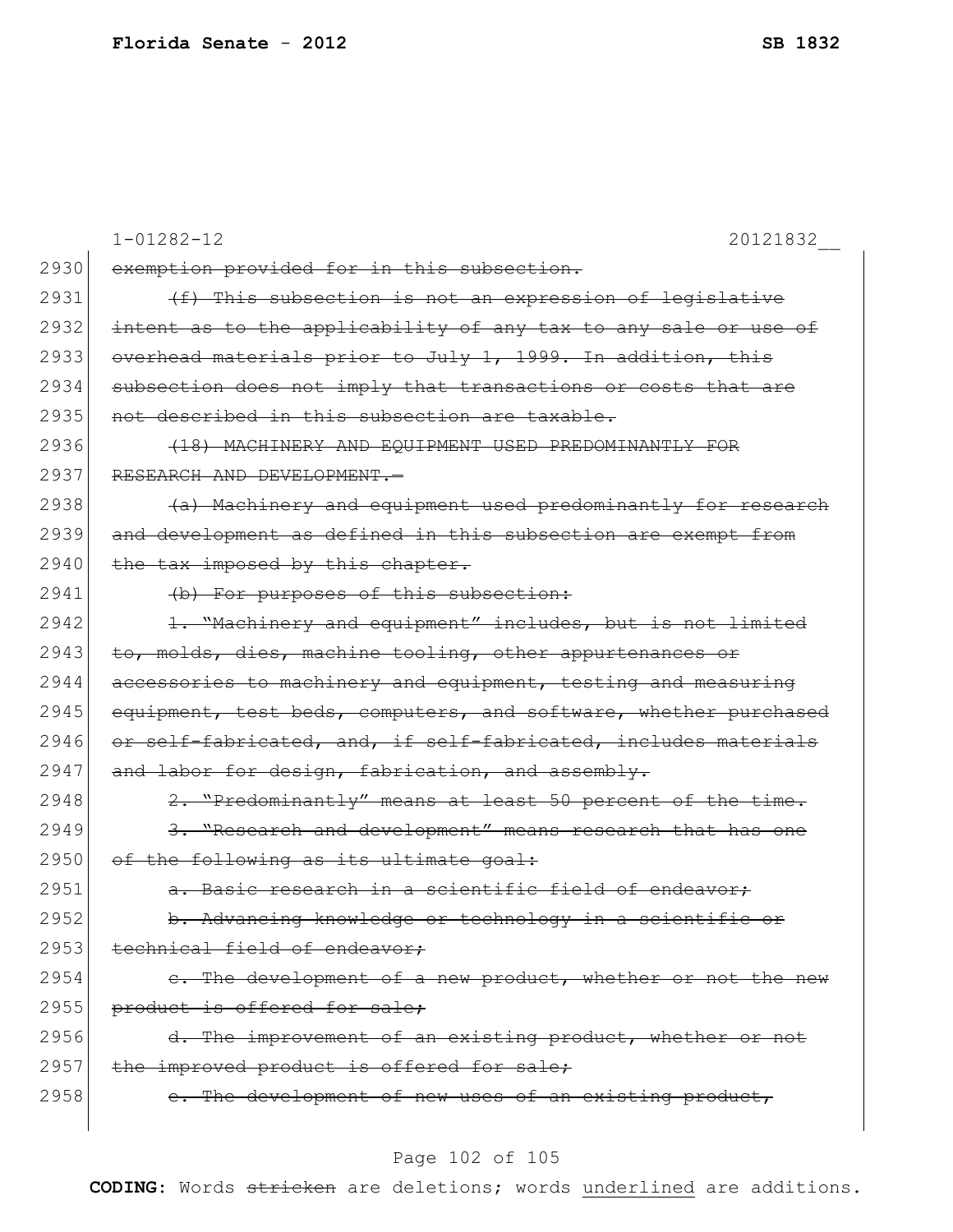1-01282-12 20121832__

2930 ~~exemption provided for in this subsection.~~

2931 ~~(f) This subsection is not an expression of legislative~~
2932 ~~intent as to the applicability of any tax to any sale or use of~~
2933 ~~overhead materials prior to July 1, 1999. In addition, this~~
2934 ~~subsection does not imply that transactions or costs that are~~
2935 ~~not described in this subsection are taxable.~~

2936 ~~(18) MACHINERY AND EQUIPMENT USED PREDOMINANTLY FOR~~
2937 ~~RESEARCH AND DEVELOPMENT.—~~

2938 ~~(a) Machinery and equipment used predominantly for research~~
2939 ~~and development as defined in this subsection are exempt from~~
2940 ~~the tax imposed by this chapter.~~

2941 ~~(b) For purposes of this subsection:~~

2942 ~~1. "Machinery and equipment" includes, but is not limited~~
2943 ~~to, molds, dies, machine tooling, other appurtenances or~~
2944 ~~accessories to machinery and equipment, testing and measuring~~
2945 ~~equipment, test beds, computers, and software, whether purchased~~
2946 ~~or self-fabricated, and, if self-fabricated, includes materials~~
2947 ~~and labor for design, fabrication, and assembly.~~

2948 ~~2. "Predominantly" means at least 50 percent of the time.~~

2949 ~~3. "Research and development" means research that has one~~
2950 ~~of the following as its ultimate goal:~~

2951 ~~a. Basic research in a scientific field of endeavor;~~

2952 ~~b. Advancing knowledge or technology in a scientific or~~
2953 ~~technical field of endeavor;~~

2954 ~~c. The development of a new product, whether or not the new~~
2955 ~~product is offered for sale;~~

2956 ~~d. The improvement of an existing product, whether or not~~
2957 ~~the improved product is offered for sale;~~

2958 ~~e. The development of new uses of an existing product,~~

**CODING:** Words ~~stricken~~ are deletions; words underlined are additions.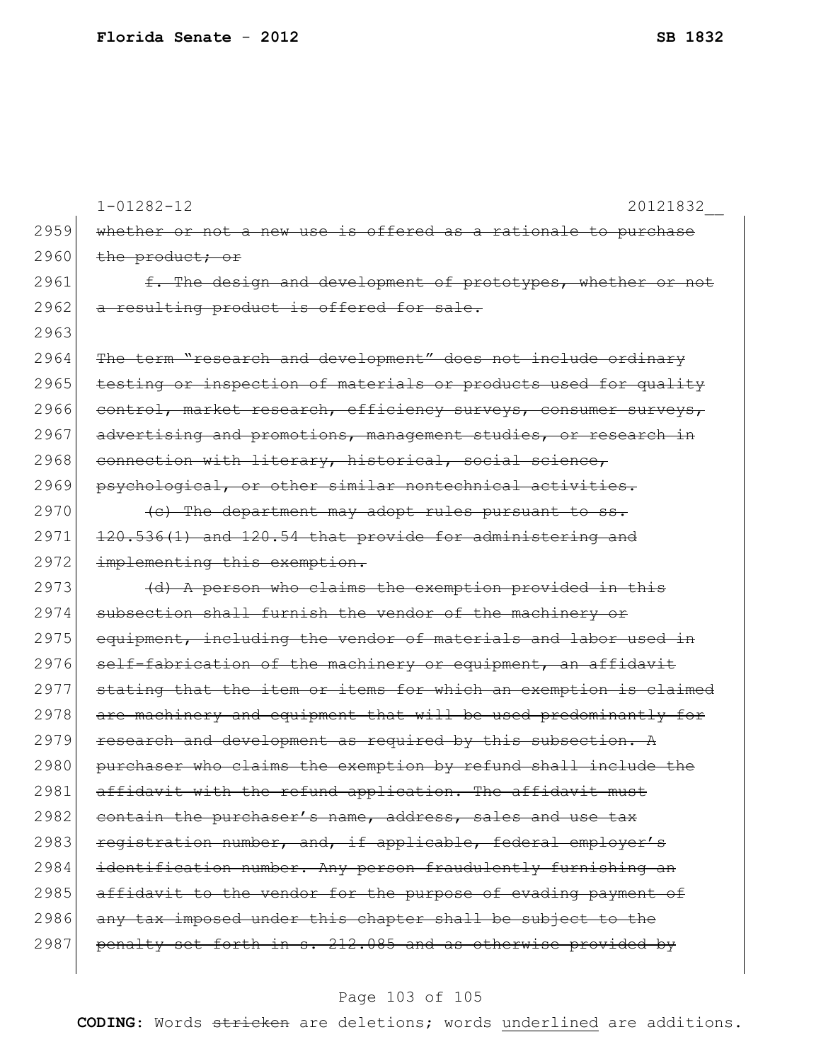1-01282-12 20121832__

2959 ~~whether or not a new use is offered as a rationale to purchase~~
2960 ~~the product; or~~
2961 ~~f. The design and development of prototypes, whether or not~~
2962 ~~a resulting product is offered for sale.~~
2963
2964 ~~The term "research and development" does not include ordinary~~
2965 ~~testing or inspection of materials or products used for quality~~
2966 ~~control, market research, efficiency surveys, consumer surveys,~~
2967 ~~advertising and promotions, management studies, or research in~~
2968 ~~connection with literary, historical, social science,~~
2969 ~~psychological, or other similar nontechnical activities.~~
2970 ~~(c) The department may adopt rules pursuant to ss.~~
2971 ~~120.536(1) and 120.54 that provide for administering and~~
2972 ~~implementing this exemption.~~
2973 ~~(d) A person who claims the exemption provided in this~~
2974 ~~subsection shall furnish the vendor of the machinery or~~
2975 ~~equipment, including the vendor of materials and labor used in~~
2976 ~~self-fabrication of the machinery or equipment, an affidavit~~
2977 ~~stating that the item or items for which an exemption is claimed~~
2978 ~~are machinery and equipment that will be used predominantly for~~
2979 ~~research and development as required by this subsection. A~~
2980 ~~purchaser who claims the exemption by refund shall include the~~
2981 ~~affidavit with the refund application. The affidavit must~~
2982 ~~contain the purchaser's name, address, sales and use tax~~
2983 ~~registration number, and, if applicable, federal employer's~~
2984 ~~identification number. Any person fraudulently furnishing an~~
2985 ~~affidavit to the vendor for the purpose of evading payment of~~
2986 ~~any tax imposed under this chapter shall be subject to the~~
2987 ~~penalty set forth in s. 212.085 and as otherwise provided by~~

**CODING:** Words ~~stricken~~ are deletions; words <u>underlined</u> are additions.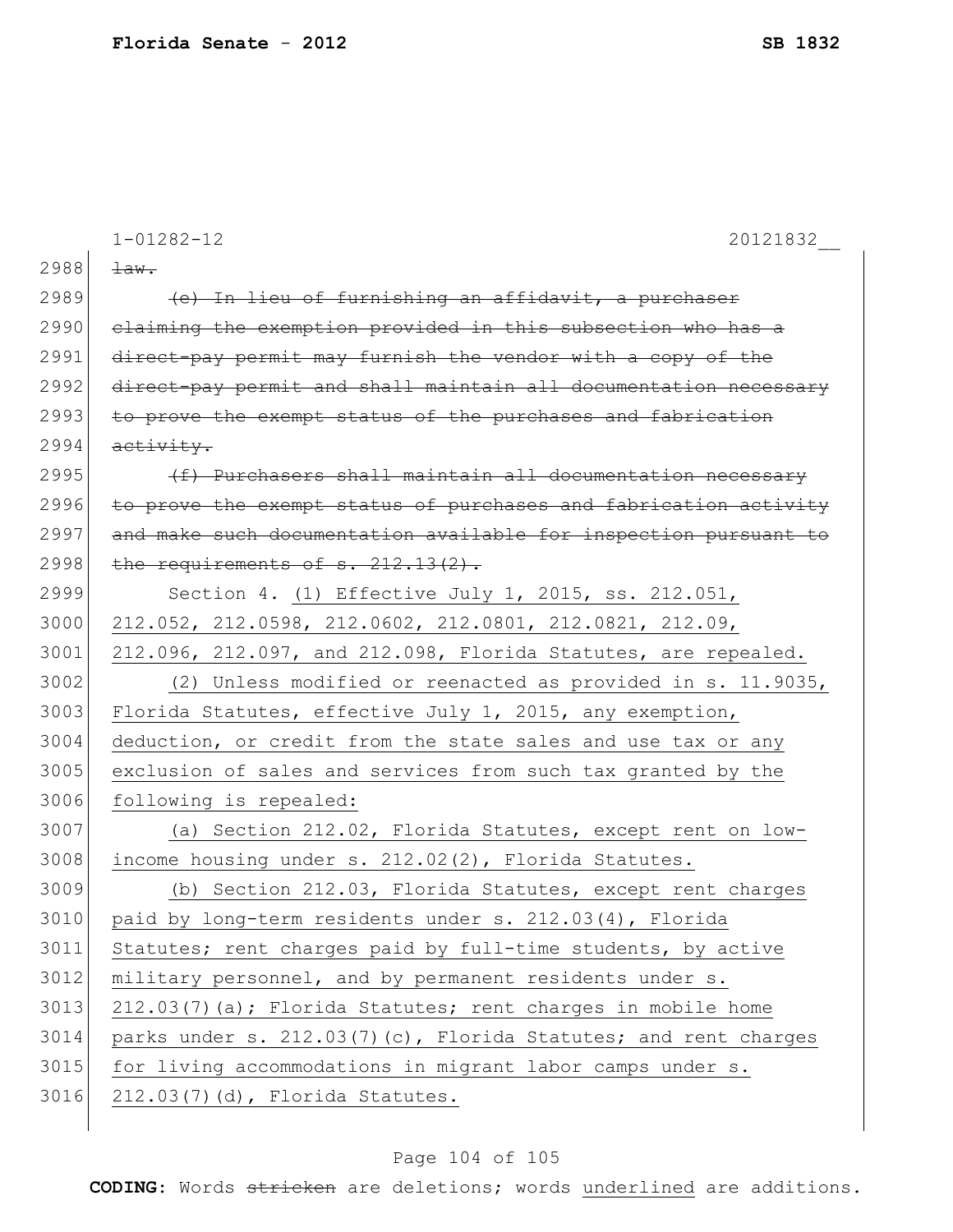1-01282-12 20121832__

2988 ~~law.~~

2989 ~~(e) In lieu of furnishing an affidavit, a purchaser~~
2990 ~~claiming the exemption provided in this subsection who has a~~
2991 ~~direct-pay permit may furnish the vendor with a copy of the~~
2992 ~~direct-pay permit and shall maintain all documentation necessary~~
2993 ~~to prove the exempt status of the purchases and fabrication~~
2994 ~~activity.~~

2995 ~~(f) Purchasers shall maintain all documentation necessary~~
2996 ~~to prove the exempt status of purchases and fabrication activity~~
2997 ~~and make such documentation available for inspection pursuant to~~
2998 ~~the requirements of s. 212.13(2).~~

2999 Section 4. <u>(1) Effective July 1, 2015, ss. 212.051,</u>
3000 <u>212.052, 212.0598, 212.0602, 212.0801, 212.0821, 212.09,</u>
3001 <u>212.096, 212.097, and 212.098, Florida Statutes, are repealed.</u>

3002 <u>(2) Unless modified or reenacted as provided in s. 11.9035,</u>
3003 <u>Florida Statutes, effective July 1, 2015, any exemption,</u>
3004 <u>deduction, or credit from the state sales and use tax or any</u>
3005 <u>exclusion of sales and services from such tax granted by the</u>
3006 <u>following is repealed:</u>

3007 <u>(a) Section 212.02, Florida Statutes, except rent on low-</u>
3008 <u>income housing under s. 212.02(2), Florida Statutes.</u>

3009 <u>(b) Section 212.03, Florida Statutes, except rent charges</u>
3010 <u>paid by long-term residents under s. 212.03(4), Florida</u>
3011 <u>Statutes; rent charges paid by full-time students, by active</u>
3012 <u>military personnel, and by permanent residents under s.</u>
3013 <u>212.03(7)(a); Florida Statutes; rent charges in mobile home</u>
3014 <u>parks under s. 212.03(7)(c), Florida Statutes; and rent charges</u>
3015 <u>for living accommodations in migrant labor camps under s.</u>
3016 <u>212.03(7)(d), Florida Statutes.</u>

**CODING:** Words ~~stricken~~ are deletions; words <u>underlined</u> are additions.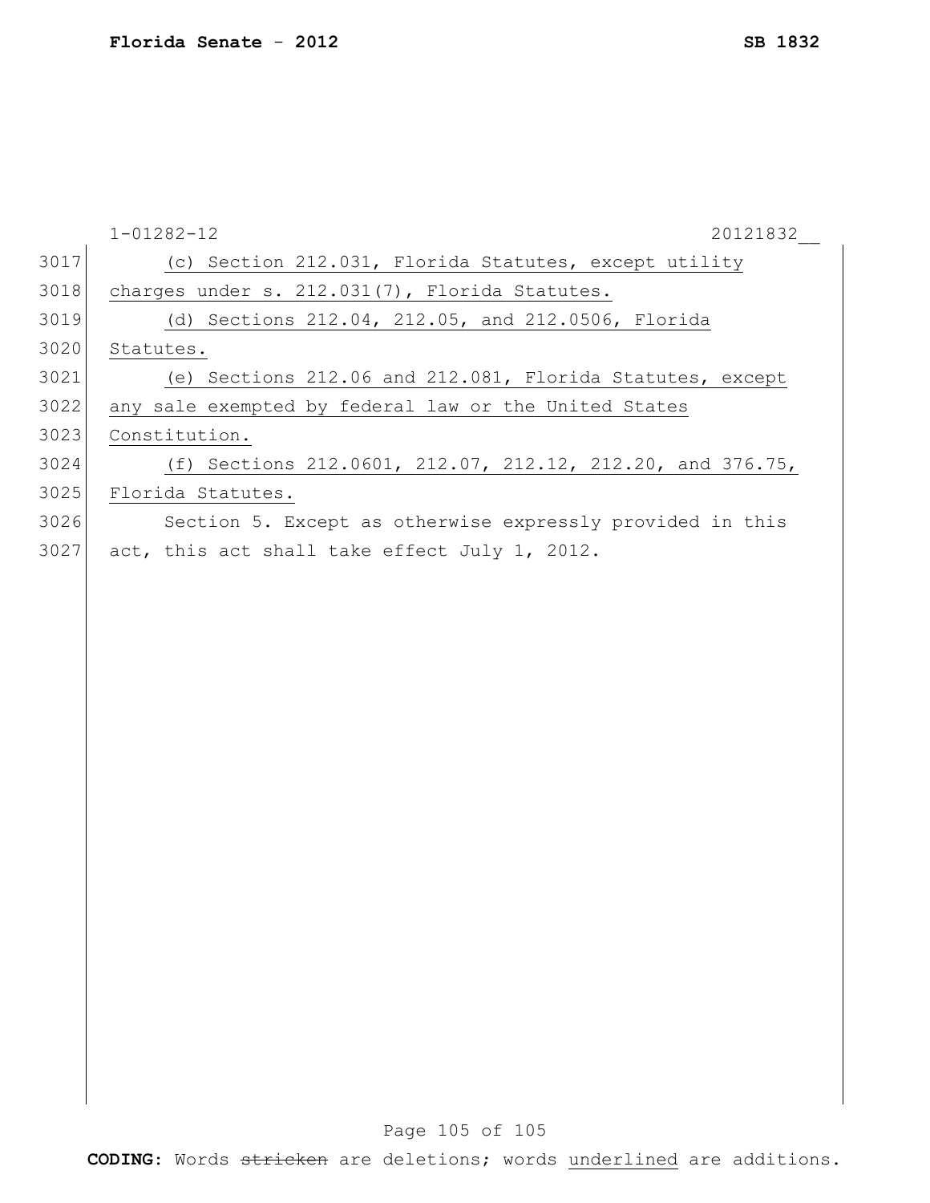1-01282-12 20121832__

3017 (c) Section 212.031, Florida Statutes, except utility
3018 charges under s. 212.031(7), Florida Statutes.
3019 (d) Sections 212.04, 212.05, and 212.0506, Florida
3020 Statutes.
3021 (e) Sections 212.06 and 212.081, Florida Statutes, except
3022 any sale exempted by federal law or the United States
3023 Constitution.
3024 (f) Sections 212.0601, 212.07, 212.12, 212.20, and 376.75,
3025 Florida Statutes.
3026 Section 5. Except as otherwise expressly provided in this
3027 act, this act shall take effect July 1, 2012.

**CODING:** Words ~~stricken~~ are deletions; words underlined are additions.